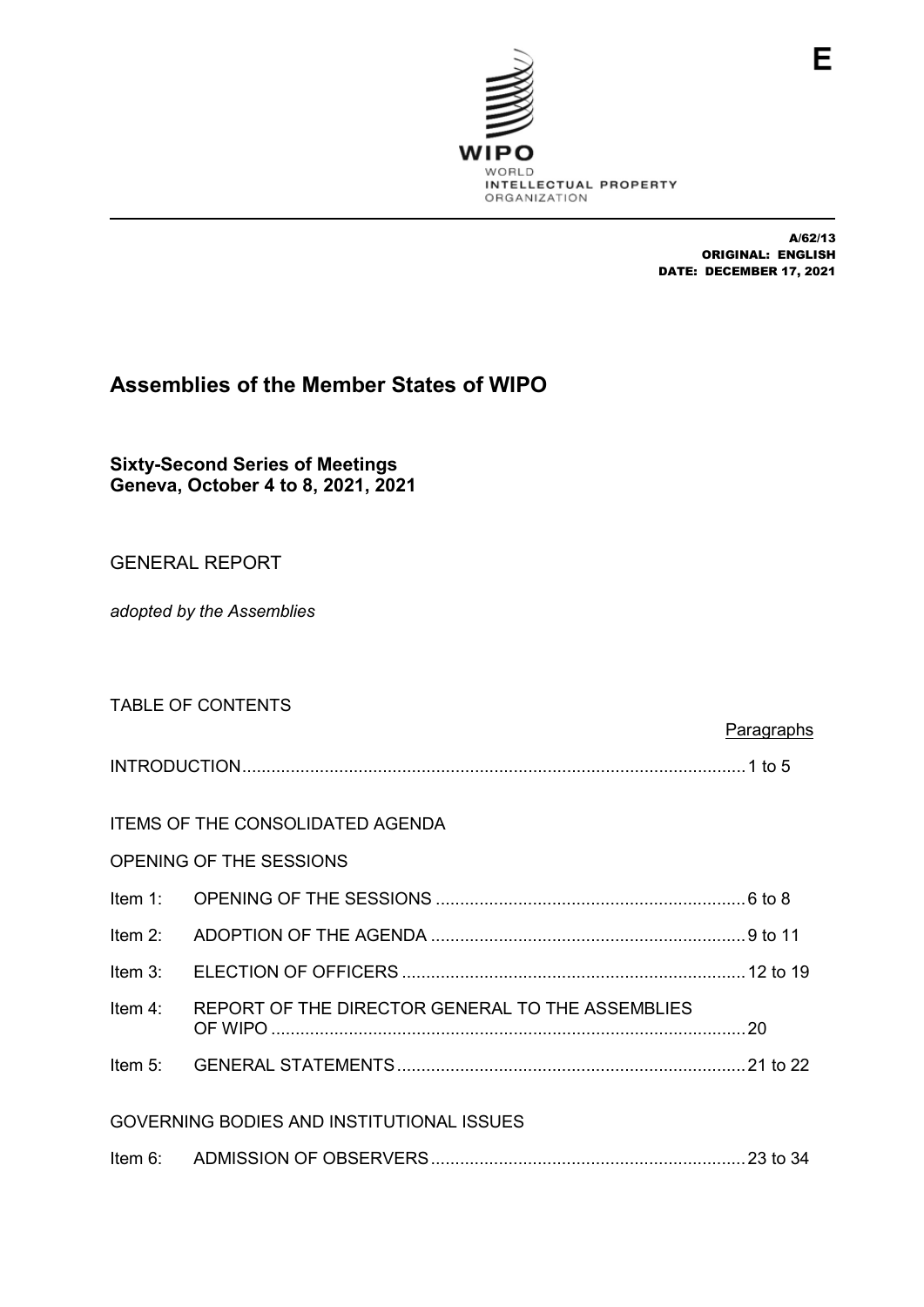E

WIPO
WORLD
INTELLECTUAL PROPERTY
ORGANIZATION

A/62/13
ORIGINAL: ENGLISH
DATE: DECEMBER 17, 2021

# Assemblies of the Member States of WIPO

**Sixty-Second Series of Meetings**
**Geneva, October 4 to 8, 2021, 2021**

## GENERAL REPORT

*adopted by the Assemblies*

TABLE OF CONTENTS

| | | Paragraphs |
|---|---|---|
| INTRODUCTION | | 1 to 5 |
| ITEMS OF THE CONSOLIDATED AGENDA | | |
| OPENING OF THE SESSIONS | | |
| Item 1: | OPENING OF THE SESSIONS | 6 to 8 |
| Item 2: | ADOPTION OF THE AGENDA | 9 to 11 |
| Item 3: | ELECTION OF OFFICERS | 12 to 19 |
| Item 4: | REPORT OF THE DIRECTOR GENERAL TO THE ASSEMBLIES OF WIPO | 20 |
| Item 5: | GENERAL STATEMENTS | 21 to 22 |
| GOVERNING BODIES AND INSTITUTIONAL ISSUES | | |
| Item 6: | ADMISSION OF OBSERVERS | 23 to 34 |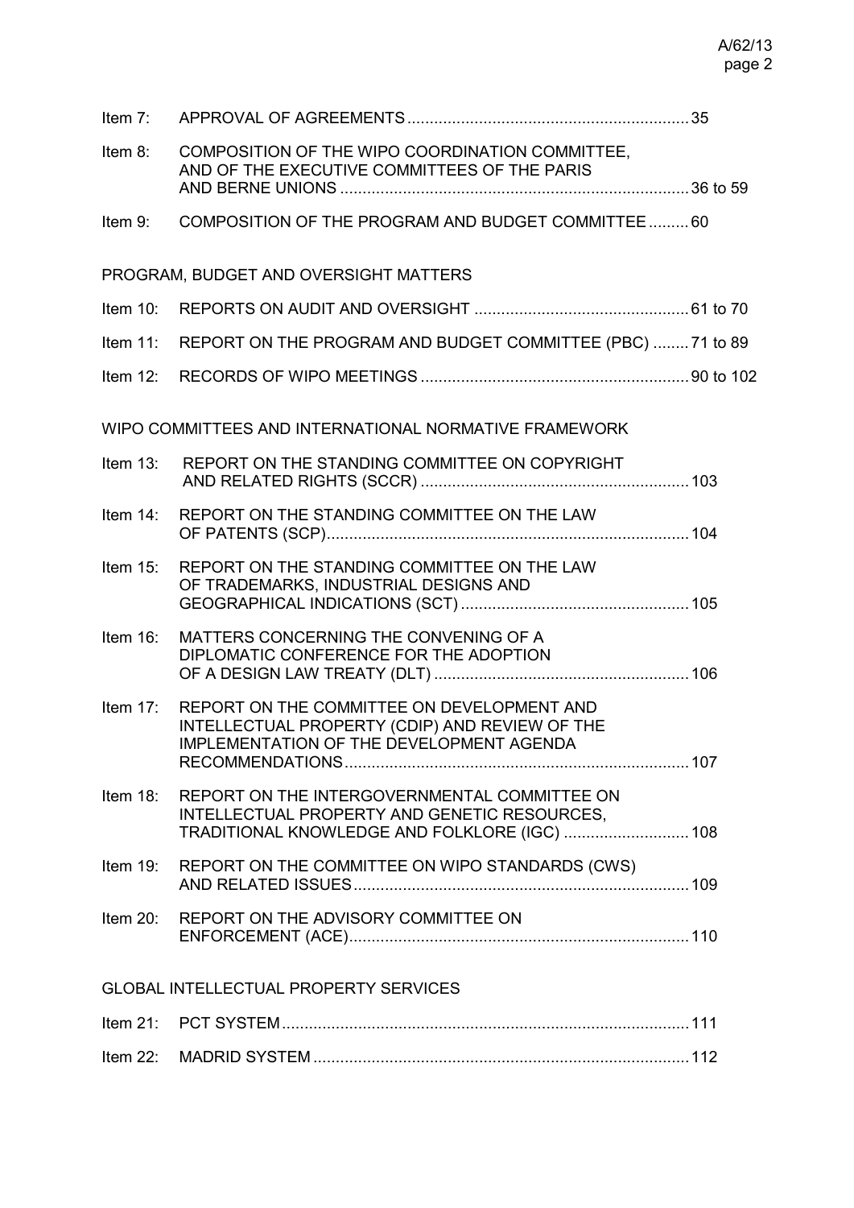| | | |
|---|---|---|
| Item 7: | APPROVAL OF AGREEMENTS | 35 |
| Item 8: | COMPOSITION OF THE WIPO COORDINATION COMMITTEE, AND OF THE EXECUTIVE COMMITTEES OF THE PARIS AND BERNE UNIONS | 36 to 59 |
| Item 9: | COMPOSITION OF THE PROGRAM AND BUDGET COMMITTEE | 60 |

PROGRAM, BUDGET AND OVERSIGHT MATTERS

| | | |
|---|---|---|
| Item 10: | REPORTS ON AUDIT AND OVERSIGHT | 61 to 70 |
| Item 11: | REPORT ON THE PROGRAM AND BUDGET COMMITTEE (PBC) | 71 to 89 |
| Item 12: | RECORDS OF WIPO MEETINGS | 90 to 102 |

WIPO COMMITTEES AND INTERNATIONAL NORMATIVE FRAMEWORK

| | | |
|---|---|---|
| Item 13: | REPORT ON THE STANDING COMMITTEE ON COPYRIGHT AND RELATED RIGHTS (SCCR) | 103 |
| Item 14: | REPORT ON THE STANDING COMMITTEE ON THE LAW OF PATENTS (SCP) | 104 |
| Item 15: | REPORT ON THE STANDING COMMITTEE ON THE LAW OF TRADEMARKS, INDUSTRIAL DESIGNS AND GEOGRAPHICAL INDICATIONS (SCT) | 105 |
| Item 16: | MATTERS CONCERNING THE CONVENING OF A DIPLOMATIC CONFERENCE FOR THE ADOPTION OF A DESIGN LAW TREATY (DLT) | 106 |
| Item 17: | REPORT ON THE COMMITTEE ON DEVELOPMENT AND INTELLECTUAL PROPERTY (CDIP) AND REVIEW OF THE IMPLEMENTATION OF THE DEVELOPMENT AGENDA RECOMMENDATIONS | 107 |
| Item 18: | REPORT ON THE INTERGOVERNMENTAL COMMITTEE ON INTELLECTUAL PROPERTY AND GENETIC RESOURCES, TRADITIONAL KNOWLEDGE AND FOLKLORE (IGC) | 108 |
| Item 19: | REPORT ON THE COMMITTEE ON WIPO STANDARDS (CWS) AND RELATED ISSUES | 109 |
| Item 20: | REPORT ON THE ADVISORY COMMITTEE ON ENFORCEMENT (ACE) | 110 |

GLOBAL INTELLECTUAL PROPERTY SERVICES

| | | |
|---|---|---|
| Item 21: | PCT SYSTEM | 111 |
| Item 22: | MADRID SYSTEM | 112 |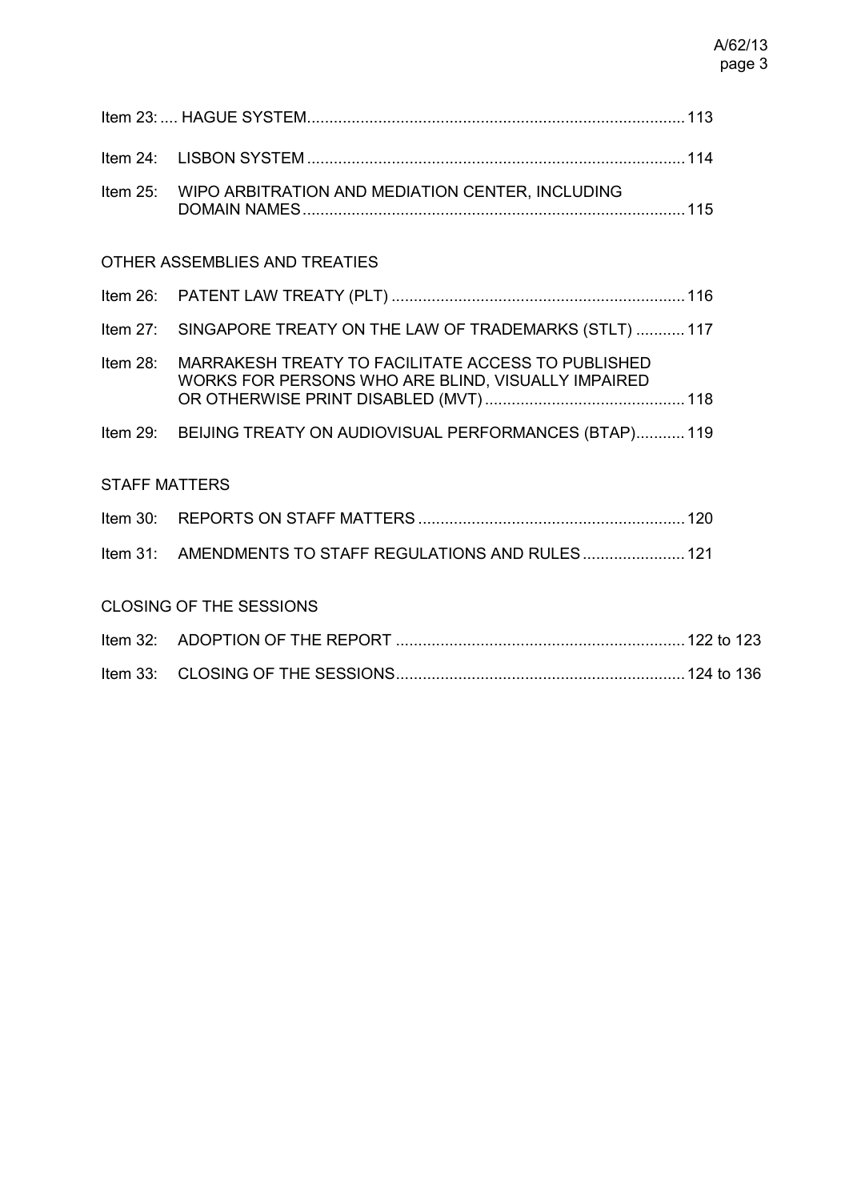Item 23: .... HAGUE SYSTEM.......................................................................................113

Item 24: LISBON SYSTEM .......................................................................................114

Item 25: WIPO ARBITRATION AND MEDIATION CENTER, INCLUDING DOMAIN NAMES.......................................................................................115

OTHER ASSEMBLIES AND TREATIES

Item 26: PATENT LAW TREATY (PLT) .......................................................................116

Item 27: SINGAPORE TREATY ON THE LAW OF TRADEMARKS (STLT) ...........117

Item 28: MARRAKESH TREATY TO FACILITATE ACCESS TO PUBLISHED WORKS FOR PERSONS WHO ARE BLIND, VISUALLY IMPAIRED OR OTHERWISE PRINT DISABLED (MVT) .............................................118

Item 29: BEIJING TREATY ON AUDIOVISUAL PERFORMANCES (BTAP)...........119

STAFF MATTERS

Item 30: REPORTS ON STAFF MATTERS ..............................................................120

Item 31: AMENDMENTS TO STAFF REGULATIONS AND RULES .......................121

CLOSING OF THE SESSIONS

Item 32: ADOPTION OF THE REPORT .................................................................122 to 123

Item 33: CLOSING OF THE SESSIONS.................................................................124 to 136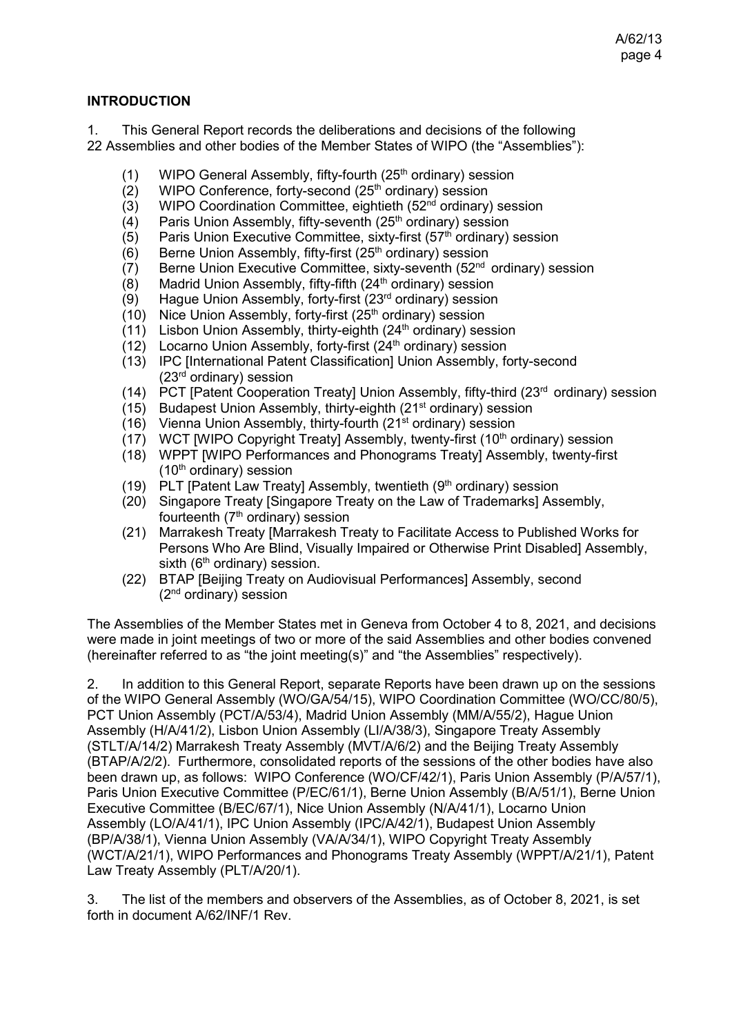## INTRODUCTION

1. This General Report records the deliberations and decisions of the following 22 Assemblies and other bodies of the Member States of WIPO (the "Assemblies"):

(1) WIPO General Assembly, fifty-fourth (25th ordinary) session
(2) WIPO Conference, forty-second (25th ordinary) session
(3) WIPO Coordination Committee, eightieth (52nd ordinary) session
(4) Paris Union Assembly, fifty-seventh (25th ordinary) session
(5) Paris Union Executive Committee, sixty-first (57th ordinary) session
(6) Berne Union Assembly, fifty-first (25th ordinary) session
(7) Berne Union Executive Committee, sixty-seventh (52nd ordinary) session
(8) Madrid Union Assembly, fifty-fifth (24th ordinary) session
(9) Hague Union Assembly, forty-first (23rd ordinary) session
(10) Nice Union Assembly, forty-first (25th ordinary) session
(11) Lisbon Union Assembly, thirty-eighth (24th ordinary) session
(12) Locarno Union Assembly, forty-first (24th ordinary) session
(13) IPC [International Patent Classification] Union Assembly, forty-second (23rd ordinary) session
(14) PCT [Patent Cooperation Treaty] Union Assembly, fifty-third (23rd ordinary) session
(15) Budapest Union Assembly, thirty-eighth (21st ordinary) session
(16) Vienna Union Assembly, thirty-fourth (21st ordinary) session
(17) WCT [WIPO Copyright Treaty] Assembly, twenty-first (10th ordinary) session
(18) WPPT [WIPO Performances and Phonograms Treaty] Assembly, twenty-first (10th ordinary) session
(19) PLT [Patent Law Treaty] Assembly, twentieth (9th ordinary) session
(20) Singapore Treaty [Singapore Treaty on the Law of Trademarks] Assembly, fourteenth (7th ordinary) session
(21) Marrakesh Treaty [Marrakesh Treaty to Facilitate Access to Published Works for Persons Who Are Blind, Visually Impaired or Otherwise Print Disabled] Assembly, sixth (6th ordinary) session.
(22) BTAP [Beijing Treaty on Audiovisual Performances] Assembly, second (2nd ordinary) session

The Assemblies of the Member States met in Geneva from October 4 to 8, 2021, and decisions were made in joint meetings of two or more of the said Assemblies and other bodies convened (hereinafter referred to as "the joint meeting(s)" and "the Assemblies" respectively).

2. In addition to this General Report, separate Reports have been drawn up on the sessions of the WIPO General Assembly (WO/GA/54/15), WIPO Coordination Committee (WO/CC/80/5), PCT Union Assembly (PCT/A/53/4), Madrid Union Assembly (MM/A/55/2), Hague Union Assembly (H/A/41/2), Lisbon Union Assembly (LI/A/38/3), Singapore Treaty Assembly (STLT/A/14/2) Marrakesh Treaty Assembly (MVT/A/6/2) and the Beijing Treaty Assembly (BTAP/A/2/2). Furthermore, consolidated reports of the sessions of the other bodies have also been drawn up, as follows: WIPO Conference (WO/CF/42/1), Paris Union Assembly (P/A/57/1), Paris Union Executive Committee (P/EC/61/1), Berne Union Assembly (B/A/51/1), Berne Union Executive Committee (B/EC/67/1), Nice Union Assembly (N/A/41/1), Locarno Union Assembly (LO/A/41/1), IPC Union Assembly (IPC/A/42/1), Budapest Union Assembly (BP/A/38/1), Vienna Union Assembly (VA/A/34/1), WIPO Copyright Treaty Assembly (WCT/A/21/1), WIPO Performances and Phonograms Treaty Assembly (WPPT/A/21/1), Patent Law Treaty Assembly (PLT/A/20/1).

3. The list of the members and observers of the Assemblies, as of October 8, 2021, is set forth in document A/62/INF/1 Rev.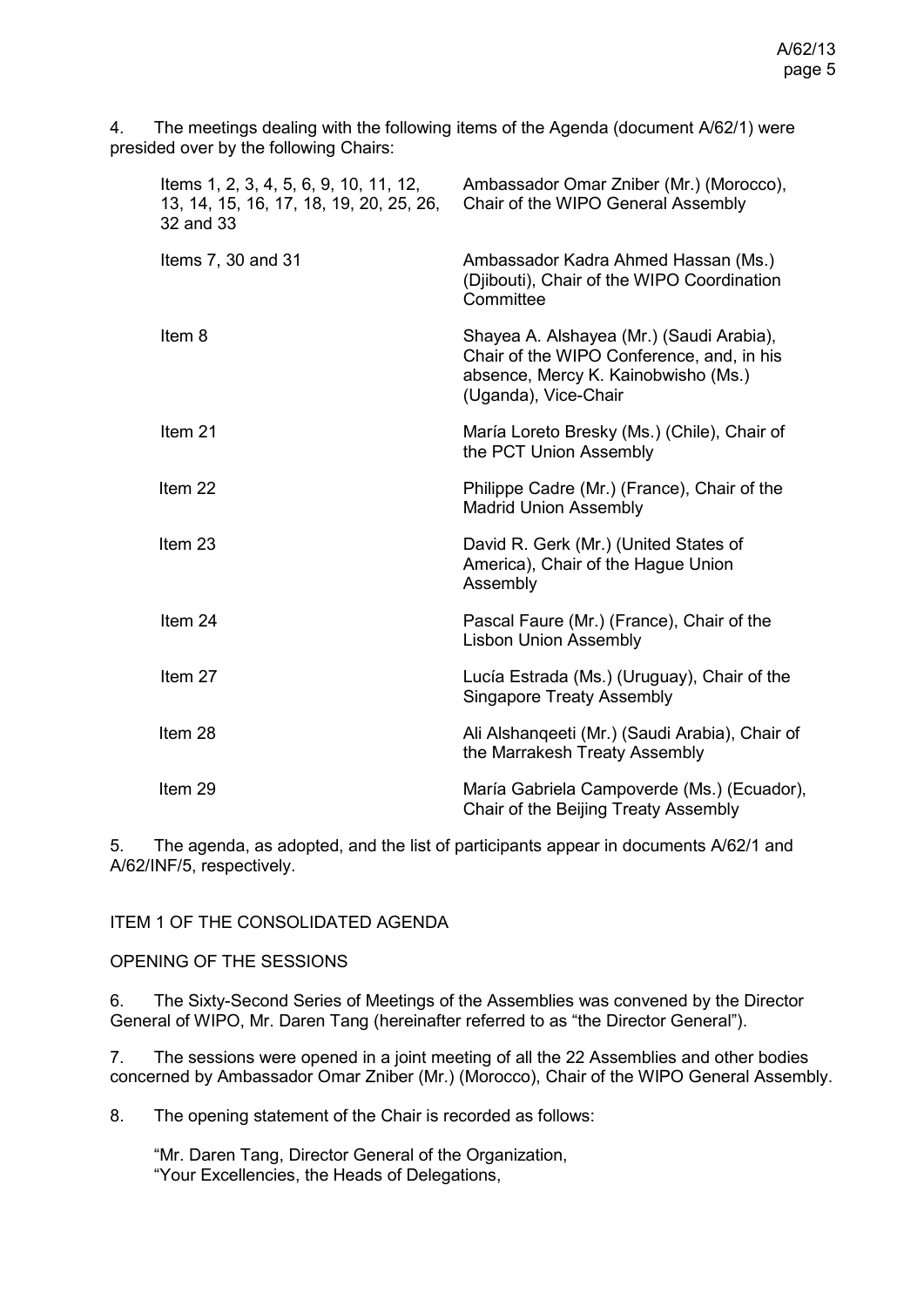4. The meetings dealing with the following items of the Agenda (document A/62/1) were presided over by the following Chairs:

| | |
|---|---|
| Items 1, 2, 3, 4, 5, 6, 9, 10, 11, 12, 13, 14, 15, 16, 17, 18, 19, 20, 25, 26, 32 and 33 | Ambassador Omar Zniber (Mr.) (Morocco), Chair of the WIPO General Assembly |
| Items 7, 30 and 31 | Ambassador Kadra Ahmed Hassan (Ms.) (Djibouti), Chair of the WIPO Coordination Committee |
| Item 8 | Shayea A. Alshayea (Mr.) (Saudi Arabia), Chair of the WIPO Conference, and, in his absence, Mercy K. Kainobwisho (Ms.) (Uganda), Vice-Chair |
| Item 21 | María Loreto Bresky (Ms.) (Chile), Chair of the PCT Union Assembly |
| Item 22 | Philippe Cadre (Mr.) (France), Chair of the Madrid Union Assembly |
| Item 23 | David R. Gerk (Mr.) (United States of America), Chair of the Hague Union Assembly |
| Item 24 | Pascal Faure (Mr.) (France), Chair of the Lisbon Union Assembly |
| Item 27 | Lucía Estrada (Ms.) (Uruguay), Chair of the Singapore Treaty Assembly |
| Item 28 | Ali Alshanqeeti (Mr.) (Saudi Arabia), Chair of the Marrakesh Treaty Assembly |
| Item 29 | María Gabriela Campoverde (Ms.) (Ecuador), Chair of the Beijing Treaty Assembly |

5. The agenda, as adopted, and the list of participants appear in documents A/62/1 and A/62/INF/5, respectively.

## ITEM 1 OF THE CONSOLIDATED AGENDA

## OPENING OF THE SESSIONS

6. The Sixty-Second Series of Meetings of the Assemblies was convened by the Director General of WIPO, Mr. Daren Tang (hereinafter referred to as "the Director General").

7. The sessions were opened in a joint meeting of all the 22 Assemblies and other bodies concerned by Ambassador Omar Zniber (Mr.) (Morocco), Chair of the WIPO General Assembly.

8. The opening statement of the Chair is recorded as follows:

"Mr. Daren Tang, Director General of the Organization,
"Your Excellencies, the Heads of Delegations,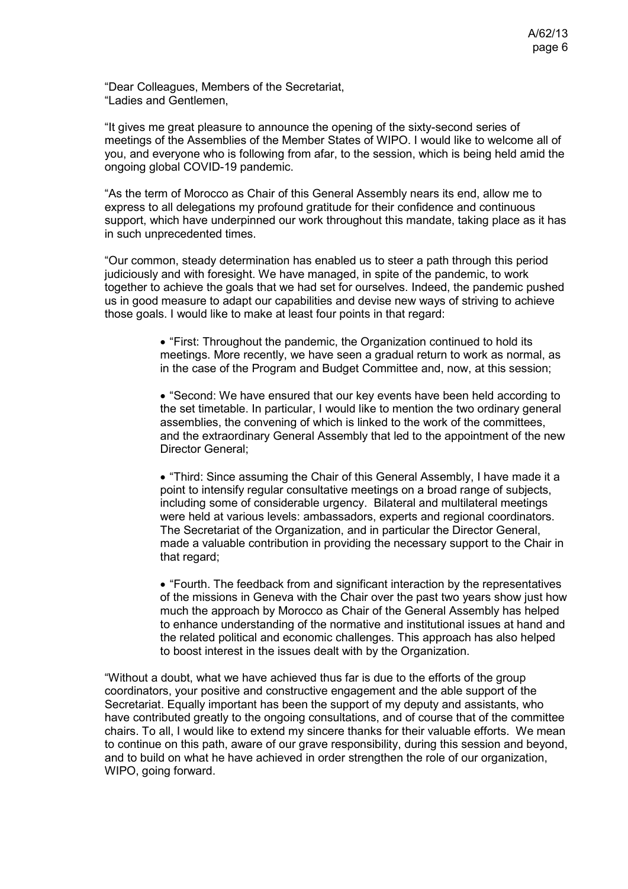"Dear Colleagues, Members of the Secretariat,
"Ladies and Gentlemen,

"It gives me great pleasure to announce the opening of the sixty-second series of meetings of the Assemblies of the Member States of WIPO. I would like to welcome all of you, and everyone who is following from afar, to the session, which is being held amid the ongoing global COVID-19 pandemic.

"As the term of Morocco as Chair of this General Assembly nears its end, allow me to express to all delegations my profound gratitude for their confidence and continuous support, which have underpinned our work throughout this mandate, taking place as it has in such unprecedented times.

"Our common, steady determination has enabled us to steer a path through this period judiciously and with foresight. We have managed, in spite of the pandemic, to work together to achieve the goals that we had set for ourselves. Indeed, the pandemic pushed us in good measure to adapt our capabilities and devise new ways of striving to achieve those goals. I would like to make at least four points in that regard:

- "First: Throughout the pandemic, the Organization continued to hold its meetings. More recently, we have seen a gradual return to work as normal, as in the case of the Program and Budget Committee and, now, at this session;

- "Second: We have ensured that our key events have been held according to the set timetable. In particular, I would like to mention the two ordinary general assemblies, the convening of which is linked to the work of the committees, and the extraordinary General Assembly that led to the appointment of the new Director General;

- "Third: Since assuming the Chair of this General Assembly, I have made it a point to intensify regular consultative meetings on a broad range of subjects, including some of considerable urgency. Bilateral and multilateral meetings were held at various levels: ambassadors, experts and regional coordinators. The Secretariat of the Organization, and in particular the Director General, made a valuable contribution in providing the necessary support to the Chair in that regard;

- "Fourth. The feedback from and significant interaction by the representatives of the missions in Geneva with the Chair over the past two years show just how much the approach by Morocco as Chair of the General Assembly has helped to enhance understanding of the normative and institutional issues at hand and the related political and economic challenges. This approach has also helped to boost interest in the issues dealt with by the Organization.

"Without a doubt, what we have achieved thus far is due to the efforts of the group coordinators, your positive and constructive engagement and the able support of the Secretariat. Equally important has been the support of my deputy and assistants, who have contributed greatly to the ongoing consultations, and of course that of the committee chairs. To all, I would like to extend my sincere thanks for their valuable efforts. We mean to continue on this path, aware of our grave responsibility, during this session and beyond, and to build on what he have achieved in order strengthen the role of our organization, WIPO, going forward.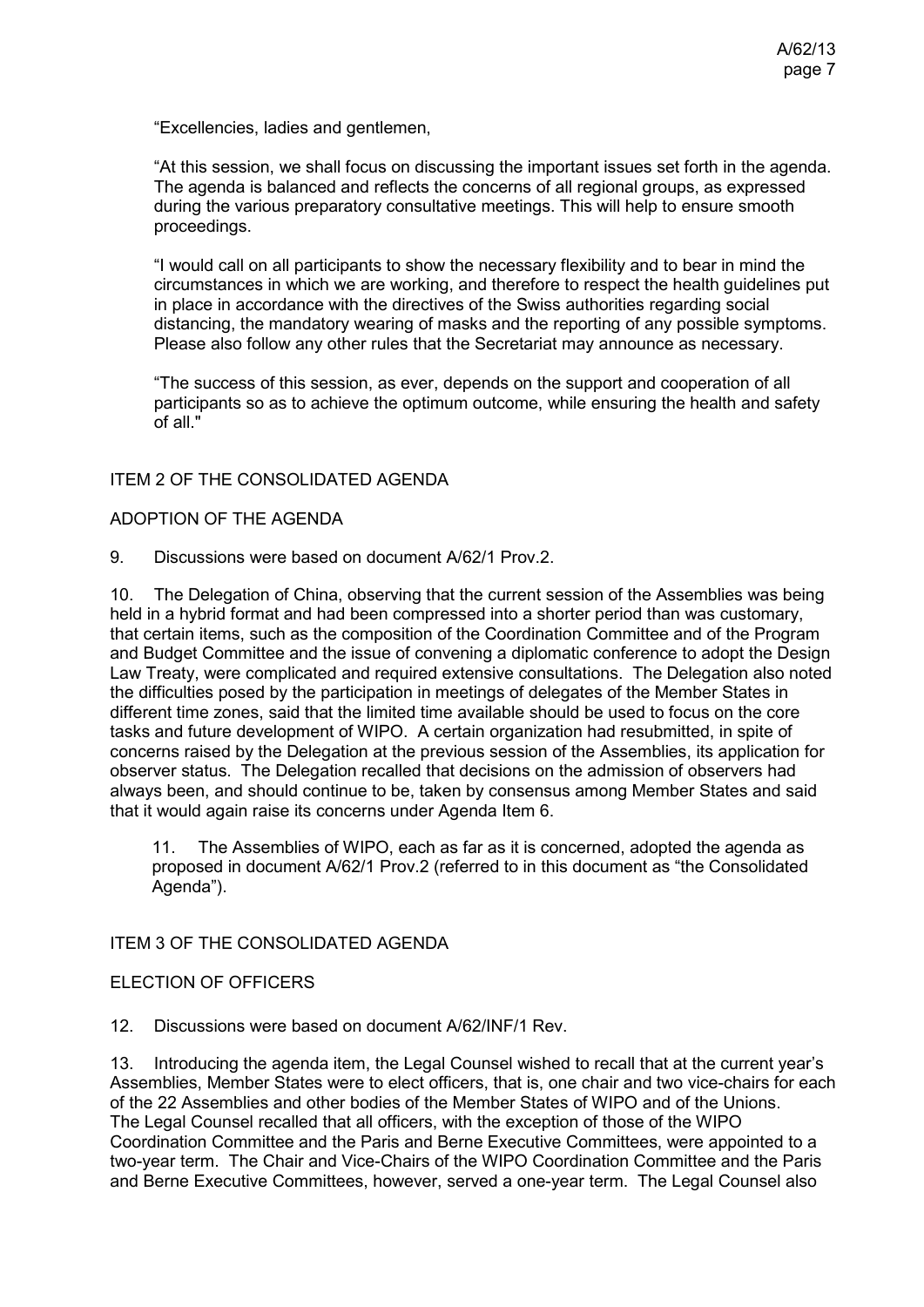"Excellencies, ladies and gentlemen,

"At this session, we shall focus on discussing the important issues set forth in the agenda. The agenda is balanced and reflects the concerns of all regional groups, as expressed during the various preparatory consultative meetings. This will help to ensure smooth proceedings.

"I would call on all participants to show the necessary flexibility and to bear in mind the circumstances in which we are working, and therefore to respect the health guidelines put in place in accordance with the directives of the Swiss authorities regarding social distancing, the mandatory wearing of masks and the reporting of any possible symptoms. Please also follow any other rules that the Secretariat may announce as necessary.

"The success of this session, as ever, depends on the support and cooperation of all participants so as to achieve the optimum outcome, while ensuring the health and safety of all."

## ITEM 2 OF THE CONSOLIDATED AGENDA

## ADOPTION OF THE AGENDA

9. Discussions were based on document A/62/1 Prov.2.

10. The Delegation of China, observing that the current session of the Assemblies was being held in a hybrid format and had been compressed into a shorter period than was customary, that certain items, such as the composition of the Coordination Committee and of the Program and Budget Committee and the issue of convening a diplomatic conference to adopt the Design Law Treaty, were complicated and required extensive consultations. The Delegation also noted the difficulties posed by the participation in meetings of delegates of the Member States in different time zones, said that the limited time available should be used to focus on the core tasks and future development of WIPO. A certain organization had resubmitted, in spite of concerns raised by the Delegation at the previous session of the Assemblies, its application for observer status. The Delegation recalled that decisions on the admission of observers had always been, and should continue to be, taken by consensus among Member States and said that it would again raise its concerns under Agenda Item 6.

> 11. The Assemblies of WIPO, each as far as it is concerned, adopted the agenda as proposed in document A/62/1 Prov.2 (referred to in this document as "the Consolidated Agenda").

## ITEM 3 OF THE CONSOLIDATED AGENDA

## ELECTION OF OFFICERS

12. Discussions were based on document A/62/INF/1 Rev.

13. Introducing the agenda item, the Legal Counsel wished to recall that at the current year's Assemblies, Member States were to elect officers, that is, one chair and two vice-chairs for each of the 22 Assemblies and other bodies of the Member States of WIPO and of the Unions. The Legal Counsel recalled that all officers, with the exception of those of the WIPO Coordination Committee and the Paris and Berne Executive Committees, were appointed to a two-year term. The Chair and Vice-Chairs of the WIPO Coordination Committee and the Paris and Berne Executive Committees, however, served a one-year term. The Legal Counsel also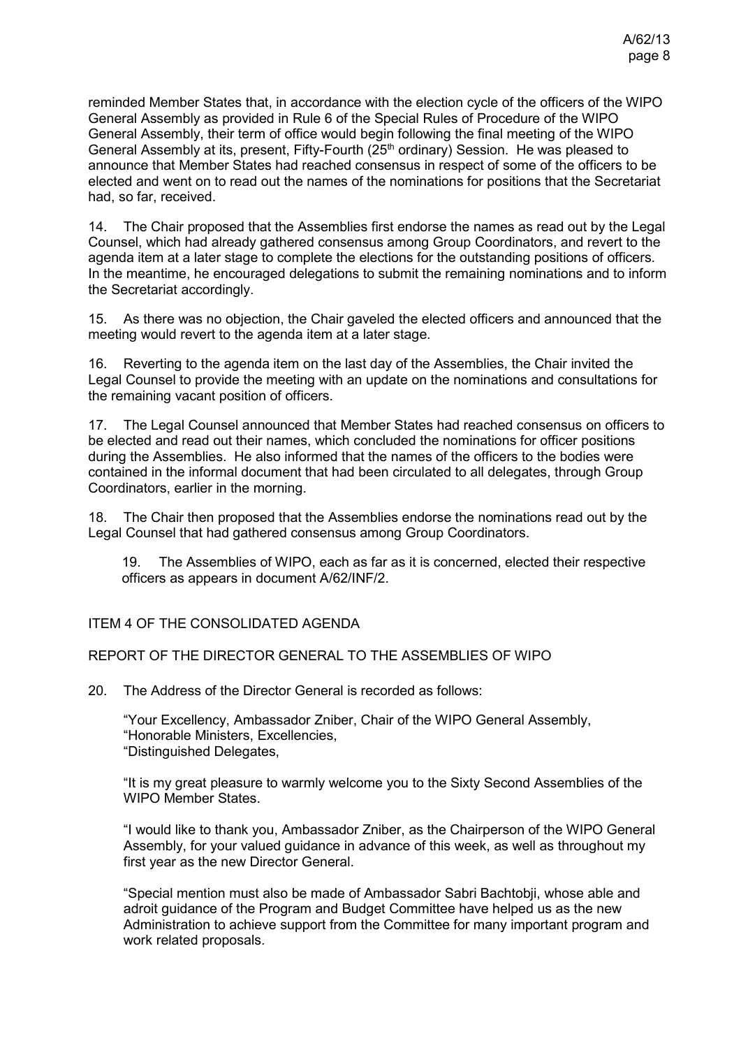reminded Member States that, in accordance with the election cycle of the officers of the WIPO General Assembly as provided in Rule 6 of the Special Rules of Procedure of the WIPO General Assembly, their term of office would begin following the final meeting of the WIPO General Assembly at its, present, Fifty-Fourth (25th ordinary) Session. He was pleased to announce that Member States had reached consensus in respect of some of the officers to be elected and went on to read out the names of the nominations for positions that the Secretariat had, so far, received.

14. The Chair proposed that the Assemblies first endorse the names as read out by the Legal Counsel, which had already gathered consensus among Group Coordinators, and revert to the agenda item at a later stage to complete the elections for the outstanding positions of officers. In the meantime, he encouraged delegations to submit the remaining nominations and to inform the Secretariat accordingly.

15. As there was no objection, the Chair gaveled the elected officers and announced that the meeting would revert to the agenda item at a later stage.

16. Reverting to the agenda item on the last day of the Assemblies, the Chair invited the Legal Counsel to provide the meeting with an update on the nominations and consultations for the remaining vacant position of officers.

17. The Legal Counsel announced that Member States had reached consensus on officers to be elected and read out their names, which concluded the nominations for officer positions during the Assemblies. He also informed that the names of the officers to the bodies were contained in the informal document that had been circulated to all delegates, through Group Coordinators, earlier in the morning.

18. The Chair then proposed that the Assemblies endorse the nominations read out by the Legal Counsel that had gathered consensus among Group Coordinators.

> 19. The Assemblies of WIPO, each as far as it is concerned, elected their respective officers as appears in document A/62/INF/2.

## ITEM 4 OF THE CONSOLIDATED AGENDA

## REPORT OF THE DIRECTOR GENERAL TO THE ASSEMBLIES OF WIPO

20. The Address of the Director General is recorded as follows:

> "Your Excellency, Ambassador Zniber, Chair of the WIPO General Assembly,
> "Honorable Ministers, Excellencies,
> "Distinguished Delegates,
>
> "It is my great pleasure to warmly welcome you to the Sixty Second Assemblies of the WIPO Member States.
>
> "I would like to thank you, Ambassador Zniber, as the Chairperson of the WIPO General Assembly, for your valued guidance in advance of this week, as well as throughout my first year as the new Director General.
>
> "Special mention must also be made of Ambassador Sabri Bachtobji, whose able and adroit guidance of the Program and Budget Committee have helped us as the new Administration to achieve support from the Committee for many important program and work related proposals.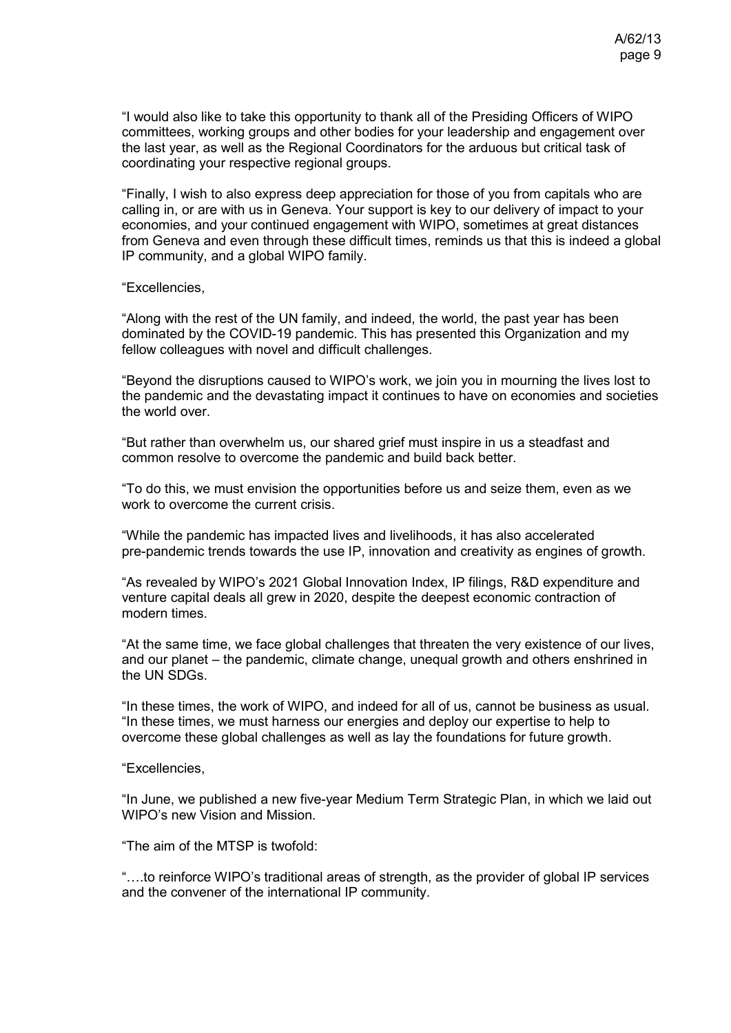"I would also like to take this opportunity to thank all of the Presiding Officers of WIPO committees, working groups and other bodies for your leadership and engagement over the last year, as well as the Regional Coordinators for the arduous but critical task of coordinating your respective regional groups.

"Finally, I wish to also express deep appreciation for those of you from capitals who are calling in, or are with us in Geneva. Your support is key to our delivery of impact to your economies, and your continued engagement with WIPO, sometimes at great distances from Geneva and even through these difficult times, reminds us that this is indeed a global IP community, and a global WIPO family.

"Excellencies,

"Along with the rest of the UN family, and indeed, the world, the past year has been dominated by the COVID-19 pandemic. This has presented this Organization and my fellow colleagues with novel and difficult challenges.

"Beyond the disruptions caused to WIPO's work, we join you in mourning the lives lost to the pandemic and the devastating impact it continues to have on economies and societies the world over.

"But rather than overwhelm us, our shared grief must inspire in us a steadfast and common resolve to overcome the pandemic and build back better.

"To do this, we must envision the opportunities before us and seize them, even as we work to overcome the current crisis.

"While the pandemic has impacted lives and livelihoods, it has also accelerated pre-pandemic trends towards the use IP, innovation and creativity as engines of growth.

"As revealed by WIPO's 2021 Global Innovation Index, IP filings, R&D expenditure and venture capital deals all grew in 2020, despite the deepest economic contraction of modern times.

"At the same time, we face global challenges that threaten the very existence of our lives, and our planet – the pandemic, climate change, unequal growth and others enshrined in the UN SDGs.

"In these times, the work of WIPO, and indeed for all of us, cannot be business as usual.
"In these times, we must harness our energies and deploy our expertise to help to overcome these global challenges as well as lay the foundations for future growth.

"Excellencies,

"In June, we published a new five-year Medium Term Strategic Plan, in which we laid out WIPO's new Vision and Mission.

"The aim of the MTSP is twofold:

"….to reinforce WIPO's traditional areas of strength, as the provider of global IP services and the convener of the international IP community.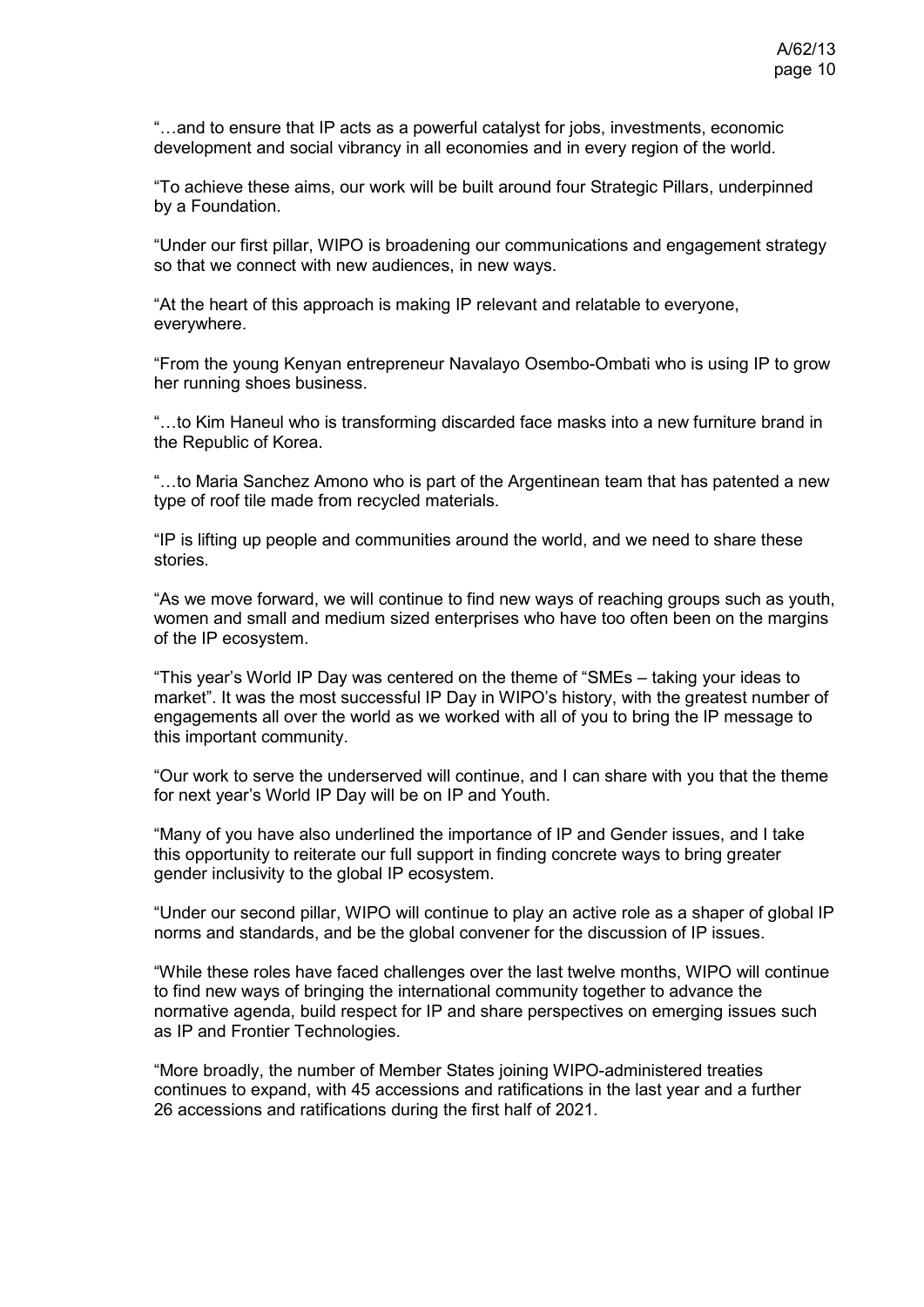"…and to ensure that IP acts as a powerful catalyst for jobs, investments, economic development and social vibrancy in all economies and in every region of the world.

"To achieve these aims, our work will be built around four Strategic Pillars, underpinned by a Foundation.

"Under our first pillar, WIPO is broadening our communications and engagement strategy so that we connect with new audiences, in new ways.

"At the heart of this approach is making IP relevant and relatable to everyone, everywhere.

"From the young Kenyan entrepreneur Navalayo Osembo-Ombati who is using IP to grow her running shoes business.

"…to Kim Haneul who is transforming discarded face masks into a new furniture brand in the Republic of Korea.

"…to Maria Sanchez Amono who is part of the Argentinean team that has patented a new type of roof tile made from recycled materials.

"IP is lifting up people and communities around the world, and we need to share these stories.

"As we move forward, we will continue to find new ways of reaching groups such as youth, women and small and medium sized enterprises who have too often been on the margins of the IP ecosystem.

"This year's World IP Day was centered on the theme of "SMEs – taking your ideas to market". It was the most successful IP Day in WIPO's history, with the greatest number of engagements all over the world as we worked with all of you to bring the IP message to this important community.

"Our work to serve the underserved will continue, and I can share with you that the theme for next year's World IP Day will be on IP and Youth.

"Many of you have also underlined the importance of IP and Gender issues, and I take this opportunity to reiterate our full support in finding concrete ways to bring greater gender inclusivity to the global IP ecosystem.

"Under our second pillar, WIPO will continue to play an active role as a shaper of global IP norms and standards, and be the global convener for the discussion of IP issues.

"While these roles have faced challenges over the last twelve months, WIPO will continue to find new ways of bringing the international community together to advance the normative agenda, build respect for IP and share perspectives on emerging issues such as IP and Frontier Technologies.

"More broadly, the number of Member States joining WIPO-administered treaties continues to expand, with 45 accessions and ratifications in the last year and a further 26 accessions and ratifications during the first half of 2021.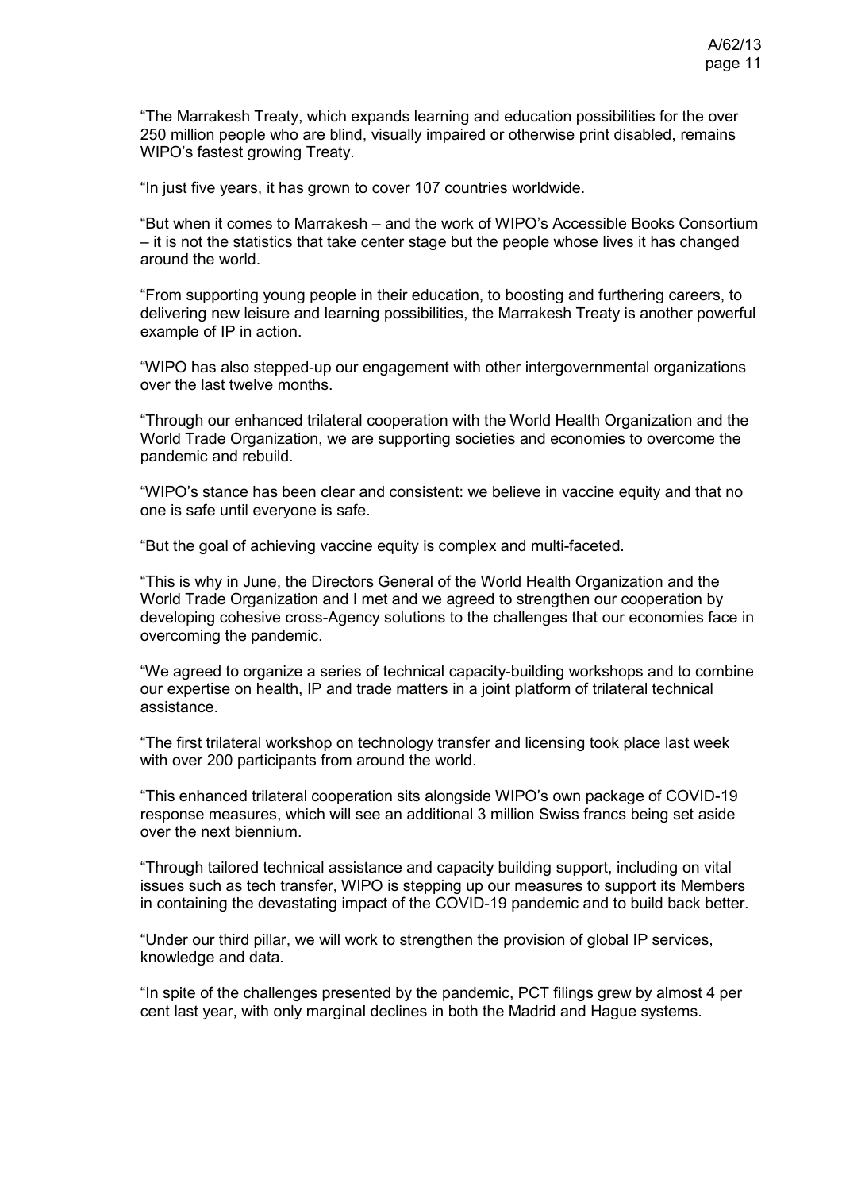"The Marrakesh Treaty, which expands learning and education possibilities for the over 250 million people who are blind, visually impaired or otherwise print disabled, remains WIPO's fastest growing Treaty.

"In just five years, it has grown to cover 107 countries worldwide.

"But when it comes to Marrakesh – and the work of WIPO's Accessible Books Consortium – it is not the statistics that take center stage but the people whose lives it has changed around the world.

"From supporting young people in their education, to boosting and furthering careers, to delivering new leisure and learning possibilities, the Marrakesh Treaty is another powerful example of IP in action.

"WIPO has also stepped-up our engagement with other intergovernmental organizations over the last twelve months.

"Through our enhanced trilateral cooperation with the World Health Organization and the World Trade Organization, we are supporting societies and economies to overcome the pandemic and rebuild.

"WIPO's stance has been clear and consistent: we believe in vaccine equity and that no one is safe until everyone is safe.

"But the goal of achieving vaccine equity is complex and multi-faceted.

"This is why in June, the Directors General of the World Health Organization and the World Trade Organization and I met and we agreed to strengthen our cooperation by developing cohesive cross-Agency solutions to the challenges that our economies face in overcoming the pandemic.

"We agreed to organize a series of technical capacity-building workshops and to combine our expertise on health, IP and trade matters in a joint platform of trilateral technical assistance.

"The first trilateral workshop on technology transfer and licensing took place last week with over 200 participants from around the world.

"This enhanced trilateral cooperation sits alongside WIPO's own package of COVID-19 response measures, which will see an additional 3 million Swiss francs being set aside over the next biennium.

"Through tailored technical assistance and capacity building support, including on vital issues such as tech transfer, WIPO is stepping up our measures to support its Members in containing the devastating impact of the COVID-19 pandemic and to build back better.

"Under our third pillar, we will work to strengthen the provision of global IP services, knowledge and data.

"In spite of the challenges presented by the pandemic, PCT filings grew by almost 4 per cent last year, with only marginal declines in both the Madrid and Hague systems.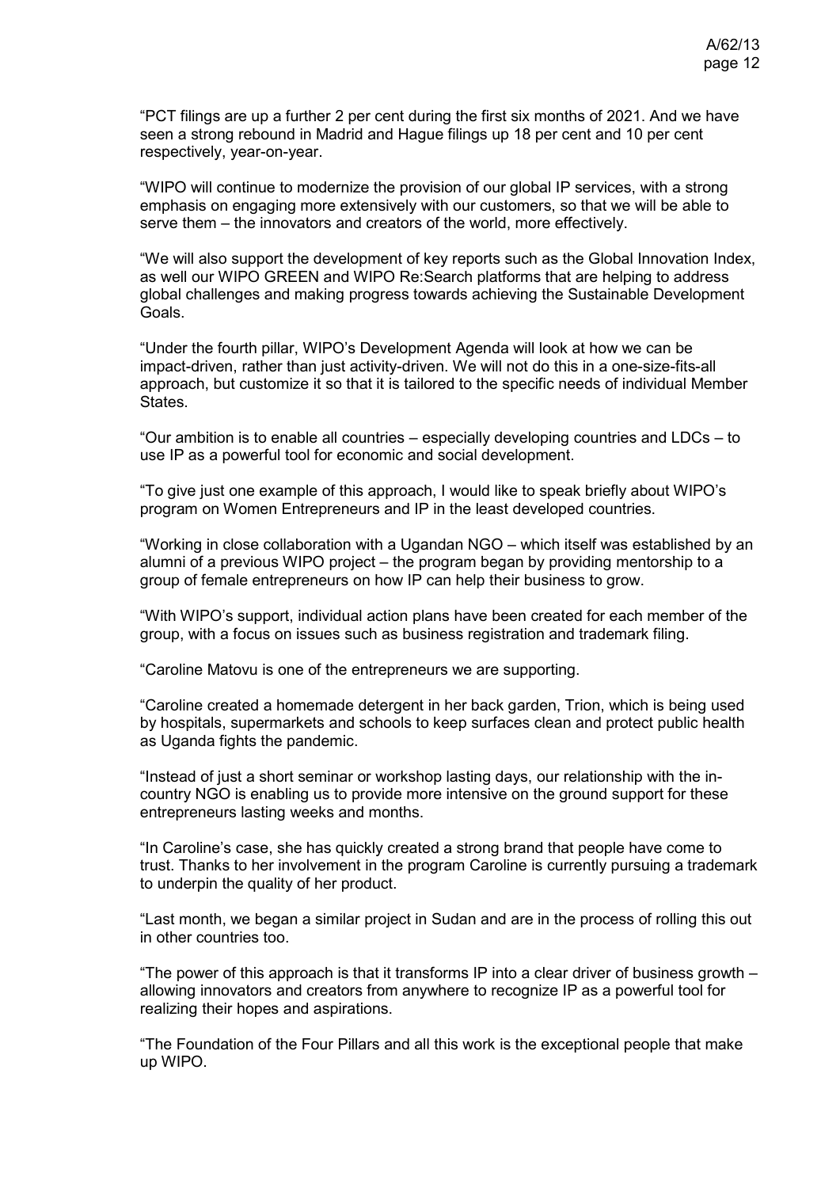"PCT filings are up a further 2 per cent during the first six months of 2021. And we have seen a strong rebound in Madrid and Hague filings up 18 per cent and 10 per cent respectively, year-on-year.

"WIPO will continue to modernize the provision of our global IP services, with a strong emphasis on engaging more extensively with our customers, so that we will be able to serve them – the innovators and creators of the world, more effectively.

"We will also support the development of key reports such as the Global Innovation Index, as well our WIPO GREEN and WIPO Re:Search platforms that are helping to address global challenges and making progress towards achieving the Sustainable Development Goals.

"Under the fourth pillar, WIPO's Development Agenda will look at how we can be impact-driven, rather than just activity-driven. We will not do this in a one-size-fits-all approach, but customize it so that it is tailored to the specific needs of individual Member States.

"Our ambition is to enable all countries – especially developing countries and LDCs – to use IP as a powerful tool for economic and social development.

"To give just one example of this approach, I would like to speak briefly about WIPO's program on Women Entrepreneurs and IP in the least developed countries.

"Working in close collaboration with a Ugandan NGO – which itself was established by an alumni of a previous WIPO project – the program began by providing mentorship to a group of female entrepreneurs on how IP can help their business to grow.

"With WIPO's support, individual action plans have been created for each member of the group, with a focus on issues such as business registration and trademark filing.

"Caroline Matovu is one of the entrepreneurs we are supporting.

"Caroline created a homemade detergent in her back garden, Trion, which is being used by hospitals, supermarkets and schools to keep surfaces clean and protect public health as Uganda fights the pandemic.

"Instead of just a short seminar or workshop lasting days, our relationship with the in-country NGO is enabling us to provide more intensive on the ground support for these entrepreneurs lasting weeks and months.

"In Caroline's case, she has quickly created a strong brand that people have come to trust. Thanks to her involvement in the program Caroline is currently pursuing a trademark to underpin the quality of her product.

"Last month, we began a similar project in Sudan and are in the process of rolling this out in other countries too.

"The power of this approach is that it transforms IP into a clear driver of business growth – allowing innovators and creators from anywhere to recognize IP as a powerful tool for realizing their hopes and aspirations.

"The Foundation of the Four Pillars and all this work is the exceptional people that make up WIPO.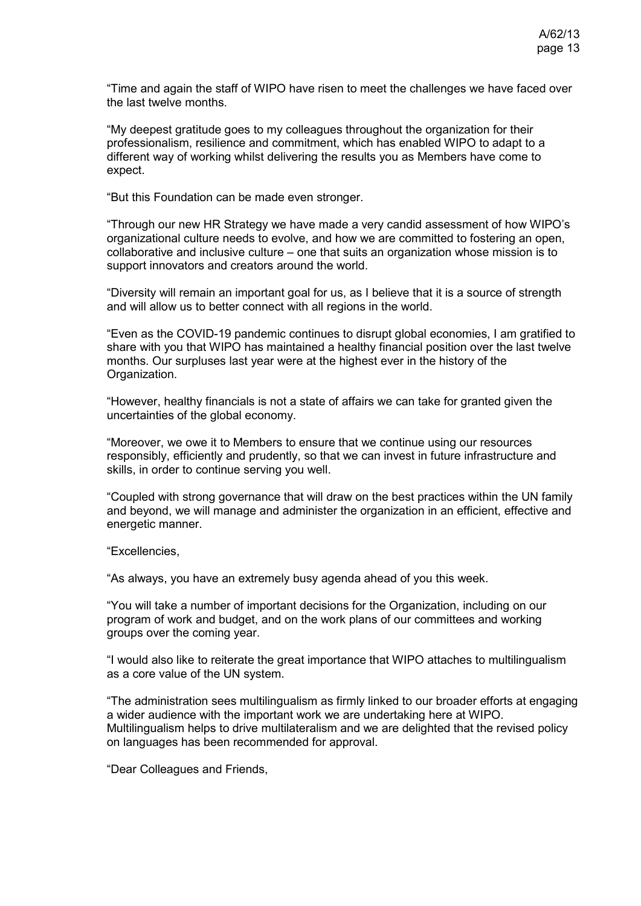"Time and again the staff of WIPO have risen to meet the challenges we have faced over the last twelve months.

"My deepest gratitude goes to my colleagues throughout the organization for their professionalism, resilience and commitment, which has enabled WIPO to adapt to a different way of working whilst delivering the results you as Members have come to expect.

"But this Foundation can be made even stronger.

"Through our new HR Strategy we have made a very candid assessment of how WIPO's organizational culture needs to evolve, and how we are committed to fostering an open, collaborative and inclusive culture – one that suits an organization whose mission is to support innovators and creators around the world.

"Diversity will remain an important goal for us, as I believe that it is a source of strength and will allow us to better connect with all regions in the world.

"Even as the COVID-19 pandemic continues to disrupt global economies, I am gratified to share with you that WIPO has maintained a healthy financial position over the last twelve months. Our surpluses last year were at the highest ever in the history of the Organization.

"However, healthy financials is not a state of affairs we can take for granted given the uncertainties of the global economy.

"Moreover, we owe it to Members to ensure that we continue using our resources responsibly, efficiently and prudently, so that we can invest in future infrastructure and skills, in order to continue serving you well.

"Coupled with strong governance that will draw on the best practices within the UN family and beyond, we will manage and administer the organization in an efficient, effective and energetic manner.

"Excellencies,

"As always, you have an extremely busy agenda ahead of you this week.

"You will take a number of important decisions for the Organization, including on our program of work and budget, and on the work plans of our committees and working groups over the coming year.

"I would also like to reiterate the great importance that WIPO attaches to multilingualism as a core value of the UN system.

"The administration sees multilingualism as firmly linked to our broader efforts at engaging a wider audience with the important work we are undertaking here at WIPO. Multilingualism helps to drive multilateralism and we are delighted that the revised policy on languages has been recommended for approval.

"Dear Colleagues and Friends,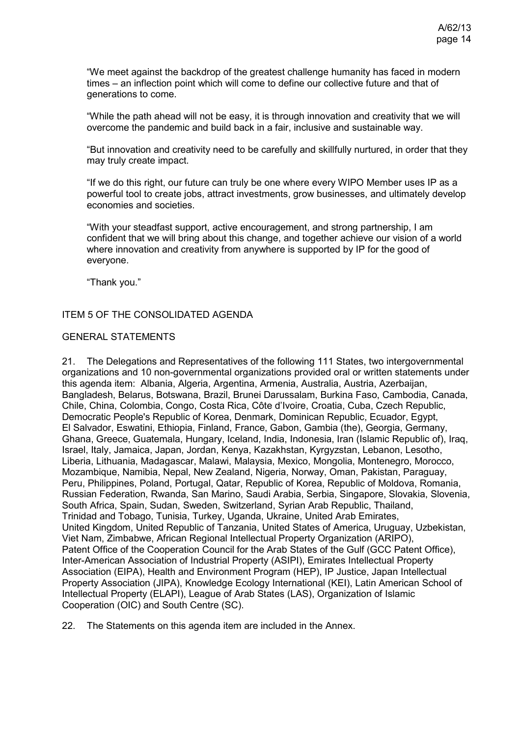"We meet against the backdrop of the greatest challenge humanity has faced in modern times – an inflection point which will come to define our collective future and that of generations to come.

"While the path ahead will not be easy, it is through innovation and creativity that we will overcome the pandemic and build back in a fair, inclusive and sustainable way.

"But innovation and creativity need to be carefully and skillfully nurtured, in order that they may truly create impact.

"If we do this right, our future can truly be one where every WIPO Member uses IP as a powerful tool to create jobs, attract investments, grow businesses, and ultimately develop economies and societies.

"With your steadfast support, active encouragement, and strong partnership, I am confident that we will bring about this change, and together achieve our vision of a world where innovation and creativity from anywhere is supported by IP for the good of everyone.

"Thank you."

## ITEM 5 OF THE CONSOLIDATED AGENDA

## GENERAL STATEMENTS

21. The Delegations and Representatives of the following 111 States, two intergovernmental organizations and 10 non-governmental organizations provided oral or written statements under this agenda item: Albania, Algeria, Argentina, Armenia, Australia, Austria, Azerbaijan, Bangladesh, Belarus, Botswana, Brazil, Brunei Darussalam, Burkina Faso, Cambodia, Canada, Chile, China, Colombia, Congo, Costa Rica, Côte d'Ivoire, Croatia, Cuba, Czech Republic, Democratic People's Republic of Korea, Denmark, Dominican Republic, Ecuador, Egypt, El Salvador, Eswatini, Ethiopia, Finland, France, Gabon, Gambia (the), Georgia, Germany, Ghana, Greece, Guatemala, Hungary, Iceland, India, Indonesia, Iran (Islamic Republic of), Iraq, Israel, Italy, Jamaica, Japan, Jordan, Kenya, Kazakhstan, Kyrgyzstan, Lebanon, Lesotho, Liberia, Lithuania, Madagascar, Malawi, Malaysia, Mexico, Mongolia, Montenegro, Morocco, Mozambique, Namibia, Nepal, New Zealand, Nigeria, Norway, Oman, Pakistan, Paraguay, Peru, Philippines, Poland, Portugal, Qatar, Republic of Korea, Republic of Moldova, Romania, Russian Federation, Rwanda, San Marino, Saudi Arabia, Serbia, Singapore, Slovakia, Slovenia, South Africa, Spain, Sudan, Sweden, Switzerland, Syrian Arab Republic, Thailand, Trinidad and Tobago, Tunisia, Turkey, Uganda, Ukraine, United Arab Emirates, United Kingdom, United Republic of Tanzania, United States of America, Uruguay, Uzbekistan, Viet Nam, Zimbabwe, African Regional Intellectual Property Organization (ARIPO), Patent Office of the Cooperation Council for the Arab States of the Gulf (GCC Patent Office), Inter-American Association of Industrial Property (ASIPI), Emirates Intellectual Property Association (EIPA), Health and Environment Program (HEP), IP Justice, Japan Intellectual Property Association (JIPA), Knowledge Ecology International (KEI), Latin American School of Intellectual Property (ELAPI), League of Arab States (LAS), Organization of Islamic Cooperation (OIC) and South Centre (SC).

22. The Statements on this agenda item are included in the Annex.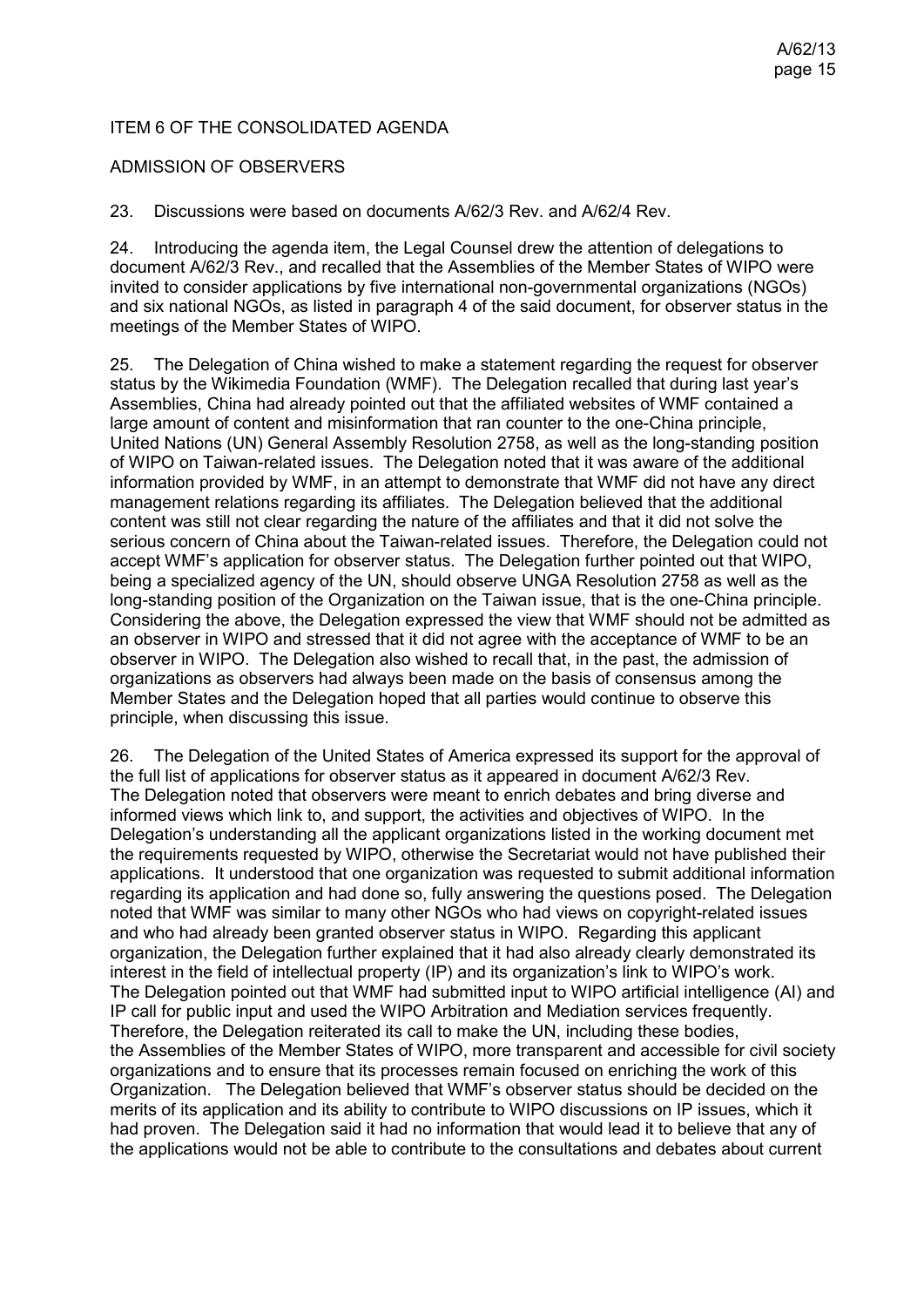ITEM 6 OF THE CONSOLIDATED AGENDA

ADMISSION OF OBSERVERS

23. Discussions were based on documents A/62/3 Rev. and A/62/4 Rev.

24. Introducing the agenda item, the Legal Counsel drew the attention of delegations to document A/62/3 Rev., and recalled that the Assemblies of the Member States of WIPO were invited to consider applications by five international non-governmental organizations (NGOs) and six national NGOs, as listed in paragraph 4 of the said document, for observer status in the meetings of the Member States of WIPO.

25. The Delegation of China wished to make a statement regarding the request for observer status by the Wikimedia Foundation (WMF). The Delegation recalled that during last year's Assemblies, China had already pointed out that the affiliated websites of WMF contained a large amount of content and misinformation that ran counter to the one-China principle, United Nations (UN) General Assembly Resolution 2758, as well as the long-standing position of WIPO on Taiwan-related issues. The Delegation noted that it was aware of the additional information provided by WMF, in an attempt to demonstrate that WMF did not have any direct management relations regarding its affiliates. The Delegation believed that the additional content was still not clear regarding the nature of the affiliates and that it did not solve the serious concern of China about the Taiwan-related issues. Therefore, the Delegation could not accept WMF's application for observer status. The Delegation further pointed out that WIPO, being a specialized agency of the UN, should observe UNGA Resolution 2758 as well as the long-standing position of the Organization on the Taiwan issue, that is the one-China principle. Considering the above, the Delegation expressed the view that WMF should not be admitted as an observer in WIPO and stressed that it did not agree with the acceptance of WMF to be an observer in WIPO. The Delegation also wished to recall that, in the past, the admission of organizations as observers had always been made on the basis of consensus among the Member States and the Delegation hoped that all parties would continue to observe this principle, when discussing this issue.

26. The Delegation of the United States of America expressed its support for the approval of the full list of applications for observer status as it appeared in document A/62/3 Rev. The Delegation noted that observers were meant to enrich debates and bring diverse and informed views which link to, and support, the activities and objectives of WIPO. In the Delegation's understanding all the applicant organizations listed in the working document met the requirements requested by WIPO, otherwise the Secretariat would not have published their applications. It understood that one organization was requested to submit additional information regarding its application and had done so, fully answering the questions posed. The Delegation noted that WMF was similar to many other NGOs who had views on copyright-related issues and who had already been granted observer status in WIPO. Regarding this applicant organization, the Delegation further explained that it had also already clearly demonstrated its interest in the field of intellectual property (IP) and its organization's link to WIPO's work. The Delegation pointed out that WMF had submitted input to WIPO artificial intelligence (AI) and IP call for public input and used the WIPO Arbitration and Mediation services frequently. Therefore, the Delegation reiterated its call to make the UN, including these bodies, the Assemblies of the Member States of WIPO, more transparent and accessible for civil society organizations and to ensure that its processes remain focused on enriching the work of this Organization. The Delegation believed that WMF's observer status should be decided on the merits of its application and its ability to contribute to WIPO discussions on IP issues, which it had proven. The Delegation said it had no information that would lead it to believe that any of the applications would not be able to contribute to the consultations and debates about current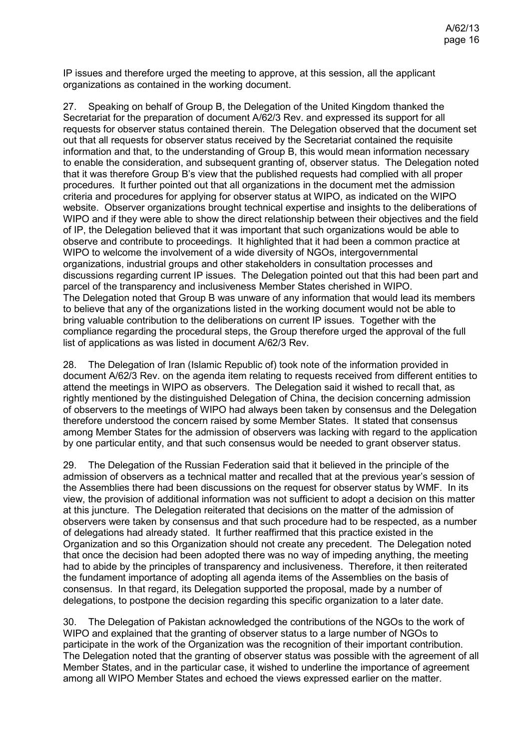IP issues and therefore urged the meeting to approve, at this session, all the applicant organizations as contained in the working document.

27. Speaking on behalf of Group B, the Delegation of the United Kingdom thanked the Secretariat for the preparation of document A/62/3 Rev. and expressed its support for all requests for observer status contained therein. The Delegation observed that the document set out that all requests for observer status received by the Secretariat contained the requisite information and that, to the understanding of Group B, this would mean information necessary to enable the consideration, and subsequent granting of, observer status. The Delegation noted that it was therefore Group B's view that the published requests had complied with all proper procedures. It further pointed out that all organizations in the document met the admission criteria and procedures for applying for observer status at WIPO, as indicated on the WIPO website. Observer organizations brought technical expertise and insights to the deliberations of WIPO and if they were able to show the direct relationship between their objectives and the field of IP, the Delegation believed that it was important that such organizations would be able to observe and contribute to proceedings. It highlighted that it had been a common practice at WIPO to welcome the involvement of a wide diversity of NGOs, intergovernmental organizations, industrial groups and other stakeholders in consultation processes and discussions regarding current IP issues. The Delegation pointed out that this had been part and parcel of the transparency and inclusiveness Member States cherished in WIPO. The Delegation noted that Group B was unware of any information that would lead its members to believe that any of the organizations listed in the working document would not be able to bring valuable contribution to the deliberations on current IP issues. Together with the compliance regarding the procedural steps, the Group therefore urged the approval of the full list of applications as was listed in document A/62/3 Rev.

28. The Delegation of Iran (Islamic Republic of) took note of the information provided in document A/62/3 Rev. on the agenda item relating to requests received from different entities to attend the meetings in WIPO as observers. The Delegation said it wished to recall that, as rightly mentioned by the distinguished Delegation of China, the decision concerning admission of observers to the meetings of WIPO had always been taken by consensus and the Delegation therefore understood the concern raised by some Member States. It stated that consensus among Member States for the admission of observers was lacking with regard to the application by one particular entity, and that such consensus would be needed to grant observer status.

29. The Delegation of the Russian Federation said that it believed in the principle of the admission of observers as a technical matter and recalled that at the previous year's session of the Assemblies there had been discussions on the request for observer status by WMF. In its view, the provision of additional information was not sufficient to adopt a decision on this matter at this juncture. The Delegation reiterated that decisions on the matter of the admission of observers were taken by consensus and that such procedure had to be respected, as a number of delegations had already stated. It further reaffirmed that this practice existed in the Organization and so this Organization should not create any precedent. The Delegation noted that once the decision had been adopted there was no way of impeding anything, the meeting had to abide by the principles of transparency and inclusiveness. Therefore, it then reiterated the fundament importance of adopting all agenda items of the Assemblies on the basis of consensus. In that regard, its Delegation supported the proposal, made by a number of delegations, to postpone the decision regarding this specific organization to a later date.

30. The Delegation of Pakistan acknowledged the contributions of the NGOs to the work of WIPO and explained that the granting of observer status to a large number of NGOs to participate in the work of the Organization was the recognition of their important contribution. The Delegation noted that the granting of observer status was possible with the agreement of all Member States, and in the particular case, it wished to underline the importance of agreement among all WIPO Member States and echoed the views expressed earlier on the matter.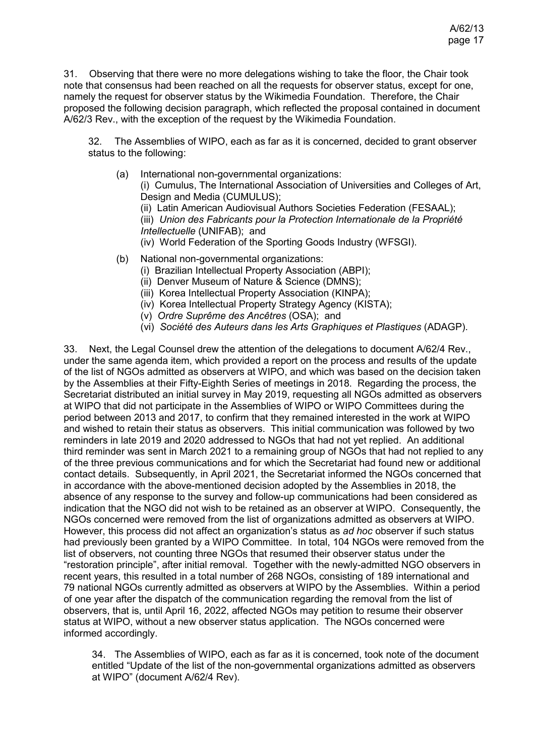31. Observing that there were no more delegations wishing to take the floor, the Chair took note that consensus had been reached on all the requests for observer status, except for one, namely the request for observer status by the Wikimedia Foundation. Therefore, the Chair proposed the following decision paragraph, which reflected the proposal contained in document A/62/3 Rev., with the exception of the request by the Wikimedia Foundation.

> 32. The Assemblies of WIPO, each as far as it is concerned, decided to grant observer status to the following:
>
> (a) International non-governmental organizations:
> (i) Cumulus, The International Association of Universities and Colleges of Art, Design and Media (CUMULUS);
> (ii) Latin American Audiovisual Authors Societies Federation (FESAAL);
> (iii) *Union des Fabricants pour la Protection Internationale de la Propriété Intellectuelle* (UNIFAB); and
> (iv) World Federation of the Sporting Goods Industry (WFSGI).
>
> (b) National non-governmental organizations:
> (i) Brazilian Intellectual Property Association (ABPI);
> (ii) Denver Museum of Nature & Science (DMNS);
> (iii) Korea Intellectual Property Association (KINPA);
> (iv) Korea Intellectual Property Strategy Agency (KISTA);
> (v) *Ordre Suprême des Ancêtres* (OSA); and
> (vi) *Société des Auteurs dans les Arts Graphiques et Plastiques* (ADAGP).

33. Next, the Legal Counsel drew the attention of the delegations to document A/62/4 Rev., under the same agenda item, which provided a report on the process and results of the update of the list of NGOs admitted as observers at WIPO, and which was based on the decision taken by the Assemblies at their Fifty-Eighth Series of meetings in 2018. Regarding the process, the Secretariat distributed an initial survey in May 2019, requesting all NGOs admitted as observers at WIPO that did not participate in the Assemblies of WIPO or WIPO Committees during the period between 2013 and 2017, to confirm that they remained interested in the work at WIPO and wished to retain their status as observers. This initial communication was followed by two reminders in late 2019 and 2020 addressed to NGOs that had not yet replied. An additional third reminder was sent in March 2021 to a remaining group of NGOs that had not replied to any of the three previous communications and for which the Secretariat had found new or additional contact details. Subsequently, in April 2021, the Secretariat informed the NGOs concerned that in accordance with the above-mentioned decision adopted by the Assemblies in 2018, the absence of any response to the survey and follow-up communications had been considered as indication that the NGO did not wish to be retained as an observer at WIPO. Consequently, the NGOs concerned were removed from the list of organizations admitted as observers at WIPO. However, this process did not affect an organization's status as *ad hoc* observer if such status had previously been granted by a WIPO Committee. In total, 104 NGOs were removed from the list of observers, not counting three NGOs that resumed their observer status under the "restoration principle", after initial removal. Together with the newly-admitted NGO observers in recent years, this resulted in a total number of 268 NGOs, consisting of 189 international and 79 national NGOs currently admitted as observers at WIPO by the Assemblies. Within a period of one year after the dispatch of the communication regarding the removal from the list of observers, that is, until April 16, 2022, affected NGOs may petition to resume their observer status at WIPO, without a new observer status application. The NGOs concerned were informed accordingly.

> 34. The Assemblies of WIPO, each as far as it is concerned, took note of the document entitled "Update of the list of the non-governmental organizations admitted as observers at WIPO" (document A/62/4 Rev).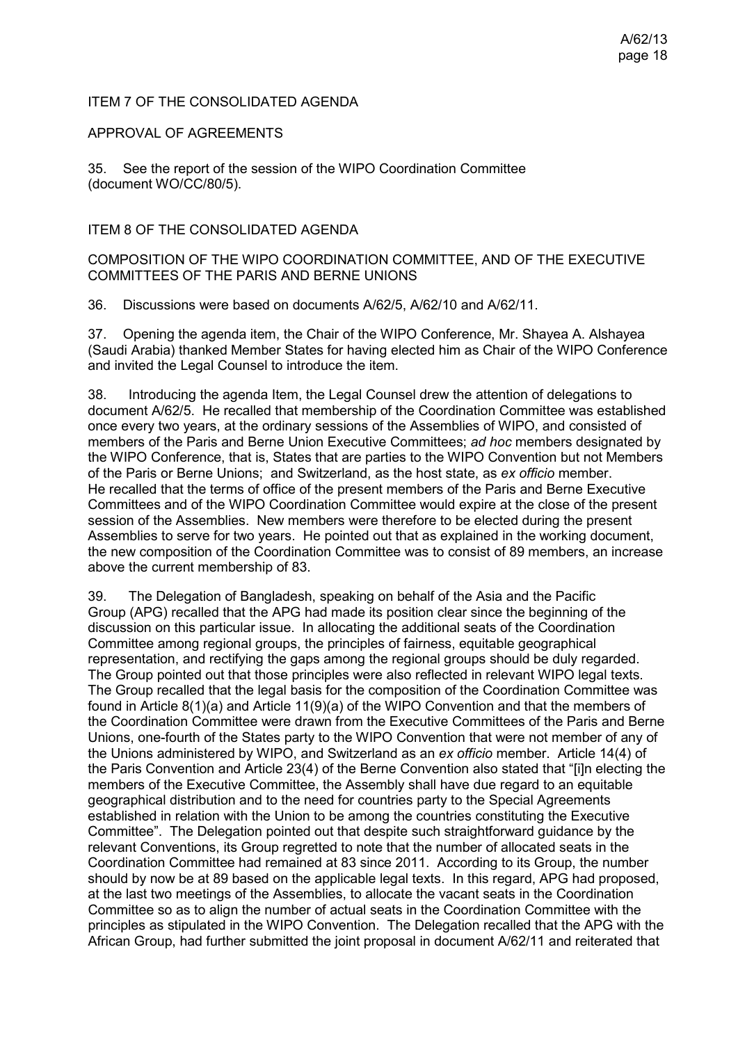ITEM 7 OF THE CONSOLIDATED AGENDA

APPROVAL OF AGREEMENTS

35. See the report of the session of the WIPO Coordination Committee (document WO/CC/80/5).

ITEM 8 OF THE CONSOLIDATED AGENDA

COMPOSITION OF THE WIPO COORDINATION COMMITTEE, AND OF THE EXECUTIVE COMMITTEES OF THE PARIS AND BERNE UNIONS

36. Discussions were based on documents A/62/5, A/62/10 and A/62/11.

37. Opening the agenda item, the Chair of the WIPO Conference, Mr. Shayea A. Alshayea (Saudi Arabia) thanked Member States for having elected him as Chair of the WIPO Conference and invited the Legal Counsel to introduce the item.

38. Introducing the agenda Item, the Legal Counsel drew the attention of delegations to document A/62/5. He recalled that membership of the Coordination Committee was established once every two years, at the ordinary sessions of the Assemblies of WIPO, and consisted of members of the Paris and Berne Union Executive Committees; *ad hoc* members designated by the WIPO Conference, that is, States that are parties to the WIPO Convention but not Members of the Paris or Berne Unions; and Switzerland, as the host state, as *ex officio* member. He recalled that the terms of office of the present members of the Paris and Berne Executive Committees and of the WIPO Coordination Committee would expire at the close of the present session of the Assemblies. New members were therefore to be elected during the present Assemblies to serve for two years. He pointed out that as explained in the working document, the new composition of the Coordination Committee was to consist of 89 members, an increase above the current membership of 83.

39. The Delegation of Bangladesh, speaking on behalf of the Asia and the Pacific Group (APG) recalled that the APG had made its position clear since the beginning of the discussion on this particular issue. In allocating the additional seats of the Coordination Committee among regional groups, the principles of fairness, equitable geographical representation, and rectifying the gaps among the regional groups should be duly regarded. The Group pointed out that those principles were also reflected in relevant WIPO legal texts. The Group recalled that the legal basis for the composition of the Coordination Committee was found in Article 8(1)(a) and Article 11(9)(a) of the WIPO Convention and that the members of the Coordination Committee were drawn from the Executive Committees of the Paris and Berne Unions, one-fourth of the States party to the WIPO Convention that were not member of any of the Unions administered by WIPO, and Switzerland as an *ex officio* member. Article 14(4) of the Paris Convention and Article 23(4) of the Berne Convention also stated that "[i]n electing the members of the Executive Committee, the Assembly shall have due regard to an equitable geographical distribution and to the need for countries party to the Special Agreements established in relation with the Union to be among the countries constituting the Executive Committee". The Delegation pointed out that despite such straightforward guidance by the relevant Conventions, its Group regretted to note that the number of allocated seats in the Coordination Committee had remained at 83 since 2011. According to its Group, the number should by now be at 89 based on the applicable legal texts. In this regard, APG had proposed, at the last two meetings of the Assemblies, to allocate the vacant seats in the Coordination Committee so as to align the number of actual seats in the Coordination Committee with the principles as stipulated in the WIPO Convention. The Delegation recalled that the APG with the African Group, had further submitted the joint proposal in document A/62/11 and reiterated that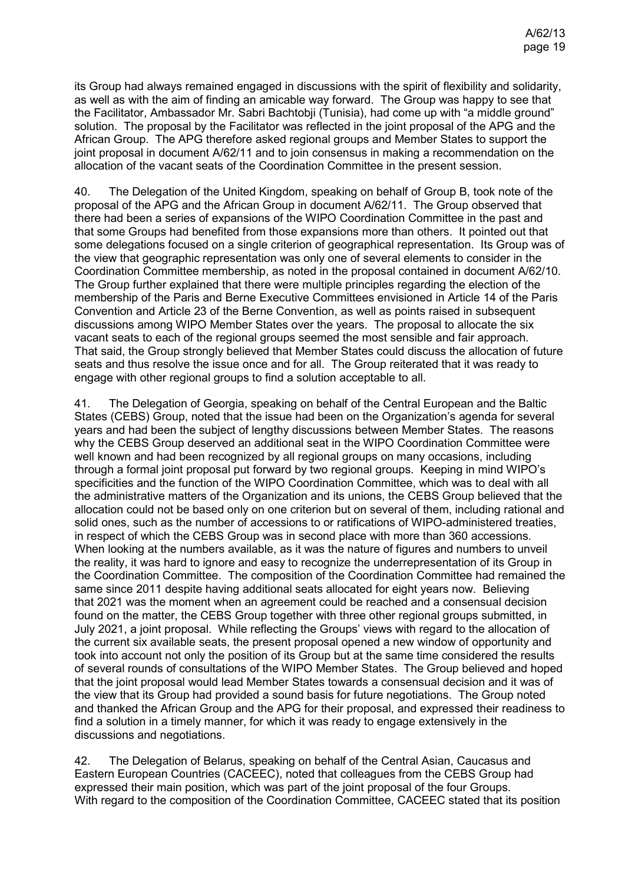its Group had always remained engaged in discussions with the spirit of flexibility and solidarity, as well as with the aim of finding an amicable way forward. The Group was happy to see that the Facilitator, Ambassador Mr. Sabri Bachtobji (Tunisia), had come up with "a middle ground" solution. The proposal by the Facilitator was reflected in the joint proposal of the APG and the African Group. The APG therefore asked regional groups and Member States to support the joint proposal in document A/62/11 and to join consensus in making a recommendation on the allocation of the vacant seats of the Coordination Committee in the present session.

40. The Delegation of the United Kingdom, speaking on behalf of Group B, took note of the proposal of the APG and the African Group in document A/62/11. The Group observed that there had been a series of expansions of the WIPO Coordination Committee in the past and that some Groups had benefited from those expansions more than others. It pointed out that some delegations focused on a single criterion of geographical representation. Its Group was of the view that geographic representation was only one of several elements to consider in the Coordination Committee membership, as noted in the proposal contained in document A/62/10. The Group further explained that there were multiple principles regarding the election of the membership of the Paris and Berne Executive Committees envisioned in Article 14 of the Paris Convention and Article 23 of the Berne Convention, as well as points raised in subsequent discussions among WIPO Member States over the years. The proposal to allocate the six vacant seats to each of the regional groups seemed the most sensible and fair approach. That said, the Group strongly believed that Member States could discuss the allocation of future seats and thus resolve the issue once and for all. The Group reiterated that it was ready to engage with other regional groups to find a solution acceptable to all.

41. The Delegation of Georgia, speaking on behalf of the Central European and the Baltic States (CEBS) Group, noted that the issue had been on the Organization's agenda for several years and had been the subject of lengthy discussions between Member States. The reasons why the CEBS Group deserved an additional seat in the WIPO Coordination Committee were well known and had been recognized by all regional groups on many occasions, including through a formal joint proposal put forward by two regional groups. Keeping in mind WIPO's specificities and the function of the WIPO Coordination Committee, which was to deal with all the administrative matters of the Organization and its unions, the CEBS Group believed that the allocation could not be based only on one criterion but on several of them, including rational and solid ones, such as the number of accessions to or ratifications of WIPO-administered treaties, in respect of which the CEBS Group was in second place with more than 360 accessions. When looking at the numbers available, as it was the nature of figures and numbers to unveil the reality, it was hard to ignore and easy to recognize the underrepresentation of its Group in the Coordination Committee. The composition of the Coordination Committee had remained the same since 2011 despite having additional seats allocated for eight years now. Believing that 2021 was the moment when an agreement could be reached and a consensual decision found on the matter, the CEBS Group together with three other regional groups submitted, in July 2021, a joint proposal. While reflecting the Groups' views with regard to the allocation of the current six available seats, the present proposal opened a new window of opportunity and took into account not only the position of its Group but at the same time considered the results of several rounds of consultations of the WIPO Member States. The Group believed and hoped that the joint proposal would lead Member States towards a consensual decision and it was of the view that its Group had provided a sound basis for future negotiations. The Group noted and thanked the African Group and the APG for their proposal, and expressed their readiness to find a solution in a timely manner, for which it was ready to engage extensively in the discussions and negotiations.

42. The Delegation of Belarus, speaking on behalf of the Central Asian, Caucasus and Eastern European Countries (CACEEC), noted that colleagues from the CEBS Group had expressed their main position, which was part of the joint proposal of the four Groups. With regard to the composition of the Coordination Committee, CACEEC stated that its position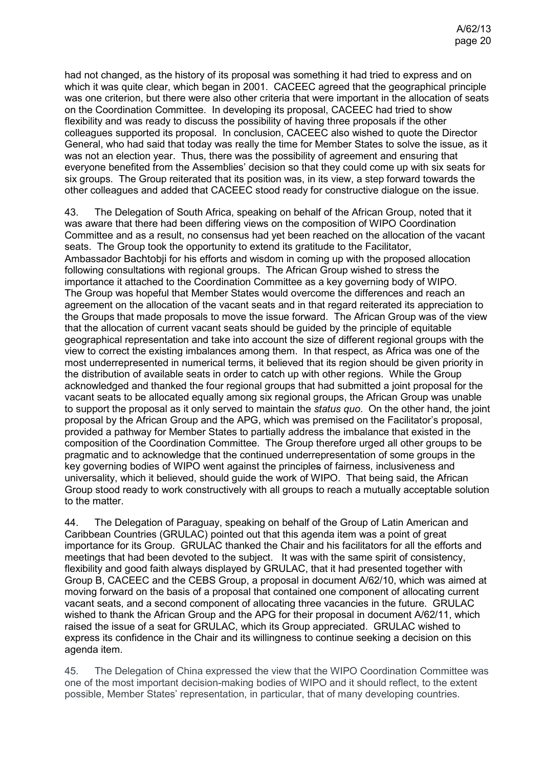had not changed, as the history of its proposal was something it had tried to express and on which it was quite clear, which began in 2001. CACEEC agreed that the geographical principle was one criterion, but there were also other criteria that were important in the allocation of seats on the Coordination Committee. In developing its proposal, CACEEC had tried to show flexibility and was ready to discuss the possibility of having three proposals if the other colleagues supported its proposal. In conclusion, CACEEC also wished to quote the Director General, who had said that today was really the time for Member States to solve the issue, as it was not an election year. Thus, there was the possibility of agreement and ensuring that everyone benefited from the Assemblies' decision so that they could come up with six seats for six groups. The Group reiterated that its position was, in its view, a step forward towards the other colleagues and added that CACEEC stood ready for constructive dialogue on the issue.

43. The Delegation of South Africa, speaking on behalf of the African Group, noted that it was aware that there had been differing views on the composition of WIPO Coordination Committee and as a result, no consensus had yet been reached on the allocation of the vacant seats. The Group took the opportunity to extend its gratitude to the Facilitator, Ambassador Bachtobji for his efforts and wisdom in coming up with the proposed allocation following consultations with regional groups. The African Group wished to stress the importance it attached to the Coordination Committee as a key governing body of WIPO. The Group was hopeful that Member States would overcome the differences and reach an agreement on the allocation of the vacant seats and in that regard reiterated its appreciation to the Groups that made proposals to move the issue forward. The African Group was of the view that the allocation of current vacant seats should be guided by the principle of equitable geographical representation and take into account the size of different regional groups with the view to correct the existing imbalances among them. In that respect, as Africa was one of the most underrepresented in numerical terms, it believed that its region should be given priority in the distribution of available seats in order to catch up with other regions. While the Group acknowledged and thanked the four regional groups that had submitted a joint proposal for the vacant seats to be allocated equally among six regional groups, the African Group was unable to support the proposal as it only served to maintain the *status quo*. On the other hand, the joint proposal by the African Group and the APG, which was premised on the Facilitator's proposal, provided a pathway for Member States to partially address the imbalance that existed in the composition of the Coordination Committee. The Group therefore urged all other groups to be pragmatic and to acknowledge that the continued underrepresentation of some groups in the key governing bodies of WIPO went against the principles of fairness, inclusiveness and universality, which it believed, should guide the work of WIPO. That being said, the African Group stood ready to work constructively with all groups to reach a mutually acceptable solution to the matter.

44. The Delegation of Paraguay, speaking on behalf of the Group of Latin American and Caribbean Countries (GRULAC) pointed out that this agenda item was a point of great importance for its Group. GRULAC thanked the Chair and his facilitators for all the efforts and meetings that had been devoted to the subject. It was with the same spirit of consistency, flexibility and good faith always displayed by GRULAC, that it had presented together with Group B, CACEEC and the CEBS Group, a proposal in document A/62/10, which was aimed at moving forward on the basis of a proposal that contained one component of allocating current vacant seats, and a second component of allocating three vacancies in the future. GRULAC wished to thank the African Group and the APG for their proposal in document A/62/11, which raised the issue of a seat for GRULAC, which its Group appreciated. GRULAC wished to express its confidence in the Chair and its willingness to continue seeking a decision on this agenda item.

45. The Delegation of China expressed the view that the WIPO Coordination Committee was one of the most important decision-making bodies of WIPO and it should reflect, to the extent possible, Member States' representation, in particular, that of many developing countries.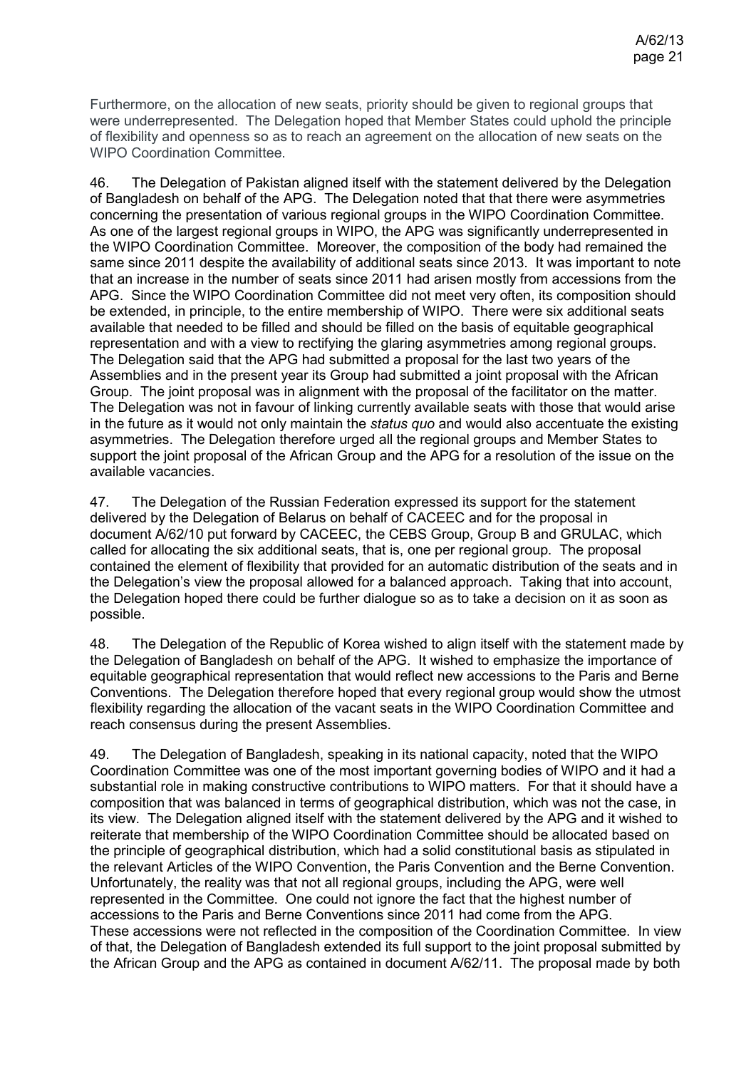Furthermore, on the allocation of new seats, priority should be given to regional groups that were underrepresented. The Delegation hoped that Member States could uphold the principle of flexibility and openness so as to reach an agreement on the allocation of new seats on the WIPO Coordination Committee.

46. The Delegation of Pakistan aligned itself with the statement delivered by the Delegation of Bangladesh on behalf of the APG. The Delegation noted that that there were asymmetries concerning the presentation of various regional groups in the WIPO Coordination Committee. As one of the largest regional groups in WIPO, the APG was significantly underrepresented in the WIPO Coordination Committee. Moreover, the composition of the body had remained the same since 2011 despite the availability of additional seats since 2013. It was important to note that an increase in the number of seats since 2011 had arisen mostly from accessions from the APG. Since the WIPO Coordination Committee did not meet very often, its composition should be extended, in principle, to the entire membership of WIPO. There were six additional seats available that needed to be filled and should be filled on the basis of equitable geographical representation and with a view to rectifying the glaring asymmetries among regional groups. The Delegation said that the APG had submitted a proposal for the last two years of the Assemblies and in the present year its Group had submitted a joint proposal with the African Group. The joint proposal was in alignment with the proposal of the facilitator on the matter. The Delegation was not in favour of linking currently available seats with those that would arise in the future as it would not only maintain the *status quo* and would also accentuate the existing asymmetries. The Delegation therefore urged all the regional groups and Member States to support the joint proposal of the African Group and the APG for a resolution of the issue on the available vacancies.

47. The Delegation of the Russian Federation expressed its support for the statement delivered by the Delegation of Belarus on behalf of CACEEC and for the proposal in document A/62/10 put forward by CACEEC, the CEBS Group, Group B and GRULAC, which called for allocating the six additional seats, that is, one per regional group. The proposal contained the element of flexibility that provided for an automatic distribution of the seats and in the Delegation's view the proposal allowed for a balanced approach. Taking that into account, the Delegation hoped there could be further dialogue so as to take a decision on it as soon as possible.

48. The Delegation of the Republic of Korea wished to align itself with the statement made by the Delegation of Bangladesh on behalf of the APG. It wished to emphasize the importance of equitable geographical representation that would reflect new accessions to the Paris and Berne Conventions. The Delegation therefore hoped that every regional group would show the utmost flexibility regarding the allocation of the vacant seats in the WIPO Coordination Committee and reach consensus during the present Assemblies.

49. The Delegation of Bangladesh, speaking in its national capacity, noted that the WIPO Coordination Committee was one of the most important governing bodies of WIPO and it had a substantial role in making constructive contributions to WIPO matters. For that it should have a composition that was balanced in terms of geographical distribution, which was not the case, in its view. The Delegation aligned itself with the statement delivered by the APG and it wished to reiterate that membership of the WIPO Coordination Committee should be allocated based on the principle of geographical distribution, which had a solid constitutional basis as stipulated in the relevant Articles of the WIPO Convention, the Paris Convention and the Berne Convention. Unfortunately, the reality was that not all regional groups, including the APG, were well represented in the Committee. One could not ignore the fact that the highest number of accessions to the Paris and Berne Conventions since 2011 had come from the APG. These accessions were not reflected in the composition of the Coordination Committee. In view of that, the Delegation of Bangladesh extended its full support to the joint proposal submitted by the African Group and the APG as contained in document A/62/11. The proposal made by both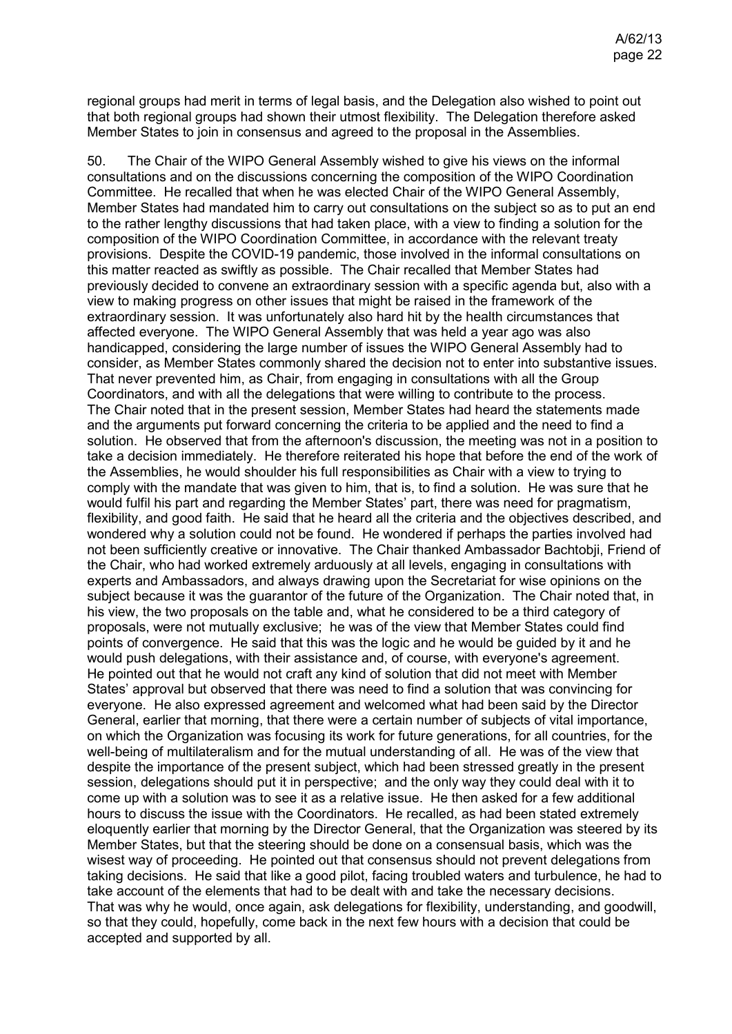regional groups had merit in terms of legal basis, and the Delegation also wished to point out that both regional groups had shown their utmost flexibility. The Delegation therefore asked Member States to join in consensus and agreed to the proposal in the Assemblies.

50. The Chair of the WIPO General Assembly wished to give his views on the informal consultations and on the discussions concerning the composition of the WIPO Coordination Committee. He recalled that when he was elected Chair of the WIPO General Assembly, Member States had mandated him to carry out consultations on the subject so as to put an end to the rather lengthy discussions that had taken place, with a view to finding a solution for the composition of the WIPO Coordination Committee, in accordance with the relevant treaty provisions. Despite the COVID-19 pandemic, those involved in the informal consultations on this matter reacted as swiftly as possible. The Chair recalled that Member States had previously decided to convene an extraordinary session with a specific agenda but, also with a view to making progress on other issues that might be raised in the framework of the extraordinary session. It was unfortunately also hard hit by the health circumstances that affected everyone. The WIPO General Assembly that was held a year ago was also handicapped, considering the large number of issues the WIPO General Assembly had to consider, as Member States commonly shared the decision not to enter into substantive issues. That never prevented him, as Chair, from engaging in consultations with all the Group Coordinators, and with all the delegations that were willing to contribute to the process. The Chair noted that in the present session, Member States had heard the statements made and the arguments put forward concerning the criteria to be applied and the need to find a solution. He observed that from the afternoon's discussion, the meeting was not in a position to take a decision immediately. He therefore reiterated his hope that before the end of the work of the Assemblies, he would shoulder his full responsibilities as Chair with a view to trying to comply with the mandate that was given to him, that is, to find a solution. He was sure that he would fulfil his part and regarding the Member States' part, there was need for pragmatism, flexibility, and good faith. He said that he heard all the criteria and the objectives described, and wondered why a solution could not be found. He wondered if perhaps the parties involved had not been sufficiently creative or innovative. The Chair thanked Ambassador Bachtobji, Friend of the Chair, who had worked extremely arduously at all levels, engaging in consultations with experts and Ambassadors, and always drawing upon the Secretariat for wise opinions on the subject because it was the guarantor of the future of the Organization. The Chair noted that, in his view, the two proposals on the table and, what he considered to be a third category of proposals, were not mutually exclusive; he was of the view that Member States could find points of convergence. He said that this was the logic and he would be guided by it and he would push delegations, with their assistance and, of course, with everyone's agreement. He pointed out that he would not craft any kind of solution that did not meet with Member States' approval but observed that there was need to find a solution that was convincing for everyone. He also expressed agreement and welcomed what had been said by the Director General, earlier that morning, that there were a certain number of subjects of vital importance, on which the Organization was focusing its work for future generations, for all countries, for the well-being of multilateralism and for the mutual understanding of all. He was of the view that despite the importance of the present subject, which had been stressed greatly in the present session, delegations should put it in perspective; and the only way they could deal with it to come up with a solution was to see it as a relative issue. He then asked for a few additional hours to discuss the issue with the Coordinators. He recalled, as had been stated extremely eloquently earlier that morning by the Director General, that the Organization was steered by its Member States, but that the steering should be done on a consensual basis, which was the wisest way of proceeding. He pointed out that consensus should not prevent delegations from taking decisions. He said that like a good pilot, facing troubled waters and turbulence, he had to take account of the elements that had to be dealt with and take the necessary decisions. That was why he would, once again, ask delegations for flexibility, understanding, and goodwill, so that they could, hopefully, come back in the next few hours with a decision that could be accepted and supported by all.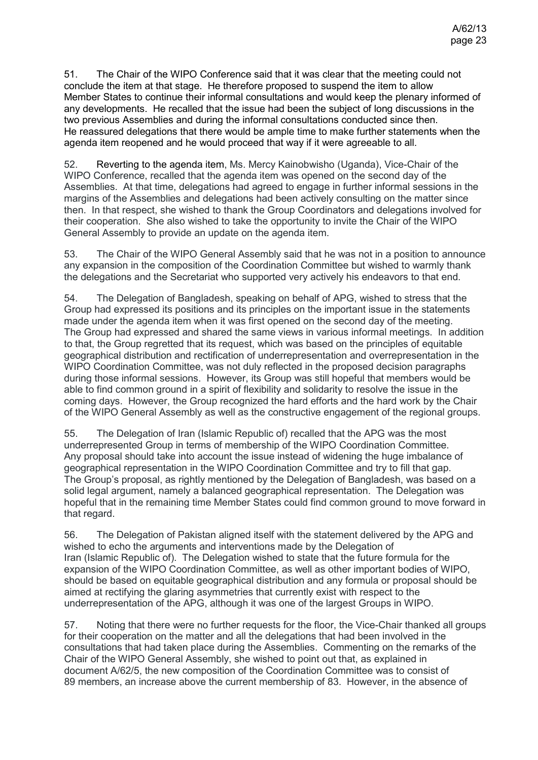51. The Chair of the WIPO Conference said that it was clear that the meeting could not conclude the item at that stage. He therefore proposed to suspend the item to allow Member States to continue their informal consultations and would keep the plenary informed of any developments. He recalled that the issue had been the subject of long discussions in the two previous Assemblies and during the informal consultations conducted since then. He reassured delegations that there would be ample time to make further statements when the agenda item reopened and he would proceed that way if it were agreeable to all.

52. Reverting to the agenda item, Ms. Mercy Kainobwisho (Uganda), Vice-Chair of the WIPO Conference, recalled that the agenda item was opened on the second day of the Assemblies. At that time, delegations had agreed to engage in further informal sessions in the margins of the Assemblies and delegations had been actively consulting on the matter since then. In that respect, she wished to thank the Group Coordinators and delegations involved for their cooperation. She also wished to take the opportunity to invite the Chair of the WIPO General Assembly to provide an update on the agenda item.

53. The Chair of the WIPO General Assembly said that he was not in a position to announce any expansion in the composition of the Coordination Committee but wished to warmly thank the delegations and the Secretariat who supported very actively his endeavors to that end.

54. The Delegation of Bangladesh, speaking on behalf of APG, wished to stress that the Group had expressed its positions and its principles on the important issue in the statements made under the agenda item when it was first opened on the second day of the meeting. The Group had expressed and shared the same views in various informal meetings. In addition to that, the Group regretted that its request, which was based on the principles of equitable geographical distribution and rectification of underrepresentation and overrepresentation in the WIPO Coordination Committee, was not duly reflected in the proposed decision paragraphs during those informal sessions. However, its Group was still hopeful that members would be able to find common ground in a spirit of flexibility and solidarity to resolve the issue in the coming days. However, the Group recognized the hard efforts and the hard work by the Chair of the WIPO General Assembly as well as the constructive engagement of the regional groups.

55. The Delegation of Iran (Islamic Republic of) recalled that the APG was the most underrepresented Group in terms of membership of the WIPO Coordination Committee. Any proposal should take into account the issue instead of widening the huge imbalance of geographical representation in the WIPO Coordination Committee and try to fill that gap. The Group's proposal, as rightly mentioned by the Delegation of Bangladesh, was based on a solid legal argument, namely a balanced geographical representation. The Delegation was hopeful that in the remaining time Member States could find common ground to move forward in that regard.

56. The Delegation of Pakistan aligned itself with the statement delivered by the APG and wished to echo the arguments and interventions made by the Delegation of Iran (Islamic Republic of). The Delegation wished to state that the future formula for the expansion of the WIPO Coordination Committee, as well as other important bodies of WIPO, should be based on equitable geographical distribution and any formula or proposal should be aimed at rectifying the glaring asymmetries that currently exist with respect to the underrepresentation of the APG, although it was one of the largest Groups in WIPO.

57. Noting that there were no further requests for the floor, the Vice-Chair thanked all groups for their cooperation on the matter and all the delegations that had been involved in the consultations that had taken place during the Assemblies. Commenting on the remarks of the Chair of the WIPO General Assembly, she wished to point out that, as explained in document A/62/5, the new composition of the Coordination Committee was to consist of 89 members, an increase above the current membership of 83. However, in the absence of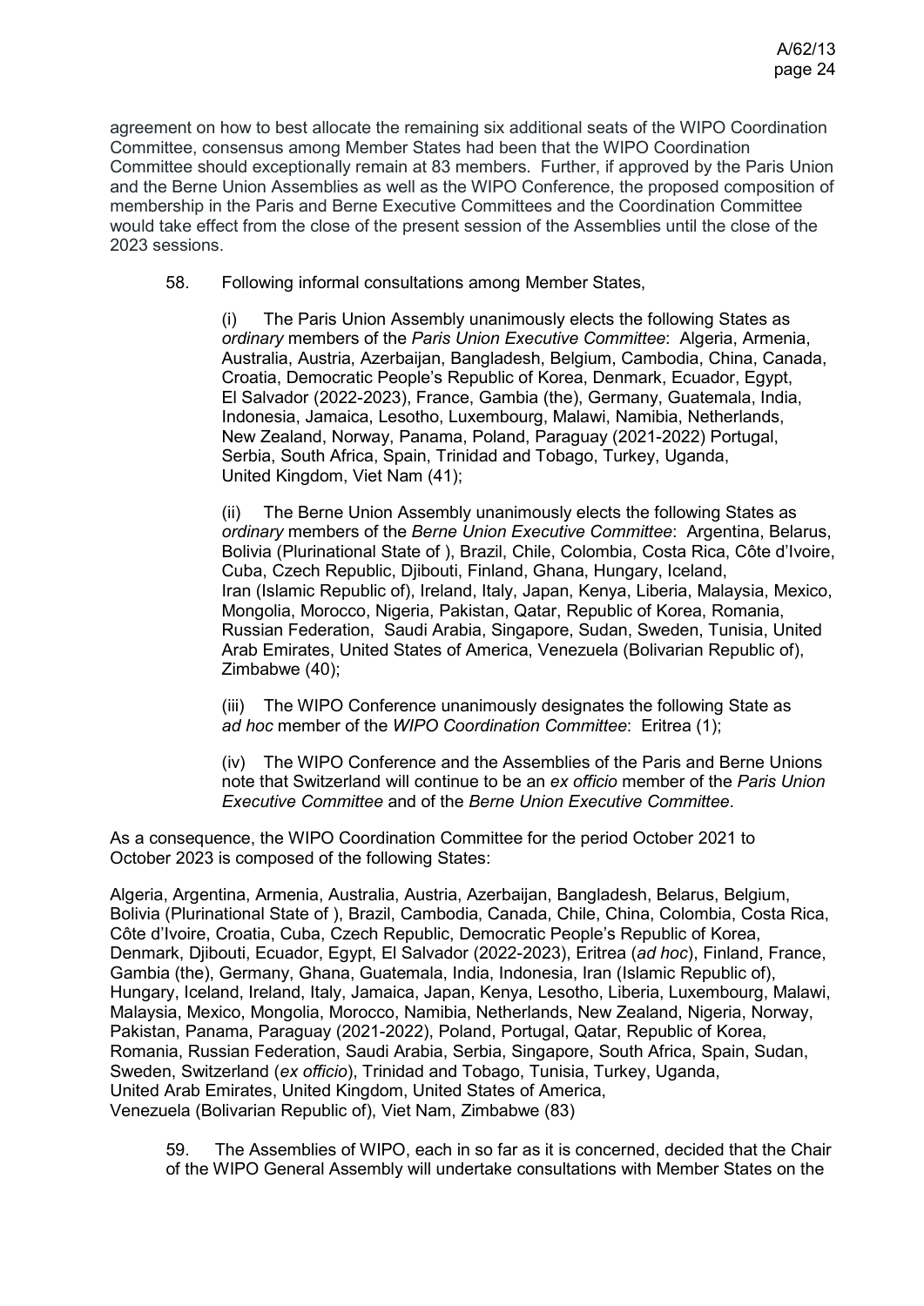agreement on how to best allocate the remaining six additional seats of the WIPO Coordination Committee, consensus among Member States had been that the WIPO Coordination Committee should exceptionally remain at 83 members. Further, if approved by the Paris Union and the Berne Union Assemblies as well as the WIPO Conference, the proposed composition of membership in the Paris and Berne Executive Committees and the Coordination Committee would take effect from the close of the present session of the Assemblies until the close of the 2023 sessions.

> 58. Following informal consultations among Member States,
>
> > (i) The Paris Union Assembly unanimously elects the following States as *ordinary* members of the *Paris Union Executive Committee*: Algeria, Armenia, Australia, Austria, Azerbaijan, Bangladesh, Belgium, Cambodia, China, Canada, Croatia, Democratic People's Republic of Korea, Denmark, Ecuador, Egypt, El Salvador (2022-2023), France, Gambia (the), Germany, Guatemala, India, Indonesia, Jamaica, Lesotho, Luxembourg, Malawi, Namibia, Netherlands, New Zealand, Norway, Panama, Poland, Paraguay (2021-2022) Portugal, Serbia, South Africa, Spain, Trinidad and Tobago, Turkey, Uganda, United Kingdom, Viet Nam (41);
> >
> > (ii) The Berne Union Assembly unanimously elects the following States as *ordinary* members of the *Berne Union Executive Committee*: Argentina, Belarus, Bolivia (Plurinational State of ), Brazil, Chile, Colombia, Costa Rica, Côte d'Ivoire, Cuba, Czech Republic, Djibouti, Finland, Ghana, Hungary, Iceland, Iran (Islamic Republic of), Ireland, Italy, Japan, Kenya, Liberia, Malaysia, Mexico, Mongolia, Morocco, Nigeria, Pakistan, Qatar, Republic of Korea, Romania, Russian Federation, Saudi Arabia, Singapore, Sudan, Sweden, Tunisia, United Arab Emirates, United States of America, Venezuela (Bolivarian Republic of), Zimbabwe (40);
> >
> > (iii) The WIPO Conference unanimously designates the following State as *ad hoc* member of the *WIPO Coordination Committee*: Eritrea (1);
> >
> > (iv) The WIPO Conference and the Assemblies of the Paris and Berne Unions note that Switzerland will continue to be an *ex officio* member of the *Paris Union Executive Committee* and of the *Berne Union Executive Committee*.

As a consequence, the WIPO Coordination Committee for the period October 2021 to October 2023 is composed of the following States:

Algeria, Argentina, Armenia, Australia, Austria, Azerbaijan, Bangladesh, Belarus, Belgium, Bolivia (Plurinational State of ), Brazil, Cambodia, Canada, Chile, China, Colombia, Costa Rica, Côte d'Ivoire, Croatia, Cuba, Czech Republic, Democratic People's Republic of Korea, Denmark, Djibouti, Ecuador, Egypt, El Salvador (2022-2023), Eritrea (*ad hoc*), Finland, France, Gambia (the), Germany, Ghana, Guatemala, India, Indonesia, Iran (Islamic Republic of), Hungary, Iceland, Ireland, Italy, Jamaica, Japan, Kenya, Lesotho, Liberia, Luxembourg, Malawi, Malaysia, Mexico, Mongolia, Morocco, Namibia, Netherlands, New Zealand, Nigeria, Norway, Pakistan, Panama, Paraguay (2021-2022), Poland, Portugal, Qatar, Republic of Korea, Romania, Russian Federation, Saudi Arabia, Serbia, Singapore, South Africa, Spain, Sudan, Sweden, Switzerland (*ex officio*), Trinidad and Tobago, Tunisia, Turkey, Uganda, United Arab Emirates, United Kingdom, United States of America, Venezuela (Bolivarian Republic of), Viet Nam, Zimbabwe (83)

> 59. The Assemblies of WIPO, each in so far as it is concerned, decided that the Chair of the WIPO General Assembly will undertake consultations with Member States on the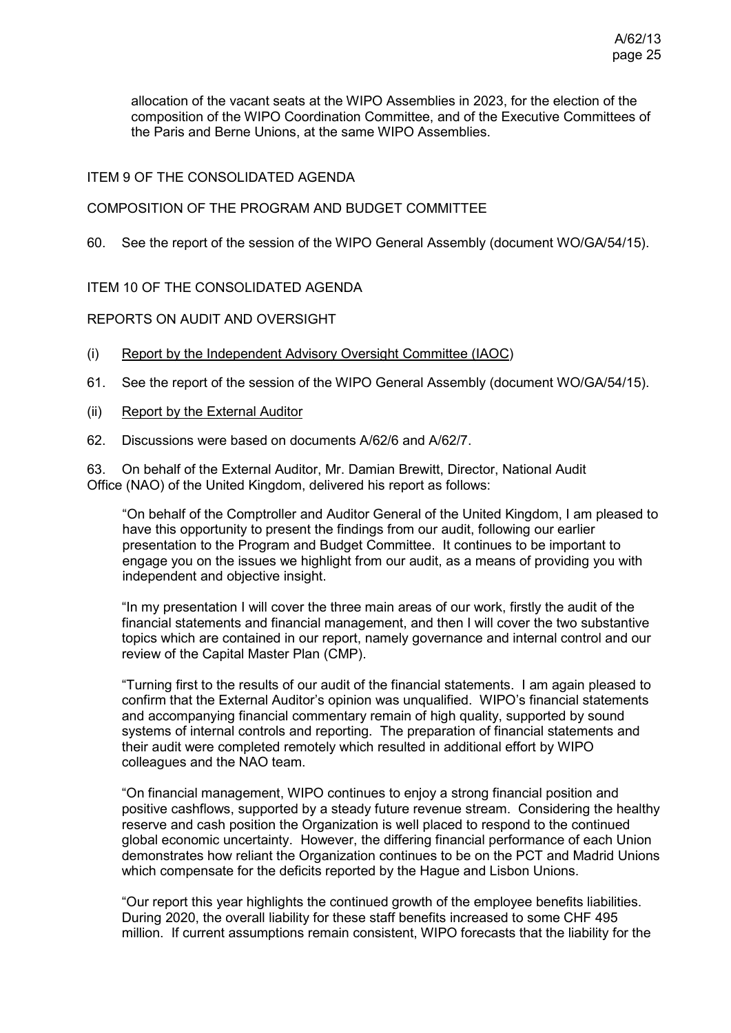allocation of the vacant seats at the WIPO Assemblies in 2023, for the election of the composition of the WIPO Coordination Committee, and of the Executive Committees of the Paris and Berne Unions, at the same WIPO Assemblies.

ITEM 9 OF THE CONSOLIDATED AGENDA

COMPOSITION OF THE PROGRAM AND BUDGET COMMITTEE

60. See the report of the session of the WIPO General Assembly (document WO/GA/54/15).

ITEM 10 OF THE CONSOLIDATED AGENDA

REPORTS ON AUDIT AND OVERSIGHT

(i) Report by the Independent Advisory Oversight Committee (IAOC)

61. See the report of the session of the WIPO General Assembly (document WO/GA/54/15).

(ii) Report by the External Auditor

62. Discussions were based on documents A/62/6 and A/62/7.

63. On behalf of the External Auditor, Mr. Damian Brewitt, Director, National Audit Office (NAO) of the United Kingdom, delivered his report as follows:

"On behalf of the Comptroller and Auditor General of the United Kingdom, I am pleased to have this opportunity to present the findings from our audit, following our earlier presentation to the Program and Budget Committee. It continues to be important to engage you on the issues we highlight from our audit, as a means of providing you with independent and objective insight.

"In my presentation I will cover the three main areas of our work, firstly the audit of the financial statements and financial management, and then I will cover the two substantive topics which are contained in our report, namely governance and internal control and our review of the Capital Master Plan (CMP).

"Turning first to the results of our audit of the financial statements. I am again pleased to confirm that the External Auditor's opinion was unqualified. WIPO's financial statements and accompanying financial commentary remain of high quality, supported by sound systems of internal controls and reporting. The preparation of financial statements and their audit were completed remotely which resulted in additional effort by WIPO colleagues and the NAO team.

"On financial management, WIPO continues to enjoy a strong financial position and positive cashflows, supported by a steady future revenue stream. Considering the healthy reserve and cash position the Organization is well placed to respond to the continued global economic uncertainty. However, the differing financial performance of each Union demonstrates how reliant the Organization continues to be on the PCT and Madrid Unions which compensate for the deficits reported by the Hague and Lisbon Unions.

"Our report this year highlights the continued growth of the employee benefits liabilities. During 2020, the overall liability for these staff benefits increased to some CHF 495 million. If current assumptions remain consistent, WIPO forecasts that the liability for the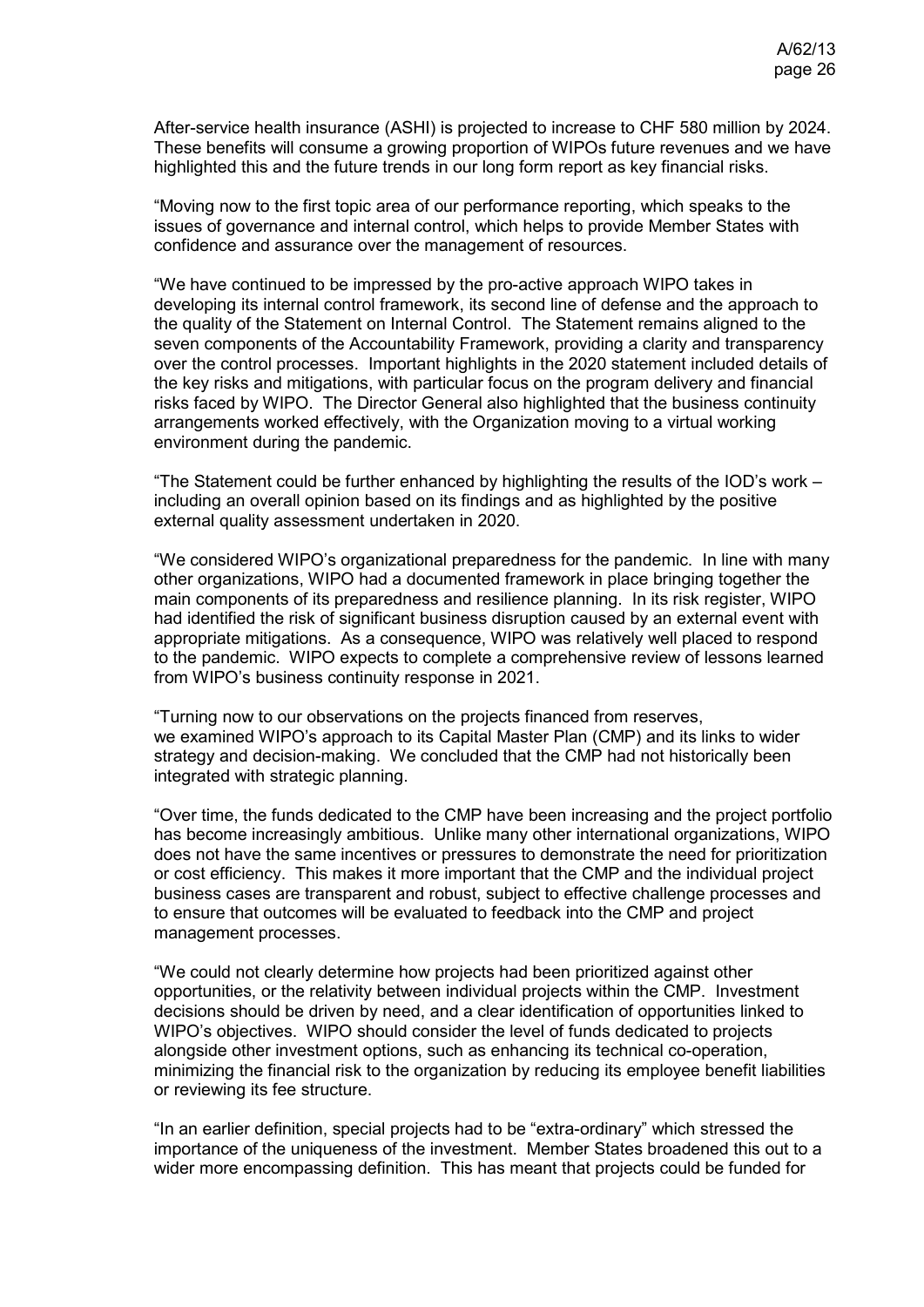After-service health insurance (ASHI) is projected to increase to CHF 580 million by 2024. These benefits will consume a growing proportion of WIPOs future revenues and we have highlighted this and the future trends in our long form report as key financial risks.

"Moving now to the first topic area of our performance reporting, which speaks to the issues of governance and internal control, which helps to provide Member States with confidence and assurance over the management of resources.

"We have continued to be impressed by the pro-active approach WIPO takes in developing its internal control framework, its second line of defense and the approach to the quality of the Statement on Internal Control. The Statement remains aligned to the seven components of the Accountability Framework, providing a clarity and transparency over the control processes. Important highlights in the 2020 statement included details of the key risks and mitigations, with particular focus on the program delivery and financial risks faced by WIPO. The Director General also highlighted that the business continuity arrangements worked effectively, with the Organization moving to a virtual working environment during the pandemic.

"The Statement could be further enhanced by highlighting the results of the IOD's work – including an overall opinion based on its findings and as highlighted by the positive external quality assessment undertaken in 2020.

"We considered WIPO's organizational preparedness for the pandemic. In line with many other organizations, WIPO had a documented framework in place bringing together the main components of its preparedness and resilience planning. In its risk register, WIPO had identified the risk of significant business disruption caused by an external event with appropriate mitigations. As a consequence, WIPO was relatively well placed to respond to the pandemic. WIPO expects to complete a comprehensive review of lessons learned from WIPO's business continuity response in 2021.

"Turning now to our observations on the projects financed from reserves, we examined WIPO's approach to its Capital Master Plan (CMP) and its links to wider strategy and decision-making. We concluded that the CMP had not historically been integrated with strategic planning.

"Over time, the funds dedicated to the CMP have been increasing and the project portfolio has become increasingly ambitious. Unlike many other international organizations, WIPO does not have the same incentives or pressures to demonstrate the need for prioritization or cost efficiency. This makes it more important that the CMP and the individual project business cases are transparent and robust, subject to effective challenge processes and to ensure that outcomes will be evaluated to feedback into the CMP and project management processes.

"We could not clearly determine how projects had been prioritized against other opportunities, or the relativity between individual projects within the CMP. Investment decisions should be driven by need, and a clear identification of opportunities linked to WIPO's objectives. WIPO should consider the level of funds dedicated to projects alongside other investment options, such as enhancing its technical co-operation, minimizing the financial risk to the organization by reducing its employee benefit liabilities or reviewing its fee structure.

"In an earlier definition, special projects had to be "extra-ordinary" which stressed the importance of the uniqueness of the investment. Member States broadened this out to a wider more encompassing definition. This has meant that projects could be funded for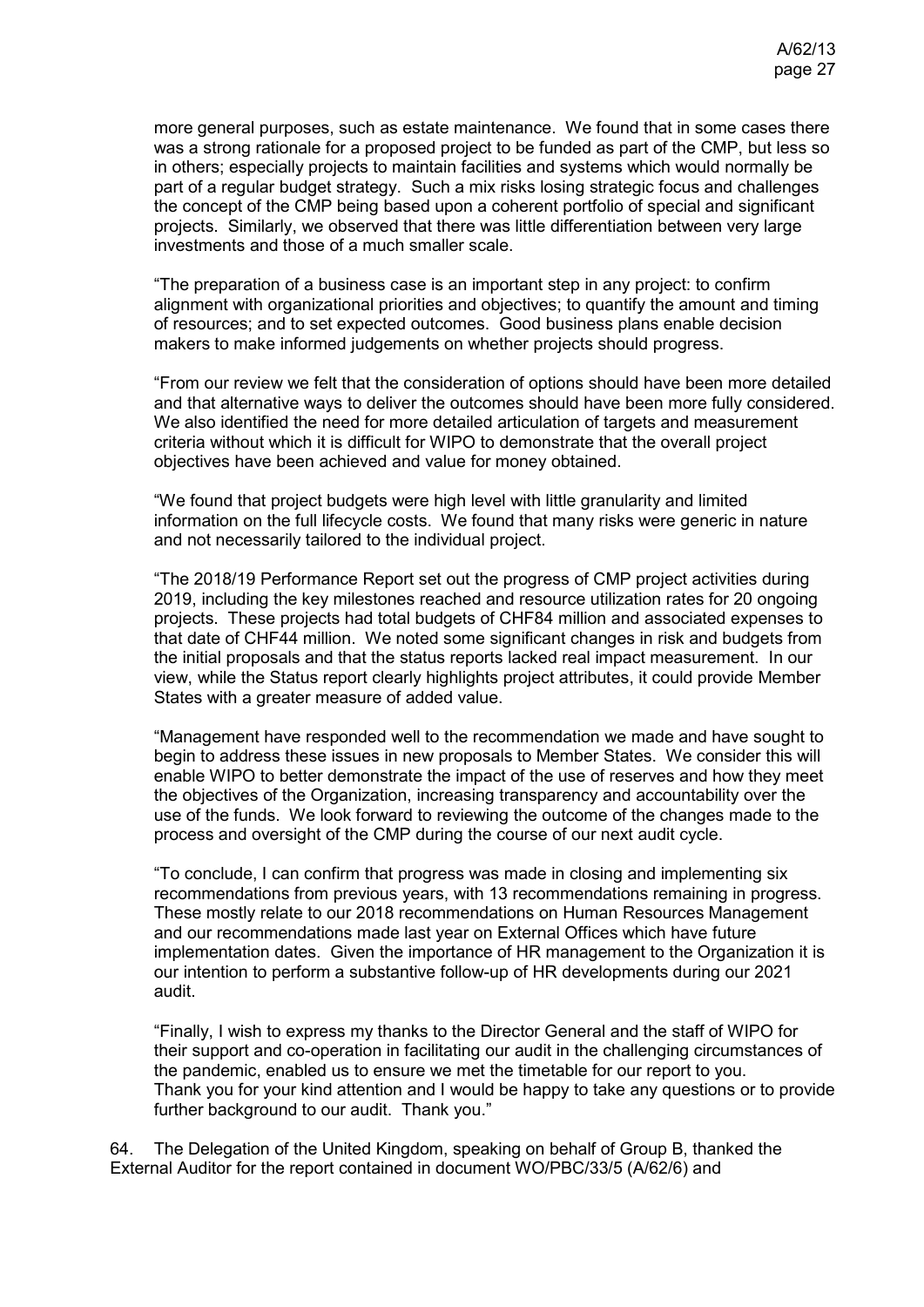more general purposes, such as estate maintenance. We found that in some cases there was a strong rationale for a proposed project to be funded as part of the CMP, but less so in others; especially projects to maintain facilities and systems which would normally be part of a regular budget strategy. Such a mix risks losing strategic focus and challenges the concept of the CMP being based upon a coherent portfolio of special and significant projects. Similarly, we observed that there was little differentiation between very large investments and those of a much smaller scale.

"The preparation of a business case is an important step in any project: to confirm alignment with organizational priorities and objectives; to quantify the amount and timing of resources; and to set expected outcomes. Good business plans enable decision makers to make informed judgements on whether projects should progress.

"From our review we felt that the consideration of options should have been more detailed and that alternative ways to deliver the outcomes should have been more fully considered. We also identified the need for more detailed articulation of targets and measurement criteria without which it is difficult for WIPO to demonstrate that the overall project objectives have been achieved and value for money obtained.

"We found that project budgets were high level with little granularity and limited information on the full lifecycle costs. We found that many risks were generic in nature and not necessarily tailored to the individual project.

"The 2018/19 Performance Report set out the progress of CMP project activities during 2019, including the key milestones reached and resource utilization rates for 20 ongoing projects. These projects had total budgets of CHF84 million and associated expenses to that date of CHF44 million. We noted some significant changes in risk and budgets from the initial proposals and that the status reports lacked real impact measurement. In our view, while the Status report clearly highlights project attributes, it could provide Member States with a greater measure of added value.

"Management have responded well to the recommendation we made and have sought to begin to address these issues in new proposals to Member States. We consider this will enable WIPO to better demonstrate the impact of the use of reserves and how they meet the objectives of the Organization, increasing transparency and accountability over the use of the funds. We look forward to reviewing the outcome of the changes made to the process and oversight of the CMP during the course of our next audit cycle.

"To conclude, I can confirm that progress was made in closing and implementing six recommendations from previous years, with 13 recommendations remaining in progress. These mostly relate to our 2018 recommendations on Human Resources Management and our recommendations made last year on External Offices which have future implementation dates. Given the importance of HR management to the Organization it is our intention to perform a substantive follow-up of HR developments during our 2021 audit.

"Finally, I wish to express my thanks to the Director General and the staff of WIPO for their support and co-operation in facilitating our audit in the challenging circumstances of the pandemic, enabled us to ensure we met the timetable for our report to you. Thank you for your kind attention and I would be happy to take any questions or to provide further background to our audit. Thank you."

64. The Delegation of the United Kingdom, speaking on behalf of Group B, thanked the External Auditor for the report contained in document WO/PBC/33/5 (A/62/6) and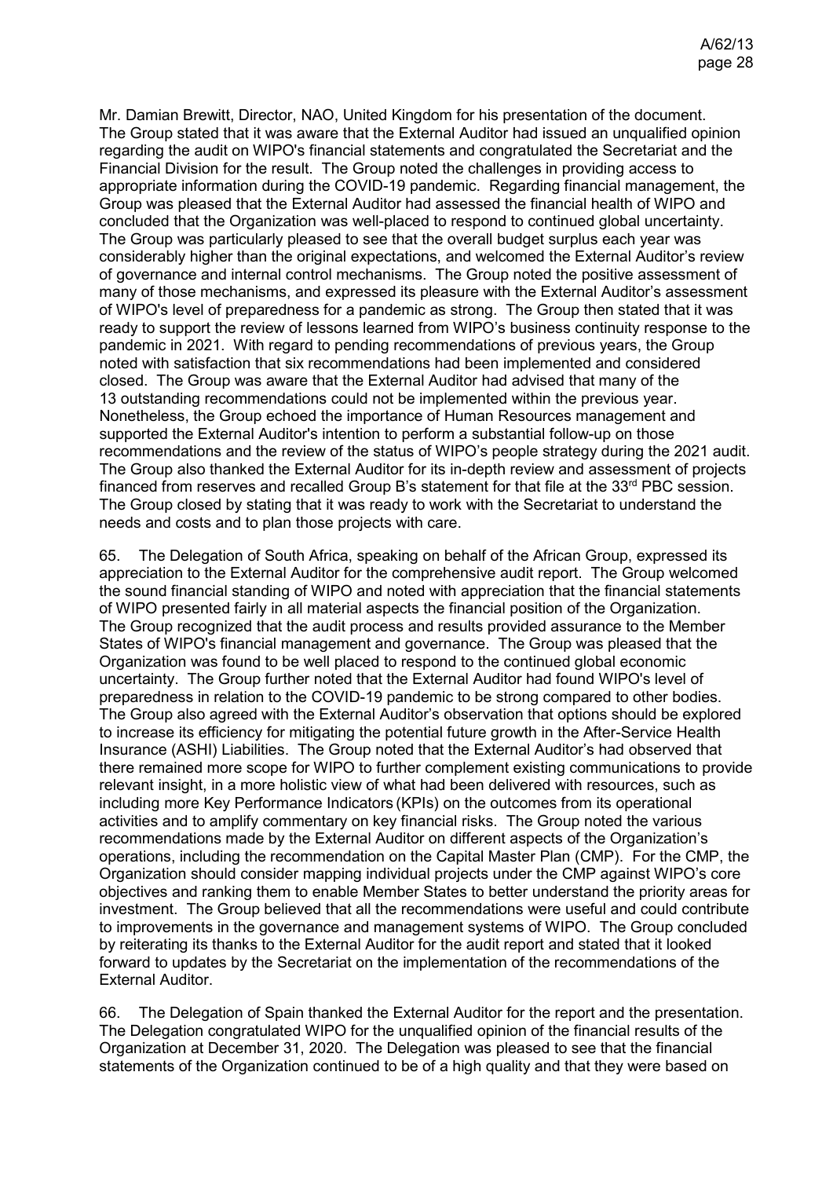Mr. Damian Brewitt, Director, NAO, United Kingdom for his presentation of the document. The Group stated that it was aware that the External Auditor had issued an unqualified opinion regarding the audit on WIPO's financial statements and congratulated the Secretariat and the Financial Division for the result. The Group noted the challenges in providing access to appropriate information during the COVID-19 pandemic. Regarding financial management, the Group was pleased that the External Auditor had assessed the financial health of WIPO and concluded that the Organization was well-placed to respond to continued global uncertainty. The Group was particularly pleased to see that the overall budget surplus each year was considerably higher than the original expectations, and welcomed the External Auditor's review of governance and internal control mechanisms. The Group noted the positive assessment of many of those mechanisms, and expressed its pleasure with the External Auditor's assessment of WIPO's level of preparedness for a pandemic as strong. The Group then stated that it was ready to support the review of lessons learned from WIPO's business continuity response to the pandemic in 2021. With regard to pending recommendations of previous years, the Group noted with satisfaction that six recommendations had been implemented and considered closed. The Group was aware that the External Auditor had advised that many of the 13 outstanding recommendations could not be implemented within the previous year. Nonetheless, the Group echoed the importance of Human Resources management and supported the External Auditor's intention to perform a substantial follow-up on those recommendations and the review of the status of WIPO's people strategy during the 2021 audit. The Group also thanked the External Auditor for its in-depth review and assessment of projects financed from reserves and recalled Group B's statement for that file at the 33rd PBC session. The Group closed by stating that it was ready to work with the Secretariat to understand the needs and costs and to plan those projects with care.

65. The Delegation of South Africa, speaking on behalf of the African Group, expressed its appreciation to the External Auditor for the comprehensive audit report. The Group welcomed the sound financial standing of WIPO and noted with appreciation that the financial statements of WIPO presented fairly in all material aspects the financial position of the Organization. The Group recognized that the audit process and results provided assurance to the Member States of WIPO's financial management and governance. The Group was pleased that the Organization was found to be well placed to respond to the continued global economic uncertainty. The Group further noted that the External Auditor had found WIPO's level of preparedness in relation to the COVID-19 pandemic to be strong compared to other bodies. The Group also agreed with the External Auditor's observation that options should be explored to increase its efficiency for mitigating the potential future growth in the After-Service Health Insurance (ASHI) Liabilities. The Group noted that the External Auditor's had observed that there remained more scope for WIPO to further complement existing communications to provide relevant insight, in a more holistic view of what had been delivered with resources, such as including more Key Performance Indicators (KPIs) on the outcomes from its operational activities and to amplify commentary on key financial risks. The Group noted the various recommendations made by the External Auditor on different aspects of the Organization's operations, including the recommendation on the Capital Master Plan (CMP). For the CMP, the Organization should consider mapping individual projects under the CMP against WIPO's core objectives and ranking them to enable Member States to better understand the priority areas for investment. The Group believed that all the recommendations were useful and could contribute to improvements in the governance and management systems of WIPO. The Group concluded by reiterating its thanks to the External Auditor for the audit report and stated that it looked forward to updates by the Secretariat on the implementation of the recommendations of the External Auditor.

66. The Delegation of Spain thanked the External Auditor for the report and the presentation. The Delegation congratulated WIPO for the unqualified opinion of the financial results of the Organization at December 31, 2020. The Delegation was pleased to see that the financial statements of the Organization continued to be of a high quality and that they were based on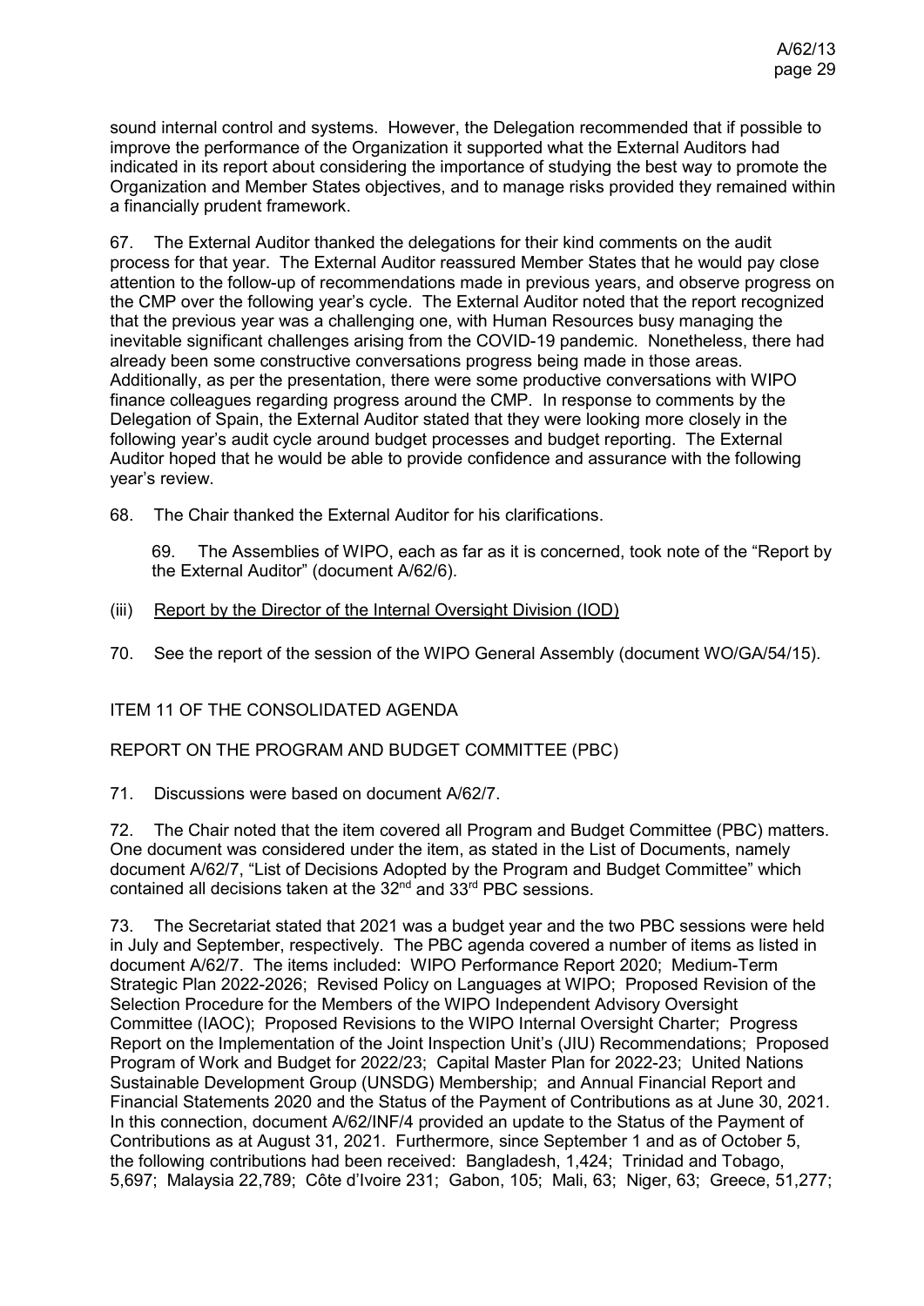sound internal control and systems. However, the Delegation recommended that if possible to improve the performance of the Organization it supported what the External Auditors had indicated in its report about considering the importance of studying the best way to promote the Organization and Member States objectives, and to manage risks provided they remained within a financially prudent framework.

67. The External Auditor thanked the delegations for their kind comments on the audit process for that year. The External Auditor reassured Member States that he would pay close attention to the follow-up of recommendations made in previous years, and observe progress on the CMP over the following year's cycle. The External Auditor noted that the report recognized that the previous year was a challenging one, with Human Resources busy managing the inevitable significant challenges arising from the COVID-19 pandemic. Nonetheless, there had already been some constructive conversations progress being made in those areas. Additionally, as per the presentation, there were some productive conversations with WIPO finance colleagues regarding progress around the CMP. In response to comments by the Delegation of Spain, the External Auditor stated that they were looking more closely in the following year's audit cycle around budget processes and budget reporting. The External Auditor hoped that he would be able to provide confidence and assurance with the following year's review.

68. The Chair thanked the External Auditor for his clarifications.

> 69. The Assemblies of WIPO, each as far as it is concerned, took note of the "Report by the External Auditor" (document A/62/6).

(iii) Report by the Director of the Internal Oversight Division (IOD)

70. See the report of the session of the WIPO General Assembly (document WO/GA/54/15).

ITEM 11 OF THE CONSOLIDATED AGENDA

REPORT ON THE PROGRAM AND BUDGET COMMITTEE (PBC)

71. Discussions were based on document A/62/7.

72. The Chair noted that the item covered all Program and Budget Committee (PBC) matters. One document was considered under the item, as stated in the List of Documents, namely document A/62/7, "List of Decisions Adopted by the Program and Budget Committee" which contained all decisions taken at the 32nd and 33rd PBC sessions.

73. The Secretariat stated that 2021 was a budget year and the two PBC sessions were held in July and September, respectively. The PBC agenda covered a number of items as listed in document A/62/7. The items included: WIPO Performance Report 2020; Medium-Term Strategic Plan 2022-2026; Revised Policy on Languages at WIPO; Proposed Revision of the Selection Procedure for the Members of the WIPO Independent Advisory Oversight Committee (IAOC); Proposed Revisions to the WIPO Internal Oversight Charter; Progress Report on the Implementation of the Joint Inspection Unit's (JIU) Recommendations; Proposed Program of Work and Budget for 2022/23; Capital Master Plan for 2022-23; United Nations Sustainable Development Group (UNSDG) Membership; and Annual Financial Report and Financial Statements 2020 and the Status of the Payment of Contributions as at June 30, 2021. In this connection, document A/62/INF/4 provided an update to the Status of the Payment of Contributions as at August 31, 2021. Furthermore, since September 1 and as of October 5, the following contributions had been received: Bangladesh, 1,424; Trinidad and Tobago, 5,697; Malaysia 22,789; Côte d'Ivoire 231; Gabon, 105; Mali, 63; Niger, 63; Greece, 51,277;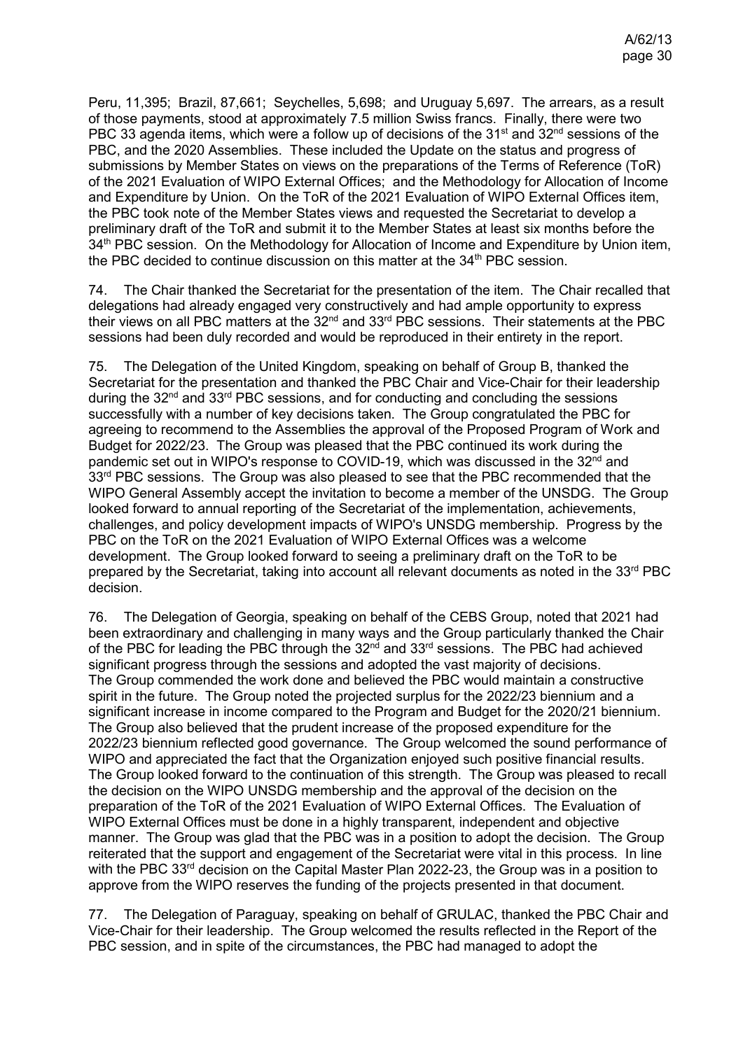Peru, 11,395; Brazil, 87,661; Seychelles, 5,698; and Uruguay 5,697. The arrears, as a result of those payments, stood at approximately 7.5 million Swiss francs. Finally, there were two PBC 33 agenda items, which were a follow up of decisions of the 31st and 32nd sessions of the PBC, and the 2020 Assemblies. These included the Update on the status and progress of submissions by Member States on views on the preparations of the Terms of Reference (ToR) of the 2021 Evaluation of WIPO External Offices; and the Methodology for Allocation of Income and Expenditure by Union. On the ToR of the 2021 Evaluation of WIPO External Offices item, the PBC took note of the Member States views and requested the Secretariat to develop a preliminary draft of the ToR and submit it to the Member States at least six months before the 34th PBC session. On the Methodology for Allocation of Income and Expenditure by Union item, the PBC decided to continue discussion on this matter at the 34th PBC session.

74. The Chair thanked the Secretariat for the presentation of the item. The Chair recalled that delegations had already engaged very constructively and had ample opportunity to express their views on all PBC matters at the 32nd and 33rd PBC sessions. Their statements at the PBC sessions had been duly recorded and would be reproduced in their entirety in the report.

75. The Delegation of the United Kingdom, speaking on behalf of Group B, thanked the Secretariat for the presentation and thanked the PBC Chair and Vice-Chair for their leadership during the 32nd and 33rd PBC sessions, and for conducting and concluding the sessions successfully with a number of key decisions taken. The Group congratulated the PBC for agreeing to recommend to the Assemblies the approval of the Proposed Program of Work and Budget for 2022/23. The Group was pleased that the PBC continued its work during the pandemic set out in WIPO's response to COVID-19, which was discussed in the 32nd and 33rd PBC sessions. The Group was also pleased to see that the PBC recommended that the WIPO General Assembly accept the invitation to become a member of the UNSDG. The Group looked forward to annual reporting of the Secretariat of the implementation, achievements, challenges, and policy development impacts of WIPO's UNSDG membership. Progress by the PBC on the ToR on the 2021 Evaluation of WIPO External Offices was a welcome development. The Group looked forward to seeing a preliminary draft on the ToR to be prepared by the Secretariat, taking into account all relevant documents as noted in the 33rd PBC decision.

76. The Delegation of Georgia, speaking on behalf of the CEBS Group, noted that 2021 had been extraordinary and challenging in many ways and the Group particularly thanked the Chair of the PBC for leading the PBC through the 32nd and 33rd sessions. The PBC had achieved significant progress through the sessions and adopted the vast majority of decisions. The Group commended the work done and believed the PBC would maintain a constructive spirit in the future. The Group noted the projected surplus for the 2022/23 biennium and a significant increase in income compared to the Program and Budget for the 2020/21 biennium. The Group also believed that the prudent increase of the proposed expenditure for the 2022/23 biennium reflected good governance. The Group welcomed the sound performance of WIPO and appreciated the fact that the Organization enjoyed such positive financial results. The Group looked forward to the continuation of this strength. The Group was pleased to recall the decision on the WIPO UNSDG membership and the approval of the decision on the preparation of the ToR of the 2021 Evaluation of WIPO External Offices. The Evaluation of WIPO External Offices must be done in a highly transparent, independent and objective manner. The Group was glad that the PBC was in a position to adopt the decision. The Group reiterated that the support and engagement of the Secretariat were vital in this process. In line with the PBC 33rd decision on the Capital Master Plan 2022-23, the Group was in a position to approve from the WIPO reserves the funding of the projects presented in that document.

77. The Delegation of Paraguay, speaking on behalf of GRULAC, thanked the PBC Chair and Vice-Chair for their leadership. The Group welcomed the results reflected in the Report of the PBC session, and in spite of the circumstances, the PBC had managed to adopt the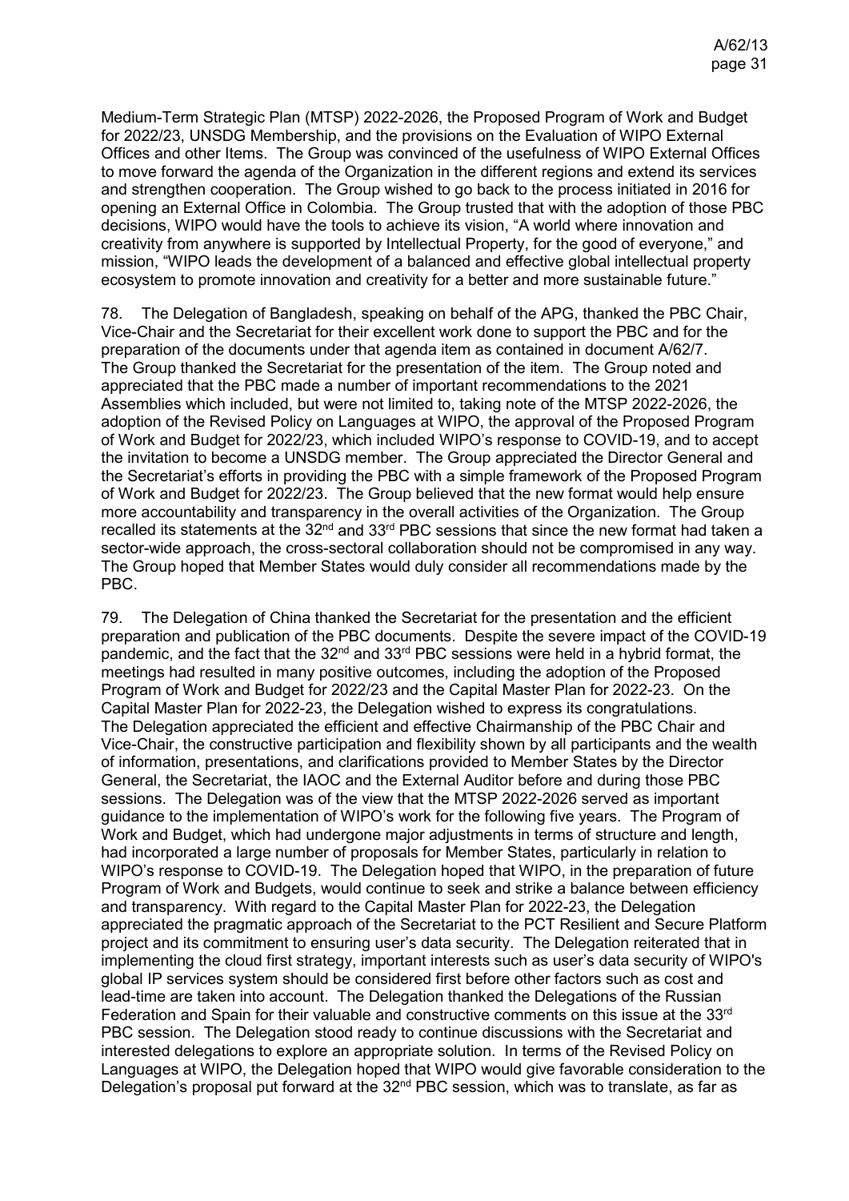Medium-Term Strategic Plan (MTSP) 2022-2026, the Proposed Program of Work and Budget for 2022/23, UNSDG Membership, and the provisions on the Evaluation of WIPO External Offices and other Items. The Group was convinced of the usefulness of WIPO External Offices to move forward the agenda of the Organization in the different regions and extend its services and strengthen cooperation. The Group wished to go back to the process initiated in 2016 for opening an External Office in Colombia. The Group trusted that with the adoption of those PBC decisions, WIPO would have the tools to achieve its vision, "A world where innovation and creativity from anywhere is supported by Intellectual Property, for the good of everyone," and mission, "WIPO leads the development of a balanced and effective global intellectual property ecosystem to promote innovation and creativity for a better and more sustainable future."

78. The Delegation of Bangladesh, speaking on behalf of the APG, thanked the PBC Chair, Vice-Chair and the Secretariat for their excellent work done to support the PBC and for the preparation of the documents under that agenda item as contained in document A/62/7. The Group thanked the Secretariat for the presentation of the item. The Group noted and appreciated that the PBC made a number of important recommendations to the 2021 Assemblies which included, but were not limited to, taking note of the MTSP 2022-2026, the adoption of the Revised Policy on Languages at WIPO, the approval of the Proposed Program of Work and Budget for 2022/23, which included WIPO's response to COVID-19, and to accept the invitation to become a UNSDG member. The Group appreciated the Director General and the Secretariat's efforts in providing the PBC with a simple framework of the Proposed Program of Work and Budget for 2022/23. The Group believed that the new format would help ensure more accountability and transparency in the overall activities of the Organization. The Group recalled its statements at the 32nd and 33rd PBC sessions that since the new format had taken a sector-wide approach, the cross-sectoral collaboration should not be compromised in any way. The Group hoped that Member States would duly consider all recommendations made by the PBC.

79. The Delegation of China thanked the Secretariat for the presentation and the efficient preparation and publication of the PBC documents. Despite the severe impact of the COVID-19 pandemic, and the fact that the 32nd and 33rd PBC sessions were held in a hybrid format, the meetings had resulted in many positive outcomes, including the adoption of the Proposed Program of Work and Budget for 2022/23 and the Capital Master Plan for 2022-23. On the Capital Master Plan for 2022-23, the Delegation wished to express its congratulations. The Delegation appreciated the efficient and effective Chairmanship of the PBC Chair and Vice-Chair, the constructive participation and flexibility shown by all participants and the wealth of information, presentations, and clarifications provided to Member States by the Director General, the Secretariat, the IAOC and the External Auditor before and during those PBC sessions. The Delegation was of the view that the MTSP 2022-2026 served as important guidance to the implementation of WIPO's work for the following five years. The Program of Work and Budget, which had undergone major adjustments in terms of structure and length, had incorporated a large number of proposals for Member States, particularly in relation to WIPO's response to COVID-19. The Delegation hoped that WIPO, in the preparation of future Program of Work and Budgets, would continue to seek and strike a balance between efficiency and transparency. With regard to the Capital Master Plan for 2022-23, the Delegation appreciated the pragmatic approach of the Secretariat to the PCT Resilient and Secure Platform project and its commitment to ensuring user's data security. The Delegation reiterated that in implementing the cloud first strategy, important interests such as user's data security of WIPO's global IP services system should be considered first before other factors such as cost and lead-time are taken into account. The Delegation thanked the Delegations of the Russian Federation and Spain for their valuable and constructive comments on this issue at the 33rd PBC session. The Delegation stood ready to continue discussions with the Secretariat and interested delegations to explore an appropriate solution. In terms of the Revised Policy on Languages at WIPO, the Delegation hoped that WIPO would give favorable consideration to the Delegation's proposal put forward at the 32nd PBC session, which was to translate, as far as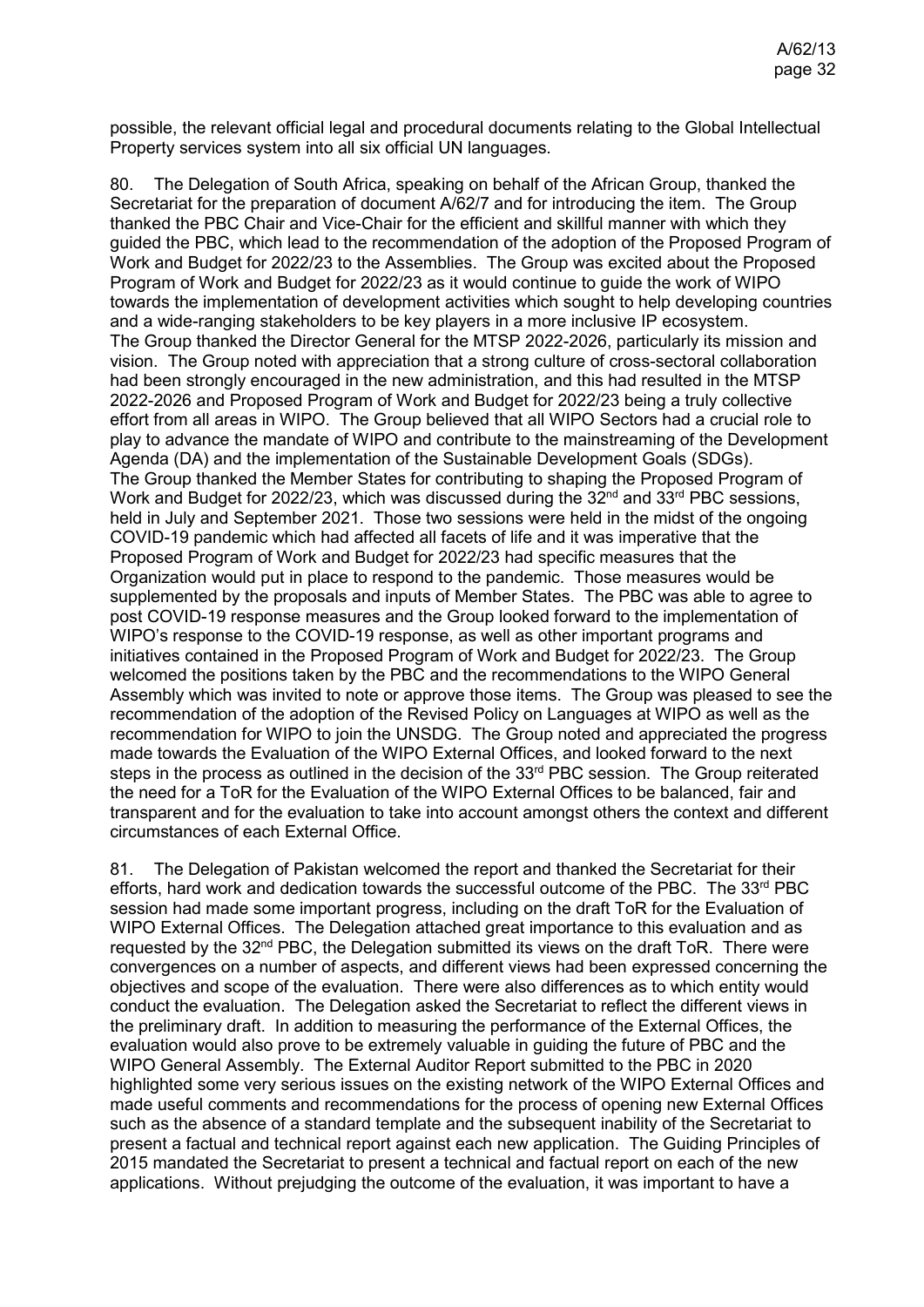possible, the relevant official legal and procedural documents relating to the Global Intellectual Property services system into all six official UN languages.

80. The Delegation of South Africa, speaking on behalf of the African Group, thanked the Secretariat for the preparation of document A/62/7 and for introducing the item. The Group thanked the PBC Chair and Vice-Chair for the efficient and skillful manner with which they guided the PBC, which lead to the recommendation of the adoption of the Proposed Program of Work and Budget for 2022/23 to the Assemblies. The Group was excited about the Proposed Program of Work and Budget for 2022/23 as it would continue to guide the work of WIPO towards the implementation of development activities which sought to help developing countries and a wide-ranging stakeholders to be key players in a more inclusive IP ecosystem. The Group thanked the Director General for the MTSP 2022-2026, particularly its mission and vision. The Group noted with appreciation that a strong culture of cross-sectoral collaboration had been strongly encouraged in the new administration, and this had resulted in the MTSP 2022-2026 and Proposed Program of Work and Budget for 2022/23 being a truly collective effort from all areas in WIPO. The Group believed that all WIPO Sectors had a crucial role to play to advance the mandate of WIPO and contribute to the mainstreaming of the Development Agenda (DA) and the implementation of the Sustainable Development Goals (SDGs). The Group thanked the Member States for contributing to shaping the Proposed Program of Work and Budget for 2022/23, which was discussed during the 32nd and 33rd PBC sessions, held in July and September 2021. Those two sessions were held in the midst of the ongoing COVID-19 pandemic which had affected all facets of life and it was imperative that the Proposed Program of Work and Budget for 2022/23 had specific measures that the Organization would put in place to respond to the pandemic. Those measures would be supplemented by the proposals and inputs of Member States. The PBC was able to agree to post COVID-19 response measures and the Group looked forward to the implementation of WIPO's response to the COVID-19 response, as well as other important programs and initiatives contained in the Proposed Program of Work and Budget for 2022/23. The Group welcomed the positions taken by the PBC and the recommendations to the WIPO General Assembly which was invited to note or approve those items. The Group was pleased to see the recommendation of the adoption of the Revised Policy on Languages at WIPO as well as the recommendation for WIPO to join the UNSDG. The Group noted and appreciated the progress made towards the Evaluation of the WIPO External Offices, and looked forward to the next steps in the process as outlined in the decision of the 33rd PBC session. The Group reiterated the need for a ToR for the Evaluation of the WIPO External Offices Sectors to be balanced, fair and transparent and for the evaluation to take into account amongst others the context and different circumstances of each External Office.

81. The Delegation of Pakistan welcomed the report and thanked the Secretariat for their efforts, hard work and dedication towards the successful outcome of the PBC. The 33rd PBC session had made some important progress, including on the draft ToR for the Evaluation of WIPO External Offices. The Delegation attached great importance to this evaluation and as requested by the 32nd PBC, the Delegation submitted its views on the draft ToR. There were convergences on a number of aspects, and different views had been expressed concerning the objectives and scope of the evaluation. There were also differences as to which entity would conduct the evaluation. The Delegation asked the Secretariat to reflect the different views in the preliminary draft. In addition to measuring the performance of the External Offices, the evaluation would also prove to be extremely valuable in guiding the future of PBC and the WIPO General Assembly. The External Auditor Report submitted to the PBC in 2020 highlighted some very serious issues on the existing network of the WIPO External Offices and made useful comments and recommendations for the process of opening new External Offices such as the absence of a standard template and the subsequent inability of the Secretariat to present a factual and technical report against each new application. The Guiding Principles of 2015 mandated the Secretariat to present a technical and factual report on each of the new applications. Without prejudging the outcome of the evaluation, it was important to have a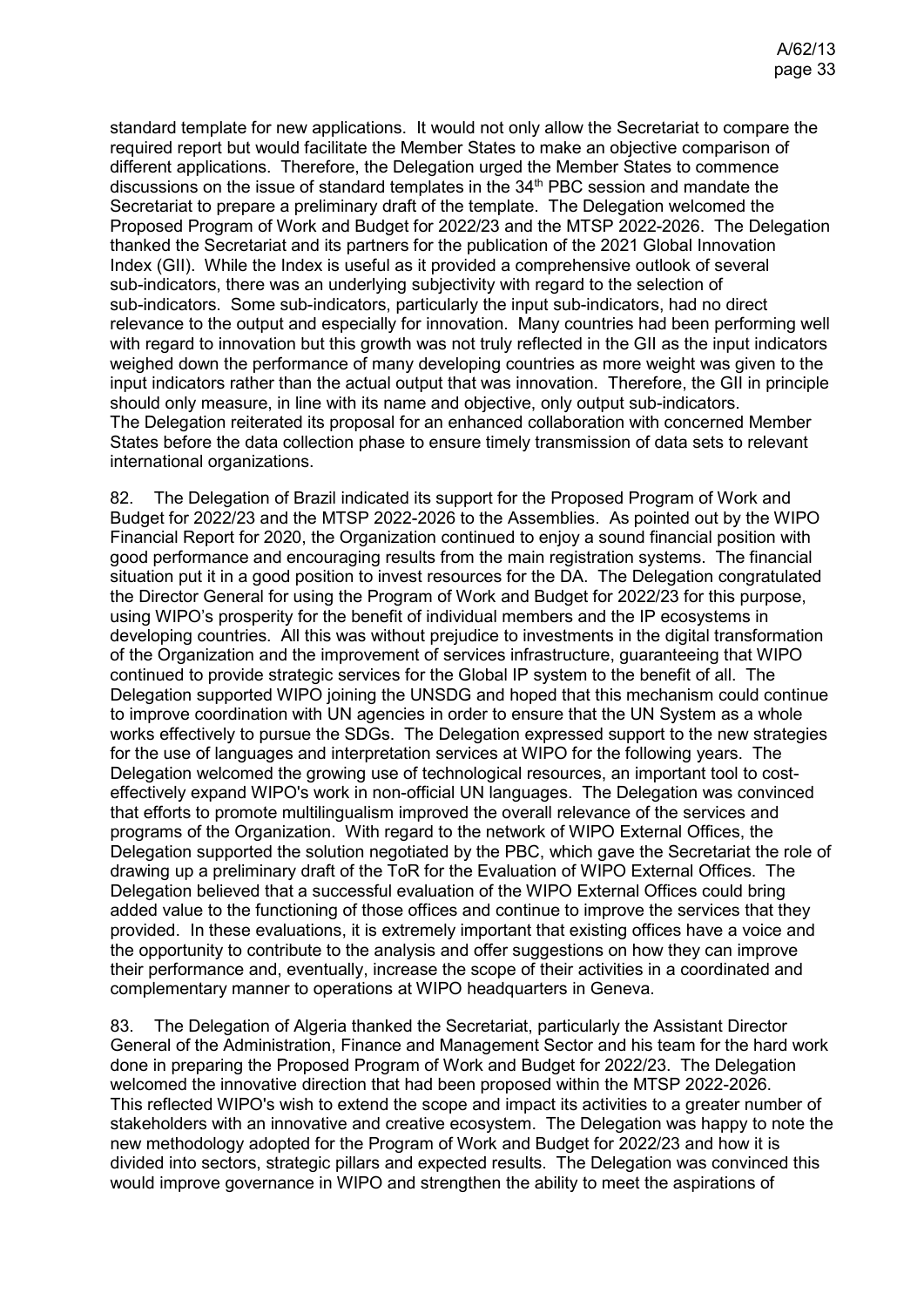standard template for new applications. It would not only allow the Secretariat to compare the required report but would facilitate the Member States to make an objective comparison of different applications. Therefore, the Delegation urged the Member States to commence discussions on the issue of standard templates in the 34th PBC session and mandate the Secretariat to prepare a preliminary draft of the template. The Delegation welcomed the Proposed Program of Work and Budget for 2022/23 and the MTSP 2022-2026. The Delegation thanked the Secretariat and its partners for the publication of the 2021 Global Innovation Index (GII). While the Index is useful as it provided a comprehensive outlook of several sub-indicators, there was an underlying subjectivity with regard to the selection of sub-indicators. Some sub-indicators, particularly the input sub-indicators, had no direct relevance to the output and especially for innovation. Many countries had been performing well with regard to innovation but this growth was not truly reflected in the GII as the input indicators weighed down the performance of many developing countries as more weight was given to the input indicators rather than the actual output that was innovation. Therefore, the GII in principle should only measure, in line with its name and objective, only output sub-indicators. The Delegation reiterated its proposal for an enhanced collaboration with concerned Member States before the data collection phase to ensure timely transmission of data sets to relevant international organizations.

82. The Delegation of Brazil indicated its support for the Proposed Program of Work and Budget for 2022/23 and the MTSP 2022-2026 to the Assemblies. As pointed out by the WIPO Financial Report for 2020, the Organization continued to enjoy a sound financial position with good performance and encouraging results from the main registration systems. The financial situation put it in a good position to invest resources for the DA. The Delegation congratulated the Director General for using the Program of Work and Budget for 2022/23 for this purpose, using WIPO's prosperity for the benefit of individual members and the IP ecosystems in developing countries. All this was without prejudice to investments in the digital transformation of the Organization and the improvement of services infrastructure, guaranteeing that WIPO continued to provide strategic services for the Global IP system to the benefit of all. The Delegation supported WIPO joining the UNSDG and hoped that this mechanism could continue to improve coordination with UN agencies in order to ensure that the UN System as a whole works effectively to pursue the SDGs. The Delegation expressed support to the new strategies for the use of languages and interpretation services at WIPO for the following years. The Delegation welcomed the growing use of technological resources, an important tool to cost-effectively expand WIPO's work in non-official UN languages. The Delegation was convinced that efforts to promote multilingualism improved the overall relevance of the services and programs of the Organization. With regard to the network of WIPO External Offices, the Delegation supported the solution negotiated by the PBC, which gave the Secretariat the role of drawing up a preliminary draft of the ToR for the Evaluation of WIPO External Offices. The Delegation believed that a successful evaluation of the WIPO External Offices could bring added value to the functioning of those offices and continue to improve the services that they provided. In these evaluations, it is extremely important that existing offices have a voice and the opportunity to contribute to the analysis and offer suggestions on how they can improve their performance and, eventually, increase the scope of their activities in a coordinated and complementary manner to operations at WIPO headquarters in Geneva.

83. The Delegation of Algeria thanked the Secretariat, particularly the Assistant Director General of the Administration, Finance and Management Sector and his team for the hard work done in preparing the Proposed Program of Work and Budget for 2022/23. The Delegation welcomed the innovative direction that had been proposed within the MTSP 2022-2026. This reflected WIPO's wish to extend the scope and impact its activities to a greater number of stakeholders with an innovative and creative ecosystem. The Delegation was happy to note the new methodology adopted for the Program of Work and Budget for 2022/23 and how it is divided into sectors, strategic pillars and expected results. The Delegation was convinced this would improve governance in WIPO and strengthen the ability to meet the aspirations of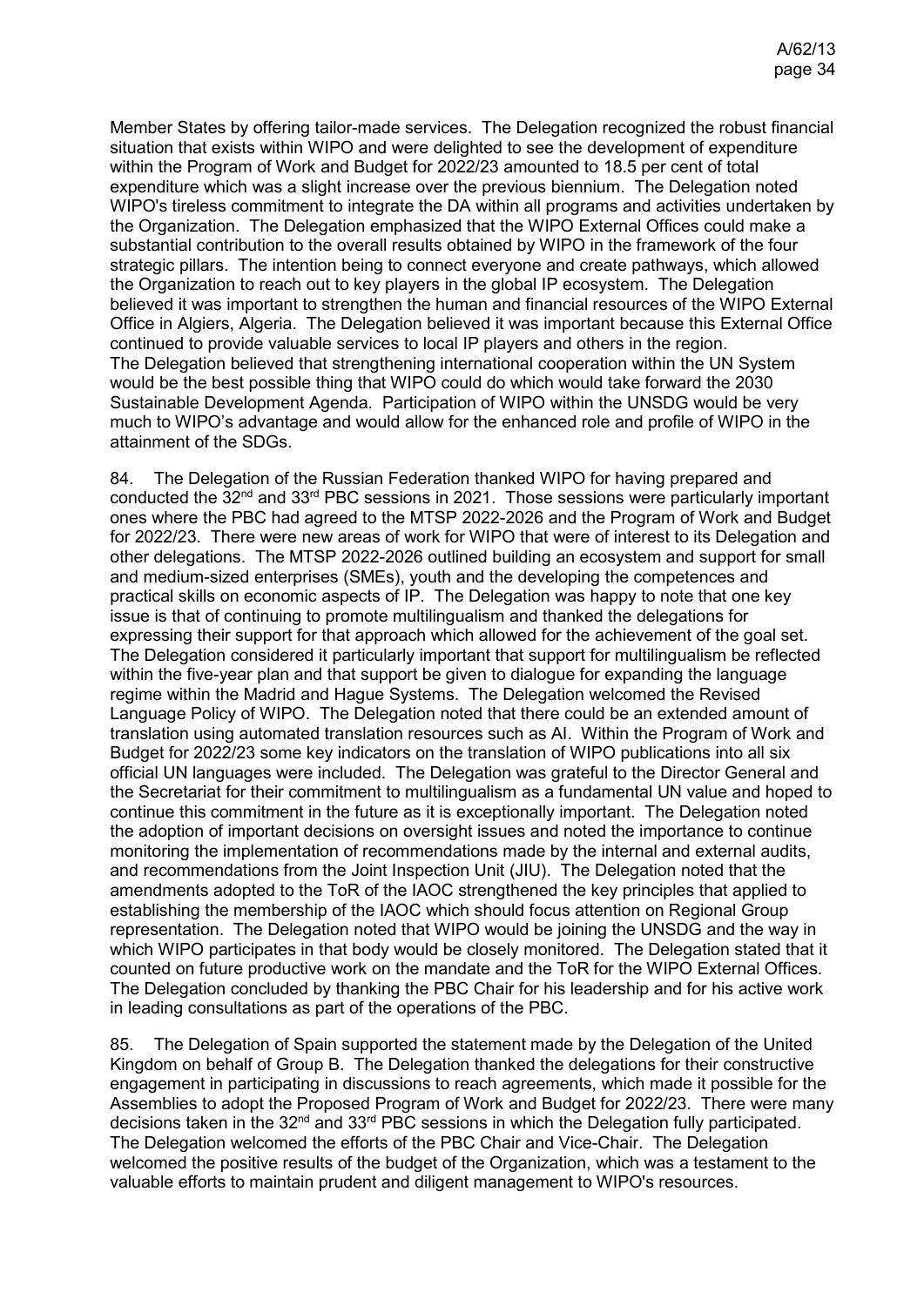Member States by offering tailor-made services. The Delegation recognized the robust financial situation that exists within WIPO and were delighted to see the development of expenditure within the Program of Work and Budget for 2022/23 amounted to 18.5 per cent of total expenditure which was a slight increase over the previous biennium. The Delegation noted WIPO's tireless commitment to integrate the DA within all programs and activities undertaken by the Organization. The Delegation emphasized that the WIPO External Offices could make a substantial contribution to the overall results obtained by WIPO in the framework of the four strategic pillars. The intention being to connect everyone and create pathways, which allowed the Organization to reach out to key players in the global IP ecosystem. The Delegation believed it was important to strengthen the human and financial resources of the WIPO External Office in Algiers, Algeria. The Delegation believed it was important because this External Office continued to provide valuable services to local IP players and others in the region. The Delegation believed that strengthening international cooperation within the UN System would be the best possible thing that WIPO could do which would take forward the 2030 Sustainable Development Agenda. Participation of WIPO within the UNSDG would be very much to WIPO's advantage and would allow for the enhanced role and profile of WIPO in the attainment of the SDGs.

84. The Delegation of the Russian Federation thanked WIPO for having prepared and conducted the 32nd and 33rd PBC sessions in 2021. Those sessions were particularly important ones where the PBC had agreed to the MTSP 2022-2026 and the Program of Work and Budget for 2022/23. There were new areas of work for WIPO that were of interest to its Delegation and other delegations. The MTSP 2022-2026 outlined building an ecosystem and support for small and medium-sized enterprises (SMEs), youth and the developing the competences and practical skills on economic aspects of IP. The Delegation was happy to note that one key issue is that of continuing to promote multilingualism and thanked the delegations for expressing their support for that approach which allowed for the achievement of the goal set. The Delegation considered it particularly important that support for multilingualism be reflected within the five-year plan and that support be given to dialogue for expanding the language regime within the Madrid and Hague Systems. The Delegation welcomed the Revised Language Policy of WIPO. The Delegation noted that there could be an extended amount of translation using automated translation resources such as AI. Within the Program of Work and Budget for 2022/23 some key indicators on the translation of WIPO publications into all six official UN languages were included. The Delegation was grateful to the Director General and the Secretariat for their commitment to multilingualism as a fundamental UN value and hoped to continue this commitment in the future as it is exceptionally important. The Delegation noted the adoption of important decisions on oversight issues and noted the importance to continue monitoring the implementation of recommendations made by the internal and external audits, and recommendations from the Joint Inspection Unit (JIU). The Delegation noted that the amendments adopted to the ToR of the IAOC strengthened the key principles that applied to establishing the membership of the IAOC which should focus attention on Regional Group representation. The Delegation noted that WIPO would be joining the UNSDG and the way in which WIPO participates in that body would be closely monitored. The Delegation stated that it counted on future productive work on the mandate and the ToR for the WIPO External Offices. The Delegation concluded by thanking the PBC Chair for his leadership and for his active work in leading consultations as part of the operations of the PBC.

85. The Delegation of Spain supported the statement made by the Delegation of the United Kingdom on behalf of Group B. The Delegation thanked the delegations for their constructive engagement in participating in discussions to reach agreements, which made it possible for the Assemblies to adopt the Proposed Program of Work and Budget for 2022/23. There were many decisions taken in the 32nd and 33rd PBC sessions in which the Delegation fully participated. The Delegation welcomed the efforts of the PBC Chair and Vice-Chair. The Delegation welcomed the positive results of the budget of the Organization, which was a testament to the valuable efforts to maintain prudent and diligent management to WIPO's resources.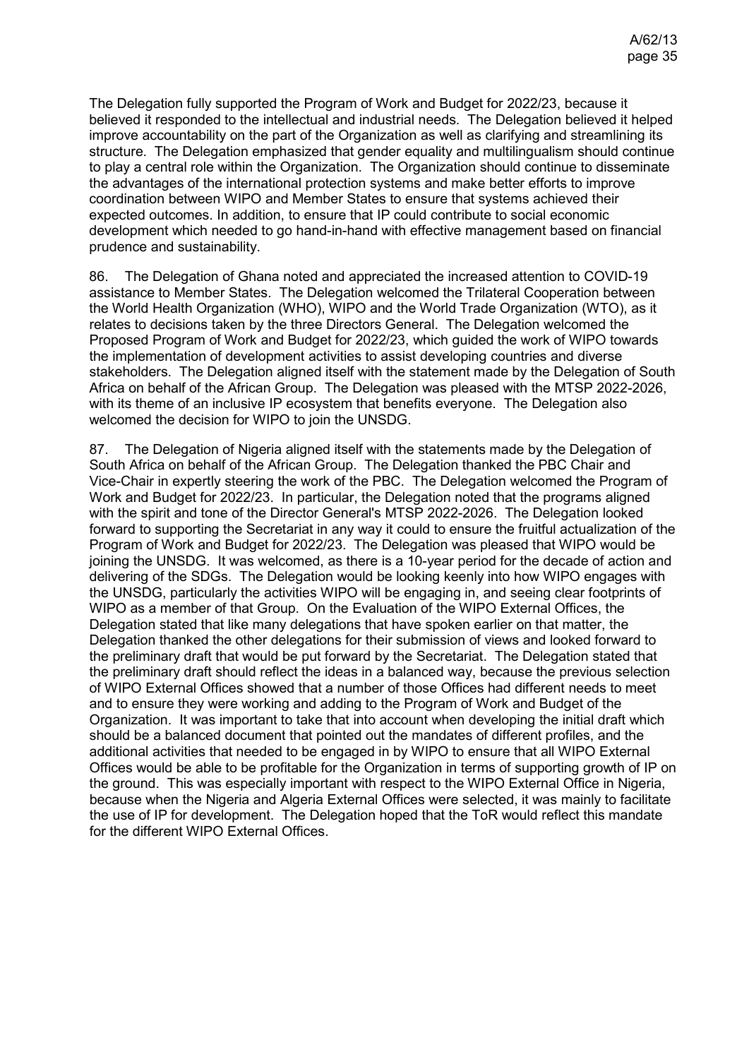The Delegation fully supported the Program of Work and Budget for 2022/23, because it believed it responded to the intellectual and industrial needs. The Delegation believed it helped improve accountability on the part of the Organization as well as clarifying and streamlining its structure. The Delegation emphasized that gender equality and multilingualism should continue to play a central role within the Organization. The Organization should continue to disseminate the advantages of the international protection systems and make better efforts to improve coordination between WIPO and Member States to ensure that systems achieved their expected outcomes. In addition, to ensure that IP could contribute to social economic development which needed to go hand-in-hand with effective management based on financial prudence and sustainability.

86. The Delegation of Ghana noted and appreciated the increased attention to COVID-19 assistance to Member States. The Delegation welcomed the Trilateral Cooperation between the World Health Organization (WHO), WIPO and the World Trade Organization (WTO), as it relates to decisions taken by the three Directors General. The Delegation welcomed the Proposed Program of Work and Budget for 2022/23, which guided the work of WIPO towards the implementation of development activities to assist developing countries and diverse stakeholders. The Delegation aligned itself with the statement made by the Delegation of South Africa on behalf of the African Group. The Delegation was pleased with the MTSP 2022-2026, with its theme of an inclusive IP ecosystem that benefits everyone. The Delegation also welcomed the decision for WIPO to join the UNSDG.

87. The Delegation of Nigeria aligned itself with the statements made by the Delegation of South Africa on behalf of the African Group. The Delegation thanked the PBC Chair and Vice-Chair in expertly steering the work of the PBC. The Delegation welcomed the Program of Work and Budget for 2022/23. In particular, the Delegation noted that the programs aligned with the spirit and tone of the Director General's MTSP 2022-2026. The Delegation looked forward to supporting the Secretariat in any way it could to ensure the fruitful actualization of the Program of Work and Budget for 2022/23. The Delegation was pleased that WIPO would be joining the UNSDG. It was welcomed, as there is a 10-year period for the decade of action and delivering of the SDGs. The Delegation would be looking keenly into how WIPO engages with the UNSDG, particularly the activities WIPO will be engaging in, and seeing clear footprints of WIPO as a member of that Group. On the Evaluation of the WIPO External Offices, the Delegation stated that like many delegations that have spoken earlier on that matter, the Delegation thanked the other delegations for their submission of views and looked forward to the preliminary draft that would be put forward by the Secretariat. The Delegation stated that the preliminary draft should reflect the ideas in a balanced way, because the previous selection of WIPO External Offices showed that a number of those Offices had different needs to meet and to ensure they were working and adding to the Program of Work and Budget of the Organization. It was important to take that into account when developing the initial draft which should be a balanced document that pointed out the mandates of different profiles, and the additional activities that needed to be engaged in by WIPO to ensure that all WIPO External Offices would be able to be profitable for the Organization in terms of supporting growth of IP on the ground. This was especially important with respect to the WIPO External Office in Nigeria, because when the Nigeria and Algeria External Offices were selected, it was mainly to facilitate the use of IP for development. The Delegation hoped that the ToR would reflect this mandate for the different WIPO External Offices.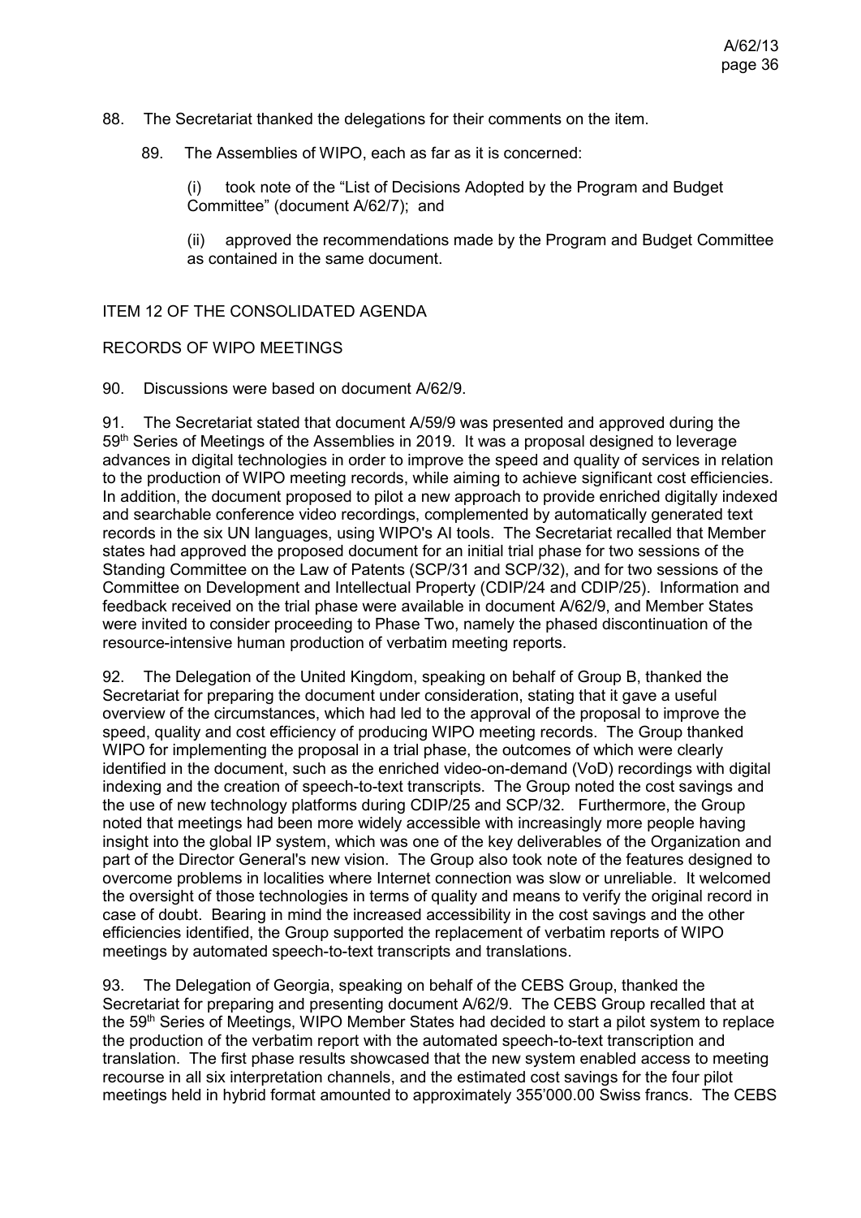88. The Secretariat thanked the delegations for their comments on the item.

89. The Assemblies of WIPO, each as far as it is concerned:

(i) took note of the "List of Decisions Adopted by the Program and Budget Committee" (document A/62/7); and

(ii) approved the recommendations made by the Program and Budget Committee as contained in the same document.

ITEM 12 OF THE CONSOLIDATED AGENDA

RECORDS OF WIPO MEETINGS

90. Discussions were based on document A/62/9.

91. The Secretariat stated that document A/59/9 was presented and approved during the 59th Series of Meetings of the Assemblies in 2019. It was a proposal designed to leverage advances in digital technologies in order to improve the speed and quality of services in relation to the production of WIPO meeting records, while aiming to achieve significant cost efficiencies. In addition, the document proposed to pilot a new approach to provide enriched digitally indexed and searchable conference video recordings, complemented by automatically generated text records in the six UN languages, using WIPO's AI tools. The Secretariat recalled that Member states had approved the proposed document for an initial trial phase for two sessions of the Standing Committee on the Law of Patents (SCP/31 and SCP/32), and for two sessions of the Committee on Development and Intellectual Property (CDIP/24 and CDIP/25). Information and feedback received on the trial phase were available in document A/62/9, and Member States were invited to consider proceeding to Phase Two, namely the phased discontinuation of the resource-intensive human production of verbatim meeting reports.

92. The Delegation of the United Kingdom, speaking on behalf of Group B, thanked the Secretariat for preparing the document under consideration, stating that it gave a useful overview of the circumstances, which had led to the approval of the proposal to improve the speed, quality and cost efficiency of producing WIPO meeting records. The Group thanked WIPO for implementing the proposal in a trial phase, the outcomes of which were clearly identified in the document, such as the enriched video-on-demand (VoD) recordings with digital indexing and the creation of speech-to-text transcripts. The Group noted the cost savings and the use of new technology platforms during CDIP/25 and SCP/32. Furthermore, the Group noted that meetings had been more widely accessible with increasingly more people having insight into the global IP system, which was one of the key deliverables of the Organization and part of the Director General's new vision. The Group also took note of the features designed to overcome problems in localities where Internet connection was slow or unreliable. It welcomed the oversight of those technologies in terms of quality and means to verify the original record in case of doubt. Bearing in mind the increased accessibility in the cost savings and the other efficiencies identified, the Group supported the replacement of verbatim reports of WIPO meetings by automated speech-to-text transcripts and translations.

93. The Delegation of Georgia, speaking on behalf of the CEBS Group, thanked the Secretariat for preparing and presenting document A/62/9. The CEBS Group recalled that at the 59th Series of Meetings, WIPO Member States had decided to start a pilot system to replace the production of the verbatim report with the automated speech-to-text transcription and translation. The first phase results showcased that the new system enabled access to meeting recourse in all six interpretation channels, and the estimated cost savings for the four pilot meetings held in hybrid format amounted to approximately 355'000.00 Swiss francs. The CEBS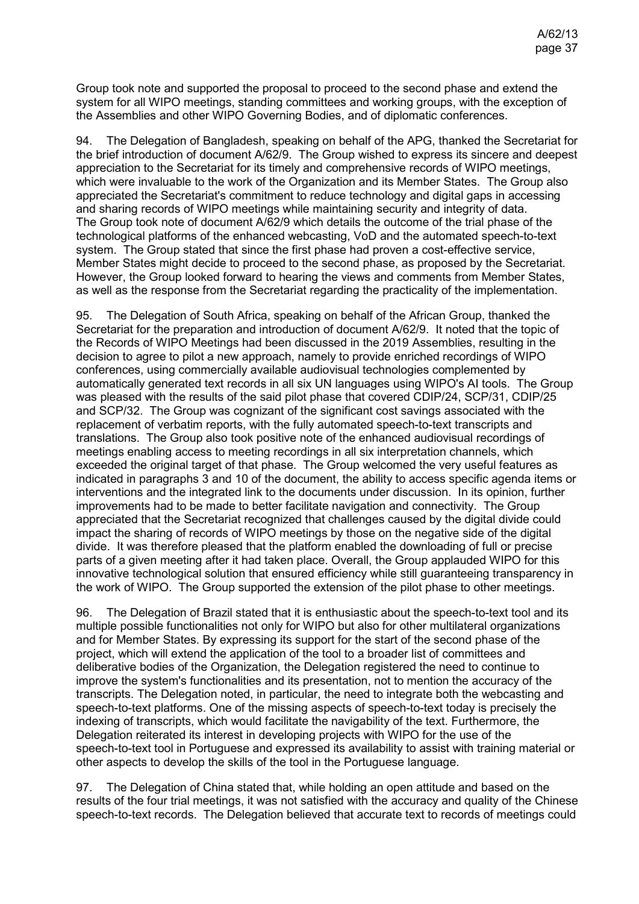Group took note and supported the proposal to proceed to the second phase and extend the system for all WIPO meetings, standing committees and working groups, with the exception of the Assemblies and other WIPO Governing Bodies, and of diplomatic conferences.

94. The Delegation of Bangladesh, speaking on behalf of the APG, thanked the Secretariat for the brief introduction of document A/62/9. The Group wished to express its sincere and deepest appreciation to the Secretariat for its timely and comprehensive records of WIPO meetings, which were invaluable to the work of the Organization and its Member States. The Group also appreciated the Secretariat's commitment to reduce technology and digital gaps in accessing and sharing records of WIPO meetings while maintaining security and integrity of data. The Group took note of document A/62/9 which details the outcome of the trial phase of the technological platforms of the enhanced webcasting, VoD and the automated speech-to-text system. The Group stated that since the first phase had proven a cost-effective service, Member States might decide to proceed to the second phase, as proposed by the Secretariat. However, the Group looked forward to hearing the views and comments from Member States, as well as the response from the Secretariat regarding the practicality of the implementation.

95. The Delegation of South Africa, speaking on behalf of the African Group, thanked the Secretariat for the preparation and introduction of document A/62/9. It noted that the topic of the Records of WIPO Meetings had been discussed in the 2019 Assemblies, resulting in the decision to agree to pilot a new approach, namely to provide enriched recordings of WIPO conferences, using commercially available audiovisual technologies complemented by automatically generated text records in all six UN languages using WIPO's AI tools. The Group was pleased with the results of the said pilot phase that covered CDIP/24, SCP/31, CDIP/25 and SCP/32. The Group was cognizant of the significant cost savings associated with the replacement of verbatim reports, with the fully automated speech-to-text transcripts and translations. The Group also took positive note of the enhanced audiovisual recordings of meetings enabling access to meeting recordings in all six interpretation channels, which exceeded the original target of that phase. The Group welcomed the very useful features as indicated in paragraphs 3 and 10 of the document, the ability to access specific agenda items or interventions and the integrated link to the documents under discussion. In its opinion, further improvements had to be made to better facilitate navigation and connectivity. The Group appreciated that the Secretariat recognized that challenges caused by the digital divide could impact the sharing of records of WIPO meetings by those on the negative side of the digital divide. It was therefore pleased that the platform enabled the downloading of full or precise parts of a given meeting after it had taken place. Overall, the Group applauded WIPO for this innovative technological solution that ensured efficiency while still guaranteeing transparency in the work of WIPO. The Group supported the extension of the pilot phase to other meetings.

96. The Delegation of Brazil stated that it is enthusiastic about the speech-to-text tool and its multiple possible functionalities not only for WIPO but also for other multilateral organizations and for Member States. By expressing its support for the start of the second phase of the project, which will extend the application of the tool to a broader list of committees and deliberative bodies of the Organization, the Delegation registered the need to continue to improve the system's functionalities and its presentation, not to mention the accuracy of the transcripts. The Delegation noted, in particular, the need to integrate both the webcasting and speech-to-text platforms. One of the missing aspects of speech-to-text today is precisely the indexing of transcripts, which would facilitate the navigability of the text. Furthermore, the Delegation reiterated its interest in developing projects with WIPO for the use of the speech-to-text tool in Portuguese and expressed its availability to assist with training material or other aspects to develop the skills of the tool in the Portuguese language.

97. The Delegation of China stated that, while holding an open attitude and based on the results of the four trial meetings, it was not satisfied with the accuracy and quality of the Chinese speech-to-text records. The Delegation believed that accurate text to records of meetings could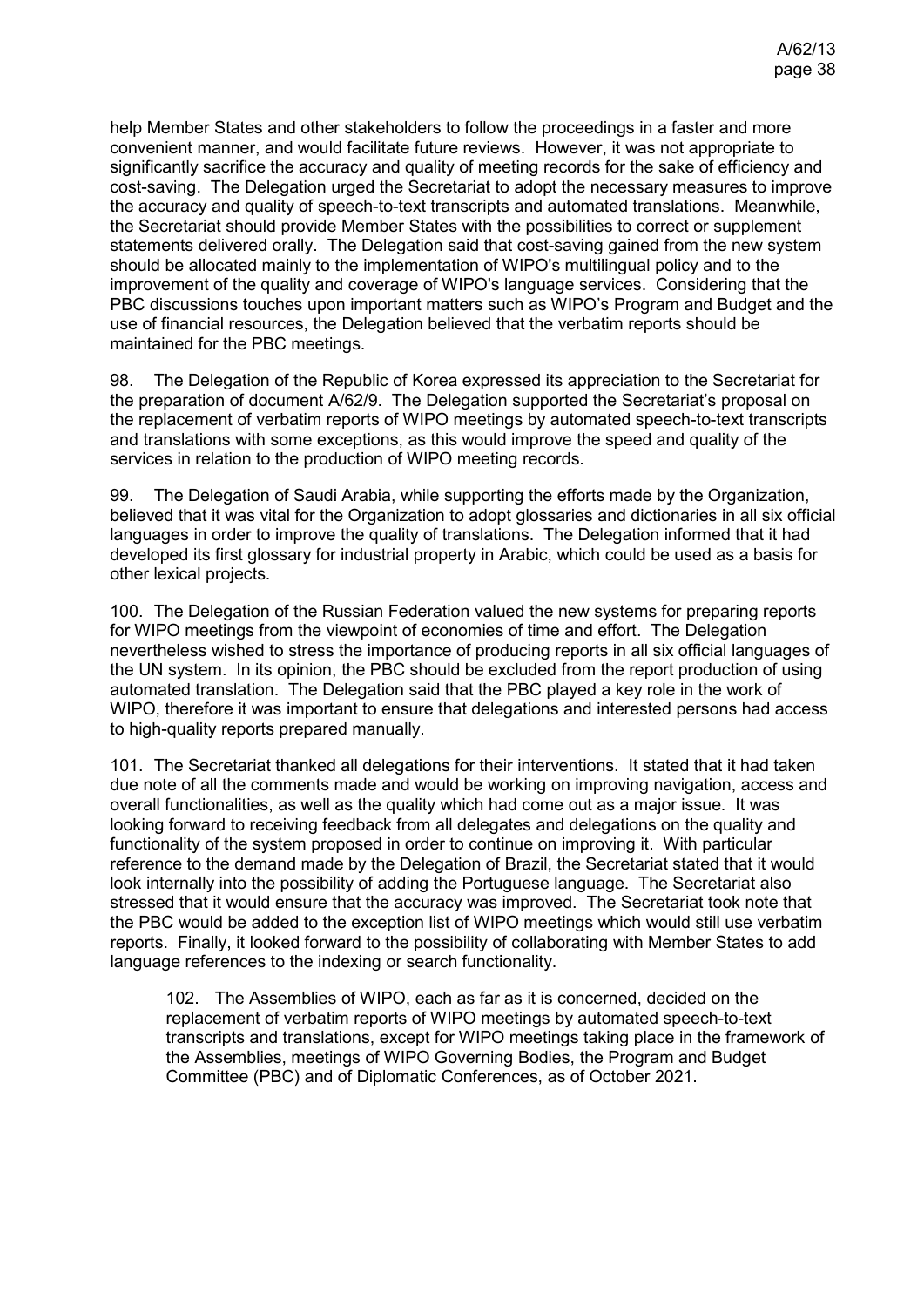help Member States and other stakeholders to follow the proceedings in a faster and more convenient manner, and would facilitate future reviews. However, it was not appropriate to significantly sacrifice the accuracy and quality of meeting records for the sake of efficiency and cost-saving. The Delegation urged the Secretariat to adopt the necessary measures to improve the accuracy and quality of speech-to-text transcripts and automated translations. Meanwhile, the Secretariat should provide Member States with the possibilities to correct or supplement statements delivered orally. The Delegation said that cost-saving gained from the new system should be allocated mainly to the implementation of WIPO's multilingual policy and to the improvement of the quality and coverage of WIPO's language services. Considering that the PBC discussions touches upon important matters such as WIPO's Program and Budget and the use of financial resources, the Delegation believed that the verbatim reports should be maintained for the PBC meetings.

98. The Delegation of the Republic of Korea expressed its appreciation to the Secretariat for the preparation of document A/62/9. The Delegation supported the Secretariat's proposal on the replacement of verbatim reports of WIPO meetings by automated speech-to-text transcripts and translations with some exceptions, as this would improve the speed and quality of the services in relation to the production of WIPO meeting records.

99. The Delegation of Saudi Arabia, while supporting the efforts made by the Organization, believed that it was vital for the Organization to adopt glossaries and dictionaries in all six official languages in order to improve the quality of translations. The Delegation informed that it had developed its first glossary for industrial property in Arabic, which could be used as a basis for other lexical projects.

100. The Delegation of the Russian Federation valued the new systems for preparing reports for WIPO meetings from the viewpoint of economies of time and effort. The Delegation nevertheless wished to stress the importance of producing reports in all six official languages of the UN system. In its opinion, the PBC should be excluded from the report production of using automated translation. The Delegation said that the PBC played a key role in the work of WIPO, therefore it was important to ensure that delegations and interested persons had access to high-quality reports prepared manually.

101. The Secretariat thanked all delegations for their interventions. It stated that it had taken due note of all the comments made and would be working on improving navigation, access and overall functionalities, as well as the quality which had come out as a major issue. It was looking forward to receiving feedback from all delegates and delegations on the quality and functionality of the system proposed in order to continue on improving it. With particular reference to the demand made by the Delegation of Brazil, the Secretariat stated that it would look internally into the possibility of adding the Portuguese language. The Secretariat also stressed that it would ensure that the accuracy was improved. The Secretariat took note that the PBC would be added to the exception list of WIPO meetings which would still use verbatim reports. Finally, it looked forward to the possibility of collaborating with Member States to add language references to the indexing or search functionality.

> 102. The Assemblies of WIPO, each as far as it is concerned, decided on the replacement of verbatim reports of WIPO meetings by automated speech-to-text transcripts and translations, except for WIPO meetings taking place in the framework of the Assemblies, meetings of WIPO Governing Bodies, the Program and Budget Committee (PBC) and of Diplomatic Conferences, as of October 2021.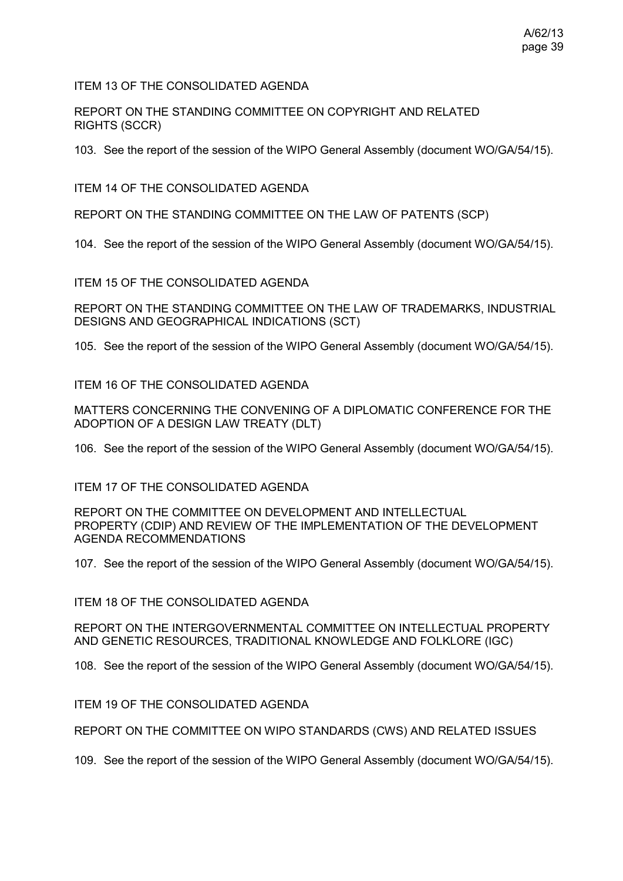## ITEM 13 OF THE CONSOLIDATED AGENDA

## REPORT ON THE STANDING COMMITTEE ON COPYRIGHT AND RELATED RIGHTS (SCCR)

103. See the report of the session of the WIPO General Assembly (document WO/GA/54/15).

## ITEM 14 OF THE CONSOLIDATED AGENDA

## REPORT ON THE STANDING COMMITTEE ON THE LAW OF PATENTS (SCP)

104. See the report of the session of the WIPO General Assembly (document WO/GA/54/15).

## ITEM 15 OF THE CONSOLIDATED AGENDA

## REPORT ON THE STANDING COMMITTEE ON THE LAW OF TRADEMARKS, INDUSTRIAL DESIGNS AND GEOGRAPHICAL INDICATIONS (SCT)

105. See the report of the session of the WIPO General Assembly (document WO/GA/54/15).

## ITEM 16 OF THE CONSOLIDATED AGENDA

## MATTERS CONCERNING THE CONVENING OF A DIPLOMATIC CONFERENCE FOR THE ADOPTION OF A DESIGN LAW TREATY (DLT)

106. See the report of the session of the WIPO General Assembly (document WO/GA/54/15).

## ITEM 17 OF THE CONSOLIDATED AGENDA

## REPORT ON THE COMMITTEE ON DEVELOPMENT AND INTELLECTUAL PROPERTY (CDIP) AND REVIEW OF THE IMPLEMENTATION OF THE DEVELOPMENT AGENDA RECOMMENDATIONS

107. See the report of the session of the WIPO General Assembly (document WO/GA/54/15).

## ITEM 18 OF THE CONSOLIDATED AGENDA

## REPORT ON THE INTERGOVERNMENTAL COMMITTEE ON INTELLECTUAL PROPERTY AND GENETIC RESOURCES, TRADITIONAL KNOWLEDGE AND FOLKLORE (IGC)

108. See the report of the session of the WIPO General Assembly (document WO/GA/54/15).

## ITEM 19 OF THE CONSOLIDATED AGENDA

## REPORT ON THE COMMITTEE ON WIPO STANDARDS (CWS) AND RELATED ISSUES

109. See the report of the session of the WIPO General Assembly (document WO/GA/54/15).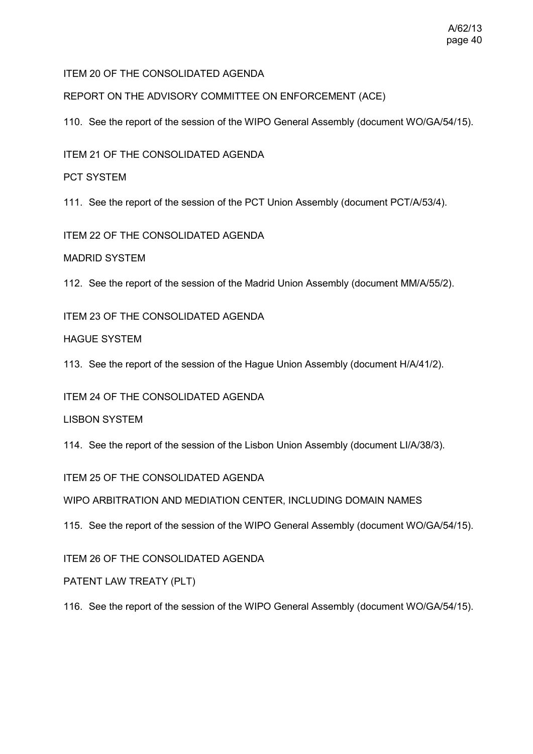ITEM 20 OF THE CONSOLIDATED AGENDA

REPORT ON THE ADVISORY COMMITTEE ON ENFORCEMENT (ACE)

110. See the report of the session of the WIPO General Assembly (document WO/GA/54/15).

ITEM 21 OF THE CONSOLIDATED AGENDA

PCT SYSTEM

111. See the report of the session of the PCT Union Assembly (document PCT/A/53/4).

ITEM 22 OF THE CONSOLIDATED AGENDA

MADRID SYSTEM

112. See the report of the session of the Madrid Union Assembly (document MM/A/55/2).

ITEM 23 OF THE CONSOLIDATED AGENDA

HAGUE SYSTEM

113. See the report of the session of the Hague Union Assembly (document H/A/41/2).

ITEM 24 OF THE CONSOLIDATED AGENDA

LISBON SYSTEM

114. See the report of the session of the Lisbon Union Assembly (document LI/A/38/3).

ITEM 25 OF THE CONSOLIDATED AGENDA

WIPO ARBITRATION AND MEDIATION CENTER, INCLUDING DOMAIN NAMES

115. See the report of the session of the WIPO General Assembly (document WO/GA/54/15).

ITEM 26 OF THE CONSOLIDATED AGENDA

PATENT LAW TREATY (PLT)

116. See the report of the session of the WIPO General Assembly (document WO/GA/54/15).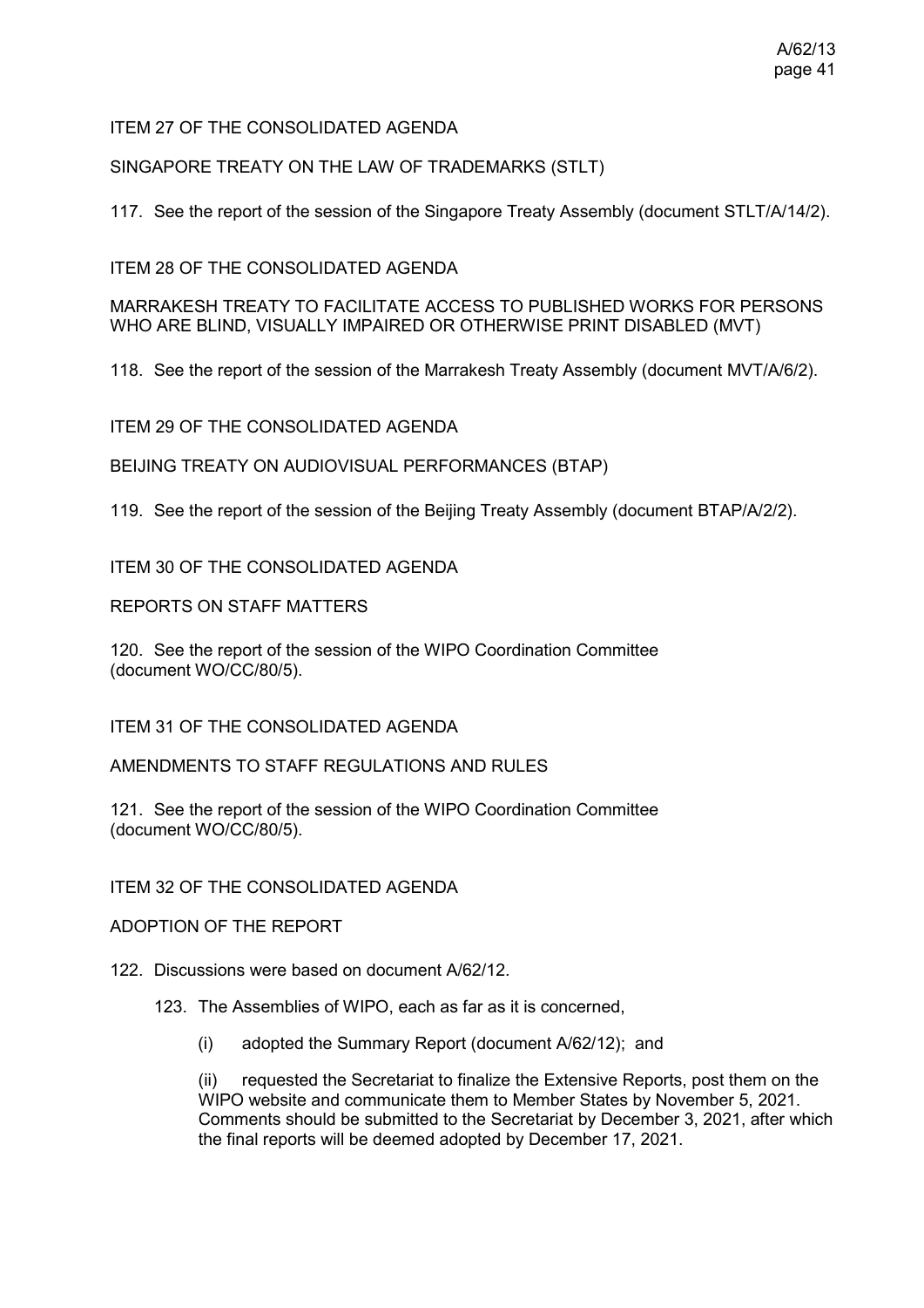ITEM 27 OF THE CONSOLIDATED AGENDA

SINGAPORE TREATY ON THE LAW OF TRADEMARKS (STLT)

117. See the report of the session of the Singapore Treaty Assembly (document STLT/A/14/2).

ITEM 28 OF THE CONSOLIDATED AGENDA

MARRAKESH TREATY TO FACILITATE ACCESS TO PUBLISHED WORKS FOR PERSONS WHO ARE BLIND, VISUALLY IMPAIRED OR OTHERWISE PRINT DISABLED (MVT)

118. See the report of the session of the Marrakesh Treaty Assembly (document MVT/A/6/2).

ITEM 29 OF THE CONSOLIDATED AGENDA

BEIJING TREATY ON AUDIOVISUAL PERFORMANCES (BTAP)

119. See the report of the session of the Beijing Treaty Assembly (document BTAP/A/2/2).

ITEM 30 OF THE CONSOLIDATED AGENDA

REPORTS ON STAFF MATTERS

120. See the report of the session of the WIPO Coordination Committee (document WO/CC/80/5).

ITEM 31 OF THE CONSOLIDATED AGENDA

AMENDMENTS TO STAFF REGULATIONS AND RULES

121. See the report of the session of the WIPO Coordination Committee (document WO/CC/80/5).

ITEM 32 OF THE CONSOLIDATED AGENDA

ADOPTION OF THE REPORT

122. Discussions were based on document A/62/12.

> 123. The Assemblies of WIPO, each as far as it is concerned,
>
> (i) adopted the Summary Report (document A/62/12); and
>
> (ii) requested the Secretariat to finalize the Extensive Reports, post them on the WIPO website and communicate them to Member States by November 5, 2021. Comments should be submitted to the Secretariat by December 3, 2021, after which the final reports will be deemed adopted by December 17, 2021.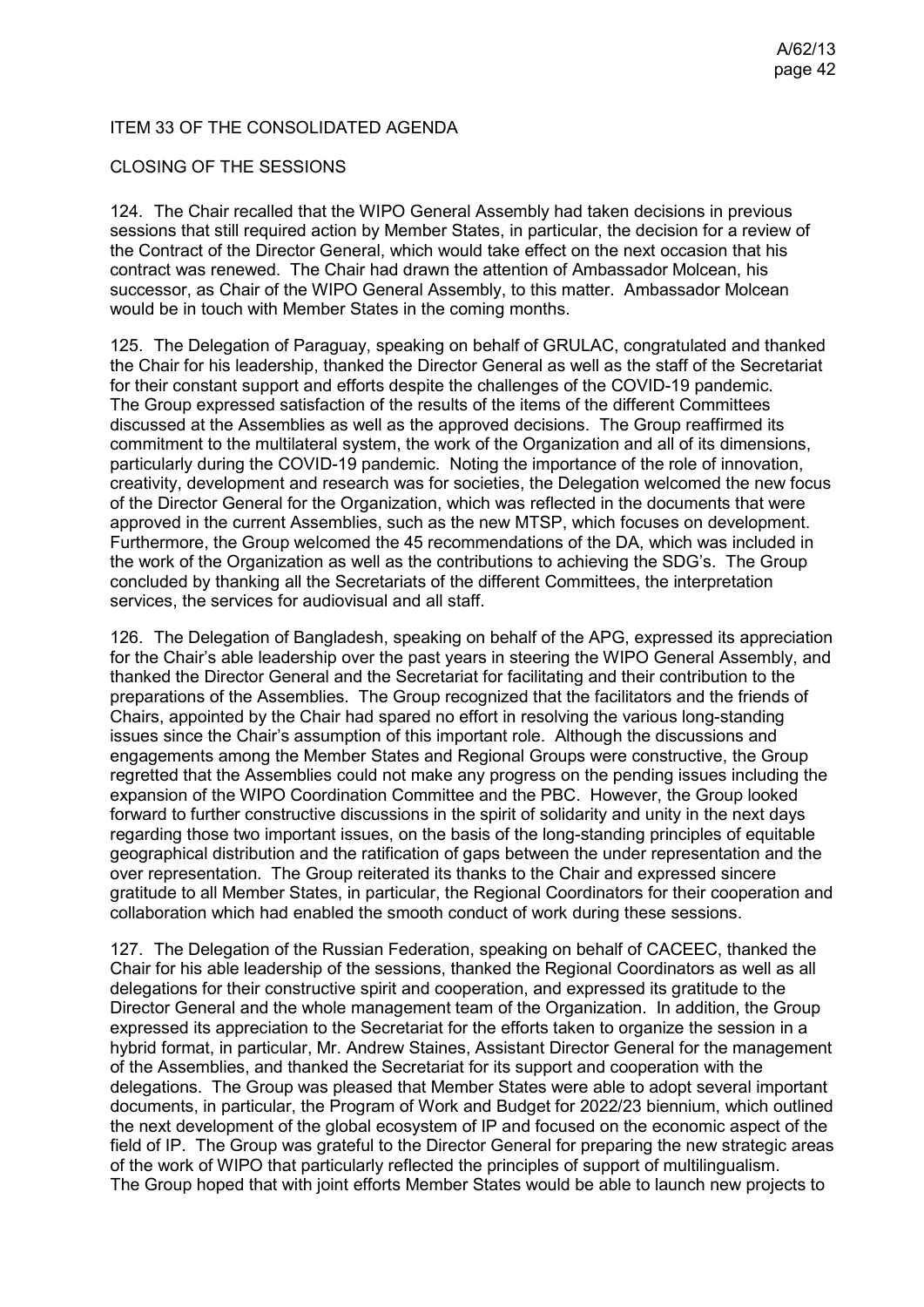ITEM 33 OF THE CONSOLIDATED AGENDA

CLOSING OF THE SESSIONS

124. The Chair recalled that the WIPO General Assembly had taken decisions in previous sessions that still required action by Member States, in particular, the decision for a review of the Contract of the Director General, which would take effect on the next occasion that his contract was renewed. The Chair had drawn the attention of Ambassador Molcean, his successor, as Chair of the WIPO General Assembly, to this matter. Ambassador Molcean would be in touch with Member States in the coming months.

125. The Delegation of Paraguay, speaking on behalf of GRULAC, congratulated and thanked the Chair for his leadership, thanked the Director General as well as the staff of the Secretariat for their constant support and efforts despite the challenges of the COVID-19 pandemic. The Group expressed satisfaction of the results of the items of the different Committees discussed at the Assemblies as well as the approved decisions. The Group reaffirmed its commitment to the multilateral system, the work of the Organization and all of its dimensions, particularly during the COVID-19 pandemic. Noting the importance of the role of innovation, creativity, development and research was for societies, the Delegation welcomed the new focus of the Director General for the Organization, which was reflected in the documents that were approved in the current Assemblies, such as the new MTSP, which focuses on development. Furthermore, the Group welcomed the 45 recommendations of the DA, which was included in the work of the Organization as well as the contributions to achieving the SDG's. The Group concluded by thanking all the Secretariats of the different Committees, the interpretation services, the services for audiovisual and all staff.

126. The Delegation of Bangladesh, speaking on behalf of the APG, expressed its appreciation for the Chair's able leadership over the past years in steering the WIPO General Assembly, and thanked the Director General and the Secretariat for facilitating and their contribution to the preparations of the Assemblies. The Group recognized that the facilitators and the friends of Chairs, appointed by the Chair had spared no effort in resolving the various long-standing issues since the Chair's assumption of this important role. Although the discussions and engagements among the Member States and Regional Groups were constructive, the Group regretted that the Assemblies could not make any progress on the pending issues including the expansion of the WIPO Coordination Committee and the PBC. However, the Group looked forward to further constructive discussions in the spirit of solidarity and unity in the next days regarding those two important issues, on the basis of the long-standing principles of equitable geographical distribution and the ratification of gaps between the under representation and the over representation. The Group reiterated its thanks to the Chair and expressed sincere gratitude to all Member States, in particular, the Regional Coordinators for their cooperation and collaboration which had enabled the smooth conduct of work during these sessions.

127. The Delegation of the Russian Federation, speaking on behalf of CACEEC, thanked the Chair for his able leadership of the sessions, thanked the Regional Coordinators as well as all delegations for their constructive spirit and cooperation, and expressed its gratitude to the Director General and the whole management team of the Organization. In addition, the Group expressed its appreciation to the Secretariat for the efforts taken to organize the session in a hybrid format, in particular, Mr. Andrew Staines, Assistant Director General for the management of the Assemblies, and thanked the Secretariat for its support and cooperation with the delegations. The Group was pleased that Member States were able to adopt several important documents, in particular, the Program of Work and Budget for 2022/23 biennium, which outlined the next development of the global ecosystem of IP and focused on the economic aspect of the field of IP. The Group was grateful to the Director General for preparing the new strategic areas of the work of WIPO that particularly reflected the principles of support of multilingualism. The Group hoped that with joint efforts Member States would be able to launch new projects to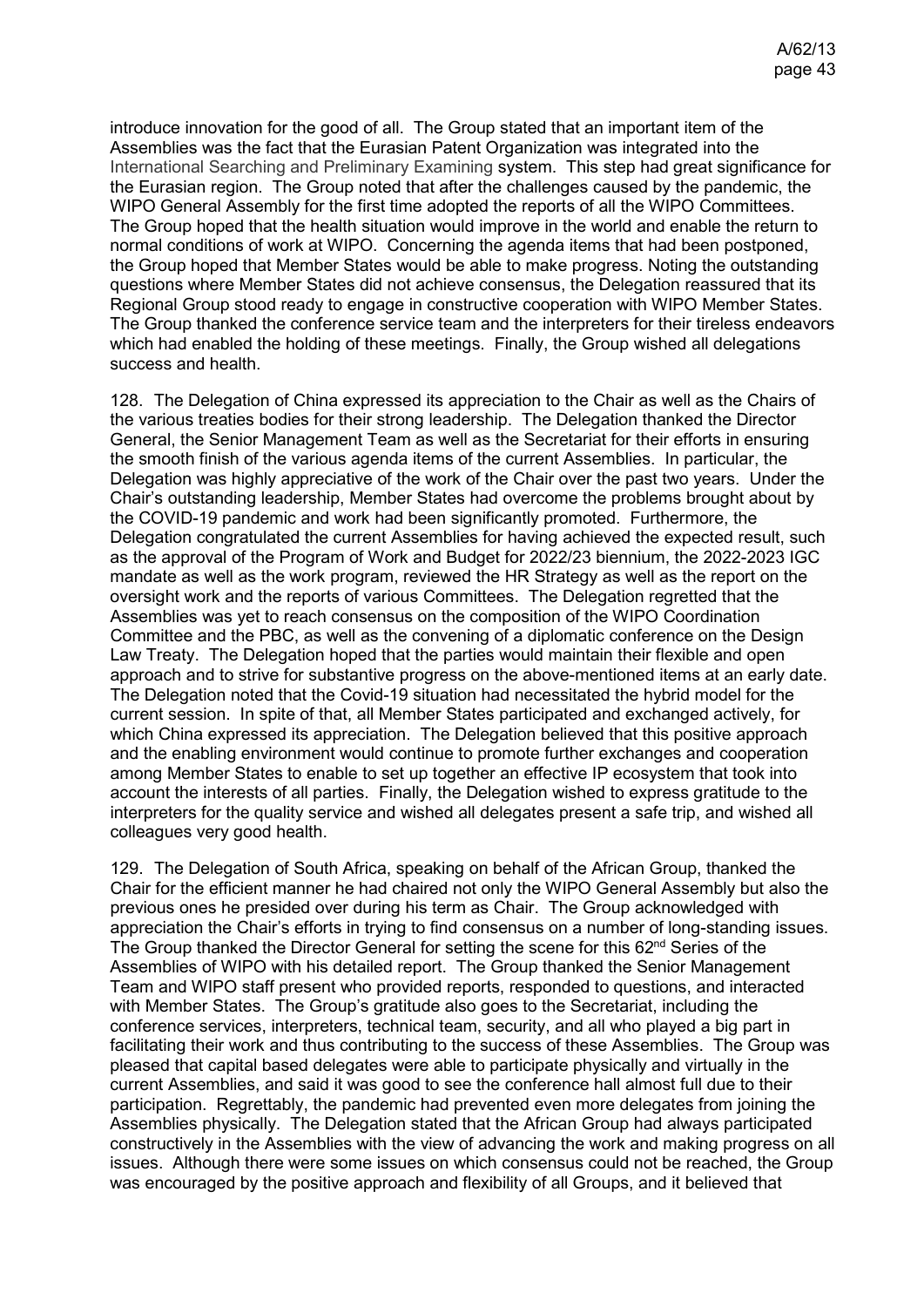introduce innovation for the good of all. The Group stated that an important item of the Assemblies was the fact that the Eurasian Patent Organization was integrated into the International Searching and Preliminary Examining system. This step had great significance for the Eurasian region. The Group noted that after the challenges caused by the pandemic, the WIPO General Assembly for the first time adopted the reports of all the WIPO Committees. The Group hoped that the health situation would improve in the world and enable the return to normal conditions of work at WIPO. Concerning the agenda items that had been postponed, the Group hoped that Member States would be able to make progress. Noting the outstanding questions where Member States did not achieve consensus, the Delegation reassured that its Regional Group stood ready to engage in constructive cooperation with WIPO Member States. The Group thanked the conference service team and the interpreters for their tireless endeavors which had enabled the holding of these meetings. Finally, the Group wished all delegations success and health.

128. The Delegation of China expressed its appreciation to the Chair as well as the Chairs of the various treaties bodies for their strong leadership. The Delegation thanked the Director General, the Senior Management Team as well as the Secretariat for their efforts in ensuring the smooth finish of the various agenda items of the current Assemblies. In particular, the Delegation was highly appreciative of the work of the Chair over the past two years. Under the Chair's outstanding leadership, Member States had overcome the problems brought about by the COVID-19 pandemic and work had been significantly promoted. Furthermore, the Delegation congratulated the current Assemblies for having achieved the expected result, such as the approval of the Program of Work and Budget for 2022/23 biennium, the 2022-2023 IGC mandate as well as the work program, reviewed the HR Strategy as well as the report on the oversight work and the reports of various Committees. The Delegation regretted that the Assemblies was yet to reach consensus on the composition of the WIPO Coordination Committee and the PBC, as well as the convening of a diplomatic conference on the Design Law Treaty. The Delegation hoped that the parties would maintain their flexible and open approach and to strive for substantive progress on the above-mentioned items at an early date. The Delegation noted that the Covid-19 situation had necessitated the hybrid model for the current session. In spite of that, all Member States participated and exchanged actively, for which China expressed its appreciation. The Delegation believed that this positive approach and the enabling environment would continue to promote further exchanges and cooperation among Member States to enable to set up together an effective IP ecosystem that took into account the interests of all parties. Finally, the Delegation wished to express gratitude to the interpreters for the quality service and wished all delegates present a safe trip, and wished all colleagues very good health.

129. The Delegation of South Africa, speaking on behalf of the African Group, thanked the Chair for the efficient manner he had chaired not only the WIPO General Assembly but also the previous ones he presided over during his term as Chair. The Group acknowledged with appreciation the Chair's efforts in trying to find consensus on a number of long-standing issues. The Group thanked the Director General for setting the scene for this 62nd Series of the Assemblies of WIPO with his detailed report. The Group thanked the Senior Management Team and WIPO staff present who provided reports, responded to questions, and interacted with Member States. The Group's gratitude also goes to the Secretariat, including the conference services, interpreters, technical team, security, and all who played a big part in facilitating their work and thus contributing to the success of these Assemblies. The Group was pleased that capital based delegates were able to participate physically and virtually in the current Assemblies, and said it was good to see the conference hall almost full due to their participation. Regrettably, the pandemic had prevented even more delegates from joining the Assemblies physically. The Delegation stated that the African Group had always participated constructively in the Assemblies with the view of advancing the work and making progress on all issues. Although there were some issues on which consensus could not be reached, the Group was encouraged by the positive approach and flexibility of all Groups, and it believed that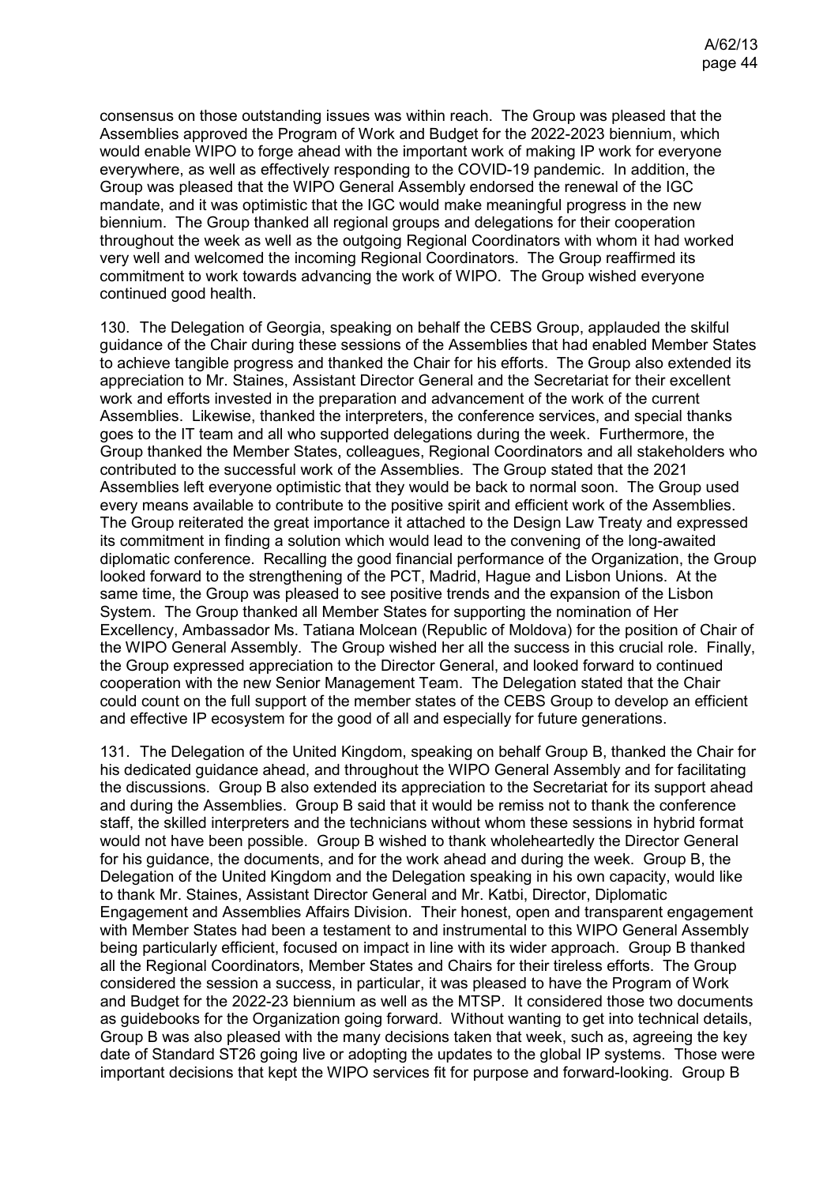consensus on those outstanding issues was within reach. The Group was pleased that the Assemblies approved the Program of Work and Budget for the 2022-2023 biennium, which would enable WIPO to forge ahead with the important work of making IP work for everyone everywhere, as well as effectively responding to the COVID-19 pandemic. In addition, the Group was pleased that the WIPO General Assembly endorsed the renewal of the IGC mandate, and it was optimistic that the IGC would make meaningful progress in the new biennium. The Group thanked all regional groups and delegations for their cooperation throughout the week as well as the outgoing Regional Coordinators with whom it had worked very well and welcomed the incoming Regional Coordinators. The Group reaffirmed its commitment to work towards advancing the work of WIPO. The Group wished everyone continued good health.

130. The Delegation of Georgia, speaking on behalf the CEBS Group, applauded the skilful guidance of the Chair during these sessions of the Assemblies that had enabled Member States to achieve tangible progress and thanked the Chair for his efforts. The Group also extended its appreciation to Mr. Staines, Assistant Director General and the Secretariat for their excellent work and efforts invested in the preparation and advancement of the work of the current Assemblies. Likewise, thanked the interpreters, the conference services, and special thanks goes to the IT team and all who supported delegations during the week. Furthermore, the Group thanked the Member States, colleagues, Regional Coordinators and all stakeholders who contributed to the successful work of the Assemblies. The Group stated that the 2021 Assemblies left everyone optimistic that they would be back to normal soon. The Group used every means available to contribute to the positive spirit and efficient work of the Assemblies. The Group reiterated the great importance it attached to the Design Law Treaty and expressed its commitment in finding a solution which would lead to the convening of the long-awaited diplomatic conference. Recalling the good financial performance of the Organization, the Group looked forward to the strengthening of the PCT, Madrid, Hague and Lisbon Unions. At the same time, the Group was pleased to see positive trends and the expansion of the Lisbon System. The Group thanked all Member States for supporting the nomination of Her Excellency, Ambassador Ms. Tatiana Molcean (Republic of Moldova) for the position of Chair of the WIPO General Assembly. The Group wished her all the success in this crucial role. Finally, the Group expressed appreciation to the Director General, and looked forward to continued cooperation with the new Senior Management Team. The Delegation stated that the Chair could count on the full support of the member states of the CEBS Group to develop an efficient and effective IP ecosystem for the good of all and especially for future generations.

131. The Delegation of the United Kingdom, speaking on behalf Group B, thanked the Chair for his dedicated guidance ahead, and throughout the WIPO General Assembly and for facilitating the discussions. Group B also extended its appreciation to the Secretariat for its support ahead and during the Assemblies. Group B said that it would be remiss not to thank the conference staff, the skilled interpreters and the technicians without whom these sessions in hybrid format would not have been possible. Group B wished to thank wholeheartedly the Director General for his guidance, the documents, and for the work ahead and during the week. Group B, the Delegation of the United Kingdom and the Delegation speaking in his own capacity, would like to thank Mr. Staines, Assistant Director General and Mr. Katbi, Director, Diplomatic Engagement and Assemblies Affairs Division. Their honest, open and transparent engagement with Member States had been a testament to and instrumental to this WIPO General Assembly being particularly efficient, focused on impact in line with its wider approach. Group B thanked all the Regional Coordinators, Member States and Chairs for their tireless efforts. The Group considered the session a success, in particular, it was pleased to have the Program of Work and Budget for the 2022-23 biennium as well as the MTSP. It considered those two documents as guidebooks for the Organization going forward. Without wanting to get into technical details, Group B was also pleased with the many decisions taken that week, such as, agreeing the key date of Standard ST26 going live or adopting the updates to the global IP systems. Those were important decisions that kept the WIPO services fit for purpose and forward-looking. Group B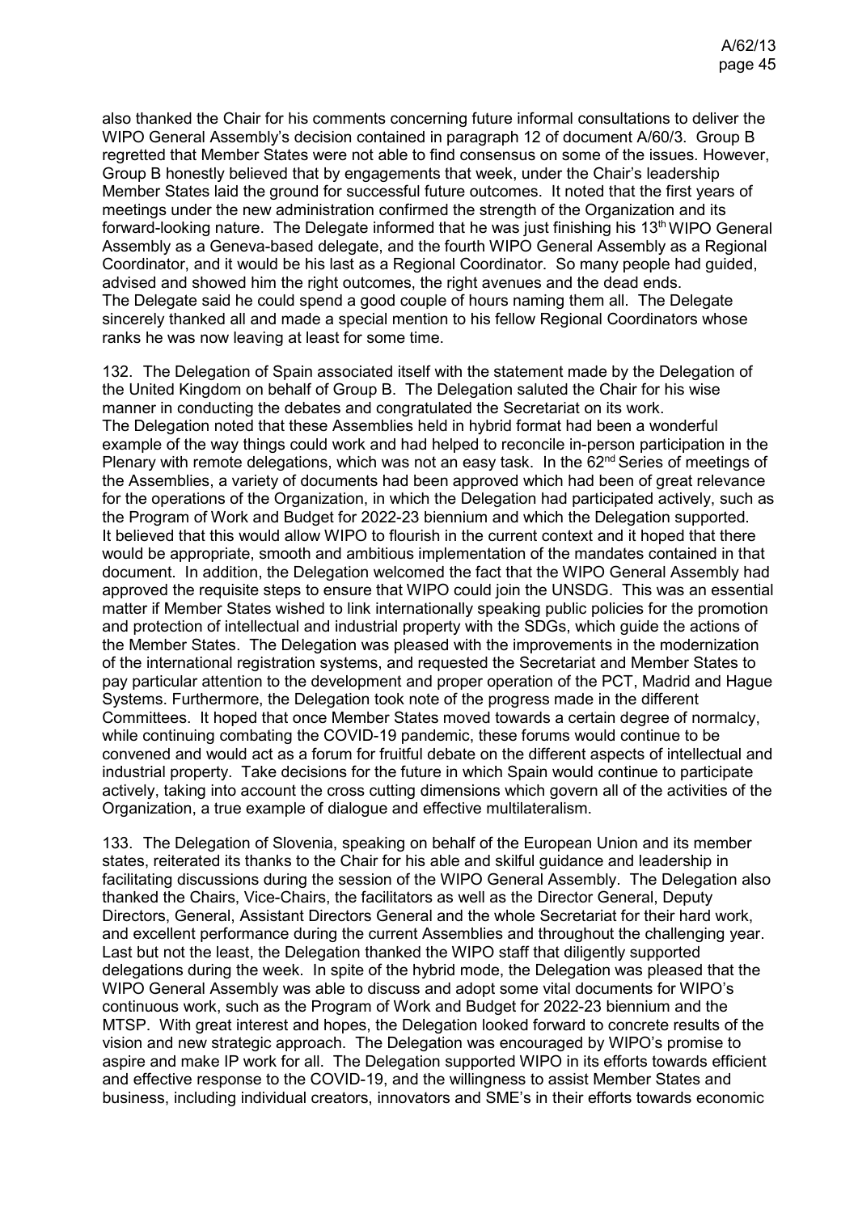also thanked the Chair for his comments concerning future informal consultations to deliver the WIPO General Assembly's decision contained in paragraph 12 of document A/60/3. Group B regretted that Member States were not able to find consensus on some of the issues. However, Group B honestly believed that by engagements that week, under the Chair's leadership Member States laid the ground for successful future outcomes. It noted that the first years of meetings under the new administration confirmed the strength of the Organization and its forward-looking nature. The Delegate informed that he was just finishing his 13th WIPO General Assembly as a Geneva-based delegate, and the fourth WIPO General Assembly as a Regional Coordinator, and it would be his last as a Regional Coordinator. So many people had guided, advised and showed him the right outcomes, the right avenues and the dead ends. The Delegate said he could spend a good couple of hours naming them all. The Delegate sincerely thanked all and made a special mention to his fellow Regional Coordinators whose ranks he was now leaving at least for some time.

132. The Delegation of Spain associated itself with the statement made by the Delegation of the United Kingdom on behalf of Group B. The Delegation saluted the Chair for his wise manner in conducting the debates and congratulated the Secretariat on its work. The Delegation noted that these Assemblies held in hybrid format had been a wonderful example of the way things could work and had helped to reconcile in-person participation in the Plenary with remote delegations, which was not an easy task. In the 62nd Series of meetings of the Assemblies, a variety of documents had been approved which had been of great relevance for the operations of the Organization, in which the Delegation had participated actively, such as the Program of Work and Budget for 2022-23 biennium and which the Delegation supported. It believed that this would allow WIPO to flourish in the current context and it hoped that there would be appropriate, smooth and ambitious implementation of the mandates contained in that document. In addition, the Delegation welcomed the fact that the WIPO General Assembly had approved the requisite steps to ensure that WIPO could join the UNSDG. This was an essential matter if Member States wished to link internationally speaking public policies for the promotion and protection of intellectual and industrial property with the SDGs, which guide the actions of the Member States. The Delegation was pleased with the improvements in the modernization of the international registration systems, and requested the Secretariat and Member States to pay particular attention to the development and proper operation of the PCT, Madrid and Hague Systems. Furthermore, the Delegation took note of the progress made in the different Committees. It hoped that once Member States moved towards a certain degree of normalcy, while continuing combating the COVID-19 pandemic, these forums would continue to be convened and would act as a forum for fruitful debate on the different aspects of intellectual and industrial property. Take decisions for the future in which Spain would continue to participate actively, taking into account the cross cutting dimensions which govern all of the activities of the Organization, a true example of dialogue and effective multilateralism.

133. The Delegation of Slovenia, speaking on behalf of the European Union and its member states, reiterated its thanks to the Chair for his able and skilful guidance and leadership in facilitating discussions during the session of the WIPO General Assembly. The Delegation also thanked the Chairs, Vice-Chairs, the facilitators as well as the Director General, Deputy Directors, General, Assistant Directors General and the whole Secretariat for their hard work, and excellent performance during the current Assemblies and throughout the challenging year. Last but not the least, the Delegation thanked the WIPO staff that diligently supported delegations during the week. In spite of the hybrid mode, the Delegation was pleased that the WIPO General Assembly was able to discuss and adopt some vital documents for WIPO's continuous work, such as the Program of Work and Budget for 2022-23 biennium and the MTSP. With great interest and hopes, the Delegation looked forward to concrete results of the vision and new strategic approach. The Delegation was encouraged by WIPO's promise to aspire and make IP work for all. The Delegation supported WIPO in its efforts towards efficient and effective response to the COVID-19, and the willingness to assist Member States and business, including individual creators, innovators and SME's in their efforts towards economic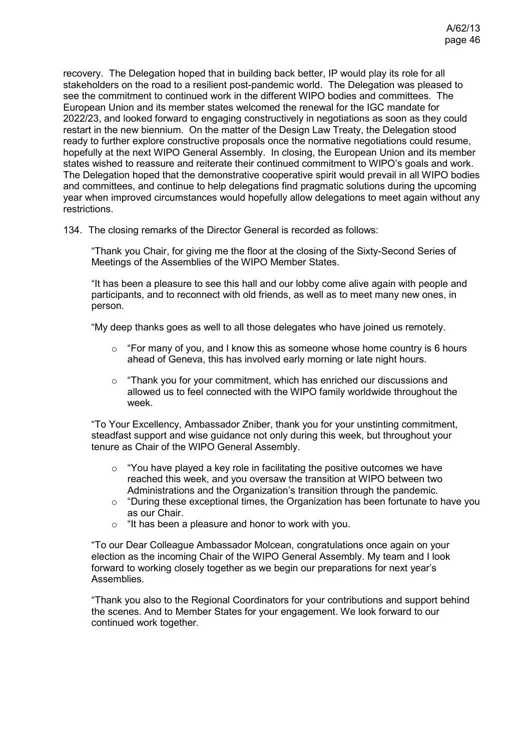recovery. The Delegation hoped that in building back better, IP would play its role for all stakeholders on the road to a resilient post-pandemic world. The Delegation was pleased to see the commitment to continued work in the different WIPO bodies and committees. The European Union and its member states welcomed the renewal for the IGC mandate for 2022/23, and looked forward to engaging constructively in negotiations as soon as they could restart in the new biennium. On the matter of the Design Law Treaty, the Delegation stood ready to further explore constructive proposals once the normative negotiations could resume, hopefully at the next WIPO General Assembly. In closing, the European Union and its member states wished to reassure and reiterate their continued commitment to WIPO's goals and work. The Delegation hoped that the demonstrative cooperative spirit would prevail in all WIPO bodies and committees, and continue to help delegations find pragmatic solutions during the upcoming year when improved circumstances would hopefully allow delegations to meet again without any restrictions.

134. The closing remarks of the Director General is recorded as follows:

> "Thank you Chair, for giving me the floor at the closing of the Sixty-Second Series of Meetings of the Assemblies of the WIPO Member States.
>
> "It has been a pleasure to see this hall and our lobby come alive again with people and participants, and to reconnect with old friends, as well as to meet many new ones, in person.
>
> "My deep thanks goes as well to all those delegates who have joined us remotely.
>
> - "For many of you, and I know this as someone whose home country is 6 hours ahead of Geneva, this has involved early morning or late night hours.
> - "Thank you for your commitment, which has enriched our discussions and allowed us to feel connected with the WIPO family worldwide throughout the week.
>
> "To Your Excellency, Ambassador Zniber, thank you for your unstinting commitment, steadfast support and wise guidance not only during this week, but throughout your tenure as Chair of the WIPO General Assembly.
>
> - "You have played a key role in facilitating the positive outcomes we have reached this week, and you oversaw the transition at WIPO between two Administrations and the Organization's transition through the pandemic.
> - "During these exceptional times, the Organization has been fortunate to have you as our Chair.
> - "It has been a pleasure and honor to work with you.
>
> "To our Dear Colleague Ambassador Molcean, congratulations once again on your election as the incoming Chair of the WIPO General Assembly. My team and I look forward to working closely together as we begin our preparations for next year's Assemblies.
>
> "Thank you also to the Regional Coordinators for your contributions and support behind the scenes. And to Member States for your engagement. We look forward to our continued work together.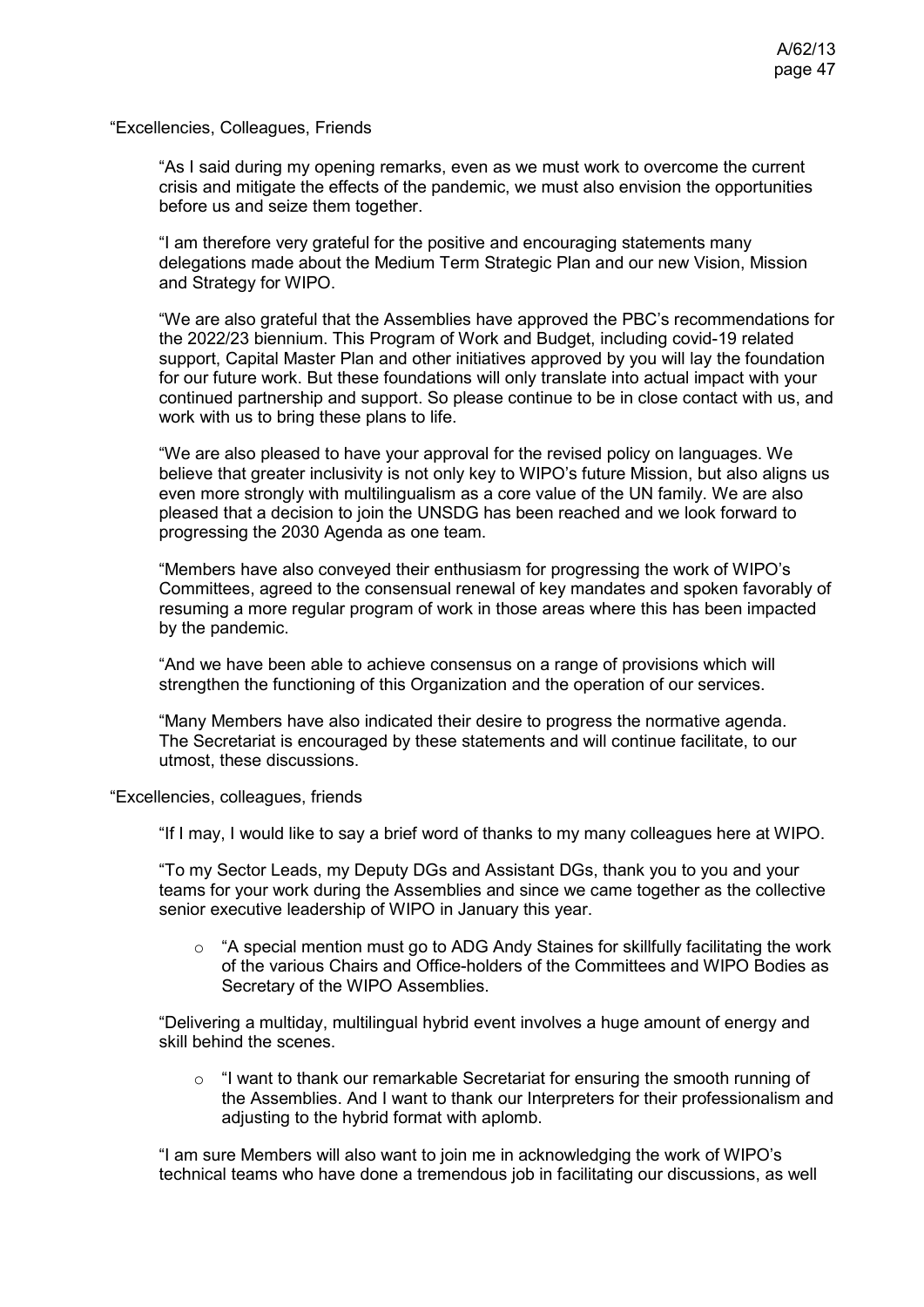"Excellencies, Colleagues, Friends

"As I said during my opening remarks, even as we must work to overcome the current crisis and mitigate the effects of the pandemic, we must also envision the opportunities before us and seize them together.

"I am therefore very grateful for the positive and encouraging statements many delegations made about the Medium Term Strategic Plan and our new Vision, Mission and Strategy for WIPO.

"We are also grateful that the Assemblies have approved the PBC's recommendations for the 2022/23 biennium. This Program of Work and Budget, including covid-19 related support, Capital Master Plan and other initiatives approved by you will lay the foundation for our future work. But these foundations will only translate into actual impact with your continued partnership and support. So please continue to be in close contact with us, and work with us to bring these plans to life.

"We are also pleased to have your approval for the revised policy on languages. We believe that greater inclusivity is not only key to WIPO's future Mission, but also aligns us even more strongly with multilingualism as a core value of the UN family. We are also pleased that a decision to join the UNSDG has been reached and we look forward to progressing the 2030 Agenda as one team.

"Members have also conveyed their enthusiasm for progressing the work of WIPO's Committees, agreed to the consensual renewal of key mandates and spoken favorably of resuming a more regular program of work in those areas where this has been impacted by the pandemic.

"And we have been able to achieve consensus on a range of provisions which will strengthen the functioning of this Organization and the operation of our services.

"Many Members have also indicated their desire to progress the normative agenda. The Secretariat is encouraged by these statements and will continue facilitate, to our utmost, these discussions.

"Excellencies, colleagues, friends

"If I may, I would like to say a brief word of thanks to my many colleagues here at WIPO.

"To my Sector Leads, my Deputy DGs and Assistant DGs, thank you to you and your teams for your work during the Assemblies and since we came together as the collective senior executive leadership of WIPO in January this year.

- "A special mention must go to ADG Andy Staines for skillfully facilitating the work of the various Chairs and Office-holders of the Committees and WIPO Bodies as Secretary of the WIPO Assemblies.

"Delivering a multiday, multilingual hybrid event involves a huge amount of energy and skill behind the scenes.

- "I want to thank our remarkable Secretariat for ensuring the smooth running of the Assemblies. And I want to thank our Interpreters for their professionalism and adjusting to the hybrid format with aplomb.

"I am sure Members will also want to join me in acknowledging the work of WIPO's technical teams who have done a tremendous job in facilitating our discussions, as well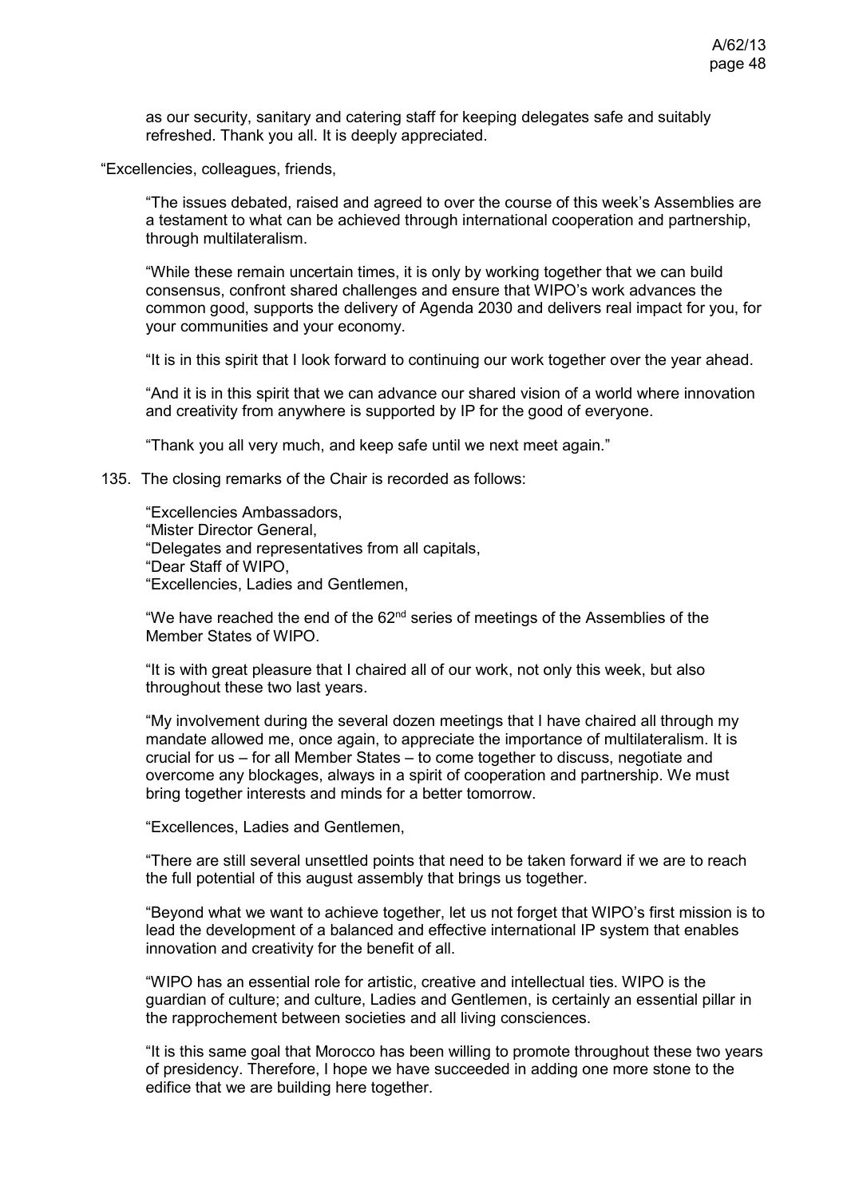as our security, sanitary and catering staff for keeping delegates safe and suitably refreshed. Thank you all. It is deeply appreciated.

"Excellencies, colleagues, friends,

"The issues debated, raised and agreed to over the course of this week's Assemblies are a testament to what can be achieved through international cooperation and partnership, through multilateralism.

"While these remain uncertain times, it is only by working together that we can build consensus, confront shared challenges and ensure that WIPO's work advances the common good, supports the delivery of Agenda 2030 and delivers real impact for you, for your communities and your economy.

"It is in this spirit that I look forward to continuing our work together over the year ahead.

"And it is in this spirit that we can advance our shared vision of a world where innovation and creativity from anywhere is supported by IP for the good of everyone.

"Thank you all very much, and keep safe until we next meet again."

135. The closing remarks of the Chair is recorded as follows:

"Excellencies Ambassadors,
"Mister Director General,
"Delegates and representatives from all capitals,
"Dear Staff of WIPO,
"Excellencies, Ladies and Gentlemen,

"We have reached the end of the 62nd series of meetings of the Assemblies of the Member States of WIPO.

"It is with great pleasure that I chaired all of our work, not only this week, but also throughout these two last years.

"My involvement during the several dozen meetings that I have chaired all through my mandate allowed me, once again, to appreciate the importance of multilateralism. It is crucial for us – for all Member States – to come together to discuss, negotiate and overcome any blockages, always in a spirit of cooperation and partnership. We must bring together interests and minds for a better tomorrow.

"Excellences, Ladies and Gentlemen,

"There are still several unsettled points that need to be taken forward if we are to reach the full potential of this august assembly that brings us together.

"Beyond what we want to achieve together, let us not forget that WIPO's first mission is to lead the development of a balanced and effective international IP system that enables innovation and creativity for the benefit of all.

"WIPO has an essential role for artistic, creative and intellectual ties. WIPO is the guardian of culture; and culture, Ladies and Gentlemen, is certainly an essential pillar in the rapprochement between societies and all living consciences.

"It is this same goal that Morocco has been willing to promote throughout these two years of presidency. Therefore, I hope we have succeeded in adding one more stone to the edifice that we are building here together.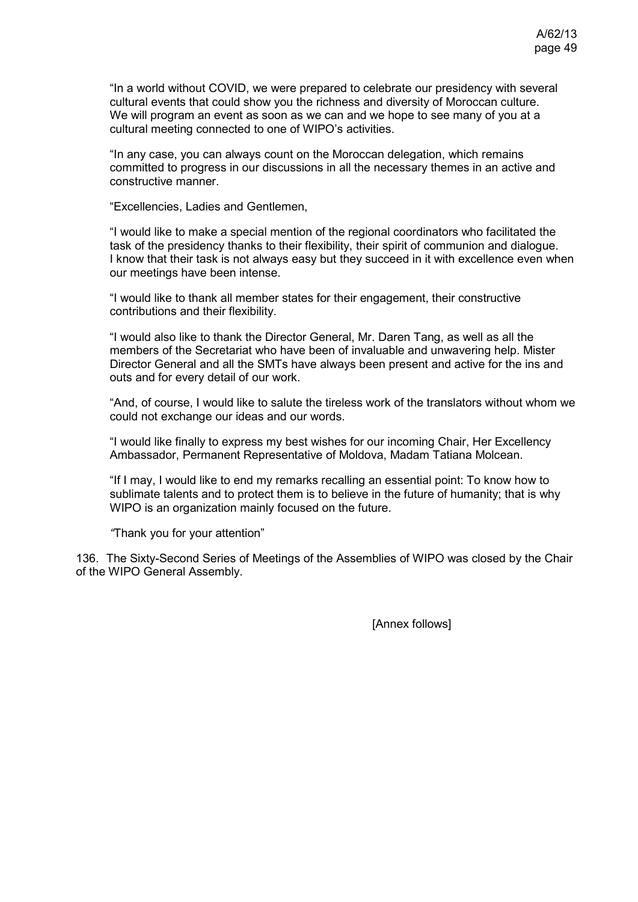"In a world without COVID, we were prepared to celebrate our presidency with several cultural events that could show you the richness and diversity of Moroccan culture. We will program an event as soon as we can and we hope to see many of you at a cultural meeting connected to one of WIPO's activities.

"In any case, you can always count on the Moroccan delegation, which remains committed to progress in our discussions in all the necessary themes in an active and constructive manner.

"Excellencies, Ladies and Gentlemen,

"I would like to make a special mention of the regional coordinators who facilitated the task of the presidency thanks to their flexibility, their spirit of communion and dialogue. I know that their task is not always easy but they succeed in it with excellence even when our meetings have been intense.

"I would like to thank all member states for their engagement, their constructive contributions and their flexibility.

"I would also like to thank the Director General, Mr. Daren Tang, as well as all the members of the Secretariat who have been of invaluable and unwavering help. Mister Director General and all the SMTs have always been present and active for the ins and outs and for every detail of our work.

"And, of course, I would like to salute the tireless work of the translators without whom we could not exchange our ideas and our words.

"I would like finally to express my best wishes for our incoming Chair, Her Excellency Ambassador, Permanent Representative of Moldova, Madam Tatiana Molcean.

"If I may, I would like to end my remarks recalling an essential point: To know how to sublimate talents and to protect them is to believe in the future of humanity; that is why WIPO is an organization mainly focused on the future.

"Thank you for your attention"

136. The Sixty-Second Series of Meetings of the Assemblies of WIPO was closed by the Chair of the WIPO General Assembly.

[Annex follows]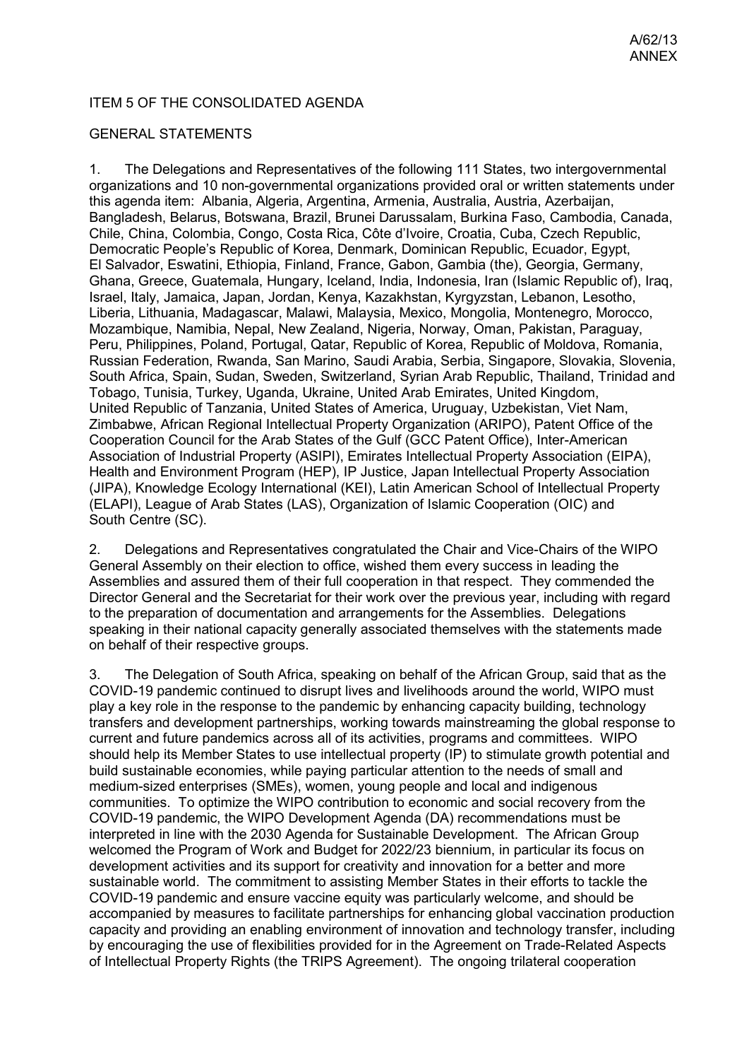ITEM 5 OF THE CONSOLIDATED AGENDA

GENERAL STATEMENTS

1. The Delegations and Representatives of the following 111 States, two intergovernmental organizations and 10 non-governmental organizations provided oral or written statements under this agenda item: Albania, Algeria, Argentina, Armenia, Australia, Austria, Azerbaijan, Bangladesh, Belarus, Botswana, Brazil, Brunei Darussalam, Burkina Faso, Cambodia, Canada, Chile, China, Colombia, Congo, Costa Rica, Côte d'Ivoire, Croatia, Cuba, Czech Republic, Democratic People's Republic of Korea, Denmark, Dominican Republic, Ecuador, Egypt, El Salvador, Eswatini, Ethiopia, Finland, France, Gabon, Gambia (the), Georgia, Germany, Ghana, Greece, Guatemala, Hungary, Iceland, India, Indonesia, Iran (Islamic Republic of), Iraq, Israel, Italy, Jamaica, Japan, Jordan, Kenya, Kazakhstan, Kyrgyzstan, Lebanon, Lesotho, Liberia, Lithuania, Madagascar, Malawi, Malaysia, Mexico, Mongolia, Montenegro, Morocco, Mozambique, Namibia, Nepal, New Zealand, Nigeria, Norway, Oman, Pakistan, Paraguay, Peru, Philippines, Poland, Portugal, Qatar, Republic of Korea, Republic of Moldova, Romania, Russian Federation, Rwanda, San Marino, Saudi Arabia, Serbia, Singapore, Slovakia, Slovenia, South Africa, Spain, Sudan, Sweden, Switzerland, Syrian Arab Republic, Thailand, Trinidad and Tobago, Tunisia, Turkey, Uganda, Ukraine, United Arab Emirates, United Kingdom, United Republic of Tanzania, United States of America, Uruguay, Uzbekistan, Viet Nam, Zimbabwe, African Regional Intellectual Property Organization (ARIPO), Patent Office of the Cooperation Council for the Arab States of the Gulf (GCC Patent Office), Inter-American Association of Industrial Property (ASIPI), Emirates Intellectual Property Association (EIPA), Health and Environment Program (HEP), IP Justice, Japan Intellectual Property Association (JIPA), Knowledge Ecology International (KEI), Latin American School of Intellectual Property (ELAPI), League of Arab States (LAS), Organization of Islamic Cooperation (OIC) and South Centre (SC).

2. Delegations and Representatives congratulated the Chair and Vice-Chairs of the WIPO General Assembly on their election to office, wished them every success in leading the Assemblies and assured them of their full cooperation in that respect. They commended the Director General and the Secretariat for their work over the previous year, including with regard to the preparation of documentation and arrangements for the Assemblies. Delegations speaking in their national capacity generally associated themselves with the statements made on behalf of their respective groups.

3. The Delegation of South Africa, speaking on behalf of the African Group, said that as the COVID-19 pandemic continued to disrupt lives and livelihoods around the world, WIPO must play a key role in the response to the pandemic by enhancing capacity building, technology transfers and development partnerships, working towards mainstreaming the global response to current and future pandemics across all of its activities, programs and committees. WIPO should help its Member States to use intellectual property (IP) to stimulate growth potential and build sustainable economies, while paying particular attention to the needs of small and medium-sized enterprises (SMEs), women, young people and local and indigenous communities. To optimize the WIPO contribution to economic and social recovery from the COVID-19 pandemic, the WIPO Development Agenda (DA) recommendations must be interpreted in line with the 2030 Agenda for Sustainable Development. The African Group welcomed the Program of Work and Budget for 2022/23 biennium, in particular its focus on development activities and its support for creativity and innovation for a better and more sustainable world. The commitment to assisting Member States in their efforts to tackle the COVID-19 pandemic and ensure vaccine equity was particularly welcome, and should be accompanied by measures to facilitate partnerships for enhancing global vaccination production capacity and providing an enabling environment of innovation and technology transfer, including by encouraging the use of flexibilities provided for in the Agreement on Trade-Related Aspects of Intellectual Property Rights (the TRIPS Agreement). The ongoing trilateral cooperation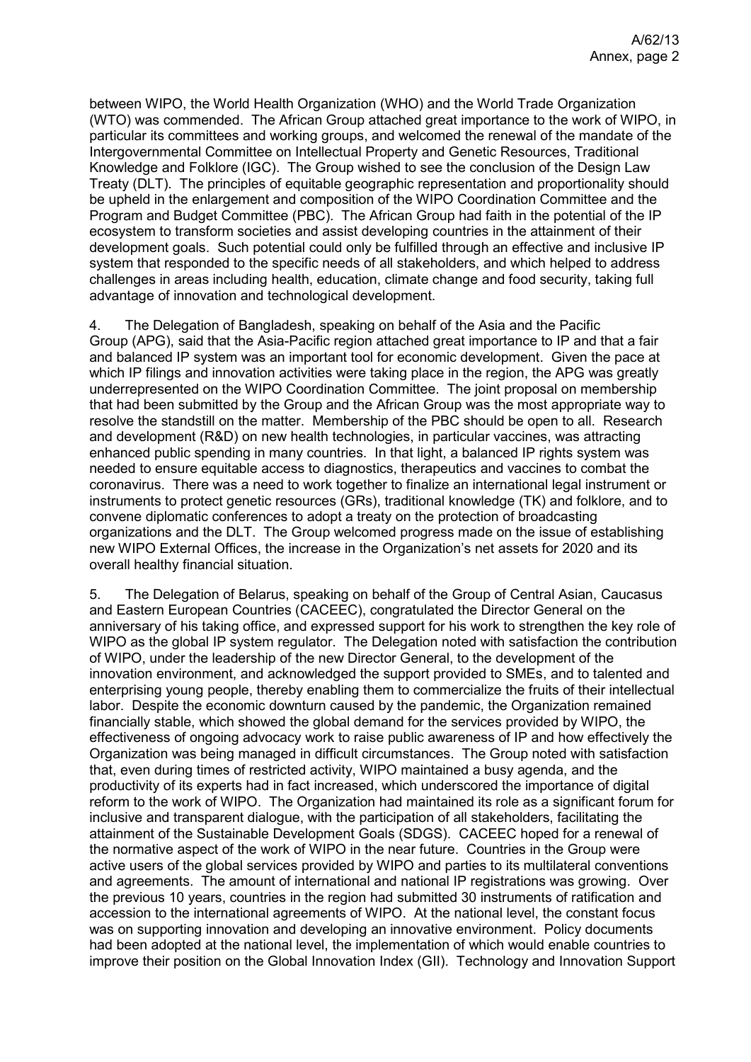between WIPO, the World Health Organization (WHO) and the World Trade Organization (WTO) was commended. The African Group attached great importance to the work of WIPO, in particular its committees and working groups, and welcomed the renewal of the mandate of the Intergovernmental Committee on Intellectual Property and Genetic Resources, Traditional Knowledge and Folklore (IGC). The Group wished to see the conclusion of the Design Law Treaty (DLT). The principles of equitable geographic representation and proportionality should be upheld in the enlargement and composition of the WIPO Coordination Committee and the Program and Budget Committee (PBC). The African Group had faith in the potential of the IP ecosystem to transform societies and assist developing countries in the attainment of their development goals. Such potential could only be fulfilled through an effective and inclusive IP system that responded to the specific needs of all stakeholders, and which helped to address challenges in areas including health, education, climate change and food security, taking full advantage of innovation and technological development.

4. The Delegation of Bangladesh, speaking on behalf of the Asia and the Pacific Group (APG), said that the Asia-Pacific region attached great importance to IP and that a fair and balanced IP system was an important tool for economic development. Given the pace at which IP filings and innovation activities were taking place in the region, the APG was greatly underrepresented on the WIPO Coordination Committee. The joint proposal on membership that had been submitted by the Group and the African Group was the most appropriate way to resolve the standstill on the matter. Membership of the PBC should be open to all. Research and development (R&D) on new health technologies, in particular vaccines, was attracting enhanced public spending in many countries. In that light, a balanced IP rights system was needed to ensure equitable access to diagnostics, therapeutics and vaccines to combat the coronavirus. There was a need to work together to finalize an international legal instrument or instruments to protect genetic resources (GRs), traditional knowledge (TK) and folklore, and to convene diplomatic conferences to adopt a treaty on the protection of broadcasting organizations and the DLT. The Group welcomed progress made on the issue of establishing new WIPO External Offices, the increase in the Organization's net assets for 2020 and its overall healthy financial situation.

5. The Delegation of Belarus, speaking on behalf of the Group of Central Asian, Caucasus and Eastern European Countries (CACEEC), congratulated the Director General on the anniversary of his taking office, and expressed support for his work to strengthen the key role of WIPO as the global IP system regulator. The Delegation noted with satisfaction the contribution of WIPO, under the leadership of the new Director General, to the development of the innovation environment, and acknowledged the support provided to SMEs, and to talented and enterprising young people, thereby enabling them to commercialize the fruits of their intellectual labor. Despite the economic downturn caused by the pandemic, the Organization remained financially stable, which showed the global demand for the services provided by WIPO, the effectiveness of ongoing advocacy work to raise public awareness of IP and how effectively the Organization was being managed in difficult circumstances. The Group noted with satisfaction that, even during times of restricted activity, WIPO maintained a busy agenda, and the productivity of its experts had in fact increased, which underscored the importance of digital reform to the work of WIPO. The Organization had maintained its role as a significant forum for inclusive and transparent dialogue, with the participation of all stakeholders, facilitating the attainment of the Sustainable Development Goals (SDGS). CACEEC hoped for a renewal of the normative aspect of the work of WIPO in the near future. Countries in the Group were active users of the global services provided by WIPO and parties to its multilateral conventions and agreements. The amount of international and national IP registrations was growing. Over the previous 10 years, countries in the region had submitted 30 instruments of ratification and accession to the international agreements of WIPO. At the national level, the constant focus was on supporting innovation and developing an innovative environment. Policy documents had been adopted at the national level, the implementation of which would enable countries to improve their position on the Global Innovation Index (GII). Technology and Innovation Support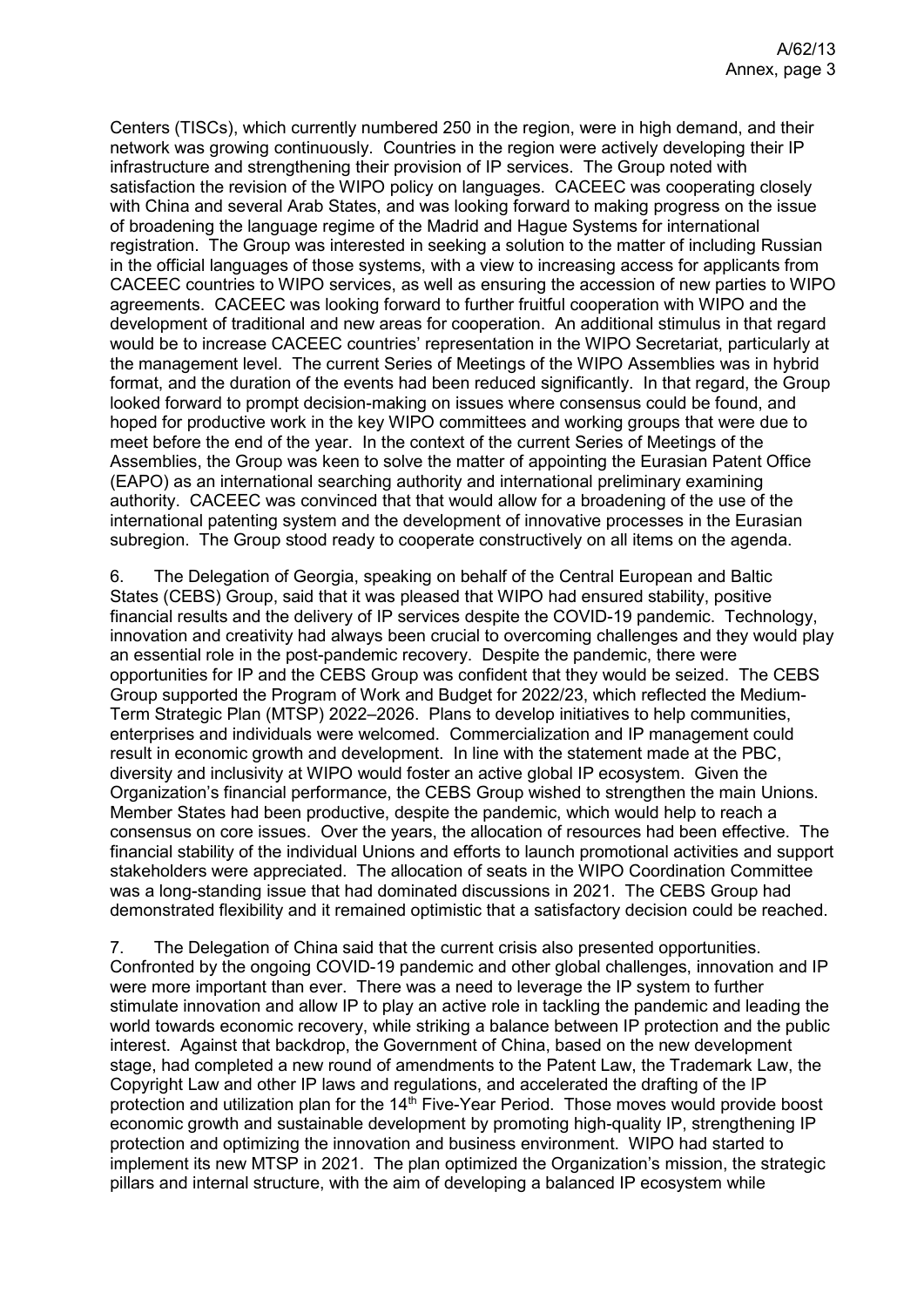Centers (TISCs), which currently numbered 250 in the region, were in high demand, and their network was growing continuously. Countries in the region were actively developing their IP infrastructure and strengthening their provision of IP services. The Group noted with satisfaction the revision of the WIPO policy on languages. CACEEC was cooperating closely with China and several Arab States, and was looking forward to making progress on the issue of broadening the language regime of the Madrid and Hague Systems for international registration. The Group was interested in seeking a solution to the matter of including Russian in the official languages of those systems, with a view to increasing access for applicants from CACEEC countries to WIPO services, as well as ensuring the accession of new parties to WIPO agreements. CACEEC was looking forward to further fruitful cooperation with WIPO and the development of traditional and new areas for cooperation. An additional stimulus in that regard would be to increase CACEEC countries' representation in the WIPO Secretariat, particularly at the management level. The current Series of Meetings of the WIPO Assemblies was in hybrid format, and the duration of the events had been reduced significantly. In that regard, the Group looked forward to prompt decision-making on issues where consensus could be found, and hoped for productive work in the key WIPO committees and working groups that were due to meet before the end of the year. In the context of the current Series of Meetings of the Assemblies, the Group was keen to solve the matter of appointing the Eurasian Patent Office (EAPO) as an international searching authority and international preliminary examining authority. CACEEC was convinced that that would allow for a broadening of the use of the international patenting system and the development of innovative processes in the Eurasian subregion. The Group stood ready to cooperate constructively on all items on the agenda.

6. The Delegation of Georgia, speaking on behalf of the Central European and Baltic States (CEBS) Group, said that it was pleased that WIPO had ensured stability, positive financial results and the delivery of IP services despite the COVID-19 pandemic. Technology, innovation and creativity had always been crucial to overcoming challenges and they would play an essential role in the post-pandemic recovery. Despite the pandemic, there were opportunities for IP and the CEBS Group was confident that they would be seized. The CEBS Group supported the Program of Work and Budget for 2022/23, which reflected the Medium-Term Strategic Plan (MTSP) 2022–2026. Plans to develop initiatives to help communities, enterprises and individuals were welcomed. Commercialization and IP management could result in economic growth and development. In line with the statement made at the PBC, diversity and inclusivity at WIPO would foster an active global IP ecosystem. Given the Organization's financial performance, the CEBS Group wished to strengthen the main Unions. Member States had been productive, despite the pandemic, which would help to reach a consensus on core issues. Over the years, the allocation of resources had been effective. The financial stability of the individual Unions and efforts to launch promotional activities and support stakeholders were appreciated. The allocation of seats in the WIPO Coordination Committee was a long-standing issue that had dominated discussions in 2021. The CEBS Group had demonstrated flexibility and it remained optimistic that a satisfactory decision could be reached.

7. The Delegation of China said that the current crisis also presented opportunities. Confronted by the ongoing COVID-19 pandemic and other global challenges, innovation and IP were more important than ever. There was a need to leverage the IP system to further stimulate innovation and allow IP to play an active role in tackling the pandemic and leading the world towards economic recovery, while striking a balance between IP protection and the public interest. Against that backdrop, the Government of China, based on the new development stage, had completed a new round of amendments to the Patent Law, the Trademark Law, the Copyright Law and other IP laws and regulations, and accelerated the drafting of the IP protection and utilization plan for the 14th Five-Year Period. Those moves would provide boost economic growth and sustainable development by promoting high-quality IP, strengthening IP protection and optimizing the innovation and business environment. WIPO had started to implement its new MTSP in 2021. The plan optimized the Organization's mission, the strategic pillars and internal structure, with the aim of developing a balanced IP ecosystem while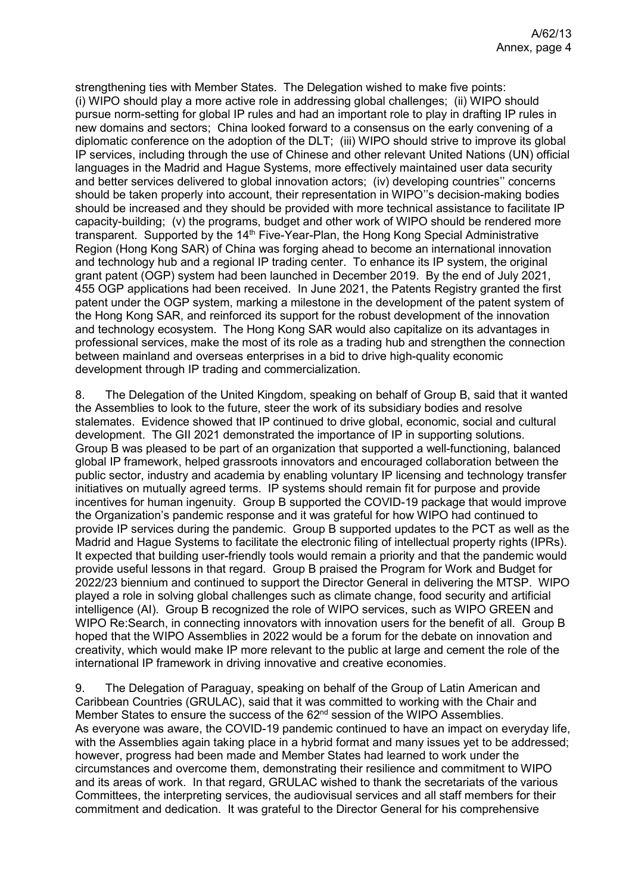strengthening ties with Member States. The Delegation wished to make five points: (i) WIPO should play a more active role in addressing global challenges; (ii) WIPO should pursue norm-setting for global IP rules and had an important role to play in drafting IP rules in new domains and sectors; China looked forward to a consensus on the early convening of a diplomatic conference on the adoption of the DLT; (iii) WIPO should strive to improve its global IP services, including through the use of Chinese and other relevant United Nations (UN) official languages in the Madrid and Hague Systems, more effectively maintained user data security and better services delivered to global innovation actors; (iv) developing countries'' concerns should be taken properly into account, their representation in WIPO''s decision-making bodies should be increased and they should be provided with more technical assistance to facilitate IP capacity-building; (v) the programs, budget and other work of WIPO should be rendered more transparent. Supported by the 14th Five-Year-Plan, the Hong Kong Special Administrative Region (Hong Kong SAR) of China was forging ahead to become an international innovation and technology hub and a regional IP trading center. To enhance its IP system, the original grant patent (OGP) system had been launched in December 2019. By the end of July 2021, 455 OGP applications had been received. In June 2021, the Patents Registry granted the first patent under the OGP system, marking a milestone in the development of the patent system of the Hong Kong SAR, and reinforced its support for the robust development of the innovation and technology ecosystem. The Hong Kong SAR would also capitalize on its advantages in professional services, make the most of its role as a trading hub and strengthen the connection between mainland and overseas enterprises in a bid to drive high-quality economic development through IP trading and commercialization.

8. The Delegation of the United Kingdom, speaking on behalf of Group B, said that it wanted the Assemblies to look to the future, steer the work of its subsidiary bodies and resolve stalemates. Evidence showed that IP continued to drive global, economic, social and cultural development. The GII 2021 demonstrated the importance of IP in supporting solutions. Group B was pleased to be part of an organization that supported a well-functioning, balanced global IP framework, helped grassroots innovators and encouraged collaboration between the public sector, industry and academia by enabling voluntary IP licensing and technology transfer initiatives on mutually agreed terms. IP systems should remain fit for purpose and provide incentives for human ingenuity. Group B supported the COVID-19 package that would improve the Organization's pandemic response and it was grateful for how WIPO had continued to provide IP services during the pandemic. Group B supported updates to the PCT as well as the Madrid and Hague Systems to facilitate the electronic filing of intellectual property rights (IPRs). It expected that building user-friendly tools would remain a priority and that the pandemic would provide useful lessons in that regard. Group B praised the Program for Work and Budget for 2022/23 biennium and continued to support the Director General in delivering the MTSP. WIPO played a role in solving global challenges such as climate change, food security and artificial intelligence (AI). Group B recognized the role of WIPO services, such as WIPO GREEN and WIPO Re:Search, in connecting innovators with innovation users for the benefit of all. Group B hoped that the WIPO Assemblies in 2022 would be a forum for the debate on innovation and creativity, which would make IP more relevant to the public at large and cement the role of the international IP framework in driving innovative and creative economies.

9. The Delegation of Paraguay, speaking on behalf of the Group of Latin American and Caribbean Countries (GRULAC), said that it was committed to working with the Chair and Member States to ensure the success of the 62nd session of the WIPO Assemblies. As everyone was aware, the COVID-19 pandemic continued to have an impact on everyday life, with the Assemblies again taking place in a hybrid format and many issues yet to be addressed; however, progress had been made and Member States had learned to work under the circumstances and overcome them, demonstrating their resilience and commitment to WIPO and its areas of work. In that regard, GRULAC wished to thank the secretariats of the various Committees, the interpreting services, the audiovisual services and all staff members for their commitment and dedication. It was grateful to the Director General for his comprehensive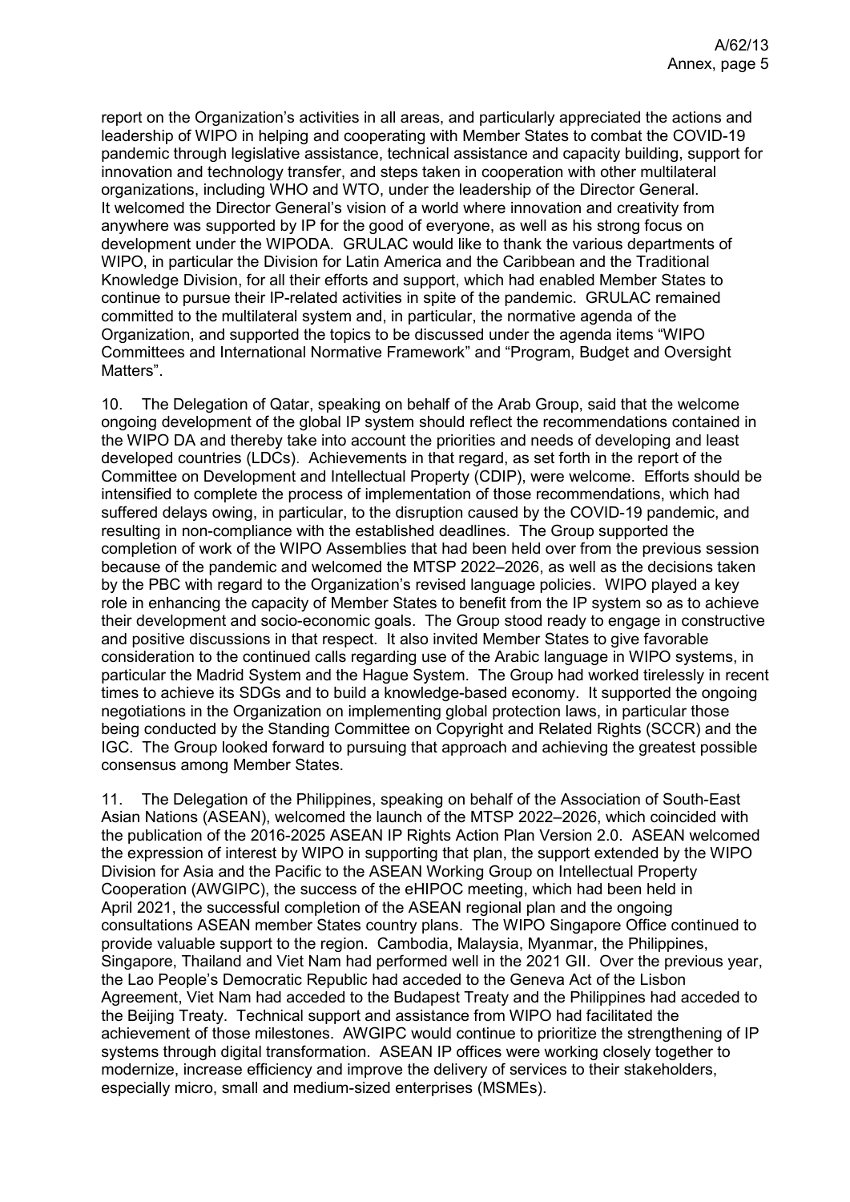report on the Organization's activities in all areas, and particularly appreciated the actions and leadership of WIPO in helping and cooperating with Member States to combat the COVID-19 pandemic through legislative assistance, technical assistance and capacity building, support for innovation and technology transfer, and steps taken in cooperation with other multilateral organizations, including WHO and WTO, under the leadership of the Director General. It welcomed the Director General's vision of a world where innovation and creativity from anywhere was supported by IP for the good of everyone, as well as his strong focus on development under the WIPODA. GRULAC would like to thank the various departments of WIPO, in particular the Division for Latin America and the Caribbean and the Traditional Knowledge Division, for all their efforts and support, which had enabled Member States to continue to pursue their IP-related activities in spite of the pandemic. GRULAC remained committed to the multilateral system and, in particular, the normative agenda of the Organization, and supported the topics to be discussed under the agenda items "WIPO Committees and International Normative Framework" and "Program, Budget and Oversight Matters".

10. The Delegation of Qatar, speaking on behalf of the Arab Group, said that the welcome ongoing development of the global IP system should reflect the recommendations contained in the WIPO DA and thereby take into account the priorities and needs of developing and least developed countries (LDCs). Achievements in that regard, as set forth in the report of the Committee on Development and Intellectual Property (CDIP), were welcome. Efforts should be intensified to complete the process of implementation of those recommendations, which had suffered delays owing, in particular, to the disruption caused by the COVID-19 pandemic, and resulting in non-compliance with the established deadlines. The Group supported the completion of work of the WIPO Assemblies that had been held over from the previous session because of the pandemic and welcomed the MTSP 2022–2026, as well as the decisions taken by the PBC with regard to the Organization's revised language policies. WIPO played a key role in enhancing the capacity of Member States to benefit from the IP system so as to achieve their development and socio-economic goals. The Group stood ready to engage in constructive and positive discussions in that respect. It also invited Member States to give favorable consideration to the continued calls regarding use of the Arabic language in WIPO systems, in particular the Madrid System and the Hague System. The Group had worked tirelessly in recent times to achieve its SDGs and to build a knowledge-based economy. It supported the ongoing negotiations in the Organization on implementing global protection laws, in particular those being conducted by the Standing Committee on Copyright and Related Rights (SCCR) and the IGC. The Group looked forward to pursuing that approach and achieving the greatest possible consensus among Member States.

11. The Delegation of the Philippines, speaking on behalf of the Association of South-East Asian Nations (ASEAN), welcomed the launch of the MTSP 2022–2026, which coincided with the publication of the 2016-2025 ASEAN IP Rights Action Plan Version 2.0. ASEAN welcomed the expression of interest by WIPO in supporting that plan, the support extended by the WIPO Division for Asia and the Pacific to the ASEAN Working Group on Intellectual Property Cooperation (AWGIPC), the success of the eHIPOC meeting, which had been held in April 2021, the successful completion of the ASEAN regional plan and the ongoing consultations ASEAN member States country plans. The WIPO Singapore Office continued to provide valuable support to the region. Cambodia, Malaysia, Myanmar, the Philippines, Singapore, Thailand and Viet Nam had performed well in the 2021 GII. Over the previous year, the Lao People's Democratic Republic had acceded to the Geneva Act of the Lisbon Agreement, Viet Nam had acceded to the Budapest Treaty and the Philippines had acceded to the Beijing Treaty. Technical support and assistance from WIPO had facilitated the achievement of those milestones. AWGIPC would continue to prioritize the strengthening of IP systems through digital transformation. ASEAN IP offices were working closely together to modernize, increase efficiency and improve the delivery of services to their stakeholders, especially micro, small and medium-sized enterprises (MSMEs).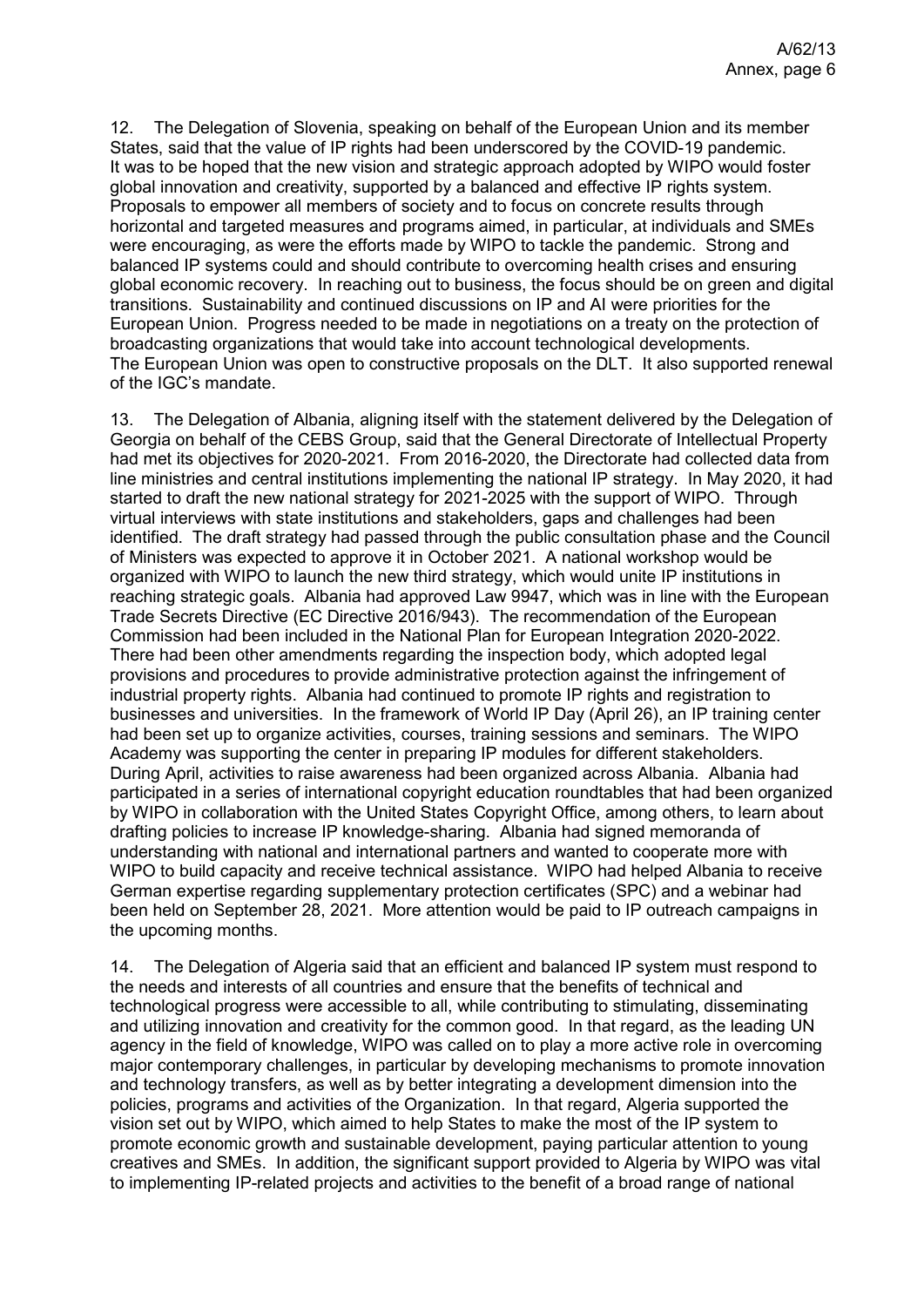12. The Delegation of Slovenia, speaking on behalf of the European Union and its member States, said that the value of IP rights had been underscored by the COVID-19 pandemic. It was to be hoped that the new vision and strategic approach adopted by WIPO would foster global innovation and creativity, supported by a balanced and effective IP rights system. Proposals to empower all members of society and to focus on concrete results through horizontal and targeted measures and programs aimed, in particular, at individuals and SMEs were encouraging, as were the efforts made by WIPO to tackle the pandemic. Strong and balanced IP systems could and should contribute to overcoming health crises and ensuring global economic recovery. In reaching out to business, the focus should be on green and digital transitions. Sustainability and continued discussions on IP and AI were priorities for the European Union. Progress needed to be made in negotiations on a treaty on the protection of broadcasting organizations that would take into account technological developments. The European Union was open to constructive proposals on the DLT. It also supported renewal of the IGC's mandate.

13. The Delegation of Albania, aligning itself with the statement delivered by the Delegation of Georgia on behalf of the CEBS Group, said that the General Directorate of Intellectual Property had met its objectives for 2020-2021. From 2016-2020, the Directorate had collected data from line ministries and central institutions implementing the national IP strategy. In May 2020, it had started to draft the new national strategy for 2021-2025 with the support of WIPO. Through virtual interviews with state institutions and stakeholders, gaps and challenges had been identified. The draft strategy had passed through the public consultation phase and the Council of Ministers was expected to approve it in October 2021. A national workshop would be organized with WIPO to launch the new third strategy, which would unite IP institutions in reaching strategic goals. Albania had approved Law 9947, which was in line with the European Trade Secrets Directive (EC Directive 2016/943). The recommendation of the European Commission had been included in the National Plan for European Integration 2020-2022. There had been other amendments regarding the inspection body, which adopted legal provisions and procedures to provide administrative protection against the infringement of industrial property rights. Albania had continued to promote IP rights and registration to businesses and universities. In the framework of World IP Day (April 26), an IP training center had been set up to organize activities, courses, training sessions and seminars. The WIPO Academy was supporting the center in preparing IP modules for different stakeholders. During April, activities to raise awareness had been organized across Albania. Albania had participated in a series of international copyright education roundtables that had been organized by WIPO in collaboration with the United States Copyright Office, among others, to learn about drafting policies to increase IP knowledge-sharing. Albania had signed memoranda of understanding with national and international partners and wanted to cooperate more with WIPO to build capacity and receive technical assistance. WIPO had helped Albania to receive German expertise regarding supplementary protection certificates (SPC) and a webinar had been held on September 28, 2021. More attention would be paid to IP outreach campaigns in the upcoming months.

14. The Delegation of Algeria said that an efficient and balanced IP system must respond to the needs and interests of all countries and ensure that the benefits of technical and technological progress were accessible to all, while contributing to stimulating, disseminating and utilizing innovation and creativity for the common good. In that regard, as the leading UN agency in the field of knowledge, WIPO was called on to play a more active role in overcoming major contemporary challenges, in particular by developing mechanisms to promote innovation and technology transfers, as well as by better integrating a development dimension into the policies, programs and activities of the Organization. In that regard, Algeria supported the vision set out by WIPO, which aimed to help States to make the most of the IP system to promote economic growth and sustainable development, paying particular attention to young creatives and SMEs. In addition, the significant support provided to Algeria by WIPO was vital to implementing IP-related projects and activities to the benefit of a broad range of national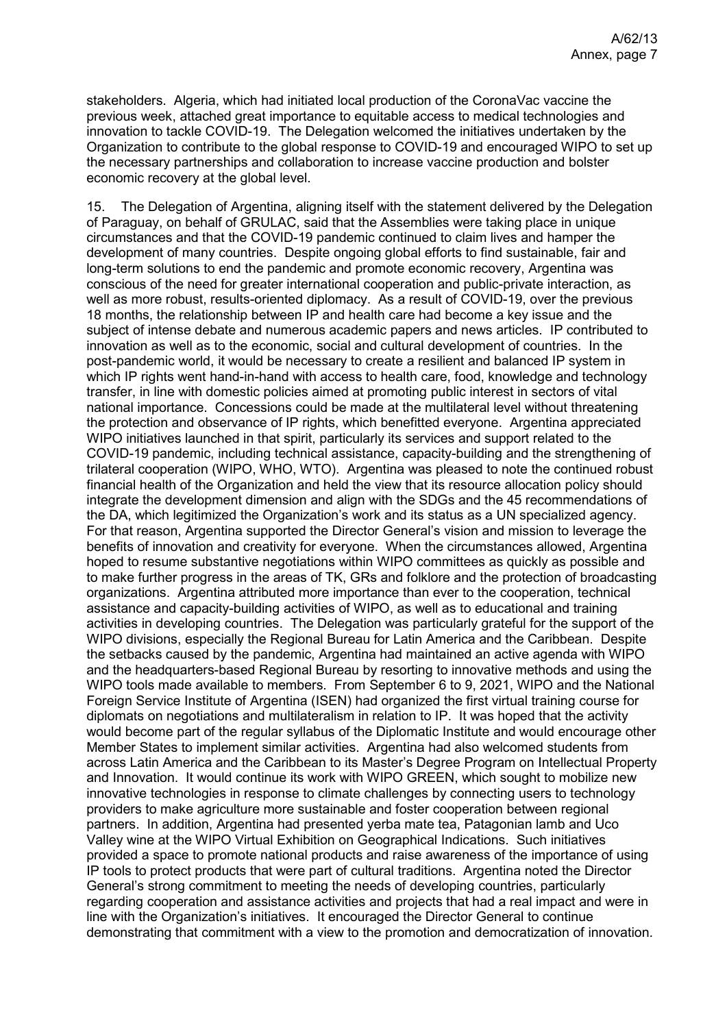stakeholders. Algeria, which had initiated local production of the CoronaVac vaccine the previous week, attached great importance to equitable access to medical technologies and innovation to tackle COVID-19. The Delegation welcomed the initiatives undertaken by the Organization to contribute to the global response to COVID-19 and encouraged WIPO to set up the necessary partnerships and collaboration to increase vaccine production and bolster economic recovery at the global level.

15. The Delegation of Argentina, aligning itself with the statement delivered by the Delegation of Paraguay, on behalf of GRULAC, said that the Assemblies were taking place in unique circumstances and that the COVID-19 pandemic continued to claim lives and hamper the development of many countries. Despite ongoing global efforts to find sustainable, fair and long-term solutions to end the pandemic and promote economic recovery, Argentina was conscious of the need for greater international cooperation and public-private interaction, as well as more robust, results-oriented diplomacy. As a result of COVID-19, over the previous 18 months, the relationship between IP and health care had become a key issue and the subject of intense debate and numerous academic papers and news articles. IP contributed to innovation as well as to the economic, social and cultural development of countries. In the post-pandemic world, it would be necessary to create a resilient and balanced IP system in which IP rights went hand-in-hand with access to health care, food, knowledge and technology transfer, in line with domestic policies aimed at promoting public interest in sectors of vital national importance. Concessions could be made at the multilateral level without threatening the protection and observance of IP rights, which benefitted everyone. Argentina appreciated WIPO initiatives launched in that spirit, particularly its services and support related to the COVID-19 pandemic, including technical assistance, capacity-building and the strengthening of trilateral cooperation (WIPO, WHO, WTO). Argentina was pleased to note the continued robust financial health of the Organization and held the view that its resource allocation policy should integrate the development dimension and align with the SDGs and the 45 recommendations of the DA, which legitimized the Organization's work and its status as a UN specialized agency. For that reason, Argentina supported the Director General's vision and mission to leverage the benefits of innovation and creativity for everyone. When the circumstances allowed, Argentina hoped to resume substantive negotiations within WIPO committees as quickly as possible and to make further progress in the areas of TK, GRs and folklore and the protection of broadcasting organizations. Argentina attributed more importance than ever to the cooperation, technical assistance and capacity-building activities of WIPO, as well as to educational and training activities in developing countries. The Delegation was particularly grateful for the support of the WIPO divisions, especially the Regional Bureau for Latin America and the Caribbean. Despite the setbacks caused by the pandemic, Argentina had maintained an active agenda with WIPO and the headquarters-based Regional Bureau by resorting to innovative methods and using the WIPO tools made available to members. From September 6 to 9, 2021, WIPO and the National Foreign Service Institute of Argentina (ISEN) had organized the first virtual training course for diplomats on negotiations and multilateralism in relation to IP. It was hoped that the activity would become part of the regular syllabus of the Diplomatic Institute and would encourage other Member States to implement similar activities. Argentina had also welcomed students from across Latin America and the Caribbean to its Master's Degree Program on Intellectual Property and Innovation. It would continue its work with WIPO GREEN, which sought to mobilize new innovative technologies in response to climate challenges by connecting users to technology providers to make agriculture more sustainable and foster cooperation between regional partners. In addition, Argentina had presented yerba mate tea, Patagonian lamb and Uco Valley wine at the WIPO Virtual Exhibition on Geographical Indications. Such initiatives provided a space to promote national products and raise awareness of the importance of using IP tools to protect products that were part of cultural traditions. Argentina noted the Director General's strong commitment to meeting the needs of developing countries, particularly regarding cooperation and assistance activities and projects that had a real impact and were in line with the Organization's initiatives. It encouraged the Director General to continue demonstrating that commitment with a view to the promotion and democratization of innovation.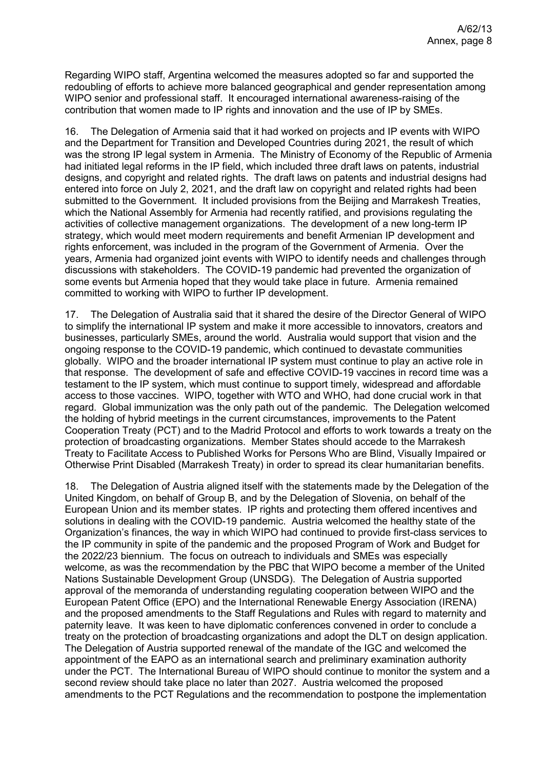Regarding WIPO staff, Argentina welcomed the measures adopted so far and supported the redoubling of efforts to achieve more balanced geographical and gender representation among WIPO senior and professional staff. It encouraged international awareness-raising of the contribution that women made to IP rights and innovation and the use of IP by SMEs.

16. The Delegation of Armenia said that it had worked on projects and IP events with WIPO and the Department for Transition and Developed Countries during 2021, the result of which was the strong IP legal system in Armenia. The Ministry of Economy of the Republic of Armenia had initiated legal reforms in the IP field, which included three draft laws on patents, industrial designs, and copyright and related rights. The draft laws on patents and industrial designs had entered into force on July 2, 2021, and the draft law on copyright and related rights had been submitted to the Government. It included provisions from the Beijing and Marrakesh Treaties, which the National Assembly for Armenia had recently ratified, and provisions regulating the activities of collective management organizations. The development of a new long-term IP strategy, which would meet modern requirements and benefit Armenian IP development and rights enforcement, was included in the program of the Government of Armenia. Over the years, Armenia had organized joint events with WIPO to identify needs and challenges through discussions with stakeholders. The COVID-19 pandemic had prevented the organization of some events but Armenia hoped that they would take place in future. Armenia remained committed to working with WIPO to further IP development.

17. The Delegation of Australia said that it shared the desire of the Director General of WIPO to simplify the international IP system and make it more accessible to innovators, creators and businesses, particularly SMEs, around the world. Australia would support that vision and the ongoing response to the COVID-19 pandemic, which continued to devastate communities globally. WIPO and the broader international IP system must continue to play an active role in that response. The development of safe and effective COVID-19 vaccines in record time was a testament to the IP system, which must continue to support timely, widespread and affordable access to those vaccines. WIPO, together with WTO and WHO, had done crucial work in that regard. Global immunization was the only path out of the pandemic. The Delegation welcomed the holding of hybrid meetings in the current circumstances, improvements to the Patent Cooperation Treaty (PCT) and to the Madrid Protocol and efforts to work towards a treaty on the protection of broadcasting organizations. Member States should accede to the Marrakesh Treaty to Facilitate Access to Published Works for Persons Who are Blind, Visually Impaired or Otherwise Print Disabled (Marrakesh Treaty) in order to spread its clear humanitarian benefits.

18. The Delegation of Austria aligned itself with the statements made by the Delegation of the United Kingdom, on behalf of Group B, and by the Delegation of Slovenia, on behalf of the European Union and its member states. IP rights and protecting them offered incentives and solutions in dealing with the COVID-19 pandemic. Austria welcomed the healthy state of the Organization's finances, the way in which WIPO had continued to provide first-class services to the IP community in spite of the pandemic and the proposed Program of Work and Budget for the 2022/23 biennium. The focus on outreach to individuals and SMEs was especially welcome, as was the recommendation by the PBC that WIPO become a member of the United Nations Sustainable Development Group (UNSDG). The Delegation of Austria supported approval of the memoranda of understanding regulating cooperation between WIPO and the European Patent Office (EPO) and the International Renewable Energy Association (IRENA) and the proposed amendments to the Staff Regulations and Rules with regard to maternity and paternity leave. It was keen to have diplomatic conferences convened in order to conclude a treaty on the protection of broadcasting organizations and adopt the DLT on design application. The Delegation of Austria supported renewal of the mandate of the IGC and welcomed the appointment of the EAPO as an international search and preliminary examination authority under the PCT. The International Bureau of WIPO should continue to monitor the system and a second review should take place no later than 2027. Austria welcomed the proposed amendments to the PCT Regulations and the recommendation to postpone the implementation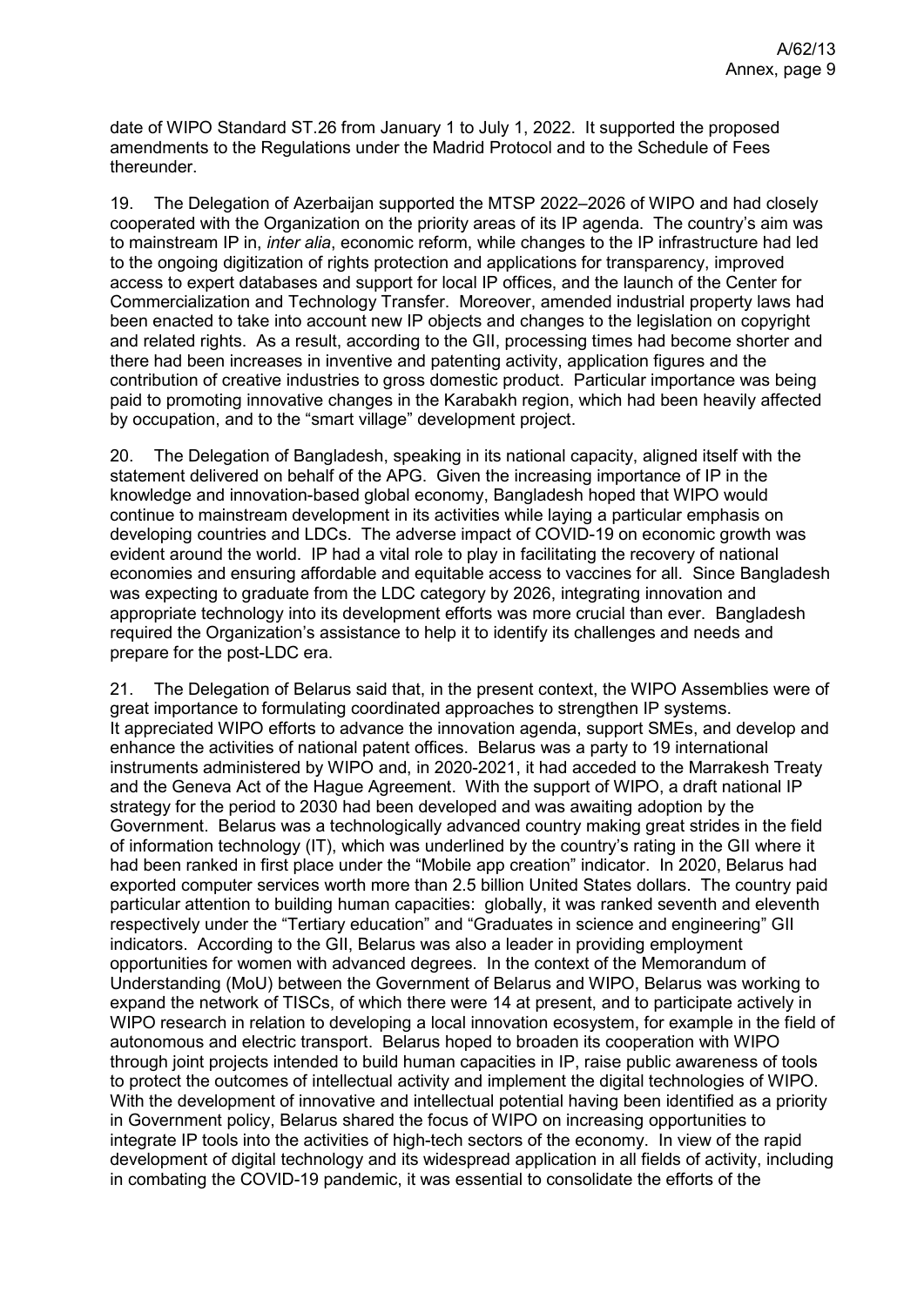date of WIPO Standard ST.26 from January 1 to July 1, 2022. It supported the proposed amendments to the Regulations under the Madrid Protocol and to the Schedule of Fees thereunder.

19. The Delegation of Azerbaijan supported the MTSP 2022–2026 of WIPO and had closely cooperated with the Organization on the priority areas of its IP agenda. The country's aim was to mainstream IP in, *inter alia*, economic reform, while changes to the IP infrastructure had led to the ongoing digitization of rights protection and applications for transparency, improved access to expert databases and support for local IP offices, and the launch of the Center for Commercialization and Technology Transfer. Moreover, amended industrial property laws had been enacted to take into account new IP objects and changes to the legislation on copyright and related rights. As a result, according to the GII, processing times had become shorter and there had been increases in inventive and patenting activity, application figures and the contribution of creative industries to gross domestic product. Particular importance was being paid to promoting innovative changes in the Karabakh region, which had been heavily affected by occupation, and to the "smart village" development project.

20. The Delegation of Bangladesh, speaking in its national capacity, aligned itself with the statement delivered on behalf of the APG. Given the increasing importance of IP in the knowledge and innovation-based global economy, Bangladesh hoped that WIPO would continue to mainstream development in its activities while laying a particular emphasis on developing countries and LDCs. The adverse impact of COVID-19 on economic growth was evident around the world. IP had a vital role to play in facilitating the recovery of national economies and ensuring affordable and equitable access to vaccines for all. Since Bangladesh was expecting to graduate from the LDC category by 2026, integrating innovation and appropriate technology into its development efforts was more crucial than ever. Bangladesh required the Organization's assistance to help it to identify its challenges and needs and prepare for the post-LDC era.

21. The Delegation of Belarus said that, in the present context, the WIPO Assemblies were of great importance to formulating coordinated approaches to strengthen IP systems. It appreciated WIPO efforts to advance the innovation agenda, support SMEs, and develop and enhance the activities of national patent offices. Belarus was a party to 19 international instruments administered by WIPO and, in 2020-2021, it had acceded to the Marrakesh Treaty and the Geneva Act of the Hague Agreement. With the support of WIPO, a draft national IP strategy for the period to 2030 had been developed and was awaiting adoption by the Government. Belarus was a technologically advanced country making great strides in the field of information technology (IT), which was underlined by the country's rating in the GII where it had been ranked in first place under the "Mobile app creation" indicator. In 2020, Belarus had exported computer services worth more than 2.5 billion United States dollars. The country paid particular attention to building human capacities: globally, it was ranked seventh and eleventh respectively under the "Tertiary education" and "Graduates in science and engineering" GII indicators. According to the GII, Belarus was also a leader in providing employment opportunities for women with advanced degrees. In the context of the Memorandum of Understanding (MoU) between the Government of Belarus and WIPO, Belarus was working to expand the network of TISCs, of which there were 14 at present, and to participate actively in WIPO research in relation to developing a local innovation ecosystem, for example in the field of autonomous and electric transport. Belarus hoped to broaden its cooperation with WIPO through joint projects intended to build human capacities in IP, raise public awareness of tools to protect the outcomes of intellectual activity and implement the digital technologies of WIPO. With the development of innovative and intellectual potential having been identified as a priority in Government policy, Belarus shared the focus of WIPO on increasing opportunities to integrate IP tools into the activities of high-tech sectors of the economy. In view of the rapid development of digital technology and its widespread application in all fields of activity, including in combating the COVID-19 pandemic, it was essential to consolidate the efforts of the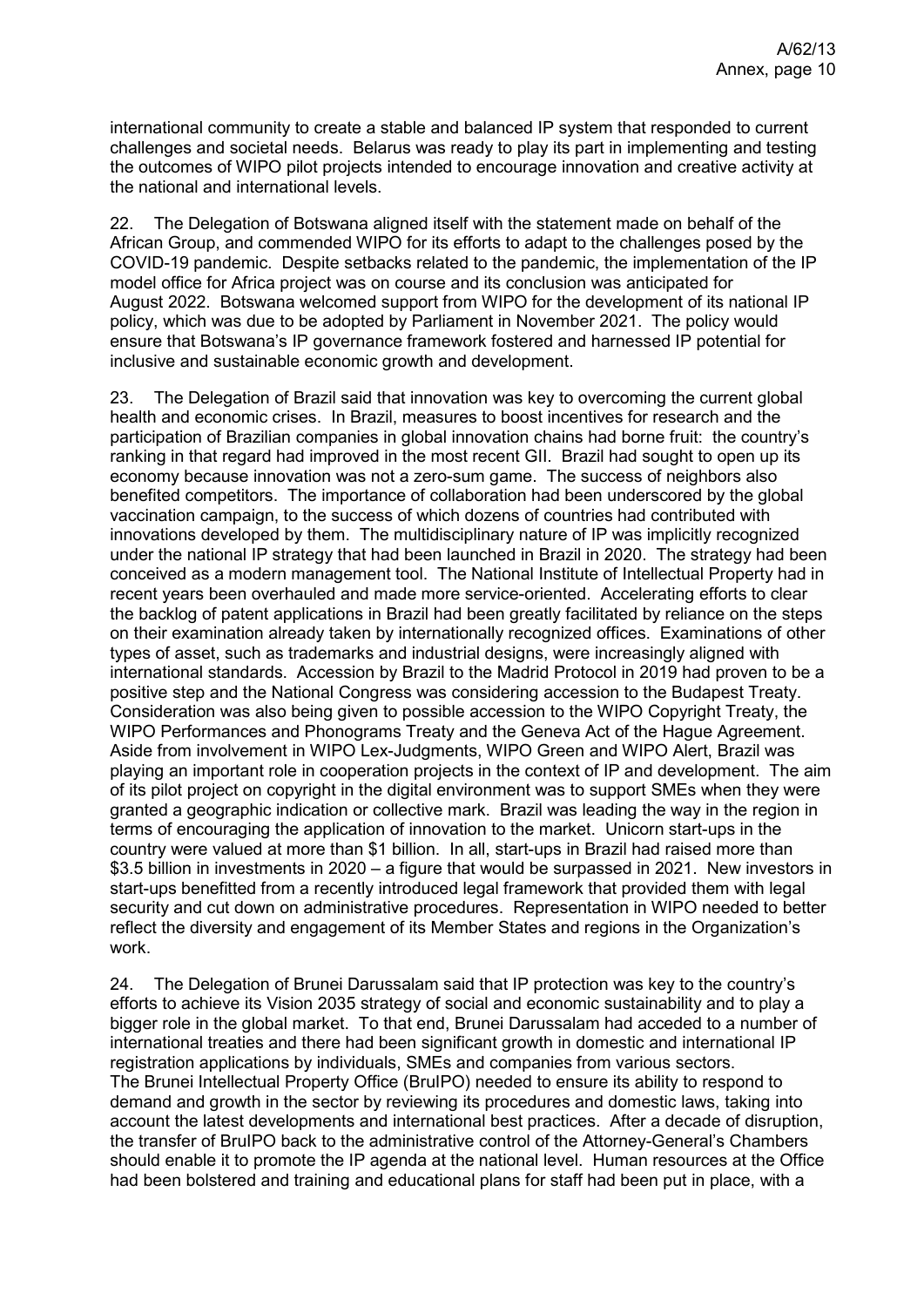international community to create a stable and balanced IP system that responded to current challenges and societal needs. Belarus was ready to play its part in implementing and testing the outcomes of WIPO pilot projects intended to encourage innovation and creative activity at the national and international levels.

22. The Delegation of Botswana aligned itself with the statement made on behalf of the African Group, and commended WIPO for its efforts to adapt to the challenges posed by the COVID-19 pandemic. Despite setbacks related to the pandemic, the implementation of the IP model office for Africa project was on course and its conclusion was anticipated for August 2022. Botswana welcomed support from WIPO for the development of its national IP policy, which was due to be adopted by Parliament in November 2021. The policy would ensure that Botswana's IP governance framework fostered and harnessed IP potential for inclusive and sustainable economic growth and development.

23. The Delegation of Brazil said that innovation was key to overcoming the current global health and economic crises. In Brazil, measures to boost incentives for research and the participation of Brazilian companies in global innovation chains had borne fruit: the country's ranking in that regard had improved in the most recent GII. Brazil had sought to open up its economy because innovation was not a zero-sum game. The success of neighbors also benefited competitors. The importance of collaboration had been underscored by the global vaccination campaign, to the success of which dozens of countries had contributed with innovations developed by them. The multidisciplinary nature of IP was implicitly recognized under the national IP strategy that had been launched in Brazil in 2020. The strategy had been conceived as a modern management tool. The National Institute of Intellectual Property had in recent years been overhauled and made more service-oriented. Accelerating efforts to clear the backlog of patent applications in Brazil had been greatly facilitated by reliance on the steps on their examination already taken by internationally recognized offices. Examinations of other types of asset, such as trademarks and industrial designs, were increasingly aligned with international standards. Accession by Brazil to the Madrid Protocol in 2019 had proven to be a positive step and the National Congress was considering accession to the Budapest Treaty. Consideration was also being given to possible accession to the WIPO Copyright Treaty, the WIPO Performances and Phonograms Treaty and the Geneva Act of the Hague Agreement. Aside from involvement in WIPO Lex-Judgments, WIPO Green and WIPO Alert, Brazil was playing an important role in cooperation projects in the context of IP and development. The aim of its pilot project on copyright in the digital environment was to support SMEs when they were granted a geographic indication or collective mark. Brazil was leading the way in the region in terms of encouraging the application of innovation to the market. Unicorn start-ups in the country were valued at more than $1 billion. In all, start-ups in Brazil had raised more than $3.5 billion in investments in 2020 – a figure that would be surpassed in 2021. New investors in start-ups benefitted from a recently introduced legal framework that provided them with legal security and cut down on administrative procedures. Representation in WIPO needed to better reflect the diversity and engagement of its Member States and regions in the Organization's work.

24. The Delegation of Brunei Darussalam said that IP protection was key to the country's efforts to achieve its Vision 2035 strategy of social and economic sustainability and to play a bigger role in the global market. To that end, Brunei Darussalam had acceded to a number of international treaties and there had been significant growth in domestic and international IP registration applications by individuals, SMEs and companies from various sectors. The Brunei Intellectual Property Office (BruIPO) needed to ensure its ability to respond to demand and growth in the sector by reviewing its procedures and domestic laws, taking into account the latest developments and international best practices. After a decade of disruption, the transfer of BruIPO back to the administrative control of the Attorney-General's Chambers should enable it to promote the IP agenda at the national level. Human resources at the Office had been bolstered and training and educational plans for staff had been put in place, with a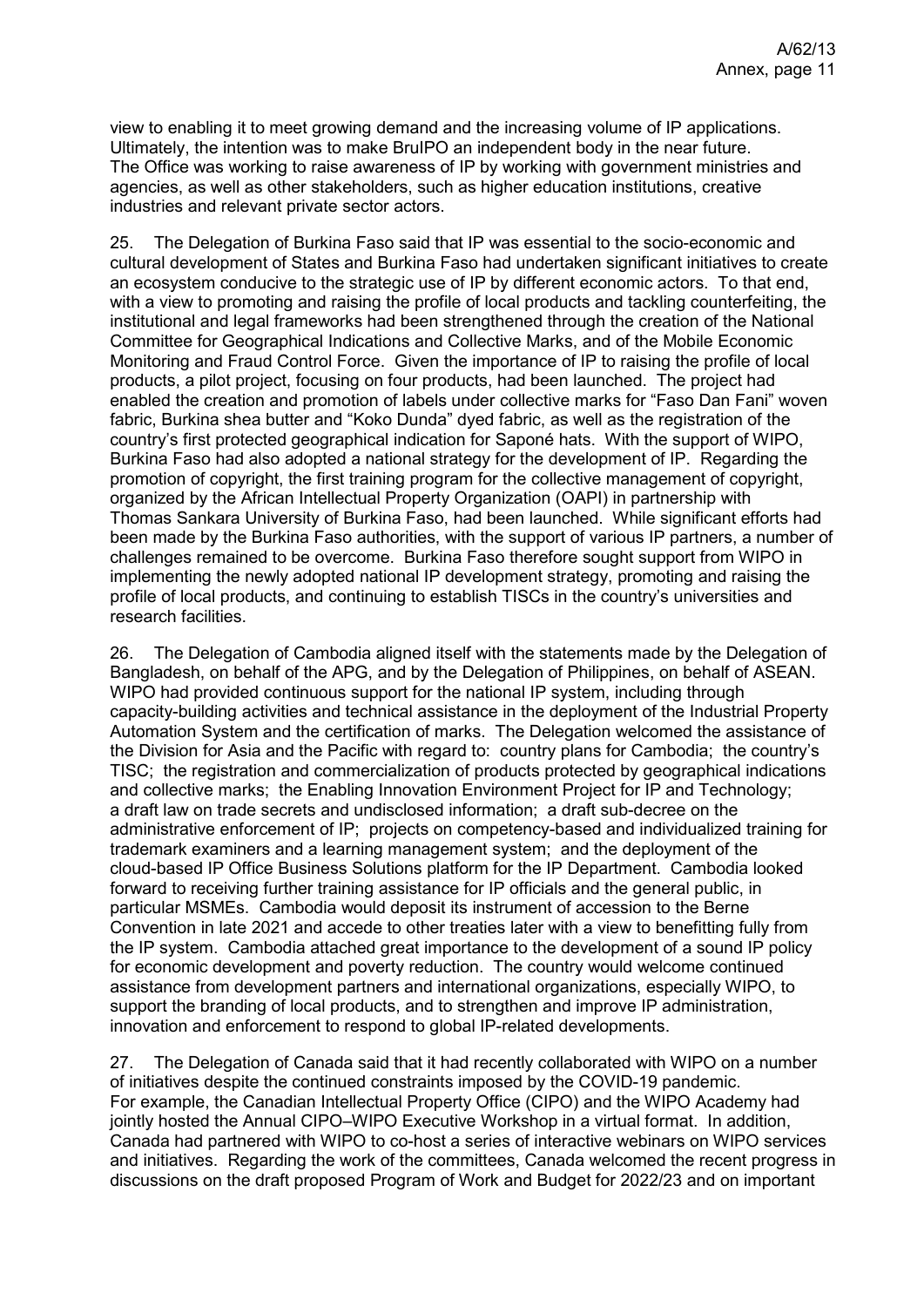view to enabling it to meet growing demand and the increasing volume of IP applications. Ultimately, the intention was to make BruIPO an independent body in the near future. The Office was working to raise awareness of IP by working with government ministries and agencies, as well as other stakeholders, such as higher education institutions, creative industries and relevant private sector actors.

25. The Delegation of Burkina Faso said that IP was essential to the socio-economic and cultural development of States and Burkina Faso had undertaken significant initiatives to create an ecosystem conducive to the strategic use of IP by different economic actors. To that end, with a view to promoting and raising the profile of local products and tackling counterfeiting, the institutional and legal frameworks had been strengthened through the creation of the National Committee for Geographical Indications and Collective Marks, and of the Mobile Economic Monitoring and Fraud Control Force. Given the importance of IP to raising the profile of local products, a pilot project, focusing on four products, had been launched. The project had enabled the creation and promotion of labels under collective marks for "Faso Dan Fani" woven fabric, Burkina shea butter and "Koko Dunda" dyed fabric, as well as the registration of the country's first protected geographical indication for Saponé hats. With the support of WIPO, Burkina Faso had also adopted a national strategy for the development of IP. Regarding the promotion of copyright, the first training program for the collective management of copyright, organized by the African Intellectual Property Organization (OAPI) in partnership with Thomas Sankara University of Burkina Faso, had been launched. While significant efforts had been made by the Burkina Faso authorities, with the support of various IP partners, a number of challenges remained to be overcome. Burkina Faso therefore sought support from WIPO in implementing the newly adopted national IP development strategy, promoting and raising the profile of local products, and continuing to establish TISCs in the country's universities and research facilities.

26. The Delegation of Cambodia aligned itself with the statements made by the Delegation of Bangladesh, on behalf of the APG, and by the Delegation of Philippines, on behalf of ASEAN. WIPO had provided continuous support for the national IP system, including through capacity-building activities and technical assistance in the deployment of the Industrial Property Automation System and the certification of marks. The Delegation welcomed the assistance of the Division for Asia and the Pacific with regard to: country plans for Cambodia; the country's TISC; the registration and commercialization of products protected by geographical indications and collective marks; the Enabling Innovation Environment Project for IP and Technology; a draft law on trade secrets and undisclosed information; a draft sub-decree on the administrative enforcement of IP; projects on competency-based and individualized training for trademark examiners and a learning management system; and the deployment of the cloud-based IP Office Business Solutions platform for the IP Department. Cambodia looked forward to receiving further training assistance for IP officials and the general public, in particular MSMEs. Cambodia would deposit its instrument of accession to the Berne Convention in late 2021 and accede to other treaties later with a view to benefitting fully from the IP system. Cambodia attached great importance to the development of a sound IP policy for economic development and poverty reduction. The country would welcome continued assistance from development partners and international organizations, especially WIPO, to support the branding of local products, and to strengthen and improve IP administration, innovation and enforcement to respond to global IP-related developments.

27. The Delegation of Canada said that it had recently collaborated with WIPO on a number of initiatives despite the continued constraints imposed by the COVID-19 pandemic. For example, the Canadian Intellectual Property Office (CIPO) and the WIPO Academy had jointly hosted the Annual CIPO–WIPO Executive Workshop in a virtual format. In addition, Canada had partnered with WIPO to co-host a series of interactive webinars on WIPO services and initiatives. Regarding the work of the committees, Canada welcomed the recent progress in discussions on the draft proposed Program of Work and Budget for 2022/23 and on important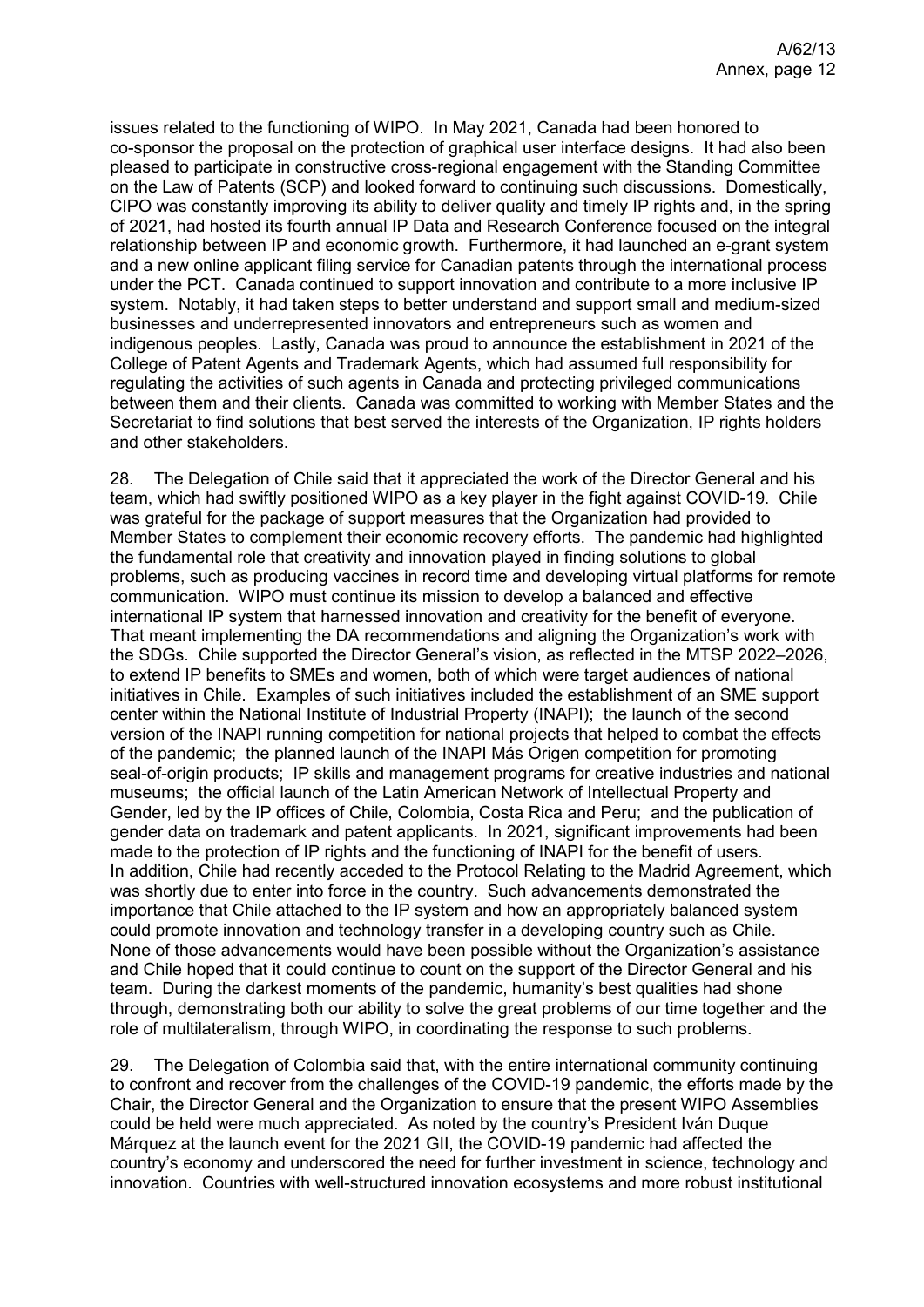issues related to the functioning of WIPO. In May 2021, Canada had been honored to co-sponsor the proposal on the protection of graphical user interface designs. It had also been pleased to participate in constructive cross-regional engagement with the Standing Committee on the Law of Patents (SCP) and looked forward to continuing such discussions. Domestically, CIPO was constantly improving its ability to deliver quality and timely IP rights and, in the spring of 2021, had hosted its fourth annual IP Data and Research Conference focused on the integral relationship between IP and economic growth. Furthermore, it had launched an e-grant system and a new online applicant filing service for Canadian patents through the international process under the PCT. Canada continued to support innovation and contribute to a more inclusive IP system. Notably, it had taken steps to better understand and support small and medium-sized businesses and underrepresented innovators and entrepreneurs such as women and indigenous peoples. Lastly, Canada was proud to announce the establishment in 2021 of the College of Patent Agents and Trademark Agents, which had assumed full responsibility for regulating the activities of such agents in Canada and protecting privileged communications between them and their clients. Canada was committed to working with Member States and the Secretariat to find solutions that best served the interests of the Organization, IP rights holders and other stakeholders.

28. The Delegation of Chile said that it appreciated the work of the Director General and his team, which had swiftly positioned WIPO as a key player in the fight against COVID-19. Chile was grateful for the package of support measures that the Organization had provided to Member States to complement their economic recovery efforts. The pandemic had highlighted the fundamental role that creativity and innovation played in finding solutions to global problems, such as producing vaccines in record time and developing virtual platforms for remote communication. WIPO must continue its mission to develop a balanced and effective international IP system that harnessed innovation and creativity for the benefit of everyone. That meant implementing the DA recommendations and aligning the Organization's work with the SDGs. Chile supported the Director General's vision, as reflected in the MTSP 2022–2026, to extend IP benefits to SMEs and women, both of which were target audiences of national initiatives in Chile. Examples of such initiatives included the establishment of an SME support center within the National Institute of Industrial Property (INAPI); the launch of the second version of the INAPI running competition for national projects that helped to combat the effects of the pandemic; the planned launch of the INAPI Más Origen competition for promoting seal-of-origin products; IP skills and management programs for creative industries and national museums; the official launch of the Latin American Network of Intellectual Property and Gender, led by the IP offices of Chile, Colombia, Costa Rica and Peru; and the publication of gender data on trademark and patent applicants. In 2021, significant improvements had been made to the protection of IP rights and the functioning of INAPI for the benefit of users. In addition, Chile had recently acceded to the Protocol Relating to the Madrid Agreement, which was shortly due to enter into force in the country. Such advancements demonstrated the importance that Chile attached to the IP system and how an appropriately balanced system could promote innovation and technology transfer in a developing country such as Chile. None of those advancements would have been possible without the Organization's assistance and Chile hoped that it could continue to count on the support of the Director General and his team. During the darkest moments of the pandemic, humanity's best qualities had shone through, demonstrating both our ability to solve the great problems of our time together and the role of multilateralism, through WIPO, in coordinating the response to such problems.

29. The Delegation of Colombia said that, with the entire international community continuing to confront and recover from the challenges of the COVID-19 pandemic, the efforts made by the Chair, the Director General and the Organization to ensure that the present WIPO Assemblies could be held were much appreciated. As noted by the country's President Iván Duque Márquez at the launch event for the 2021 GII, the COVID-19 pandemic had affected the country's economy and underscored the need for further investment in science, technology and innovation. Countries with well-structured innovation ecosystems and more robust institutional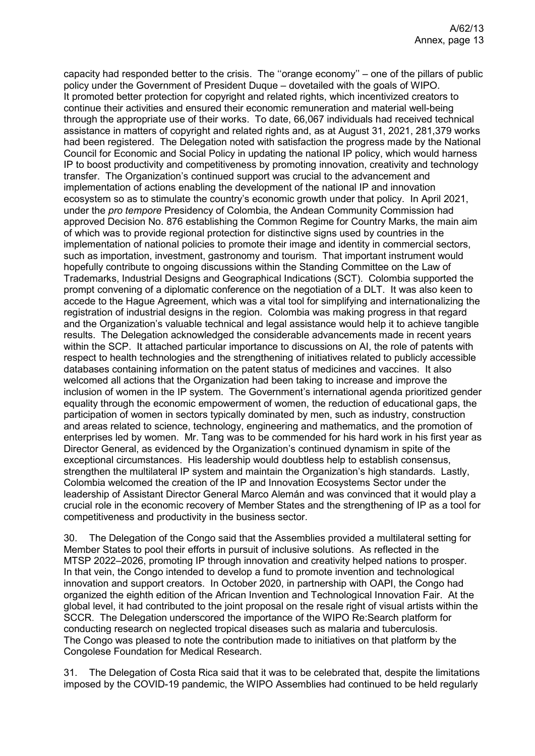capacity had responded better to the crisis. The ''orange economy'' – one of the pillars of public policy under the Government of President Duque – dovetailed with the goals of WIPO. It promoted better protection for copyright and related rights, which incentivized creators to continue their activities and ensured their economic remuneration and material well-being through the appropriate use of their works. To date, 66,067 individuals had received technical assistance in matters of copyright and related rights and, as at August 31, 2021, 281,379 works had been registered. The Delegation noted with satisfaction the progress made by the National Council for Economic and Social Policy in updating the national IP policy, which would harness IP to boost productivity and competitiveness by promoting innovation, creativity and technology transfer. The Organization's continued support was crucial to the advancement and implementation of actions enabling the development of the national IP and innovation ecosystem so as to stimulate the country's economic growth under that policy. In April 2021, under the *pro tempore* Presidency of Colombia, the Andean Community Commission had approved Decision No. 876 establishing the Common Regime for Country Marks, the main aim of which was to provide regional protection for distinctive signs used by countries in the implementation of national policies to promote their image and identity in commercial sectors, such as importation, investment, gastronomy and tourism. That important instrument would hopefully contribute to ongoing discussions within the Standing Committee on the Law of Trademarks, Industrial Designs and Geographical Indications (SCT). Colombia supported the prompt convening of a diplomatic conference on the negotiation of a DLT. It was also keen to accede to the Hague Agreement, which was a vital tool for simplifying and internationalizing the registration of industrial designs in the region. Colombia was making progress in that regard and the Organization's valuable technical and legal assistance would help it to achieve tangible results. The Delegation acknowledged the considerable advancements made in recent years within the SCP. It attached particular importance to discussions on AI, the role of patents with respect to health technologies and the strengthening of initiatives related to publicly accessible databases containing information on the patent status of medicines and vaccines. It also welcomed all actions that the Organization had been taking to increase and improve the inclusion of women in the IP system. The Government's international agenda prioritized gender equality through the economic empowerment of women, the reduction of educational gaps, the participation of women in sectors typically dominated by men, such as industry, construction and areas related to science, technology, engineering and mathematics, and the promotion of enterprises led by women. Mr. Tang was to be commended for his hard work in his first year as Director General, as evidenced by the Organization's continued dynamism in spite of the exceptional circumstances. His leadership would doubtless help to establish consensus, strengthen the multilateral IP system and maintain the Organization's high standards. Lastly, Colombia welcomed the creation of the IP and Innovation Ecosystems Sector under the leadership of Assistant Director General Marco Alemán and was convinced that it would play a crucial role in the economic recovery of Member States and the strengthening of IP as a tool for competitiveness and productivity in the business sector.

30. The Delegation of the Congo said that the Assemblies provided a multilateral setting for Member States to pool their efforts in pursuit of inclusive solutions. As reflected in the MTSP 2022–2026, promoting IP through innovation and creativity helped nations to prosper. In that vein, the Congo intended to develop a fund to promote invention and technological innovation and support creators. In October 2020, in partnership with OAPI, the Congo had organized the eighth edition of the African Invention and Technological Innovation Fair. At the global level, it had contributed to the joint proposal on the resale right of visual artists within the SCCR. The Delegation underscored the importance of the WIPO Re:Search platform for conducting research on neglected tropical diseases such as malaria and tuberculosis. The Congo was pleased to note the contribution made to initiatives on that platform by the Congolese Foundation for Medical Research.

31. The Delegation of Costa Rica said that it was to be celebrated that, despite the limitations imposed by the COVID-19 pandemic, the WIPO Assemblies had continued to be held regularly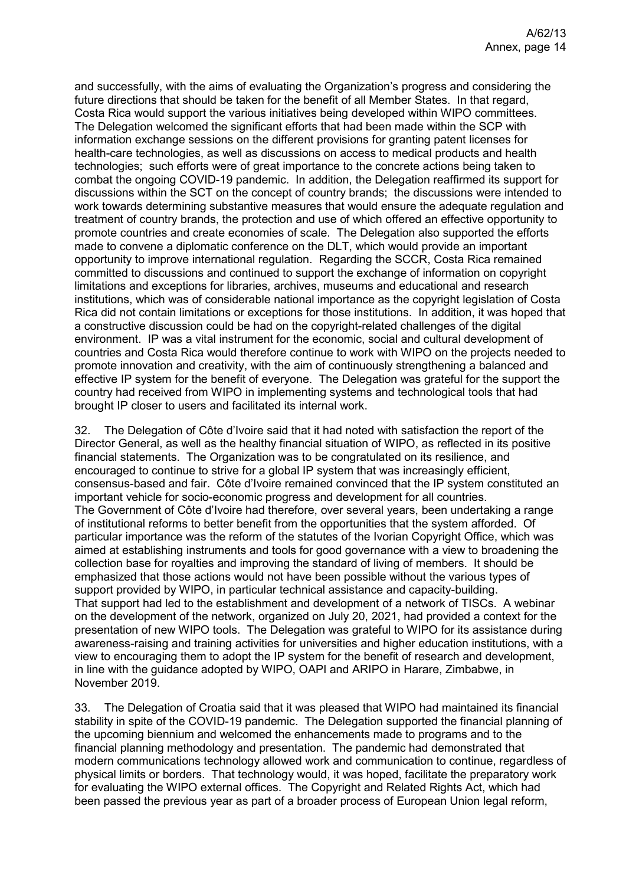and successfully, with the aims of evaluating the Organization's progress and considering the future directions that should be taken for the benefit of all Member States. In that regard, Costa Rica would support the various initiatives being developed within WIPO committees. The Delegation welcomed the significant efforts that had been made within the SCP with information exchange sessions on the different provisions for granting patent licenses for health-care technologies, as well as discussions on access to medical products and health technologies; such efforts were of great importance to the concrete actions being taken to combat the ongoing COVID-19 pandemic. In addition, the Delegation reaffirmed its support for discussions within the SCT on the concept of country brands; the discussions were intended to work towards determining substantive measures that would ensure the adequate regulation and treatment of country brands, the protection and use of which offered an effective opportunity to promote countries and create economies of scale. The Delegation also supported the efforts made to convene a diplomatic conference on the DLT, which would provide an important opportunity to improve international regulation. Regarding the SCCR, Costa Rica remained committed to discussions and continued to support the exchange of information on copyright limitations and exceptions for libraries, archives, museums and educational and research institutions, which was of considerable national importance as the copyright legislation of Costa Rica did not contain limitations or exceptions for those institutions. In addition, it was hoped that a constructive discussion could be had on the copyright-related challenges of the digital environment. IP was a vital instrument for the economic, social and cultural development of countries and Costa Rica would therefore continue to work with WIPO on the projects needed to promote innovation and creativity, with the aim of continuously strengthening a balanced and effective IP system for the benefit of everyone. The Delegation was grateful for the support the country had received from WIPO in implementing systems and technological tools that had brought IP closer to users and facilitated its internal work.

32. The Delegation of Côte d'Ivoire said that it had noted with satisfaction the report of the Director General, as well as the healthy financial situation of WIPO, as reflected in its positive financial statements. The Organization was to be congratulated on its resilience, and encouraged to continue to strive for a global IP system that was increasingly efficient, consensus-based and fair. Côte d'Ivoire remained convinced that the IP system constituted an important vehicle for socio-economic progress and development for all countries. The Government of Côte d'Ivoire had therefore, over several years, been undertaking a range of institutional reforms to better benefit from the opportunities that the system afforded. Of particular importance was the reform of the statutes of the Ivorian Copyright Office, which was aimed at establishing instruments and tools for good governance with a view to broadening the collection base for royalties and improving the standard of living of members. It should be emphasized that those actions would not have been possible without the various types of support provided by WIPO, in particular technical assistance and capacity-building. That support had led to the establishment and development of a network of TISCs. A webinar on the development of the network, organized on July 20, 2021, had provided a context for the presentation of new WIPO tools. The Delegation was grateful to WIPO for its assistance during awareness-raising and training activities for universities and higher education institutions, with a view to encouraging them to adopt the IP system for the benefit of research and development, in line with the guidance adopted by WIPO, OAPI and ARIPO in Harare, Zimbabwe, in November 2019.

33. The Delegation of Croatia said that it was pleased that WIPO had maintained its financial stability in spite of the COVID-19 pandemic. The Delegation supported the financial planning of the upcoming biennium and welcomed the enhancements made to programs and to the financial planning methodology and presentation. The pandemic had demonstrated that modern communications technology allowed work and communication to continue, regardless of physical limits or borders. That technology would, it was hoped, facilitate the preparatory work for evaluating the WIPO external offices. The Copyright and Related Rights Act, which had been passed the previous year as part of a broader process of European Union legal reform,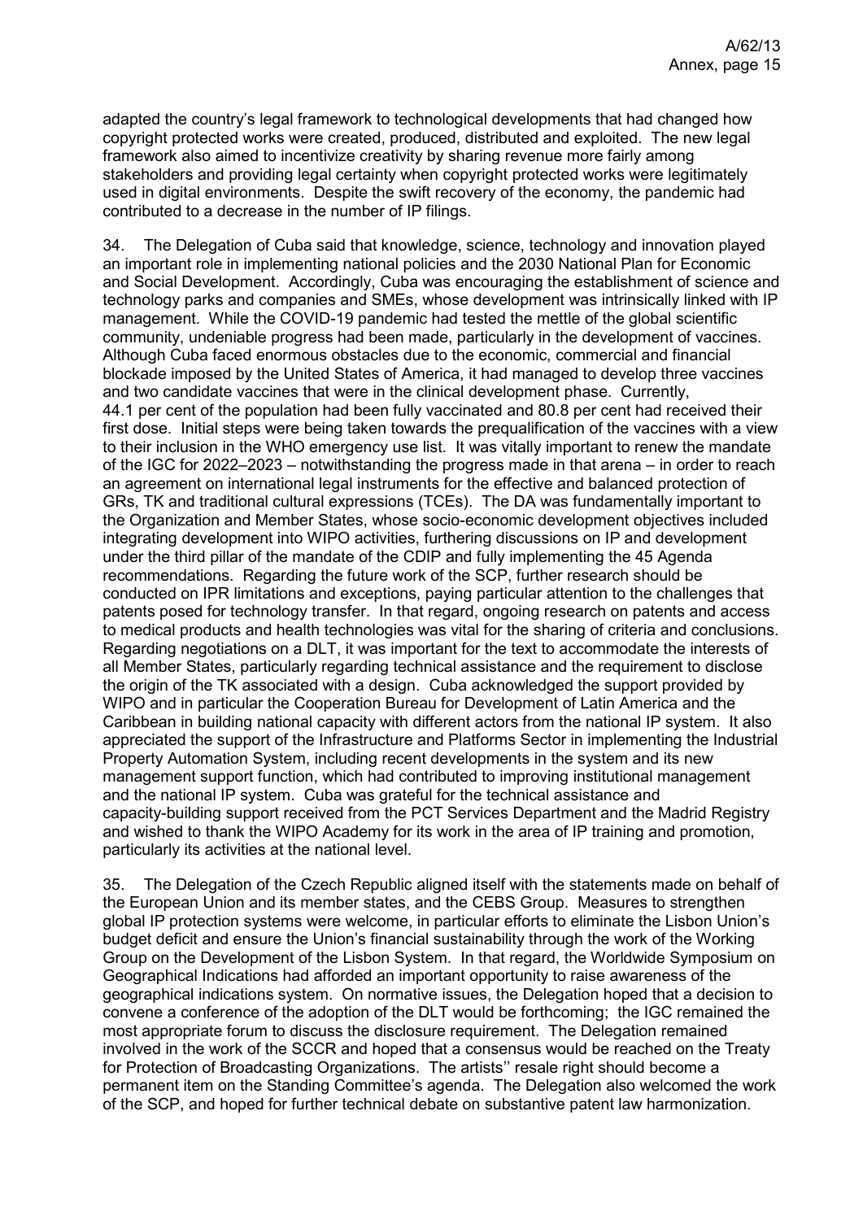adapted the country's legal framework to technological developments that had changed how copyright protected works were created, produced, distributed and exploited. The new legal framework also aimed to incentivize creativity by sharing revenue more fairly among stakeholders and providing legal certainty when copyright protected works were legitimately used in digital environments. Despite the swift recovery of the economy, the pandemic had contributed to a decrease in the number of IP filings.

34. The Delegation of Cuba said that knowledge, science, technology and innovation played an important role in implementing national policies and the 2030 National Plan for Economic and Social Development. Accordingly, Cuba was encouraging the establishment of science and technology parks and companies and SMEs, whose development was intrinsically linked with IP management. While the COVID-19 pandemic had tested the mettle of the global scientific community, undeniable progress had been made, particularly in the development of vaccines. Although Cuba faced enormous obstacles due to the economic, commercial and financial blockade imposed by the United States of America, it had managed to develop three vaccines and two candidate vaccines that were in the clinical development phase. Currently, 44.1 per cent of the population had been fully vaccinated and 80.8 per cent had received their first dose. Initial steps were being taken towards the prequalification of the vaccines with a view to their inclusion in the WHO emergency use list. It was vitally important to renew the mandate of the IGC for 2022–2023 – notwithstanding the progress made in that arena – in order to reach an agreement on international legal instruments for the effective and balanced protection of GRs, TK and traditional cultural expressions (TCEs). The DA was fundamentally important to the Organization and Member States, whose socio-economic development objectives included integrating development into WIPO activities, furthering discussions on IP and development under the third pillar of the mandate of the CDIP and fully implementing the 45 Agenda recommendations. Regarding the future work of the SCP, further research should be conducted on IPR limitations and exceptions, paying particular attention to the challenges that patents posed for technology transfer. In that regard, ongoing research on patents and access to medical products and health technologies was vital for the sharing of criteria and conclusions. Regarding negotiations on a DLT, it was important for the text to accommodate the interests of all Member States, particularly regarding technical assistance and the requirement to disclose the origin of the TK associated with a design. Cuba acknowledged the support provided by WIPO and in particular the Cooperation Bureau for Development of Latin America and the Caribbean in building national capacity with different actors from the national IP system. It also appreciated the support of the Infrastructure and Platforms Sector in implementing the Industrial Property Automation System, including recent developments in the system and its new management support function, which had contributed to improving institutional management and the national IP system. Cuba was grateful for the technical assistance and capacity-building support received from the PCT Services Department and the Madrid Registry and wished to thank the WIPO Academy for its work in the area of IP training and promotion, particularly its activities at the national level.

35. The Delegation of the Czech Republic aligned itself with the statements made on behalf of the European Union and its member states, and the CEBS Group. Measures to strengthen global IP protection systems were welcome, in particular efforts to eliminate the Lisbon Union's budget deficit and ensure the Union's financial sustainability through the work of the Working Group on the Development of the Lisbon System. In that regard, the Worldwide Symposium on Geographical Indications had afforded an important opportunity to raise awareness of the geographical indications system. On normative issues, the Delegation hoped that a decision to convene a conference of the adoption of the DLT would be forthcoming; the IGC remained the most appropriate forum to discuss the disclosure requirement. The Delegation remained involved in the work of the SCCR and hoped that a consensus would be reached on the Treaty for Protection of Broadcasting Organizations. The artists'' resale right should become a permanent item on the Standing Committee's agenda. The Delegation also welcomed the work of the SCP, and hoped for further technical debate on substantive patent law harmonization.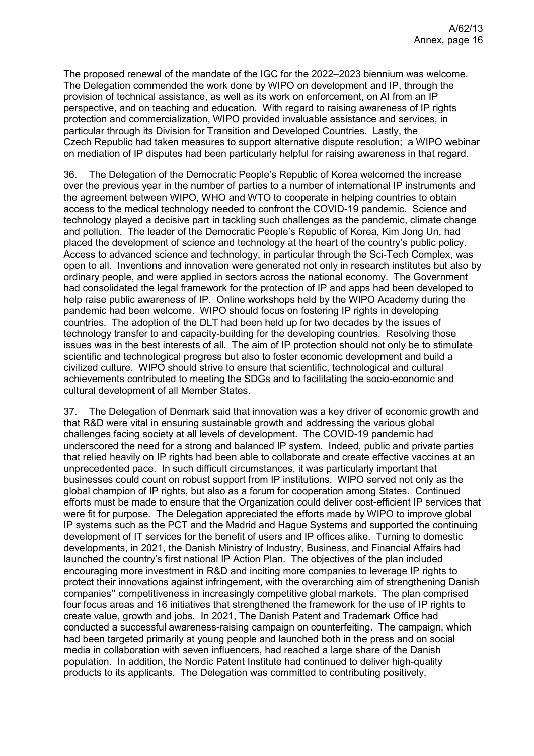The proposed renewal of the mandate of the IGC for the 2022–2023 biennium was welcome. The Delegation commended the work done by WIPO on development and IP, through the provision of technical assistance, as well as its work on enforcement, on AI from an IP perspective, and on teaching and education. With regard to raising awareness of IP rights protection and commercialization, WIPO provided invaluable assistance and services, in particular through its Division for Transition and Developed Countries. Lastly, the Czech Republic had taken measures to support alternative dispute resolution; a WIPO webinar on mediation of IP disputes had been particularly helpful for raising awareness in that regard.

36. The Delegation of the Democratic People's Republic of Korea welcomed the increase over the previous year in the number of parties to a number of international IP instruments and the agreement between WIPO, WHO and WTO to cooperate in helping countries to obtain access to the medical technology needed to confront the COVID-19 pandemic. Science and technology played a decisive part in tackling such challenges as the pandemic, climate change and pollution. The leader of the Democratic People's Republic of Korea, Kim Jong Un, had placed the development of science and technology at the heart of the country's public policy. Access to advanced science and technology, in particular through the Sci-Tech Complex, was open to all. Inventions and innovation were generated not only in research institutes but also by ordinary people, and were applied in sectors across the national economy. The Government had consolidated the legal framework for the protection of IP and apps had been developed to help raise public awareness of IP. Online workshops held by the WIPO Academy during the pandemic had been welcome. WIPO should focus on fostering IP rights in developing countries. The adoption of the DLT had been held up for two decades by the issues of technology transfer to and capacity-building for the developing countries. Resolving those issues was in the best interests of all. The aim of IP protection should not only be to stimulate scientific and technological progress but also to foster economic development and build a civilized culture. WIPO should strive to ensure that scientific, technological and cultural achievements contributed to meeting the SDGs and to facilitating the socio-economic and cultural development of all Member States.

37. The Delegation of Denmark said that innovation was a key driver of economic growth and that R&D were vital in ensuring sustainable growth and addressing the various global challenges facing society at all levels of development. The COVID-19 pandemic had underscored the need for a strong and balanced IP system. Indeed, public and private parties that relied heavily on IP rights had been able to collaborate and create effective vaccines at an unprecedented pace. In such difficult circumstances, it was particularly important that businesses could count on robust support from IP institutions. WIPO served not only as the global champion of IP rights, but also as a forum for cooperation among States. Continued efforts must be made to ensure that the Organization could deliver cost-efficient IP services that were fit for purpose. The Delegation appreciated the efforts made by WIPO to improve global IP systems such as the PCT and the Madrid and Hague Systems and supported the continuing development of IT services for the benefit of users and IP offices alike. Turning to domestic developments, in 2021, the Danish Ministry of Industry, Business, and Financial Affairs had launched the country's first national IP Action Plan. The objectives of the plan included encouraging more investment in R&D and inciting more companies to leverage IP rights to protect their innovations against infringement, with the overarching aim of strengthening Danish companies'' competitiveness in increasingly competitive global markets. The plan comprised four focus areas and 16 initiatives that strengthened the framework for the use of IP rights to create value, growth and jobs. In 2021, The Danish Patent and Trademark Office had conducted a successful awareness-raising campaign on counterfeiting. The campaign, which had been targeted primarily at young people and launched both in the press and on social media in collaboration with seven influencers, had reached a large share of the Danish population. In addition, the Nordic Patent Institute had continued to deliver high-quality products to its applicants. The Delegation was committed to contributing positively,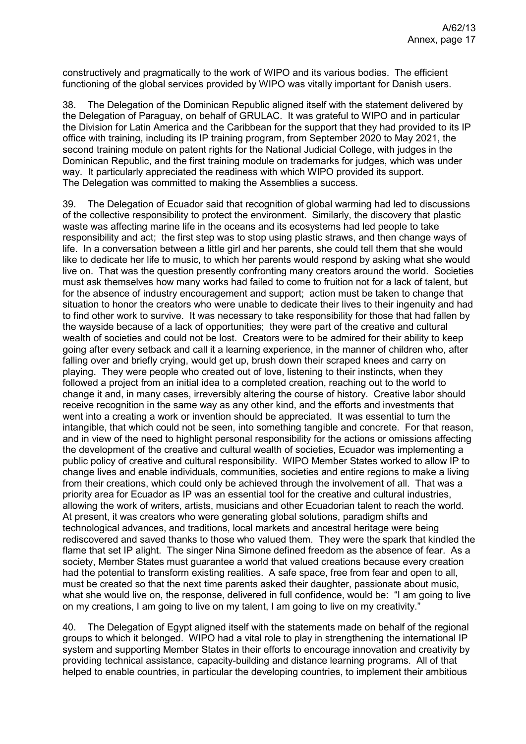constructively and pragmatically to the work of WIPO and its various bodies. The efficient functioning of the global services provided by WIPO was vitally important for Danish users.

38. The Delegation of the Dominican Republic aligned itself with the statement delivered by the Delegation of Paraguay, on behalf of GRULAC. It was grateful to WIPO and in particular the Division for Latin America and the Caribbean for the support that they had provided to its IP office with training, including its IP training program, from September 2020 to May 2021, the second training module on patent rights for the National Judicial College, with judges in the Dominican Republic, and the first training module on trademarks for judges, which was under way. It particularly appreciated the readiness with which WIPO provided its support. The Delegation was committed to making the Assemblies a success.

39. The Delegation of Ecuador said that recognition of global warming had led to discussions of the collective responsibility to protect the environment. Similarly, the discovery that plastic waste was affecting marine life in the oceans and its ecosystems had led people to take responsibility and act; the first step was to stop using plastic straws, and then change ways of life. In a conversation between a little girl and her parents, she could tell them that she would like to dedicate her life to music, to which her parents would respond by asking what she would live on. That was the question presently confronting many creators around the world. Societies must ask themselves how many works had failed to come to fruition not for a lack of talent, but for the absence of industry encouragement and support; action must be taken to change that situation to honor the creators who were unable to dedicate their lives to their ingenuity and had to find other work to survive. It was necessary to take responsibility for those that had fallen by the wayside because of a lack of opportunities; they were part of the creative and cultural wealth of societies and could not be lost. Creators were to be admired for their ability to keep going after every setback and call it a learning experience, in the manner of children who, after falling over and briefly crying, would get up, brush down their scraped knees and carry on playing. They were people who created out of love, listening to their instincts, when they followed a project from an initial idea to a completed creation, reaching out to the world to change it and, in many cases, irreversibly altering the course of history. Creative labor should receive recognition in the same way as any other kind, and the efforts and investments that went into a creating a work or invention should be appreciated. It was essential to turn the intangible, that which could not be seen, into something tangible and concrete. For that reason, and in view of the need to highlight personal responsibility for the actions or omissions affecting the development of the creative and cultural wealth of societies, Ecuador was implementing a public policy of creative and cultural responsibility. WIPO Member States worked to allow IP to change lives and enable individuals, communities, societies and entire regions to make a living from their creations, which could only be achieved through the involvement of all. That was a priority area for Ecuador as IP was an essential tool for the creative and cultural industries, allowing the work of writers, artists, musicians and other Ecuadorian talent to reach the world. At present, it was creators who were generating global solutions, paradigm shifts and technological advances, and traditions, local markets and ancestral heritage were being rediscovered and saved thanks to those who valued them. They were the spark that kindled the flame that set IP alight. The singer Nina Simone defined freedom as the absence of fear. As a society, Member States must guarantee a world that valued creations because every creation had the potential to transform existing realities. A safe space, free from fear and open to all, must be created so that the next time parents asked their daughter, passionate about music, what she would live on, the response, delivered in full confidence, would be: "I am going to live on my creations, I am going to live on my talent, I am going to live on my creativity."

40. The Delegation of Egypt aligned itself with the statements made on behalf of the regional groups to which it belonged. WIPO had a vital role to play in strengthening the international IP system and supporting Member States in their efforts to encourage innovation and creativity by providing technical assistance, capacity-building and distance learning programs. All of that helped to enable countries, in particular the developing countries, to implement their ambitious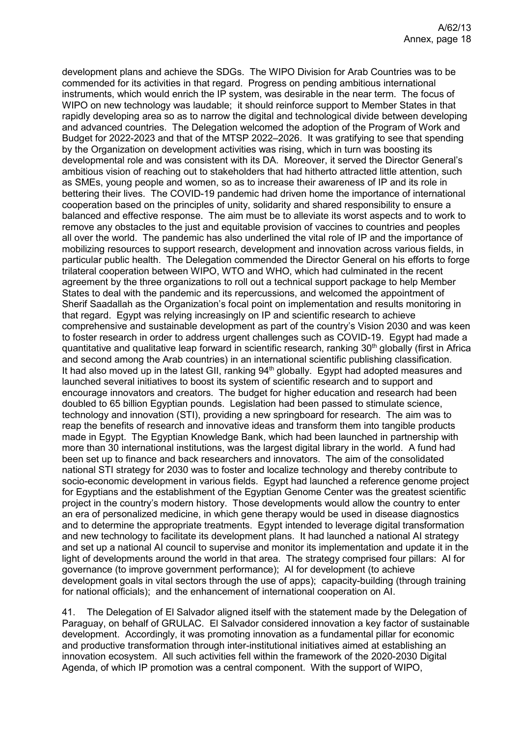development plans and achieve the SDGs. The WIPO Division for Arab Countries was to be commended for its activities in that regard. Progress on pending ambitious international instruments, which would enrich the IP system, was desirable in the near term. The focus of WIPO on new technology was laudable; it should reinforce support to Member States in that rapidly developing area so as to narrow the digital and technological divide between developing and advanced countries. The Delegation welcomed the adoption of the Program of Work and Budget for 2022-2023 and that of the MTSP 2022–2026. It was gratifying to see that spending by the Organization on development activities was rising, which in turn was boosting its developmental role and was consistent with its DA. Moreover, it served the Director General's ambitious vision of reaching out to stakeholders that had hitherto attracted little attention, such as SMEs, young people and women, so as to increase their awareness of IP and its role in bettering their lives. The COVID-19 pandemic had driven home the importance of international cooperation based on the principles of unity, solidarity and shared responsibility to ensure a balanced and effective response. The aim must be to alleviate its worst aspects and to work to remove any obstacles to the just and equitable provision of vaccines to countries and peoples all over the world. The pandemic has also underlined the vital role of IP and the importance of mobilizing resources to support research, development and innovation across various fields, in particular public health. The Delegation commended the Director General on his efforts to forge trilateral cooperation between WIPO, WTO and WHO, which had culminated in the recent agreement by the three organizations to roll out a technical support package to help Member States to deal with the pandemic and its repercussions, and welcomed the appointment of Sherif Saadallah as the Organization's focal point on implementation and results monitoring in that regard. Egypt was relying increasingly on IP and scientific research to achieve comprehensive and sustainable development as part of the country's Vision 2030 and was keen to foster research in order to address urgent challenges such as COVID-19. Egypt had made a quantitative and qualitative leap forward in scientific research, ranking 30th globally (first in Africa and second among the Arab countries) in an international scientific publishing classification. It had also moved up in the latest GII, ranking 94th globally. Egypt had adopted measures and launched several initiatives to boost its system of scientific research and to support and encourage innovators and creators. The budget for higher education and research had been doubled to 65 billion Egyptian pounds. Legislation had been passed to stimulate science, technology and innovation (STI), providing a new springboard for research. The aim was to reap the benefits of research and innovative ideas and transform them into tangible products made in Egypt. The Egyptian Knowledge Bank, which had been launched in partnership with more than 30 international institutions, was the largest digital library in the world. A fund had been set up to finance and back researchers and innovators. The aim of the consolidated national STI strategy for 2030 was to foster and localize technology and thereby contribute to socio-economic development in various fields. Egypt had launched a reference genome project for Egyptians and the establishment of the Egyptian Genome Center was the greatest scientific project in the country's modern history. Those developments would allow the country to enter an era of personalized medicine, in which gene therapy would be used in disease diagnostics and to determine the appropriate treatments. Egypt intended to leverage digital transformation and new technology to facilitate its development plans. It had launched a national AI strategy and set up a national AI council to supervise and monitor its implementation and update it in the light of developments around the world in that area. The strategy comprised four pillars: AI for governance (to improve government performance); AI for development (to achieve development goals in vital sectors through the use of apps); capacity-building (through training for national officials); and the enhancement of international cooperation on AI.

41. The Delegation of El Salvador aligned itself with the statement made by the Delegation of Paraguay, on behalf of GRULAC. El Salvador considered innovation a key factor of sustainable development. Accordingly, it was promoting innovation as a fundamental pillar for economic and productive transformation through inter-institutional initiatives aimed at establishing an innovation ecosystem. All such activities fell within the framework of the 2020-2030 Digital Agenda, of which IP promotion was a central component. With the support of WIPO,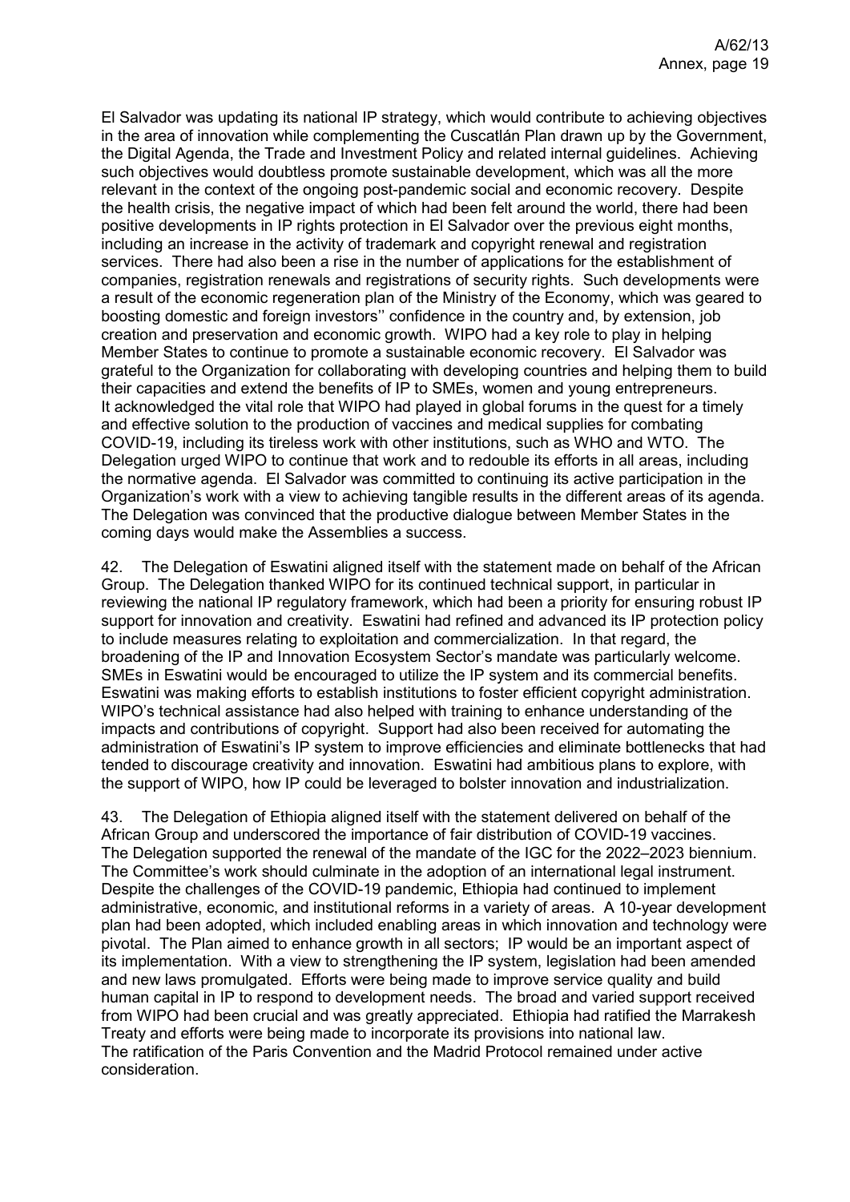El Salvador was updating its national IP strategy, which would contribute to achieving objectives in the area of innovation while complementing the Cuscatlán Plan drawn up by the Government, the Digital Agenda, the Trade and Investment Policy and related internal guidelines. Achieving such objectives would doubtless promote sustainable development, which was all the more relevant in the context of the ongoing post-pandemic social and economic recovery. Despite the health crisis, the negative impact of which had been felt around the world, there had been positive developments in IP rights protection in El Salvador over the previous eight months, including an increase in the activity of trademark and copyright renewal and registration services. There had also been a rise in the number of applications for the establishment of companies, registration renewals and registrations of security rights. Such developments were a result of the economic regeneration plan of the Ministry of the Economy, which was geared to boosting domestic and foreign investors'' confidence in the country and, by extension, job creation and preservation and economic growth. WIPO had a key role to play in helping Member States to continue to promote a sustainable economic recovery. El Salvador was grateful to the Organization for collaborating with developing countries and helping them to build their capacities and extend the benefits of IP to SMEs, women and young entrepreneurs. It acknowledged the vital role that WIPO had played in global forums in the quest for a timely and effective solution to the production of vaccines and medical supplies for combating COVID-19, including its tireless work with other institutions, such as WHO and WTO. The Delegation urged WIPO to continue that work and to redouble its efforts in all areas, including the normative agenda. El Salvador was committed to continuing its active participation in the Organization's work with a view to achieving tangible results in the different areas of its agenda. The Delegation was convinced that the productive dialogue between Member States in the coming days would make the Assemblies a success.

42. The Delegation of Eswatini aligned itself with the statement made on behalf of the African Group. The Delegation thanked WIPO for its continued technical support, in particular in reviewing the national IP regulatory framework, which had been a priority for ensuring robust IP support for innovation and creativity. Eswatini had refined and advanced its IP protection policy to include measures relating to exploitation and commercialization. In that regard, the broadening of the IP and Innovation Ecosystem Sector's mandate was particularly welcome. SMEs in Eswatini would be encouraged to utilize the IP system and its commercial benefits. Eswatini was making efforts to establish institutions to foster efficient copyright administration. WIPO's technical assistance had also helped with training to enhance understanding of the impacts and contributions of copyright. Support had also been received for automating the administration of Eswatini's IP system to improve efficiencies and eliminate bottlenecks that had tended to discourage creativity and innovation. Eswatini had ambitious plans to explore, with the support of WIPO, how IP could be leveraged to bolster innovation and industrialization.

43. The Delegation of Ethiopia aligned itself with the statement delivered on behalf of the African Group and underscored the importance of fair distribution of COVID-19 vaccines. The Delegation supported the renewal of the mandate of the IGC for the 2022–2023 biennium. The Committee's work should culminate in the adoption of an international legal instrument. Despite the challenges of the COVID-19 pandemic, Ethiopia had continued to implement administrative, economic, and institutional reforms in a variety of areas. A 10-year development plan had been adopted, which included enabling areas in which innovation and technology were pivotal. The Plan aimed to enhance growth in all sectors; IP would be an important aspect of its implementation. With a view to strengthening the IP system, legislation had been amended and new laws promulgated. Efforts were being made to improve service quality and build human capital in IP to respond to development needs. The broad and varied support received from WIPO had been crucial and was greatly appreciated. Ethiopia had ratified the Marrakesh Treaty and efforts were being made to incorporate its provisions into national law. The ratification of the Paris Convention and the Madrid Protocol remained under active consideration.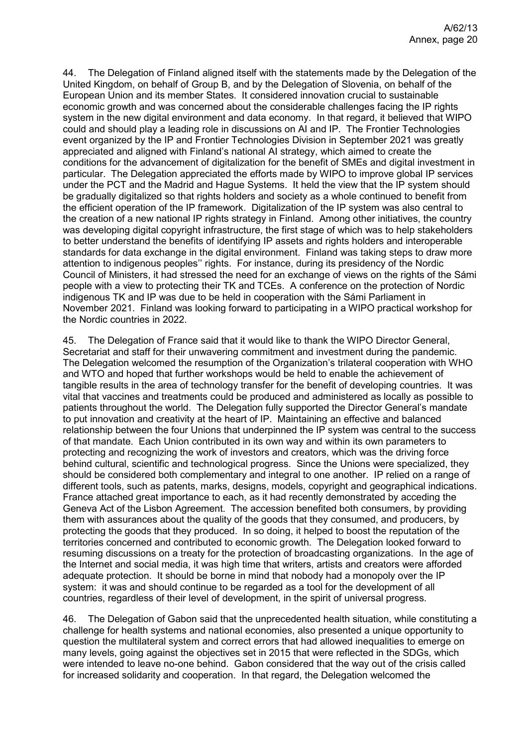44. The Delegation of Finland aligned itself with the statements made by the Delegation of the United Kingdom, on behalf of Group B, and by the Delegation of Slovenia, on behalf of the European Union and its member States. It considered innovation crucial to sustainable economic growth and was concerned about the considerable challenges facing the IP rights system in the new digital environment and data economy. In that regard, it believed that WIPO could and should play a leading role in discussions on AI and IP. The Frontier Technologies event organized by the IP and Frontier Technologies Division in September 2021 was greatly appreciated and aligned with Finland's national AI strategy, which aimed to create the conditions for the advancement of digitalization for the benefit of SMEs and digital investment in particular. The Delegation appreciated the efforts made by WIPO to improve global IP services under the PCT and the Madrid and Hague Systems. It held the view that the IP system should be gradually digitalized so that rights holders and society as a whole continued to benefit from the efficient operation of the IP framework. Digitalization of the IP system was also central to the creation of a new national IP rights strategy in Finland. Among other initiatives, the country was developing digital copyright infrastructure, the first stage of which was to help stakeholders to better understand the benefits of identifying IP assets and rights holders and interoperable standards for data exchange in the digital environment. Finland was taking steps to draw more attention to indigenous peoples'' rights. For instance, during its presidency of the Nordic Council of Ministers, it had stressed the need for an exchange of views on the rights of the Sámi people with a view to protecting their TK and TCEs. A conference on the protection of Nordic indigenous TK and IP was due to be held in cooperation with the Sámi Parliament in November 2021. Finland was looking forward to participating in a WIPO practical workshop for the Nordic countries in 2022.

45. The Delegation of France said that it would like to thank the WIPO Director General, Secretariat and staff for their unwavering commitment and investment during the pandemic. The Delegation welcomed the resumption of the Organization's trilateral cooperation with WHO and WTO and hoped that further workshops would be held to enable the achievement of tangible results in the area of technology transfer for the benefit of developing countries. It was vital that vaccines and treatments could be produced and administered as locally as possible to patients throughout the world. The Delegation fully supported the Director General's mandate to put innovation and creativity at the heart of IP. Maintaining an effective and balanced relationship between the four Unions that underpinned the IP system was central to the success of that mandate. Each Union contributed in its own way and within its own parameters to protecting and recognizing the work of investors and creators, which was the driving force behind cultural, scientific and technological progress. Since the Unions were specialized, they should be considered both complementary and integral to one another. IP relied on a range of different tools, such as patents, marks, designs, models, copyright and geographical indications. France attached great importance to each, as it had recently demonstrated by acceding the Geneva Act of the Lisbon Agreement. The accession benefited both consumers, by providing them with assurances about the quality of the goods that they consumed, and producers, by protecting the goods that they produced. In so doing, it helped to boost the reputation of the territories concerned and contributed to economic growth. The Delegation looked forward to resuming discussions on a treaty for the protection of broadcasting organizations. In the age of the Internet and social media, it was high time that writers, artists and creators were afforded adequate protection. It should be borne in mind that nobody had a monopoly over the IP system: it was and should continue to be regarded as a tool for the development of all countries, regardless of their level of development, in the spirit of universal progress.

46. The Delegation of Gabon said that the unprecedented health situation, while constituting a challenge for health systems and national economies, also presented a unique opportunity to question the multilateral system and correct errors that had allowed inequalities to emerge on many levels, going against the objectives set in 2015 that were reflected in the SDGs, which were intended to leave no-one behind. Gabon considered that the way out of the crisis called for increased solidarity and cooperation. In that regard, the Delegation welcomed the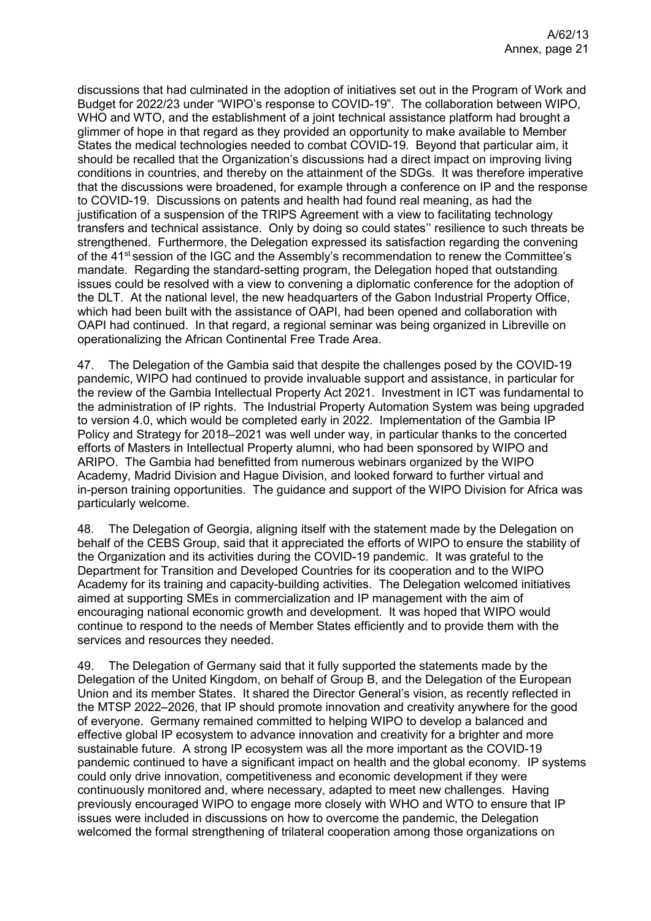discussions that had culminated in the adoption of initiatives set out in the Program of Work and Budget for 2022/23 under "WIPO's response to COVID-19". The collaboration between WIPO, WHO and WTO, and the establishment of a joint technical assistance platform had brought a glimmer of hope in that regard as they provided an opportunity to make available to Member States the medical technologies needed to combat COVID-19. Beyond that particular aim, it should be recalled that the Organization's discussions had a direct impact on improving living conditions in countries, and thereby on the attainment of the SDGs. It was therefore imperative that the discussions were broadened, for example through a conference on IP and the response to COVID-19. Discussions on patents and health had found real meaning, as had the justification of a suspension of the TRIPS Agreement with a view to facilitating technology transfers and technical assistance. Only by doing so could states'' resilience to such threats be strengthened. Furthermore, the Delegation expressed its satisfaction regarding the convening of the 41st session of the IGC and the Assembly's recommendation to renew the Committee's mandate. Regarding the standard-setting program, the Delegation hoped that outstanding issues could be resolved with a view to convening a diplomatic conference for the adoption of the DLT. At the national level, the new headquarters of the Gabon Industrial Property Office, which had been built with the assistance of OAPI, had been opened and collaboration with OAPI had continued. In that regard, a regional seminar was being organized in Libreville on operationalizing the African Continental Free Trade Area.

47. The Delegation of the Gambia said that despite the challenges posed by the COVID-19 pandemic, WIPO had continued to provide invaluable support and assistance, in particular for the review of the Gambia Intellectual Property Act 2021. Investment in ICT was fundamental to the administration of IP rights. The Industrial Property Automation System was being upgraded to version 4.0, which would be completed early in 2022. Implementation of the Gambia IP Policy and Strategy for 2018–2021 was well under way, in particular thanks to the concerted efforts of Masters in Intellectual Property alumni, who had been sponsored by WIPO and ARIPO. The Gambia had benefitted from numerous webinars organized by the WIPO Academy, Madrid Division and Hague Division, and looked forward to further virtual and in-person training opportunities. The guidance and support of the WIPO Division for Africa was particularly welcome.

48. The Delegation of Georgia, aligning itself with the statement made by the Delegation on behalf of the CEBS Group, said that it appreciated the efforts of WIPO to ensure the stability of the Organization and its activities during the COVID-19 pandemic. It was grateful to the Department for Transition and Developed Countries for its cooperation and to the WIPO Academy for its training and capacity-building activities. The Delegation welcomed initiatives aimed at supporting SMEs in commercialization and IP management with the aim of encouraging national economic growth and development. It was hoped that WIPO would continue to respond to the needs of Member States efficiently and to provide them with the services and resources they needed.

49. The Delegation of Germany said that it fully supported the statements made by the Delegation of the United Kingdom, on behalf of Group B, and the Delegation of the European Union and its member States. It shared the Director General's vision, as recently reflected in the MTSP 2022–2026, that IP should promote innovation and creativity anywhere for the good of everyone. Germany remained committed to helping WIPO to develop a balanced and effective global IP ecosystem to advance innovation and creativity for a brighter and more sustainable future. A strong IP ecosystem was all the more important as the COVID-19 pandemic continued to have a significant impact on health and the global economy. IP systems could only drive innovation, competitiveness and economic development if they were continuously monitored and, where necessary, adapted to meet new challenges. Having previously encouraged WIPO to engage more closely with WHO and WTO to ensure that IP issues were included in discussions on how to overcome the pandemic, the Delegation welcomed the formal strengthening of trilateral cooperation among those organizations on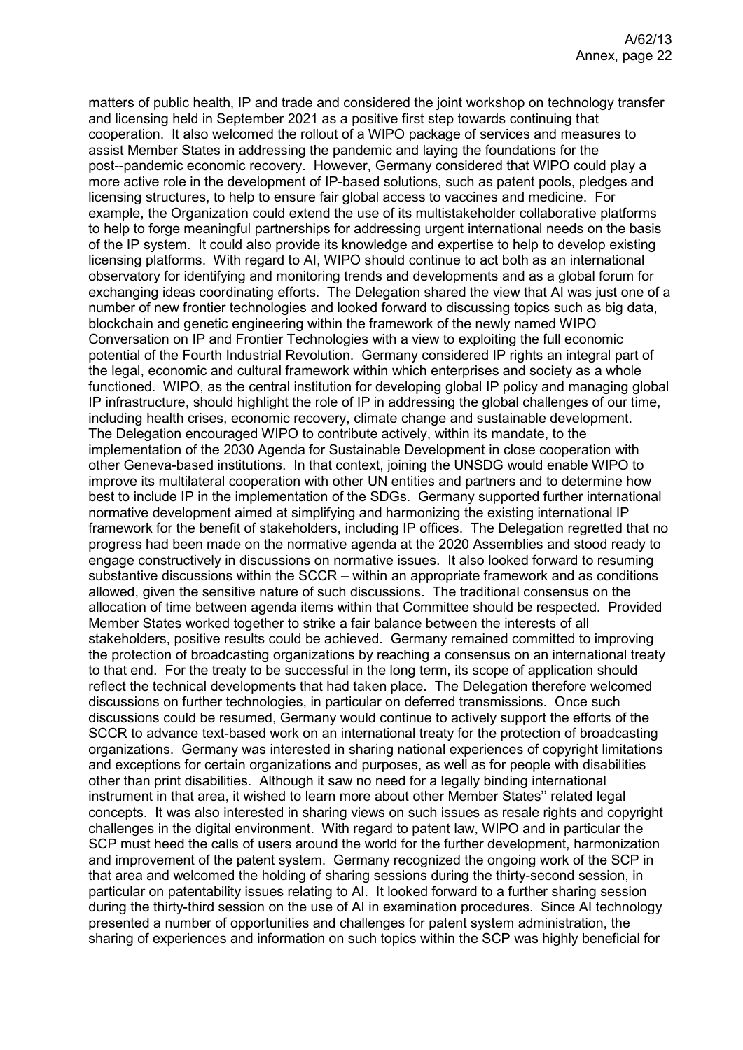matters of public health, IP and trade and considered the joint workshop on technology transfer and licensing held in September 2021 as a positive first step towards continuing that cooperation. It also welcomed the rollout of a WIPO package of services and measures to assist Member States in addressing the pandemic and laying the foundations for the post--pandemic economic recovery. However, Germany considered that WIPO could play a more active role in the development of IP-based solutions, such as patent pools, pledges and licensing structures, to help to ensure fair global access to vaccines and medicine. For example, the Organization could extend the use of its multistakeholder collaborative platforms to help to forge meaningful partnerships for addressing urgent international needs on the basis of the IP system. It could also provide its knowledge and expertise to help to develop existing licensing platforms. With regard to AI, WIPO should continue to act both as an international observatory for identifying and monitoring trends and developments and as a global forum for exchanging ideas coordinating efforts. The Delegation shared the view that AI was just one of a number of new frontier technologies and looked forward to discussing topics such as big data, blockchain and genetic engineering within the framework of the newly named WIPO Conversation on IP and Frontier Technologies with a view to exploiting the full economic potential of the Fourth Industrial Revolution. Germany considered IP rights an integral part of the legal, economic and cultural framework within which enterprises and society as a whole functioned. WIPO, as the central institution for developing global IP policy and managing global IP infrastructure, should highlight the role of IP in addressing the global challenges of our time, including health crises, economic recovery, climate change and sustainable development. The Delegation encouraged WIPO to contribute actively, within its mandate, to the implementation of the 2030 Agenda for Sustainable Development in close cooperation with other Geneva-based institutions. In that context, joining the UNSDG would enable WIPO to improve its multilateral cooperation with other UN entities and partners and to determine how best to include IP in the implementation of the SDGs. Germany supported further international normative development aimed at simplifying and harmonizing the existing international IP framework for the benefit of stakeholders, including IP offices. The Delegation regretted that no progress had been made on the normative agenda at the 2020 Assemblies and stood ready to engage constructively in discussions on normative issues. It also looked forward to resuming substantive discussions within the SCCR – within an appropriate framework and as conditions allowed, given the sensitive nature of such discussions. The traditional consensus on the allocation of time between agenda items within that Committee should be respected. Provided Member States worked together to strike a fair balance between the interests of all stakeholders, positive results could be achieved. Germany remained committed to improving the protection of broadcasting organizations by reaching a consensus on an international treaty to that end. For the treaty to be successful in the long term, its scope of application should reflect the technical developments that had taken place. The Delegation therefore welcomed discussions on further technologies, in particular on deferred transmissions. Once such discussions could be resumed, Germany would continue to actively support the efforts of the SCCR to advance text-based work on an international treaty for the protection of broadcasting organizations. Germany was interested in sharing national experiences of copyright limitations and exceptions for certain organizations and purposes, as well as for people with disabilities other than print disabilities. Although it saw no need for a legally binding international instrument in that area, it wished to learn more about other Member States'' related legal concepts. It was also interested in sharing views on such issues as resale rights and copyright challenges in the digital environment. With regard to patent law, WIPO and in particular the SCP must heed the calls of users around the world for the further development, harmonization and improvement of the patent system. Germany recognized the ongoing work of the SCP in that area and welcomed the holding of sharing sessions during the thirty-second session, in particular on patentability issues relating to AI. It looked forward to a further sharing session during the thirty-third session on the use of AI in examination procedures. Since AI technology presented a number of opportunities and challenges for patent system administration, the sharing of experiences and information on such topics within the SCP was highly beneficial for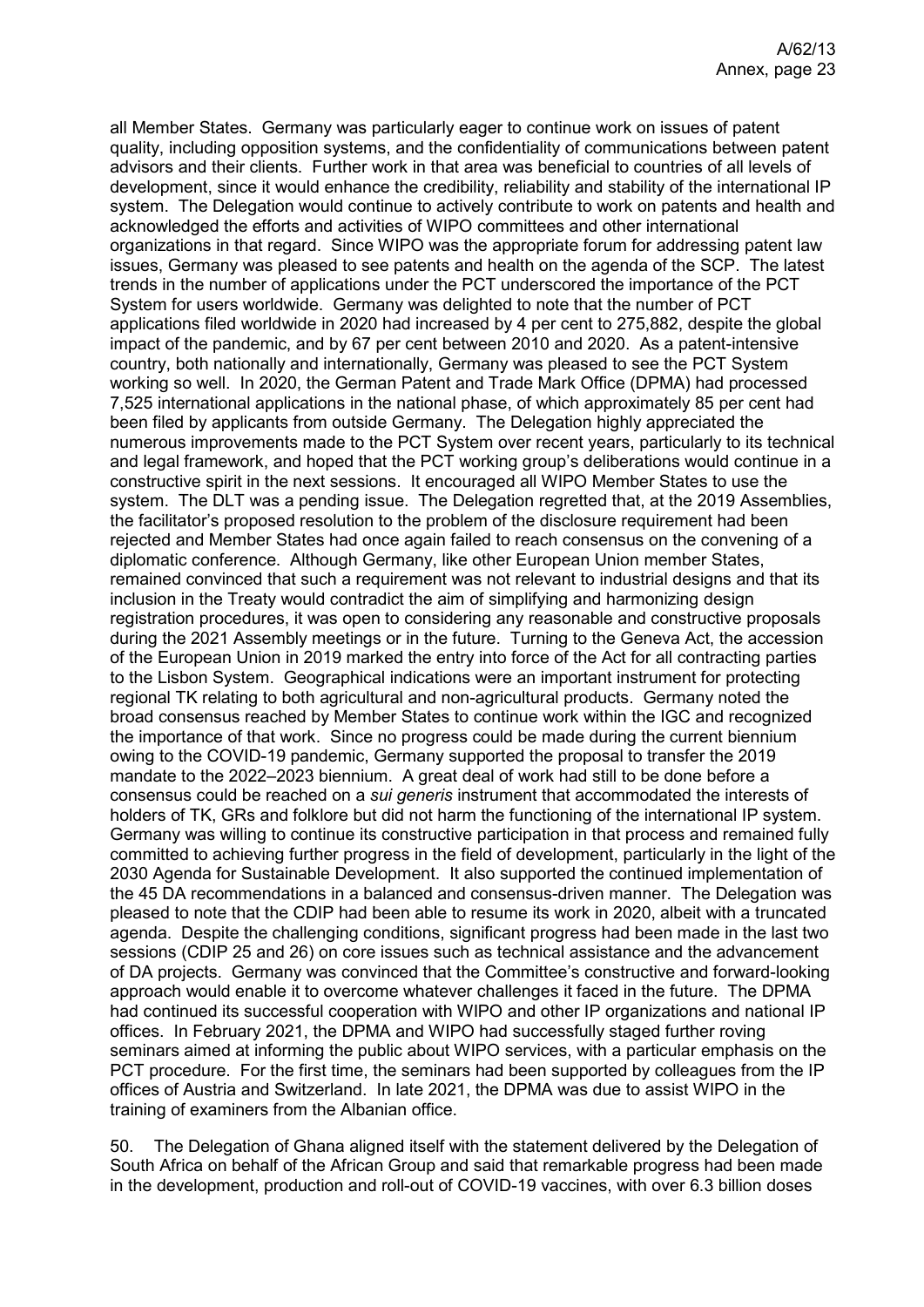all Member States. Germany was particularly eager to continue work on issues of patent quality, including opposition systems, and the confidentiality of communications between patent advisors and their clients. Further work in that area was beneficial to countries of all levels of development, since it would enhance the credibility, reliability and stability of the international IP system. The Delegation would continue to actively contribute to work on patents and health and acknowledged the efforts and activities of WIPO committees and other international organizations in that regard. Since WIPO was the appropriate forum for addressing patent law issues, Germany was pleased to see patents and health on the agenda of the SCP. The latest trends in the number of applications under the PCT underscored the importance of the PCT System for users worldwide. Germany was delighted to note that the number of PCT applications filed worldwide in 2020 had increased by 4 per cent to 275,882, despite the global impact of the pandemic, and by 67 per cent between 2010 and 2020. As a patent-intensive country, both nationally and internationally, Germany was pleased to see the PCT System working so well. In 2020, the German Patent and Trade Mark Office (DPMA) had processed 7,525 international applications in the national phase, of which approximately 85 per cent had been filed by applicants from outside Germany. The Delegation highly appreciated the numerous improvements made to the PCT System over recent years, particularly to its technical and legal framework, and hoped that the PCT working group's deliberations would continue in a constructive spirit in the next sessions. It encouraged all WIPO Member States to use the system. The DLT was a pending issue. The Delegation regretted that, at the 2019 Assemblies, the facilitator's proposed resolution to the problem of the disclosure requirement had been rejected and Member States had once again failed to reach consensus on the convening of a diplomatic conference. Although Germany, like other European Union member States, remained convinced that such a requirement was not relevant to industrial designs and that its inclusion in the Treaty would contradict the aim of simplifying and harmonizing design registration procedures, it was open to considering any reasonable and constructive proposals during the 2021 Assembly meetings or in the future. Turning to the Geneva Act, the accession of the European Union in 2019 marked the entry into force of the Act for all contracting parties to the Lisbon System. Geographical indications were an important instrument for protecting regional TK relating to both agricultural and non-agricultural products. Germany noted the broad consensus reached by Member States to continue work within the IGC and recognized the importance of that work. Since no progress could be made during the current biennium owing to the COVID-19 pandemic, Germany supported the proposal to transfer the 2019 mandate to the 2022–2023 biennium. A great deal of work had still to be done before a consensus could be reached on a *sui generis* instrument that accommodated the interests of holders of TK, GRs and folklore but did not harm the functioning of the international IP system. Germany was willing to continue its constructive participation in that process and remained fully committed to achieving further progress in the field of development, particularly in the light of the 2030 Agenda for Sustainable Development. It also supported the continued implementation of the 45 DA recommendations in a balanced and consensus-driven manner. The Delegation was pleased to note that the CDIP had been able to resume its work in 2020, albeit with a truncated agenda. Despite the challenging conditions, significant progress had been made in the last two sessions (CDIP 25 and 26) on core issues such as technical assistance and the advancement of DA projects. Germany was convinced that the Committee's constructive and forward-looking approach would enable it to overcome whatever challenges it faced in the future. The DPMA had continued its successful cooperation with WIPO and other IP organizations and national IP offices. In February 2021, the DPMA and WIPO had successfully staged further roving seminars aimed at informing the public about WIPO services, with a particular emphasis on the PCT procedure. For the first time, the seminars had been supported by colleagues from the IP offices of Austria and Switzerland. In late 2021, the DPMA was due to assist WIPO in the training of examiners from the Albanian office.

50. The Delegation of Ghana aligned itself with the statement delivered by the Delegation of South Africa on behalf of the African Group and said that remarkable progress had been made in the development, production and roll-out of COVID-19 vaccines, with over 6.3 billion doses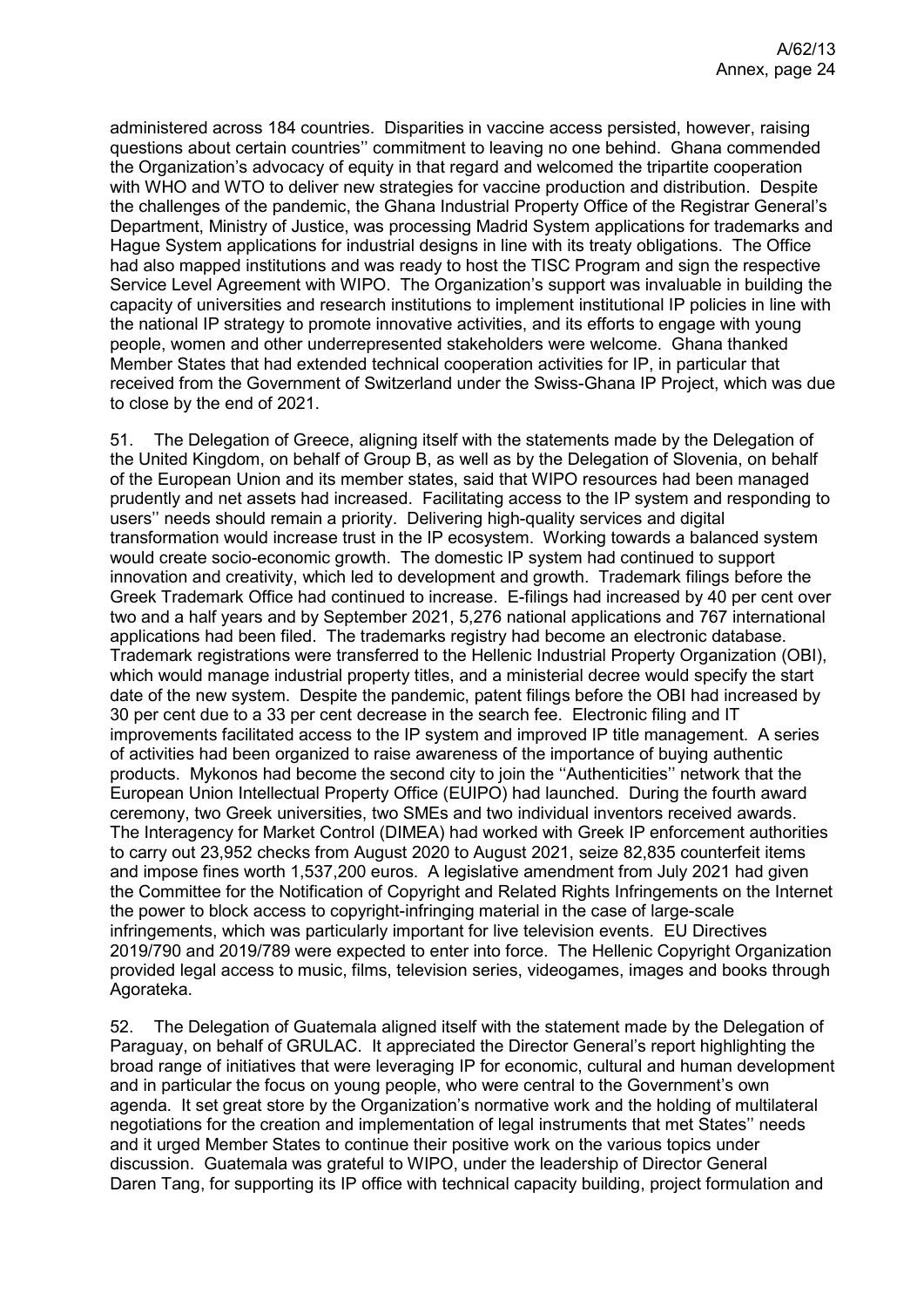administered across 184 countries. Disparities in vaccine access persisted, however, raising questions about certain countries'' commitment to leaving no one behind. Ghana commended the Organization's advocacy of equity in that regard and welcomed the tripartite cooperation with WHO and WTO to deliver new strategies for vaccine production and distribution. Despite the challenges of the pandemic, the Ghana Industrial Property Office of the Registrar General's Department, Ministry of Justice, was processing Madrid System applications for trademarks and Hague System applications for industrial designs in line with its treaty obligations. The Office had also mapped institutions and was ready to host the TISC Program and sign the respective Service Level Agreement with WIPO. The Organization's support was invaluable in building the capacity of universities and research institutions to implement institutional IP policies in line with the national IP strategy to promote innovative activities, and its efforts to engage with young people, women and other underrepresented stakeholders were welcome. Ghana thanked Member States that had extended technical cooperation activities for IP, in particular that received from the Government of Switzerland under the Swiss-Ghana IP Project, which was due to close by the end of 2021.

51. The Delegation of Greece, aligning itself with the statements made by the Delegation of the United Kingdom, on behalf of Group B, as well as by the Delegation of Slovenia, on behalf of the European Union and its member states, said that WIPO resources had been managed prudently and net assets had increased. Facilitating access to the IP system and responding to users'' needs should remain a priority. Delivering high-quality services and digital transformation would increase trust in the IP ecosystem. Working towards a balanced system would create socio-economic growth. The domestic IP system had continued to support innovation and creativity, which led to development and growth. Trademark filings before the Greek Trademark Office had continued to increase. E-filings had increased by 40 per cent over two and a half years and by September 2021, 5,276 national applications and 767 international applications had been filed. The trademarks registry had become an electronic database. Trademark registrations were transferred to the Hellenic Industrial Property Organization (OBI), which would manage industrial property titles, and a ministerial decree would specify the start date of the new system. Despite the pandemic, patent filings before the OBI had increased by 30 per cent due to a 33 per cent decrease in the search fee. Electronic filing and IT improvements facilitated access to the IP system and improved IP title management. A series of activities had been organized to raise awareness of the importance of buying authentic products. Mykonos had become the second city to join the ''Authenticities'' network that the European Union Intellectual Property Office (EUIPO) had launched. During the fourth award ceremony, two Greek universities, two SMEs and two individual inventors received awards. The Interagency for Market Control (DIMEA) had worked with Greek IP enforcement authorities to carry out 23,952 checks from August 2020 to August 2021, seize 82,835 counterfeit items and impose fines worth 1,537,200 euros. A legislative amendment from July 2021 had given the Committee for the Notification of Copyright and Related Rights Infringements on the Internet the power to block access to copyright-infringing material in the case of large-scale infringements, which was particularly important for live television events. EU Directives 2019/790 and 2019/789 were expected to enter into force. The Hellenic Copyright Organization provided legal access to music, films, television series, videogames, images and books through Agorateka.

52. The Delegation of Guatemala aligned itself with the statement made by the Delegation of Paraguay, on behalf of GRULAC. It appreciated the Director General's report highlighting the broad range of initiatives that were leveraging IP for economic, cultural and human development and in particular the focus on young people, who were central to the Government's own agenda. It set great store by the Organization's normative work and the holding of multilateral negotiations for the creation and implementation of legal instruments that met States'' needs and it urged Member States to continue their positive work on the various topics under discussion. Guatemala was grateful to WIPO, under the leadership of Director General Daren Tang, for supporting its IP office with technical capacity building, project formulation and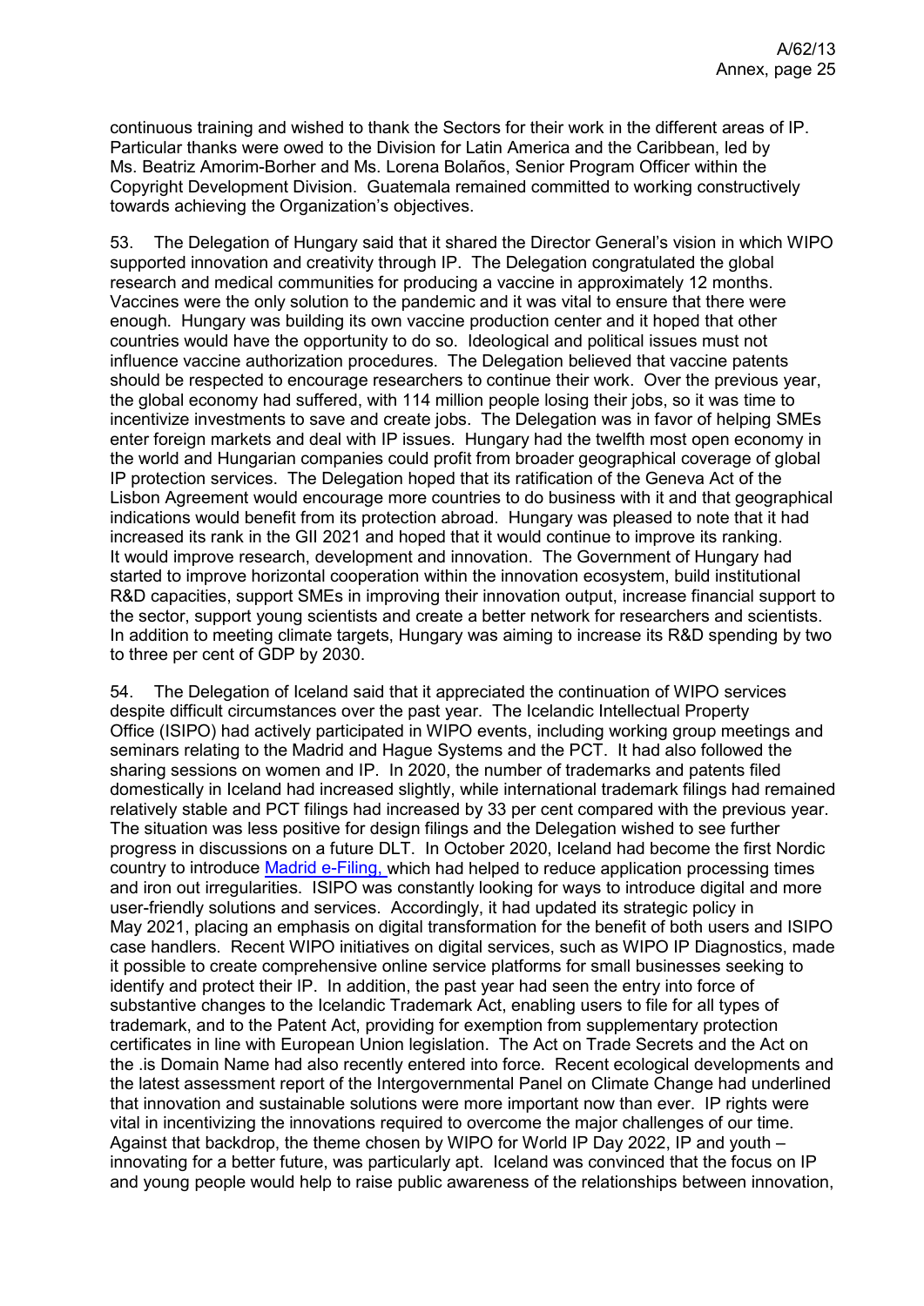continuous training and wished to thank the Sectors for their work in the different areas of IP. Particular thanks were owed to the Division for Latin America and the Caribbean, led by Ms. Beatriz Amorim-Borher and Ms. Lorena Bolaños, Senior Program Officer within the Copyright Development Division. Guatemala remained committed to working constructively towards achieving the Organization's objectives.

53. The Delegation of Hungary said that it shared the Director General's vision in which WIPO supported innovation and creativity through IP. The Delegation congratulated the global research and medical communities for producing a vaccine in approximately 12 months. Vaccines were the only solution to the pandemic and it was vital to ensure that there were enough. Hungary was building its own vaccine production center and it hoped that other countries would have the opportunity to do so. Ideological and political issues must not influence vaccine authorization procedures. The Delegation believed that vaccine patents should be respected to encourage researchers to continue their work. Over the previous year, the global economy had suffered, with 114 million people losing their jobs, so it was time to incentivize investments to save and create jobs. The Delegation was in favor of helping SMEs enter foreign markets and deal with IP issues. Hungary had the twelfth most open economy in the world and Hungarian companies could profit from broader geographical coverage of global IP protection services. The Delegation hoped that its ratification of the Geneva Act of the Lisbon Agreement would encourage more countries to do business with it and that geographical indications would benefit from its protection abroad. Hungary was pleased to note that it had increased its rank in the GII 2021 and hoped that it would continue to improve its ranking. It would improve research, development and innovation. The Government of Hungary had started to improve horizontal cooperation within the innovation ecosystem, build institutional R&D capacities, support SMEs in improving their innovation output, increase financial support to the sector, support young scientists and create a better network for researchers and scientists. In addition to meeting climate targets, Hungary was aiming to increase its R&D spending by two to three per cent of GDP by 2030.

54. The Delegation of Iceland said that it appreciated the continuation of WIPO services despite difficult circumstances over the past year. The Icelandic Intellectual Property Office (ISIPO) had actively participated in WIPO events, including working group meetings and seminars relating to the Madrid and Hague Systems and the PCT. It had also followed the sharing sessions on women and IP. In 2020, the number of trademarks and patents filed domestically in Iceland had increased slightly, while international trademark filings had remained relatively stable and PCT filings had increased by 33 per cent compared with the previous year. The situation was less positive for design filings and the Delegation wished to see further progress in discussions on a future DLT. In October 2020, Iceland had become the first Nordic country to introduce Madrid e-Filing, which had helped to reduce application processing times and iron out irregularities. ISIPO was constantly looking for ways to introduce digital and more user-friendly solutions and services. Accordingly, it had updated its strategic policy in May 2021, placing an emphasis on digital transformation for the benefit of both users and ISIPO case handlers. Recent WIPO initiatives on digital services, such as WIPO IP Diagnostics, made it possible to create comprehensive online service platforms for small businesses seeking to identify and protect their IP. In addition, the past year had seen the entry into force of substantive changes to the Icelandic Trademark Act, enabling users to file for all types of trademark, and to the Patent Act, providing for exemption from supplementary protection certificates in line with European Union legislation. The Act on Trade Secrets and the Act on the .is Domain Name had also recently entered into force. Recent ecological developments and the latest assessment report of the Intergovernmental Panel on Climate Change had underlined that innovation and sustainable solutions were more important now than ever. IP rights were vital in incentivizing the innovations required to overcome the major challenges of our time. Against that backdrop, the theme chosen by WIPO for World IP Day 2022, IP and youth – innovating for a better future, was particularly apt. Iceland was convinced that the focus on IP and young people would help to raise public awareness of the relationships between innovation,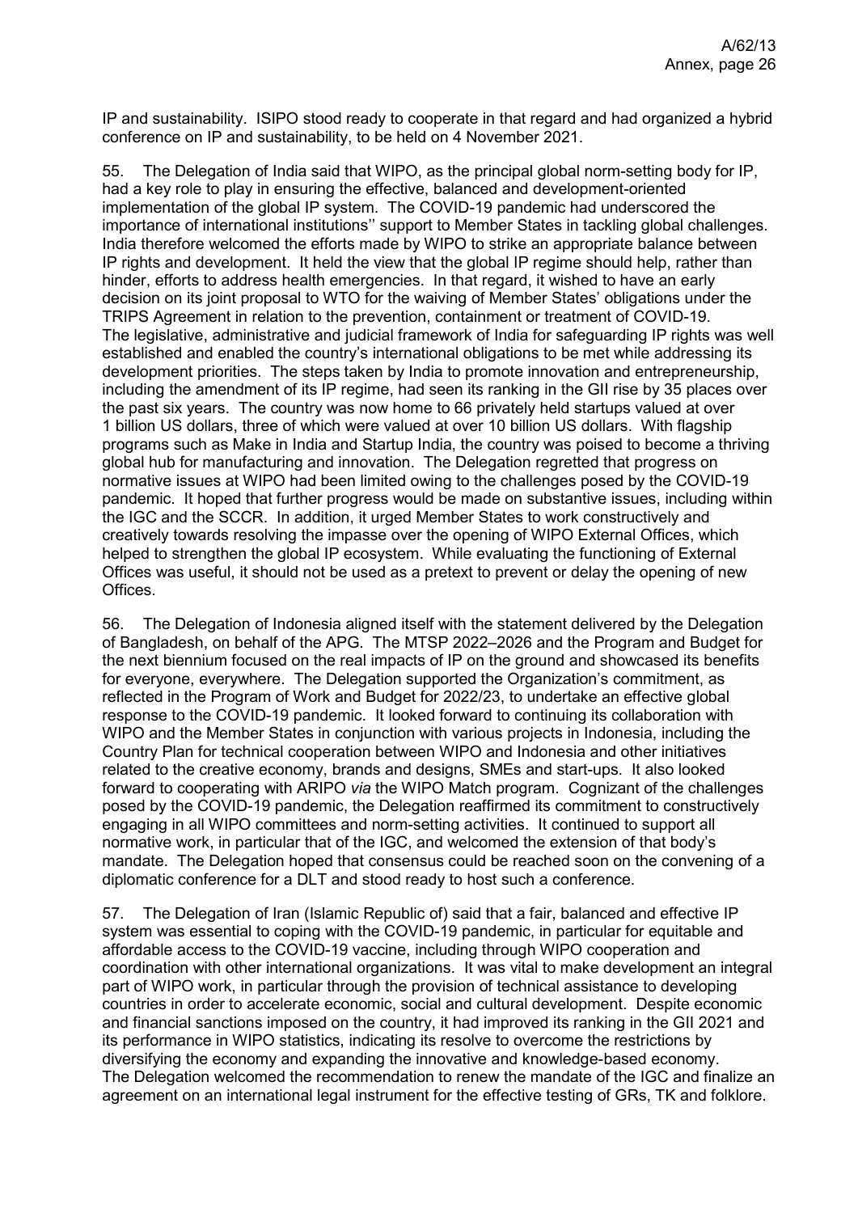IP and sustainability. ISIPO stood ready to cooperate in that regard and had organized a hybrid conference on IP and sustainability, to be held on 4 November 2021.

55. The Delegation of India said that WIPO, as the principal global norm-setting body for IP, had a key role to play in ensuring the effective, balanced and development-oriented implementation of the global IP system. The COVID-19 pandemic had underscored the importance of international institutions'' support to Member States in tackling global challenges. India therefore welcomed the efforts made by WIPO to strike an appropriate balance between IP rights and development. It held the view that the global IP regime should help, rather than hinder, efforts to address health emergencies. In that regard, it wished to have an early decision on its joint proposal to WTO for the waiving of Member States' obligations under the TRIPS Agreement in relation to the prevention, containment or treatment of COVID-19. The legislative, administrative and judicial framework of India for safeguarding IP rights was well established and enabled the country's international obligations to be met while addressing its development priorities. The steps taken by India to promote innovation and entrepreneurship, including the amendment of its IP regime, had seen its ranking in the GII rise by 35 places over the past six years. The country was now home to 66 privately held startups valued at over 1 billion US dollars, three of which were valued at over 10 billion US dollars. With flagship programs such as Make in India and Startup India, the country was poised to become a thriving global hub for manufacturing and innovation. The Delegation regretted that progress on normative issues at WIPO had been limited owing to the challenges posed by the COVID-19 pandemic. It hoped that further progress would be made on substantive issues, including within the IGC and the SCCR. In addition, it urged Member States to work constructively and creatively towards resolving the impasse over the opening of WIPO External Offices, which helped to strengthen the global IP ecosystem. While evaluating the functioning of External Offices was useful, it should not be used as a pretext to prevent or delay the opening of new Offices.

56. The Delegation of Indonesia aligned itself with the statement delivered by the Delegation of Bangladesh, on behalf of the APG. The MTSP 2022–2026 and the Program and Budget for the next biennium focused on the real impacts of IP on the ground and showcased its benefits for everyone, everywhere. The Delegation supported the Organization's commitment, as reflected in the Program of Work and Budget for 2022/23, to undertake an effective global response to the COVID-19 pandemic. It looked forward to continuing its collaboration with WIPO and the Member States in conjunction with various projects in Indonesia, including the Country Plan for technical cooperation between WIPO and Indonesia and other initiatives related to the creative economy, brands and designs, SMEs and start-ups. It also looked forward to cooperating with ARIPO *via* the WIPO Match program. Cognizant of the challenges posed by the COVID-19 pandemic, the Delegation reaffirmed its commitment to constructively engaging in all WIPO committees and norm-setting activities. It continued to support all normative work, in particular that of the IGC, and welcomed the extension of that body's mandate. The Delegation hoped that consensus could be reached soon on the convening of a diplomatic conference for a DLT and stood ready to host such a conference.

57. The Delegation of Iran (Islamic Republic of) said that a fair, balanced and effective IP system was essential to coping with the COVID-19 pandemic, in particular for equitable and affordable access to the COVID-19 vaccine, including through WIPO cooperation and coordination with other international organizations. It was vital to make development an integral part of WIPO work, in particular through the provision of technical assistance to developing countries in order to accelerate economic, social and cultural development. Despite economic and financial sanctions imposed on the country, it had improved its ranking in the GII 2021 and its performance in WIPO statistics, indicating its resolve to overcome the restrictions by diversifying the economy and expanding the innovative and knowledge-based economy. The Delegation welcomed the recommendation to renew the mandate of the IGC and finalize an agreement on an international legal instrument for the effective testing of GRs, TK and folklore.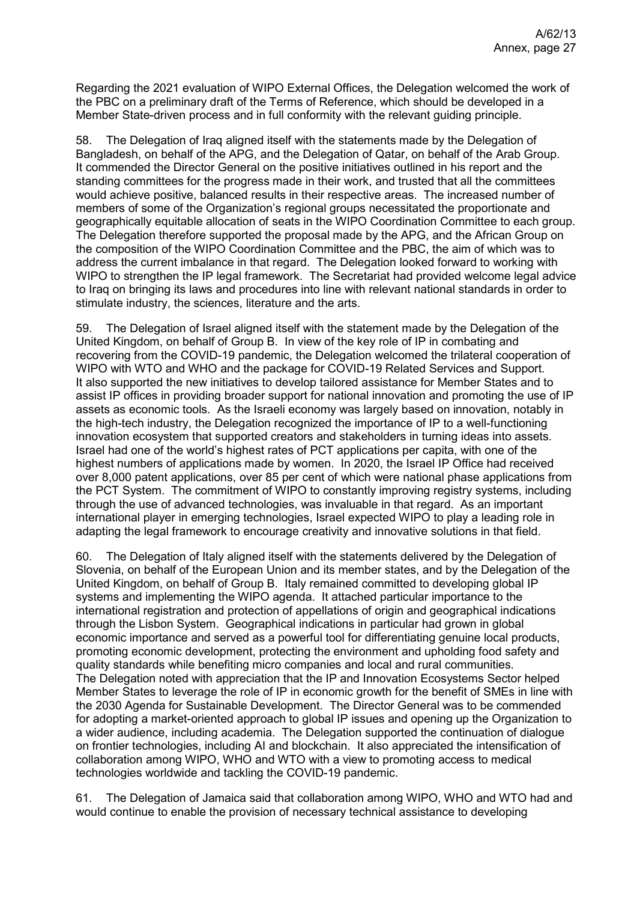Regarding the 2021 evaluation of WIPO External Offices, the Delegation welcomed the work of the PBC on a preliminary draft of the Terms of Reference, which should be developed in a Member State-driven process and in full conformity with the relevant guiding principle.

58. The Delegation of Iraq aligned itself with the statements made by the Delegation of Bangladesh, on behalf of the APG, and the Delegation of Qatar, on behalf of the Arab Group. It commended the Director General on the positive initiatives outlined in his report and the standing committees for the progress made in their work, and trusted that all the committees would achieve positive, balanced results in their respective areas. The increased number of members of some of the Organization's regional groups necessitated the proportionate and geographically equitable allocation of seats in the WIPO Coordination Committee to each group. The Delegation therefore supported the proposal made by the APG, and the African Group on the composition of the WIPO Coordination Committee and the PBC, the aim of which was to address the current imbalance in that regard. The Delegation looked forward to working with WIPO to strengthen the IP legal framework. The Secretariat had provided welcome legal advice to Iraq on bringing its laws and procedures into line with relevant national standards in order to stimulate industry, the sciences, literature and the arts.

59. The Delegation of Israel aligned itself with the statement made by the Delegation of the United Kingdom, on behalf of Group B. In view of the key role of IP in combating and recovering from the COVID-19 pandemic, the Delegation welcomed the trilateral cooperation of WIPO with WTO and WHO and the package for COVID-19 Related Services and Support. It also supported the new initiatives to develop tailored assistance for Member States and to assist IP offices in providing broader support for national innovation and promoting the use of IP assets as economic tools. As the Israeli economy was largely based on innovation, notably in the high-tech industry, the Delegation recognized the importance of IP to a well-functioning innovation ecosystem that supported creators and stakeholders in turning ideas into assets. Israel had one of the world's highest rates of PCT applications per capita, with one of the highest numbers of applications made by women. In 2020, the Israel IP Office had received over 8,000 patent applications, over 85 per cent of which were national phase applications from the PCT System. The commitment of WIPO to constantly improving registry systems, including through the use of advanced technologies, was invaluable in that regard. As an important international player in emerging technologies, Israel expected WIPO to play a leading role in adapting the legal framework to encourage creativity and innovative solutions in that field.

60. The Delegation of Italy aligned itself with the statements delivered by the Delegation of Slovenia, on behalf of the European Union and its member states, and by the Delegation of the United Kingdom, on behalf of Group B. Italy remained committed to developing global IP systems and implementing the WIPO agenda. It attached particular importance to the international registration and protection of appellations of origin and geographical indications through the Lisbon System. Geographical indications in particular had grown in global economic importance and served as a powerful tool for differentiating genuine local products, promoting economic development, protecting the environment and upholding food safety and quality standards while benefiting micro companies and local and rural communities. The Delegation noted with appreciation that the IP and Innovation Ecosystems Sector helped Member States to leverage the role of IP in economic growth for the benefit of SMEs in line with the 2030 Agenda for Sustainable Development. The Director General was to be commended for adopting a market-oriented approach to global IP issues and opening up the Organization to a wider audience, including academia. The Delegation supported the continuation of dialogue on frontier technologies, including AI and blockchain. It also appreciated the intensification of collaboration among WIPO, WHO and WTO with a view to promoting access to medical technologies worldwide and tackling the COVID-19 pandemic.

61. The Delegation of Jamaica said that collaboration among WIPO, WHO and WTO had and would continue to enable the provision of necessary technical assistance to developing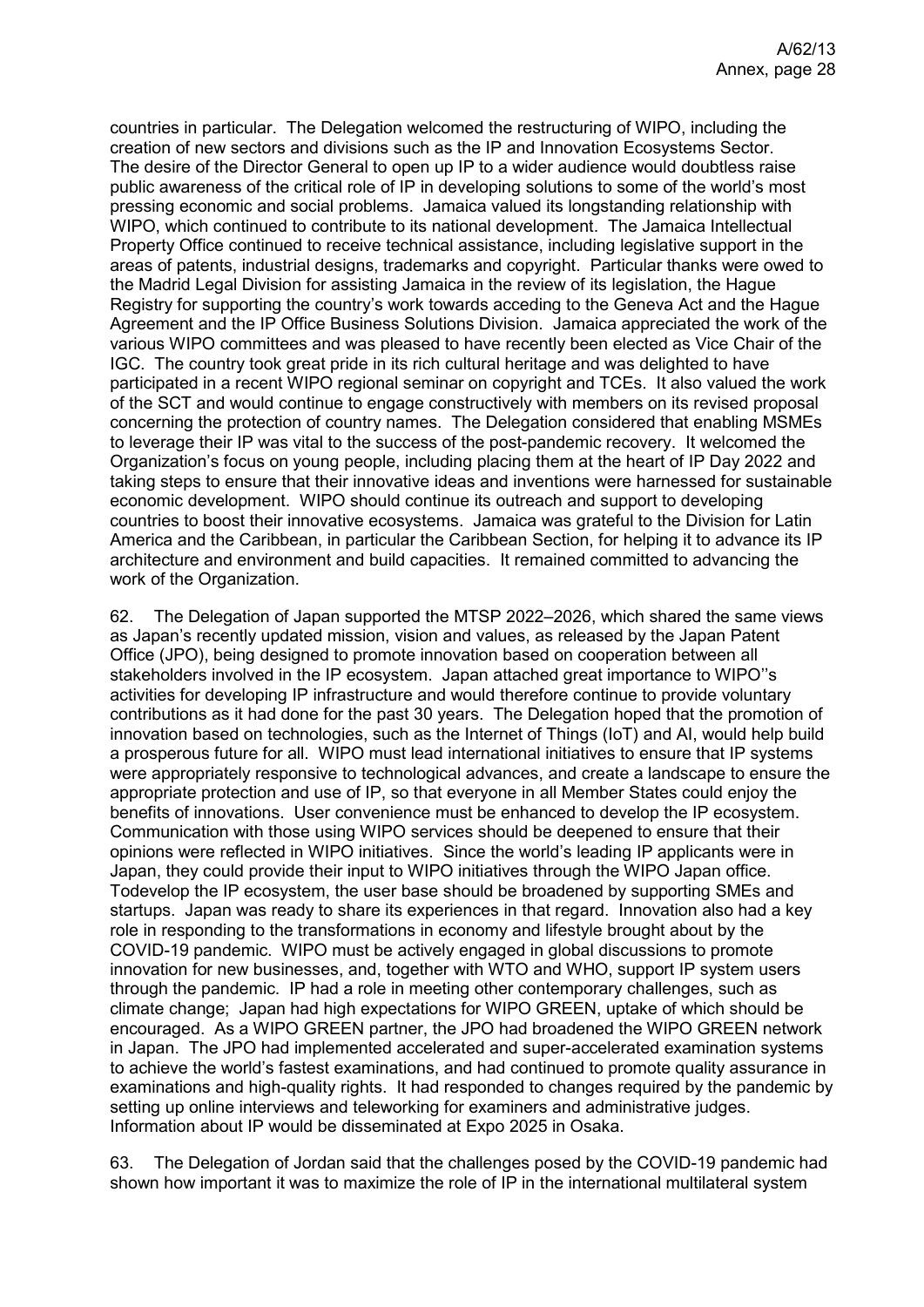countries in particular. The Delegation welcomed the restructuring of WIPO, including the creation of new sectors and divisions such as the IP and Innovation Ecosystems Sector. The desire of the Director General to open up IP to a wider audience would doubtless raise public awareness of the critical role of IP in developing solutions to some of the world's most pressing economic and social problems. Jamaica valued its longstanding relationship with WIPO, which continued to contribute to its national development. The Jamaica Intellectual Property Office continued to receive technical assistance, including legislative support in the areas of patents, industrial designs, trademarks and copyright. Particular thanks were owed to the Madrid Legal Division for assisting Jamaica in the review of its legislation, the Hague Registry for supporting the country's work towards acceding to the Geneva Act and the Hague Agreement and the IP Office Business Solutions Division. Jamaica appreciated the work of the various WIPO committees and was pleased to have recently been elected as Vice Chair of the IGC. The country took great pride in its rich cultural heritage and was delighted to have participated in a recent WIPO regional seminar on copyright and TCEs. It also valued the work of the SCT and would continue to engage constructively with members on its revised proposal concerning the protection of country names. The Delegation considered that enabling MSMEs to leverage their IP was vital to the success of the post-pandemic recovery. It welcomed the Organization's focus on young people, including placing them at the heart of IP Day 2022 and taking steps to ensure that their innovative ideas and inventions were harnessed for sustainable economic development. WIPO should continue its outreach and support to developing countries to boost their innovative ecosystems. Jamaica was grateful to the Division for Latin America and the Caribbean, in particular the Caribbean Section, for helping it to advance its IP architecture and environment and build capacities. It remained committed to advancing the work of the Organization.

62. The Delegation of Japan supported the MTSP 2022–2026, which shared the same views as Japan's recently updated mission, vision and values, as released by the Japan Patent Office (JPO), being designed to promote innovation based on cooperation between all stakeholders involved in the IP ecosystem. Japan attached great importance to WIPO''s activities for developing IP infrastructure and would therefore continue to provide voluntary contributions as it had done for the past 30 years. The Delegation hoped that the promotion of innovation based on technologies, such as the Internet of Things (IoT) and AI, would help build a prosperous future for all. WIPO must lead international initiatives to ensure that IP systems were appropriately responsive to technological advances, and create a landscape to ensure the appropriate protection and use of IP, so that everyone in all Member States could enjoy the benefits of innovations. User convenience must be enhanced to develop the IP ecosystem. Communication with those using WIPO services should be deepened to ensure that their opinions were reflected in WIPO initiatives. Since the world's leading IP applicants were in Japan, they could provide their input to WIPO initiatives through the WIPO Japan office. Todevelop the IP ecosystem, the user base should be broadened by supporting SMEs and startups. Japan was ready to share its experiences in that regard. Innovation also had a key role in responding to the transformations in economy and lifestyle brought about by the COVID-19 pandemic. WIPO must be actively engaged in global discussions to promote innovation for new businesses, and, together with WTO and WHO, support IP system users through the pandemic. IP had a role in meeting other contemporary challenges, such as climate change; Japan had high expectations for WIPO GREEN, uptake of which should be encouraged. As a WIPO GREEN partner, the JPO had broadened the WIPO GREEN network in Japan. The JPO had implemented accelerated and super-accelerated examination systems to achieve the world's fastest examinations, and had continued to promote quality assurance in examinations and high-quality rights. It had responded to changes required by the pandemic by setting up online interviews and teleworking for examiners and administrative judges. Information about IP would be disseminated at Expo 2025 in Osaka.

63. The Delegation of Jordan said that the challenges posed by the COVID-19 pandemic had shown how important it was to maximize the role of IP in the international multilateral system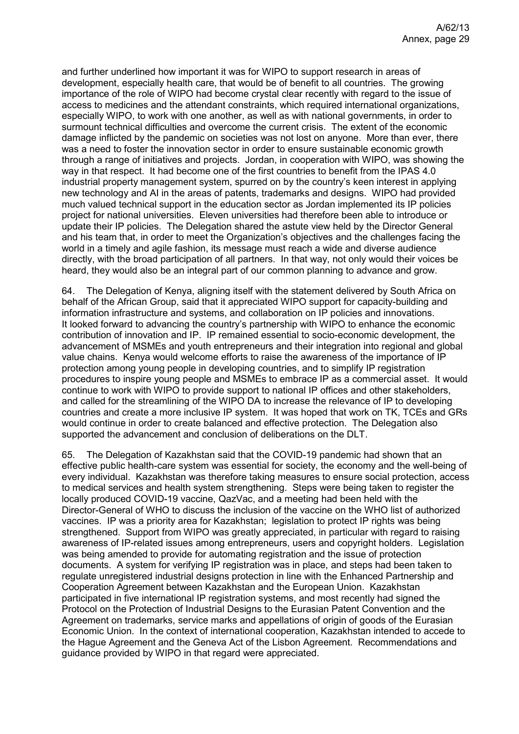and further underlined how important it was for WIPO to support research in areas of development, especially health care, that would be of benefit to all countries. The growing importance of the role of WIPO had become crystal clear recently with regard to the issue of access to medicines and the attendant constraints, which required international organizations, especially WIPO, to work with one another, as well as with national governments, in order to surmount technical difficulties and overcome the current crisis. The extent of the economic damage inflicted by the pandemic on societies was not lost on anyone. More than ever, there was a need to foster the innovation sector in order to ensure sustainable economic growth through a range of initiatives and projects. Jordan, in cooperation with WIPO, was showing the way in that respect. It had become one of the first countries to benefit from the IPAS 4.0 industrial property management system, spurred on by the country's keen interest in applying new technology and AI in the areas of patents, trademarks and designs. WIPO had provided much valued technical support in the education sector as Jordan implemented its IP policies project for national universities. Eleven universities had therefore been able to introduce or update their IP policies. The Delegation shared the astute view held by the Director General and his team that, in order to meet the Organization's objectives and the challenges facing the world in a timely and agile fashion, its message must reach a wide and diverse audience directly, with the broad participation of all partners. In that way, not only would their voices be heard, they would also be an integral part of our common planning to advance and grow.

64. The Delegation of Kenya, aligning itself with the statement delivered by South Africa on behalf of the African Group, said that it appreciated WIPO support for capacity-building and information infrastructure and systems, and collaboration on IP policies and innovations. It looked forward to advancing the country's partnership with WIPO to enhance the economic contribution of innovation and IP. IP remained essential to socio-economic development, the advancement of MSMEs and youth entrepreneurs and their integration into regional and global value chains. Kenya would welcome efforts to raise the awareness of the importance of IP protection among young people in developing countries, and to simplify IP registration procedures to inspire young people and MSMEs to embrace IP as a commercial asset. It would continue to work with WIPO to provide support to national IP offices and other stakeholders, and called for the streamlining of the WIPO DA to increase the relevance of IP to developing countries and create a more inclusive IP system. It was hoped that work on TK, TCEs and GRs would continue in order to create balanced and effective protection. The Delegation also supported the advancement and conclusion of deliberations on the DLT.

65. The Delegation of Kazakhstan said that the COVID-19 pandemic had shown that an effective public health-care system was essential for society, the economy and the well-being of every individual. Kazakhstan was therefore taking measures to ensure social protection, access to medical services and health system strengthening. Steps were being taken to register the locally produced COVID-19 vaccine, QazVac, and a meeting had been held with the Director-General of WHO to discuss the inclusion of the vaccine on the WHO list of authorized vaccines. IP was a priority area for Kazakhstan; legislation to protect IP rights was being strengthened. Support from WIPO was greatly appreciated, in particular with regard to raising awareness of IP-related issues among entrepreneurs, users and copyright holders. Legislation was being amended to provide for automating registration and the issue of protection documents. A system for verifying IP registration was in place, and steps had been taken to regulate unregistered industrial designs protection in line with the Enhanced Partnership and Cooperation Agreement between Kazakhstan and the European Union. Kazakhstan participated in five international IP registration systems, and most recently had signed the Protocol on the Protection of Industrial Designs to the Eurasian Patent Convention and the Agreement on trademarks, service marks and appellations of origin of goods of the Eurasian Economic Union. In the context of international cooperation, Kazakhstan intended to accede to the Hague Agreement and the Geneva Act of the Lisbon Agreement. Recommendations and guidance provided by WIPO in that regard were appreciated.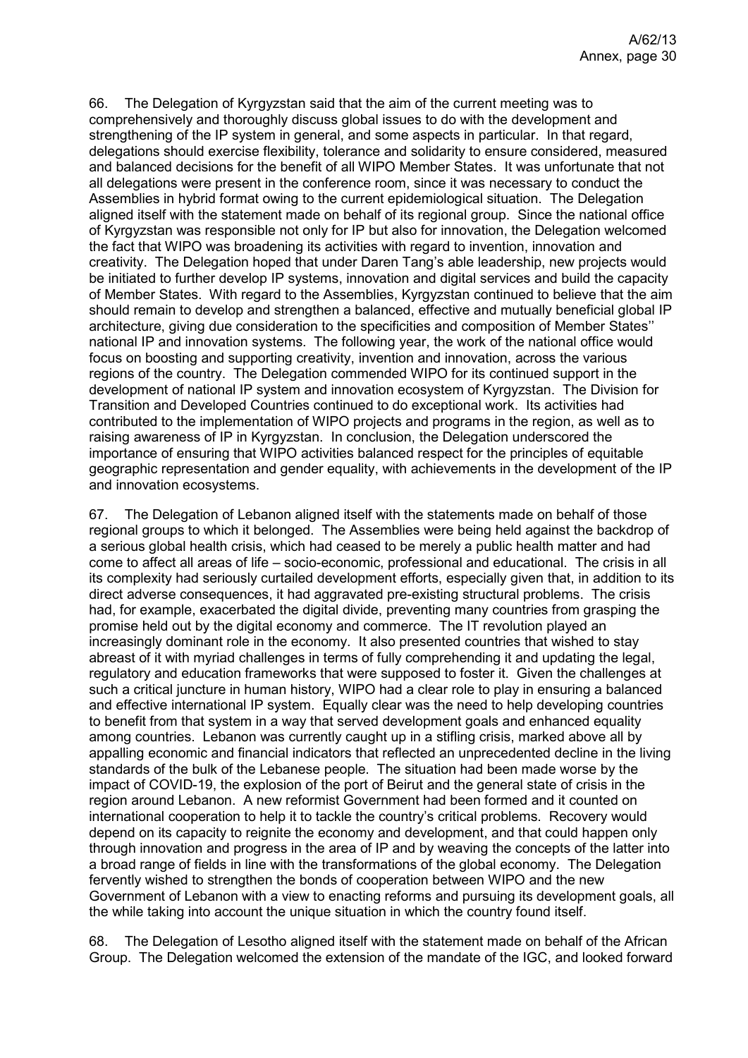66. The Delegation of Kyrgyzstan said that the aim of the current meeting was to comprehensively and thoroughly discuss global issues to do with the development and strengthening of the IP system in general, and some aspects in particular. In that regard, delegations should exercise flexibility, tolerance and solidarity to ensure considered, measured and balanced decisions for the benefit of all WIPO Member States. It was unfortunate that not all delegations were present in the conference room, since it was necessary to conduct the Assemblies in hybrid format owing to the current epidemiological situation. The Delegation aligned itself with the statement made on behalf of its regional group. Since the national office of Kyrgyzstan was responsible not only for IP but also for innovation, the Delegation welcomed the fact that WIPO was broadening its activities with regard to invention, innovation and creativity. The Delegation hoped that under Daren Tang's able leadership, new projects would be initiated to further develop IP systems, innovation and digital services and build the capacity of Member States. With regard to the Assemblies, Kyrgyzstan continued to believe that the aim should remain to develop and strengthen a balanced, effective and mutually beneficial global IP architecture, giving due consideration to the specificities and composition of Member States'' national IP and innovation systems. The following year, the work of the national office would focus on boosting and supporting creativity, invention and innovation, across the various regions of the country. The Delegation commended WIPO for its continued support in the development of national IP system and innovation ecosystem of Kyrgyzstan. The Division for Transition and Developed Countries continued to do exceptional work. Its activities had contributed to the implementation of WIPO projects and programs in the region, as well as to raising awareness of IP in Kyrgyzstan. In conclusion, the Delegation underscored the importance of ensuring that WIPO activities balanced respect for the principles of equitable geographic representation and gender equality, with achievements in the development of the IP and innovation ecosystems.

67. The Delegation of Lebanon aligned itself with the statements made on behalf of those regional groups to which it belonged. The Assemblies were being held against the backdrop of a serious global health crisis, which had ceased to be merely a public health matter and had come to affect all areas of life – socio-economic, professional and educational. The crisis in all its complexity had seriously curtailed development efforts, especially given that, in addition to its direct adverse consequences, it had aggravated pre-existing structural problems. The crisis had, for example, exacerbated the digital divide, preventing many countries from grasping the promise held out by the digital economy and commerce. The IT revolution played an increasingly dominant role in the economy. It also presented countries that wished to stay abreast of it with myriad challenges in terms of fully comprehending it and updating the legal, regulatory and education frameworks that were supposed to foster it. Given the challenges at such a critical juncture in human history, WIPO had a clear role to play in ensuring a balanced and effective international IP system. Equally clear was the need to help developing countries to benefit from that system in a way that served development goals and enhanced equality among countries. Lebanon was currently caught up in a stifling crisis, marked above all by appalling economic and financial indicators that reflected an unprecedented decline in the living standards of the bulk of the Lebanese people. The situation had been made worse by the impact of COVID-19, the explosion of the port of Beirut and the general state of crisis in the region around Lebanon. A new reformist Government had been formed and it counted on international cooperation to help it to tackle the country's critical problems. Recovery would depend on its capacity to reignite the economy and development, and that could happen only through innovation and progress in the area of IP and by weaving the concepts of the latter into a broad range of fields in line with the transformations of the global economy. The Delegation fervently wished to strengthen the bonds of cooperation between WIPO and the new Government of Lebanon with a view to enacting reforms and pursuing its development goals, all the while taking into account the unique situation in which the country found itself.

68. The Delegation of Lesotho aligned itself with the statement made on behalf of the African Group. The Delegation welcomed the extension of the mandate of the IGC, and looked forward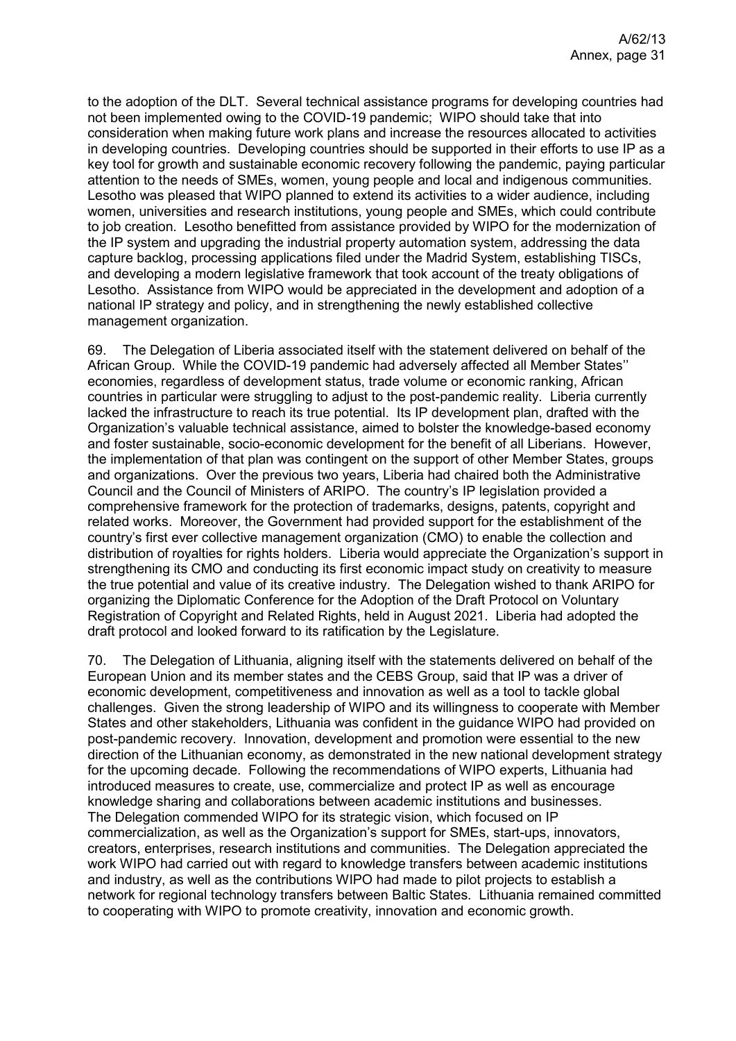to the adoption of the DLT. Several technical assistance programs for developing countries had not been implemented owing to the COVID-19 pandemic; WIPO should take that into consideration when making future work plans and increase the resources allocated to activities in developing countries. Developing countries should be supported in their efforts to use IP as a key tool for growth and sustainable economic recovery following the pandemic, paying particular attention to the needs of SMEs, women, young people and local and indigenous communities. Lesotho was pleased that WIPO planned to extend its activities to a wider audience, including women, universities and research institutions, young people and SMEs, which could contribute to job creation. Lesotho benefitted from assistance provided by WIPO for the modernization of the IP system and upgrading the industrial property automation system, addressing the data capture backlog, processing applications filed under the Madrid System, establishing TISCs, and developing a modern legislative framework that took account of the treaty obligations of Lesotho. Assistance from WIPO would be appreciated in the development and adoption of a national IP strategy and policy, and in strengthening the newly established collective management organization.

69. The Delegation of Liberia associated itself with the statement delivered on behalf of the African Group. While the COVID-19 pandemic had adversely affected all Member States'' economies, regardless of development status, trade volume or economic ranking, African countries in particular were struggling to adjust to the post-pandemic reality. Liberia currently lacked the infrastructure to reach its true potential. Its IP development plan, drafted with the Organization's valuable technical assistance, aimed to bolster the knowledge-based economy and foster sustainable, socio-economic development for the benefit of all Liberians. However, the implementation of that plan was contingent on the support of other Member States, groups and organizations. Over the previous two years, Liberia had chaired both the Administrative Council and the Council of Ministers of ARIPO. The country's IP legislation provided a comprehensive framework for the protection of trademarks, designs, patents, copyright and related works. Moreover, the Government had provided support for the establishment of the country's first ever collective management organization (CMO) to enable the collection and distribution of royalties for rights holders. Liberia would appreciate the Organization's support in strengthening its CMO and conducting its first economic impact study on creativity to measure the true potential and value of its creative industry. The Delegation wished to thank ARIPO for organizing the Diplomatic Conference for the Adoption of the Draft Protocol on Voluntary Registration of Copyright and Related Rights, held in August 2021. Liberia had adopted the draft protocol and looked forward to its ratification by the Legislature.

70. The Delegation of Lithuania, aligning itself with the statements delivered on behalf of the European Union and its member states and the CEBS Group, said that IP was a driver of economic development, competitiveness and innovation as well as a tool to tackle global challenges. Given the strong leadership of WIPO and its willingness to cooperate with Member States and other stakeholders, Lithuania was confident in the guidance WIPO had provided on post-pandemic recovery. Innovation, development and promotion were essential to the new direction of the Lithuanian economy, as demonstrated in the new national development strategy for the upcoming decade. Following the recommendations of WIPO experts, Lithuania had introduced measures to create, use, commercialize and protect IP as well as encourage knowledge sharing and collaborations between academic institutions and businesses. The Delegation commended WIPO for its strategic vision, which focused on IP commercialization, as well as the Organization's support for SMEs, start-ups, innovators, creators, enterprises, research institutions and communities. The Delegation appreciated the work WIPO had carried out with regard to knowledge transfers between academic institutions and industry, as well as the contributions WIPO had made to pilot projects to establish a network for regional technology transfers between Baltic States. Lithuania remained committed to cooperating with WIPO to promote creativity, innovation and economic growth.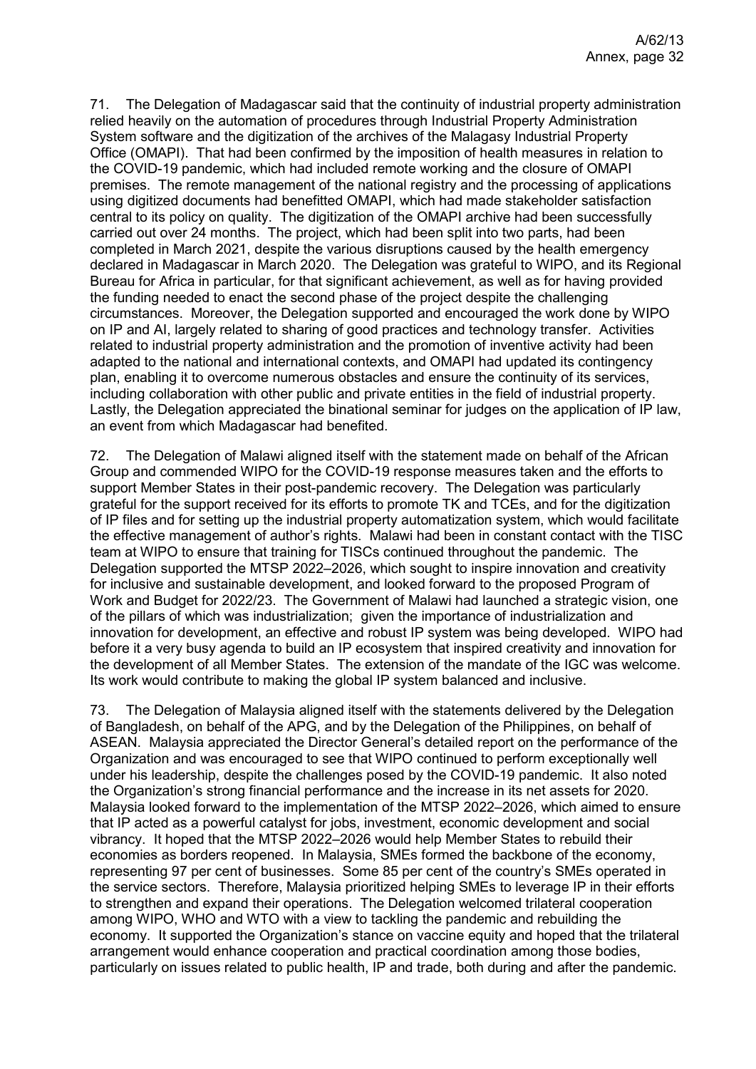71. The Delegation of Madagascar said that the continuity of industrial property administration relied heavily on the automation of procedures through Industrial Property Administration System software and the digitization of the archives of the Malagasy Industrial Property Office (OMAPI). That had been confirmed by the imposition of health measures in relation to the COVID-19 pandemic, which had included remote working and the closure of OMAPI premises. The remote management of the national registry and the processing of applications using digitized documents had benefitted OMAPI, which had made stakeholder satisfaction central to its policy on quality. The digitization of the OMAPI archive had been successfully carried out over 24 months. The project, which had been split into two parts, had been completed in March 2021, despite the various disruptions caused by the health emergency declared in Madagascar in March 2020. The Delegation was grateful to WIPO, and its Regional Bureau for Africa in particular, for that significant achievement, as well as for having provided the funding needed to enact the second phase of the project despite the challenging circumstances. Moreover, the Delegation supported and encouraged the work done by WIPO on IP and AI, largely related to sharing of good practices and technology transfer. Activities related to industrial property administration and the promotion of inventive activity had been adapted to the national and international contexts, and OMAPI had updated its contingency plan, enabling it to overcome numerous obstacles and ensure the continuity of its services, including collaboration with other public and private entities in the field of industrial property. Lastly, the Delegation appreciated the binational seminar for judges on the application of IP law, an event from which Madagascar had benefited.

72. The Delegation of Malawi aligned itself with the statement made on behalf of the African Group and commended WIPO for the COVID-19 response measures taken and the efforts to support Member States in their post-pandemic recovery. The Delegation was particularly grateful for the support received for its efforts to promote TK and TCEs, and for the digitization of IP files and for setting up the industrial property automatization system, which would facilitate the effective management of author's rights. Malawi had been in constant contact with the TISC team at WIPO to ensure that training for TISCs continued throughout the pandemic. The Delegation supported the MTSP 2022–2026, which sought to inspire innovation and creativity for inclusive and sustainable development, and looked forward to the proposed Program of Work and Budget for 2022/23. The Government of Malawi had launched a strategic vision, one of the pillars of which was industrialization; given the importance of industrialization and innovation for development, an effective and robust IP system was being developed. WIPO had before it a very busy agenda to build an IP ecosystem that inspired creativity and innovation for the development of all Member States. The extension of the mandate of the IGC was welcome. Its work would contribute to making the global IP system balanced and inclusive.

73. The Delegation of Malaysia aligned itself with the statements delivered by the Delegation of Bangladesh, on behalf of the APG, and by the Delegation of the Philippines, on behalf of ASEAN. Malaysia appreciated the Director General's detailed report on the performance of the Organization and was encouraged to see that WIPO continued to perform exceptionally well under his leadership, despite the challenges posed by the COVID-19 pandemic. It also noted the Organization's strong financial performance and the increase in its net assets for 2020. Malaysia looked forward to the implementation of the MTSP 2022–2026, which aimed to ensure that IP acted as a powerful catalyst for jobs, investment, economic development and social vibrancy. It hoped that the MTSP 2022–2026 would help Member States to rebuild their economies as borders reopened. In Malaysia, SMEs formed the backbone of the economy, representing 97 per cent of businesses. Some 85 per cent of the country's SMEs operated in the service sectors. Therefore, Malaysia prioritized helping SMEs to leverage IP in their efforts to strengthen and expand their operations. The Delegation welcomed trilateral cooperation among WIPO, WHO and WTO with a view to tackling the pandemic and rebuilding the economy. It supported the Organization's stance on vaccine equity and hoped that the trilateral arrangement would enhance cooperation and practical coordination among those bodies, particularly on issues related to public health, IP and trade, both during and after the pandemic.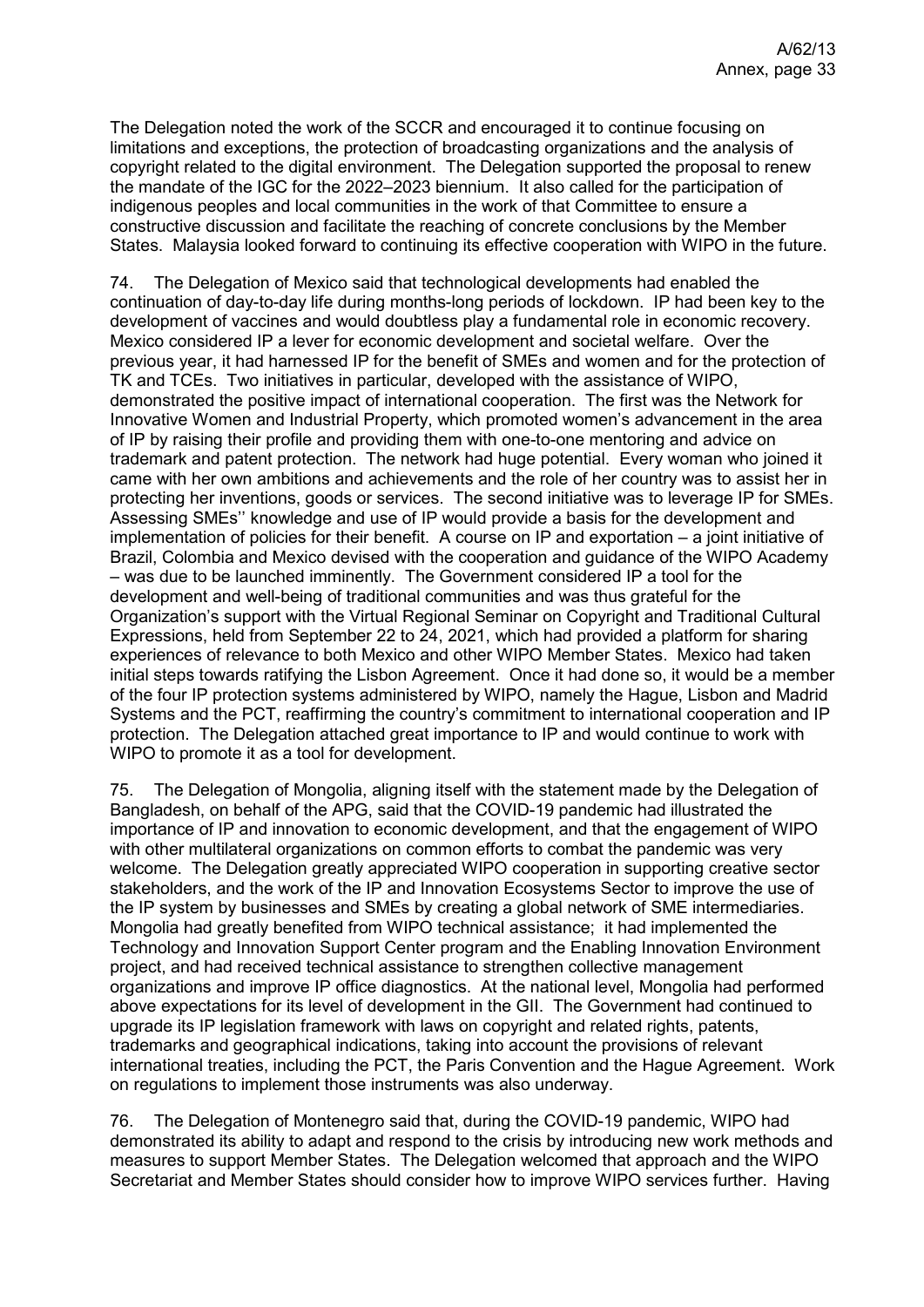The Delegation noted the work of the SCCR and encouraged it to continue focusing on limitations and exceptions, the protection of broadcasting organizations and the analysis of copyright related to the digital environment. The Delegation supported the proposal to renew the mandate of the IGC for the 2022–2023 biennium. It also called for the participation of indigenous peoples and local communities in the work of that Committee to ensure a constructive discussion and facilitate the reaching of concrete conclusions by the Member States. Malaysia looked forward to continuing its effective cooperation with WIPO in the future.

74. The Delegation of Mexico said that technological developments had enabled the continuation of day-to-day life during months-long periods of lockdown. IP had been key to the development of vaccines and would doubtless play a fundamental role in economic recovery. Mexico considered IP a lever for economic development and societal welfare. Over the previous year, it had harnessed IP for the benefit of SMEs and women and for the protection of TK and TCEs. Two initiatives in particular, developed with the assistance of WIPO, demonstrated the positive impact of international cooperation. The first was the Network for Innovative Women and Industrial Property, which promoted women's advancement in the area of IP by raising their profile and providing them with one-to-one mentoring and advice on trademark and patent protection. The network had huge potential. Every woman who joined it came with her own ambitions and achievements and the role of her country was to assist her in protecting her inventions, goods or services. The second initiative was to leverage IP for SMEs. Assessing SMEs'' knowledge and use of IP would provide a basis for the development and implementation of policies for their benefit. A course on IP and exportation – a joint initiative of Brazil, Colombia and Mexico devised with the cooperation and guidance of the WIPO Academy – was due to be launched imminently. The Government considered IP a tool for the development and well-being of traditional communities and was thus grateful for the Organization's support with the Virtual Regional Seminar on Copyright and Traditional Cultural Expressions, held from September 22 to 24, 2021, which had provided a platform for sharing experiences of relevance to both Mexico and other WIPO Member States. Mexico had taken initial steps towards ratifying the Lisbon Agreement. Once it had done so, it would be a member of the four IP protection systems administered by WIPO, namely the Hague, Lisbon and Madrid Systems and the PCT, reaffirming the country's commitment to international cooperation and IP protection. The Delegation attached great importance to IP and would continue to work with WIPO to promote it as a tool for development.

75. The Delegation of Mongolia, aligning itself with the statement made by the Delegation of Bangladesh, on behalf of the APG, said that the COVID-19 pandemic had illustrated the importance of IP and innovation to economic development, and that the engagement of WIPO with other multilateral organizations on common efforts to combat the pandemic was very welcome. The Delegation greatly appreciated WIPO cooperation in supporting creative sector stakeholders, and the work of the IP and Innovation Ecosystems Sector to improve the use of the IP system by businesses and SMEs by creating a global network of SME intermediaries. Mongolia had greatly benefited from WIPO technical assistance; it had implemented the Technology and Innovation Support Center program and the Enabling Innovation Environment project, and had received technical assistance to strengthen collective management organizations and improve IP office diagnostics. At the national level, Mongolia had performed above expectations for its level of development in the GII. The Government had continued to upgrade its IP legislation framework with laws on copyright and related rights, patents, trademarks and geographical indications, taking into account the provisions of relevant international treaties, including the PCT, the Paris Convention and the Hague Agreement. Work on regulations to implement those instruments was also underway.

76. The Delegation of Montenegro said that, during the COVID-19 pandemic, WIPO had demonstrated its ability to adapt and respond to the crisis by introducing new work methods and measures to support Member States. The Delegation welcomed that approach and the WIPO Secretariat and Member States should consider how to improve WIPO services further. Having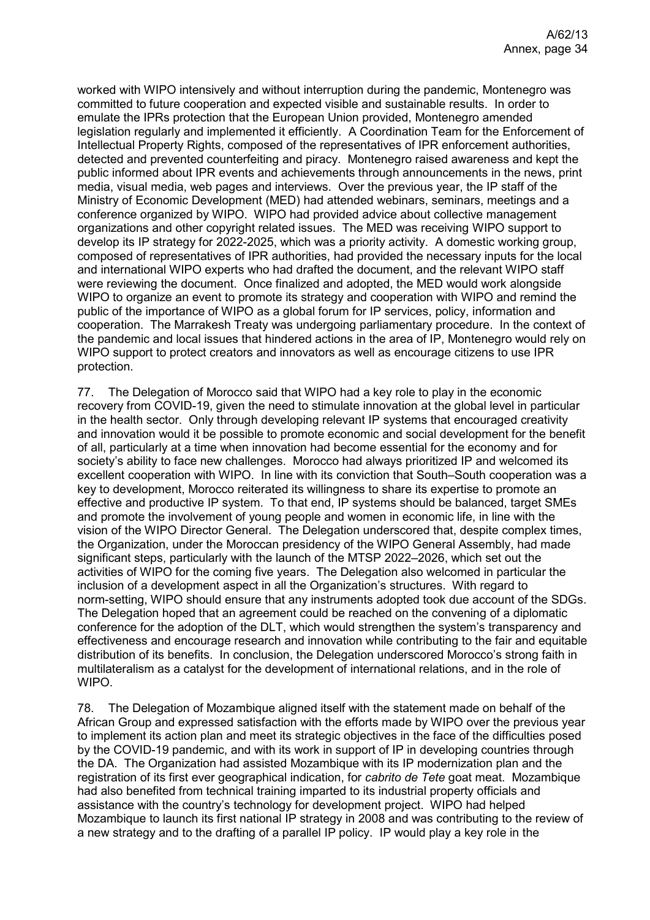worked with WIPO intensively and without interruption during the pandemic, Montenegro was committed to future cooperation and expected visible and sustainable results. In order to emulate the IPRs protection that the European Union provided, Montenegro amended legislation regularly and implemented it efficiently. A Coordination Team for the Enforcement of Intellectual Property Rights, composed of the representatives of IPR enforcement authorities, detected and prevented counterfeiting and piracy. Montenegro raised awareness and kept the public informed about IPR events and achievements through announcements in the news, print media, visual media, web pages and interviews. Over the previous year, the IP staff of the Ministry of Economic Development (MED) had attended webinars, seminars, meetings and a conference organized by WIPO. WIPO had provided advice about collective management organizations and other copyright related issues. The MED was receiving WIPO support to develop its IP strategy for 2022-2025, which was a priority activity. A domestic working group, composed of representatives of IPR authorities, had provided the necessary inputs for the local and international WIPO experts who had drafted the document, and the relevant WIPO staff were reviewing the document. Once finalized and adopted, the MED would work alongside WIPO to organize an event to promote its strategy and cooperation with WIPO and remind the public of the importance of WIPO as a global forum for IP services, policy, information and cooperation. The Marrakesh Treaty was undergoing parliamentary procedure. In the context of the pandemic and local issues that hindered actions in the area of IP, Montenegro would rely on WIPO support to protect creators and innovators as well as encourage citizens to use IPR protection.

77. The Delegation of Morocco said that WIPO had a key role to play in the economic recovery from COVID-19, given the need to stimulate innovation at the global level in particular in the health sector. Only through developing relevant IP systems that encouraged creativity and innovation would it be possible to promote economic and social development for the benefit of all, particularly at a time when innovation had become essential for the economy and for society's ability to face new challenges. Morocco had always prioritized IP and welcomed its excellent cooperation with WIPO. In line with its conviction that South–South cooperation was a key to development, Morocco reiterated its willingness to share its expertise to promote an effective and productive IP system. To that end, IP systems should be balanced, target SMEs and promote the involvement of young people and women in economic life, in line with the vision of the WIPO Director General. The Delegation underscored that, despite complex times, the Organization, under the Moroccan presidency of the WIPO General Assembly, had made significant steps, particularly with the launch of the MTSP 2022–2026, which set out the activities of WIPO for the coming five years. The Delegation also welcomed in particular the inclusion of a development aspect in all the Organization's structures. With regard to norm-setting, WIPO should ensure that any instruments adopted took due account of the SDGs. The Delegation hoped that an agreement could be reached on the convening of a diplomatic conference for the adoption of the DLT, which would strengthen the system's transparency and effectiveness and encourage research and innovation while contributing to the fair and equitable distribution of its benefits. In conclusion, the Delegation underscored Morocco's strong faith in multilateralism as a catalyst for the development of international relations, and in the role of WIPO.

78. The Delegation of Mozambique aligned itself with the statement made on behalf of the African Group and expressed satisfaction with the efforts made by WIPO over the previous year to implement its action plan and meet its strategic objectives in the face of the difficulties posed by the COVID-19 pandemic, and with its work in support of IP in developing countries through the DA. The Organization had assisted Mozambique with its IP modernization plan and the registration of its first ever geographical indication, for *cabrito de Tete* goat meat. Mozambique had also benefited from technical training imparted to its industrial property officials and assistance with the country's technology for development project. WIPO had helped Mozambique to launch its first national IP strategy in 2008 and was contributing to the review of a new strategy and to the drafting of a parallel IP policy. IP would play a key role in the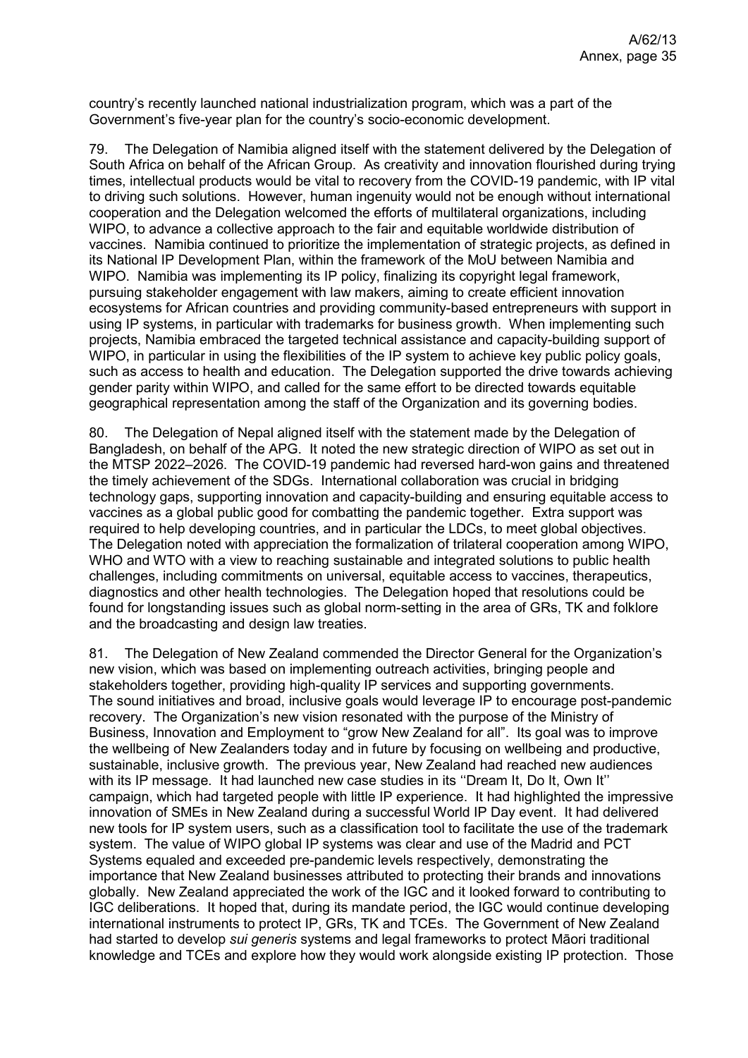country's recently launched national industrialization program, which was a part of the Government's five-year plan for the country's socio-economic development.

79. The Delegation of Namibia aligned itself with the statement delivered by the Delegation of South Africa on behalf of the African Group. As creativity and innovation flourished during trying times, intellectual products would be vital to recovery from the COVID-19 pandemic, with IP vital to driving such solutions. However, human ingenuity would not be enough without international cooperation and the Delegation welcomed the efforts of multilateral organizations, including WIPO, to advance a collective approach to the fair and equitable worldwide distribution of vaccines. Namibia continued to prioritize the implementation of strategic projects, as defined in its National IP Development Plan, within the framework of the MoU between Namibia and WIPO. Namibia was implementing its IP policy, finalizing its copyright legal framework, pursuing stakeholder engagement with law makers, aiming to create efficient innovation ecosystems for African countries and providing community-based entrepreneurs with support in using IP systems, in particular with trademarks for business growth. When implementing such projects, Namibia embraced the targeted technical assistance and capacity-building support of WIPO, in particular in using the flexibilities of the IP system to achieve key public policy goals, such as access to health and education. The Delegation supported the drive towards achieving gender parity within WIPO, and called for the same effort to be directed towards equitable geographical representation among the staff of the Organization and its governing bodies.

80. The Delegation of Nepal aligned itself with the statement made by the Delegation of Bangladesh, on behalf of the APG. It noted the new strategic direction of WIPO as set out in the MTSP 2022–2026. The COVID-19 pandemic had reversed hard-won gains and threatened the timely achievement of the SDGs. International collaboration was crucial in bridging technology gaps, supporting innovation and capacity-building and ensuring equitable access to vaccines as a global public good for combatting the pandemic together. Extra support was required to help developing countries, and in particular the LDCs, to meet global objectives. The Delegation noted with appreciation the formalization of trilateral cooperation among WIPO, WHO and WTO with a view to reaching sustainable and integrated solutions to public health challenges, including commitments on universal, equitable access to vaccines, therapeutics, diagnostics and other health technologies. The Delegation hoped that resolutions could be found for longstanding issues such as global norm-setting in the area of GRs, TK and folklore and the broadcasting and design law treaties.

81. The Delegation of New Zealand commended the Director General for the Organization's new vision, which was based on implementing outreach activities, bringing people and stakeholders together, providing high-quality IP services and supporting governments. The sound initiatives and broad, inclusive goals would leverage IP to encourage post-pandemic recovery. The Organization's new vision resonated with the purpose of the Ministry of Business, Innovation and Employment to "grow New Zealand for all". Its goal was to improve the wellbeing of New Zealanders today and in future by focusing on wellbeing and productive, sustainable, inclusive growth. The previous year, New Zealand had reached new audiences with its IP message. It had launched new case studies in its ''Dream It, Do It, Own It'' campaign, which had targeted people with little IP experience. It had highlighted the impressive innovation of SMEs in New Zealand during a successful World IP Day event. It had delivered new tools for IP system users, such as a classification tool to facilitate the use of the trademark system. The value of WIPO global IP systems was clear and use of the Madrid and PCT Systems equaled and exceeded pre-pandemic levels respectively, demonstrating the importance that New Zealand businesses attributed to protecting their brands and innovations globally. New Zealand appreciated the work of the IGC and it looked forward to contributing to IGC deliberations. It hoped that, during its mandate period, the IGC would continue developing international instruments to protect IP, GRs, TK and TCEs. The Government of New Zealand had started to develop *sui generis* systems and legal frameworks to protect Māori traditional knowledge and TCEs and explore how they would work alongside existing IP protection. Those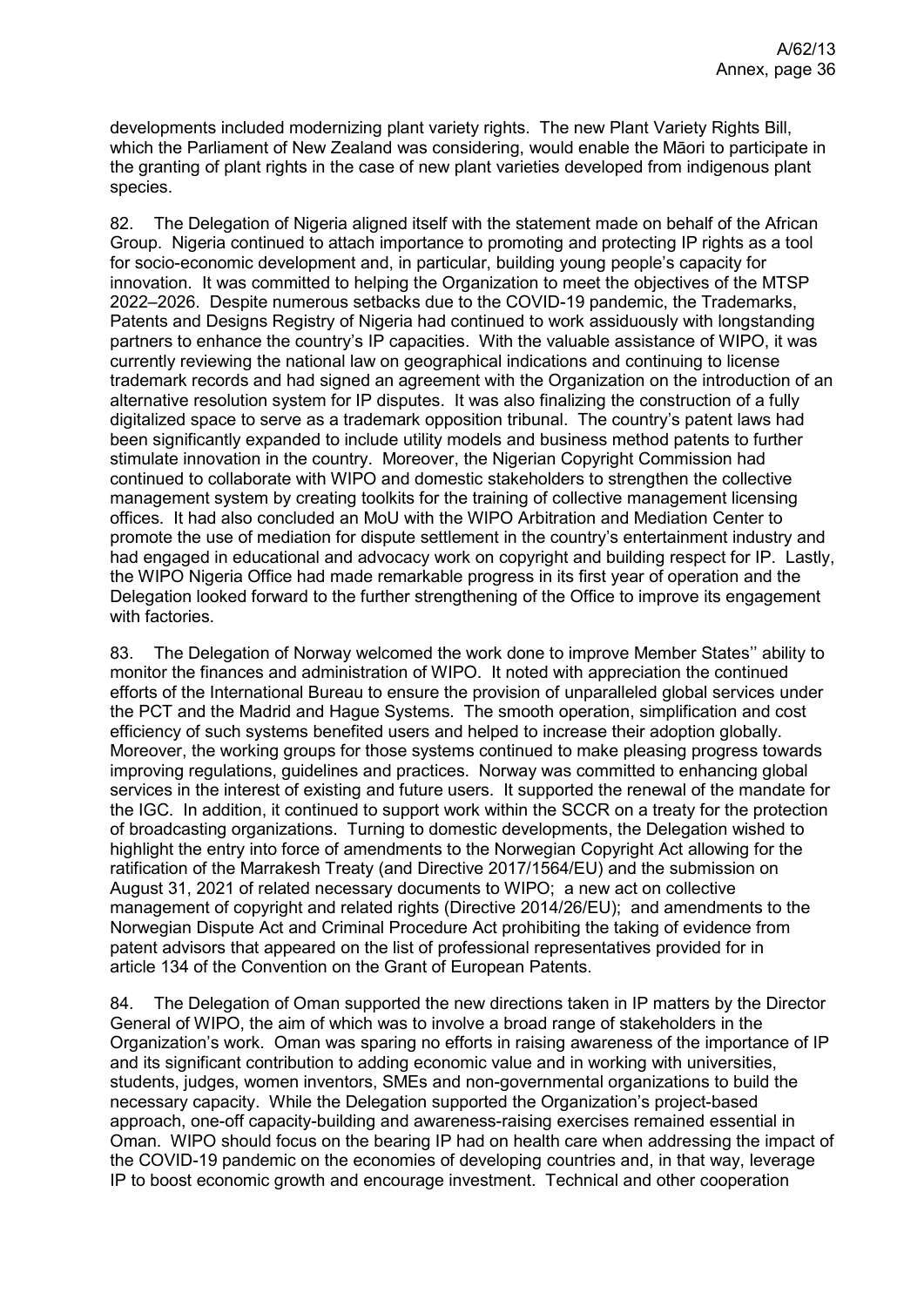developments included modernizing plant variety rights. The new Plant Variety Rights Bill, which the Parliament of New Zealand was considering, would enable the Māori to participate in the granting of plant rights in the case of new plant varieties developed from indigenous plant species.

82. The Delegation of Nigeria aligned itself with the statement made on behalf of the African Group. Nigeria continued to attach importance to promoting and protecting IP rights as a tool for socio-economic development and, in particular, building young people's capacity for innovation. It was committed to helping the Organization to meet the objectives of the MTSP 2022–2026. Despite numerous setbacks due to the COVID-19 pandemic, the Trademarks, Patents and Designs Registry of Nigeria had continued to work assiduously with longstanding partners to enhance the country's IP capacities. With the valuable assistance of WIPO, it was currently reviewing the national law on geographical indications and continuing to license trademark records and had signed an agreement with the Organization on the introduction of an alternative resolution system for IP disputes. It was also finalizing the construction of a fully digitalized space to serve as a trademark opposition tribunal. The country's patent laws had been significantly expanded to include utility models and business method patents to further stimulate innovation in the country. Moreover, the Nigerian Copyright Commission had continued to collaborate with WIPO and domestic stakeholders to strengthen the collective management system by creating toolkits for the training of collective management licensing offices. It had also concluded an MoU with the WIPO Arbitration and Mediation Center to promote the use of mediation for dispute settlement in the country's entertainment industry and had engaged in educational and advocacy work on copyright and building respect for IP. Lastly, the WIPO Nigeria Office had made remarkable progress in its first year of operation and the Delegation looked forward to the further strengthening of the Office to improve its engagement with factories.

83. The Delegation of Norway welcomed the work done to improve Member States'' ability to monitor the finances and administration of WIPO. It noted with appreciation the continued efforts of the International Bureau to ensure the provision of unparalleled global services under the PCT and the Madrid and Hague Systems. The smooth operation, simplification and cost efficiency of such systems benefited users and helped to increase their adoption globally. Moreover, the working groups for those systems continued to make pleasing progress towards improving regulations, guidelines and practices. Norway was committed to enhancing global services in the interest of existing and future users. It supported the renewal of the mandate for the IGC. In addition, it continued to support work within the SCCR on a treaty for the protection of broadcasting organizations. Turning to domestic developments, the Delegation wished to highlight the entry into force of amendments to the Norwegian Copyright Act allowing for the ratification of the Marrakesh Treaty (and Directive 2017/1564/EU) and the submission on August 31, 2021 of related necessary documents to WIPO; a new act on collective management of copyright and related rights (Directive 2014/26/EU); and amendments to the Norwegian Dispute Act and Criminal Procedure Act prohibiting the taking of evidence from patent advisors that appeared on the list of professional representatives provided for in article 134 of the Convention on the Grant of European Patents.

84. The Delegation of Oman supported the new directions taken in IP matters by the Director General of WIPO, the aim of which was to involve a broad range of stakeholders in the Organization's work. Oman was sparing no efforts in raising awareness of the importance of IP and its significant contribution to adding economic value and in working with universities, students, judges, women inventors, SMEs and non-governmental organizations to build the necessary capacity. While the Delegation supported the Organization's project-based approach, one-off capacity-building and awareness-raising exercises remained essential in Oman. WIPO should focus on the bearing IP had on health care when addressing the impact of the COVID-19 pandemic on the economies of developing countries and, in that way, leverage IP to boost economic growth and encourage investment. Technical and other cooperation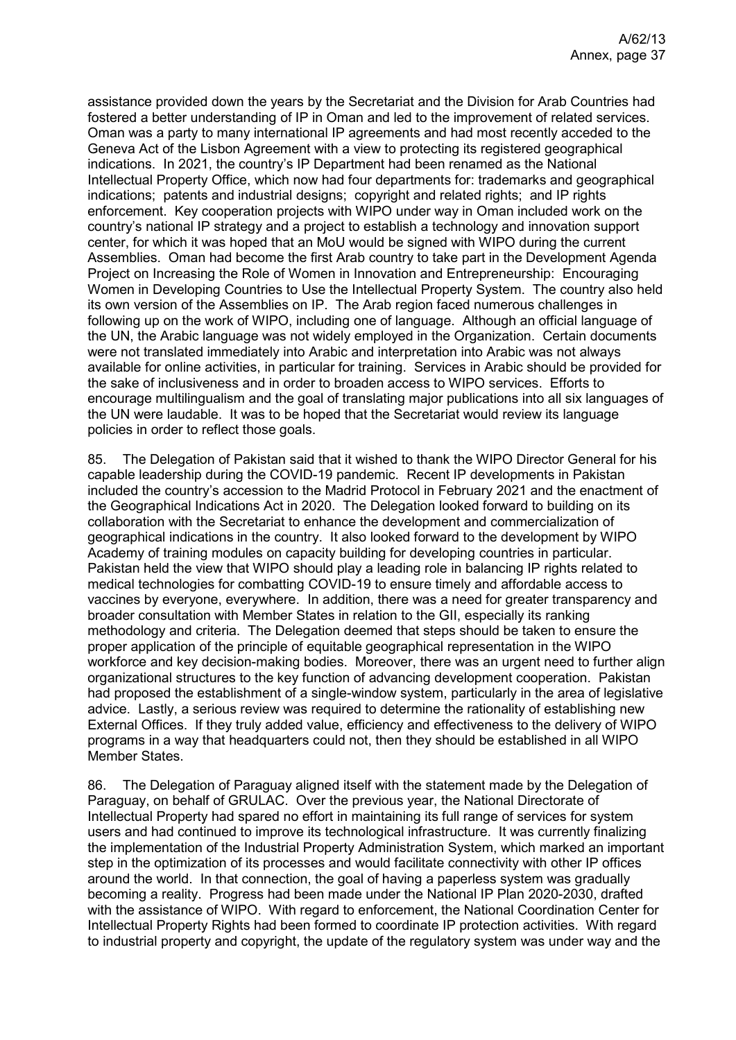assistance provided down the years by the Secretariat and the Division for Arab Countries had fostered a better understanding of IP in Oman and led to the improvement of related services. Oman was a party to many international IP agreements and had most recently acceded to the Geneva Act of the Lisbon Agreement with a view to protecting its registered geographical indications. In 2021, the country's IP Department had been renamed as the National Intellectual Property Office, which now had four departments for: trademarks and geographical indications; patents and industrial designs; copyright and related rights; and IP rights enforcement. Key cooperation projects with WIPO under way in Oman included work on the country's national IP strategy and a project to establish a technology and innovation support center, for which it was hoped that an MoU would be signed with WIPO during the current Assemblies. Oman had become the first Arab country to take part in the Development Agenda Project on Increasing the Role of Women in Innovation and Entrepreneurship: Encouraging Women in Developing Countries to Use the Intellectual Property System. The country also held its own version of the Assemblies on IP. The Arab region faced numerous challenges in following up on the work of WIPO, including one of language. Although an official language of the UN, the Arabic language was not widely employed in the Organization. Certain documents were not translated immediately into Arabic and interpretation into Arabic was not always available for online activities, in particular for training. Services in Arabic should be provided for the sake of inclusiveness and in order to broaden access to WIPO services. Efforts to encourage multilingualism and the goal of translating major publications into all six languages of the UN were laudable. It was to be hoped that the Secretariat would review its language policies in order to reflect those goals.

85. The Delegation of Pakistan said that it wished to thank the WIPO Director General for his capable leadership during the COVID-19 pandemic. Recent IP developments in Pakistan included the country's accession to the Madrid Protocol in February 2021 and the enactment of the Geographical Indications Act in 2020. The Delegation looked forward to building on its collaboration with the Secretariat to enhance the development and commercialization of geographical indications in the country. It also looked forward to the development by WIPO Academy of training modules on capacity building for developing countries in particular. Pakistan held the view that WIPO should play a leading role in balancing IP rights related to medical technologies for combatting COVID-19 to ensure timely and affordable access to vaccines by everyone, everywhere. In addition, there was a need for greater transparency and broader consultation with Member States in relation to the GII, especially its ranking methodology and criteria. The Delegation deemed that steps should be taken to ensure the proper application of the principle of equitable geographical representation in the WIPO workforce and key decision-making bodies. Moreover, there was an urgent need to further align organizational structures to the key function of advancing development cooperation. Pakistan had proposed the establishment of a single-window system, particularly in the area of legislative advice. Lastly, a serious review was required to determine the rationality of establishing new External Offices. If they truly added value, efficiency and effectiveness to the delivery of WIPO programs in a way that headquarters could not, then they should be established in all WIPO Member States.

86. The Delegation of Paraguay aligned itself with the statement made by the Delegation of Paraguay, on behalf of GRULAC. Over the previous year, the National Directorate of Intellectual Property had spared no effort in maintaining its full range of services for system users and had continued to improve its technological infrastructure. It was currently finalizing the implementation of the Industrial Property Administration System, which marked an important step in the optimization of its processes and would facilitate connectivity with other IP offices around the world. In that connection, the goal of having a paperless system was gradually becoming a reality. Progress had been made under the National IP Plan 2020-2030, drafted with the assistance of WIPO. With regard to enforcement, the National Coordination Center for Intellectual Property Rights had been formed to coordinate IP protection activities. With regard to industrial property and copyright, the update of the regulatory system was under way and the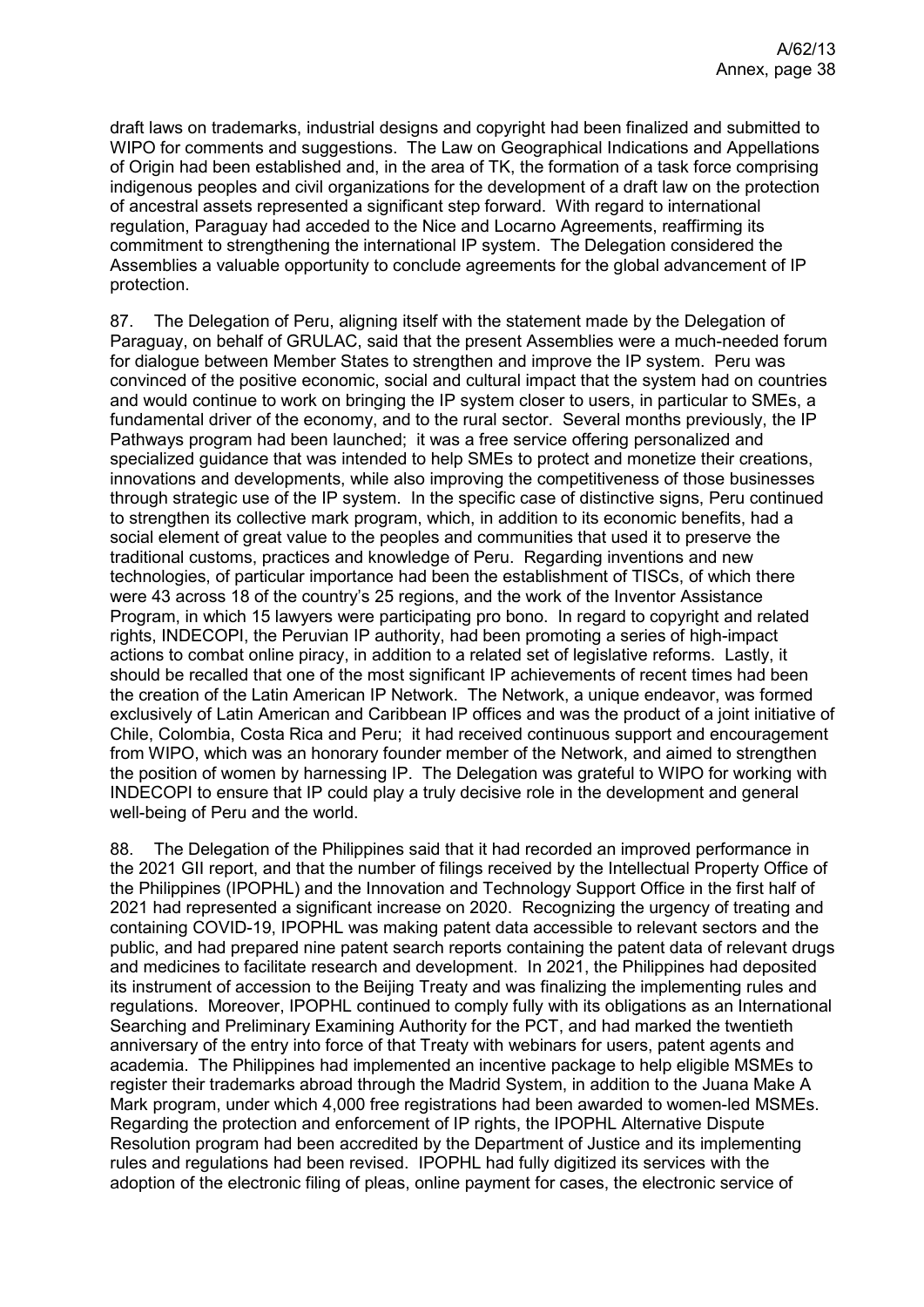draft laws on trademarks, industrial designs and copyright had been finalized and submitted to WIPO for comments and suggestions. The Law on Geographical Indications and Appellations of Origin had been established and, in the area of TK, the formation of a task force comprising indigenous peoples and civil organizations for the development of a draft law on the protection of ancestral assets represented a significant step forward. With regard to international regulation, Paraguay had acceded to the Nice and Locarno Agreements, reaffirming its commitment to strengthening the international IP system. The Delegation considered the Assemblies a valuable opportunity to conclude agreements for the global advancement of IP protection.

87. The Delegation of Peru, aligning itself with the statement made by the Delegation of Paraguay, on behalf of GRULAC, said that the present Assemblies were a much-needed forum for dialogue between Member States to strengthen and improve the IP system. Peru was convinced of the positive economic, social and cultural impact that the system had on countries and would continue to work on bringing the IP system closer to users, in particular to SMEs, a fundamental driver of the economy, and to the rural sector. Several months previously, the IP Pathways program had been launched; it was a free service offering personalized and specialized guidance that was intended to help SMEs to protect and monetize their creations, innovations and developments, while also improving the competitiveness of those businesses through strategic use of the IP system. In the specific case of distinctive signs, Peru continued to strengthen its collective mark program, which, in addition to its economic benefits, had a social element of great value to the peoples and communities that used it to preserve the traditional customs, practices and knowledge of Peru. Regarding inventions and new technologies, of particular importance had been the establishment of TISCs, of which there were 43 across 18 of the country's 25 regions, and the work of the Inventor Assistance Program, in which 15 lawyers were participating pro bono. In regard to copyright and related rights, INDECOPI, the Peruvian IP authority, had been promoting a series of high-impact actions to combat online piracy, in addition to a related set of legislative reforms. Lastly, it should be recalled that one of the most significant IP achievements of recent times had been the creation of the Latin American IP Network. The Network, a unique endeavor, was formed exclusively of Latin American and Caribbean IP offices and was the product of a joint initiative of Chile, Colombia, Costa Rica and Peru; it had received continuous support and encouragement from WIPO, which was an honorary founder member of the Network, and aimed to strengthen the position of women by harnessing IP. The Delegation was grateful to WIPO for working with INDECOPI to ensure that IP could play a truly decisive role in the development and general well-being of Peru and the world.

88. The Delegation of the Philippines said that it had recorded an improved performance in the 2021 GII report, and that the number of filings received by the Intellectual Property Office of the Philippines (IPOPHL) and the Innovation and Technology Support Office in the first half of 2021 had represented a significant increase on 2020. Recognizing the urgency of treating and containing COVID-19, IPOPHL was making patent data accessible to relevant sectors and the public, and had prepared nine patent search reports containing the patent data of relevant drugs and medicines to facilitate research and development. In 2021, the Philippines had deposited its instrument of accession to the Beijing Treaty and was finalizing the implementing rules and regulations. Moreover, IPOPHL continued to comply fully with its obligations as an International Searching and Preliminary Examining Authority for the PCT, and had marked the twentieth anniversary of the entry into force of that Treaty with webinars for users, patent agents and academia. The Philippines had implemented an incentive package to help eligible MSMEs to register their trademarks abroad through the Madrid System, in addition to the Juana Make A Mark program, under which 4,000 free registrations had been awarded to women-led MSMEs. Regarding the protection and enforcement of IP rights, the IPOPHL Alternative Dispute Resolution program had been accredited by the Department of Justice and its implementing rules and regulations had been revised. IPOPHL had fully digitized its services with the adoption of the electronic filing of pleas, online payment for cases, the electronic service of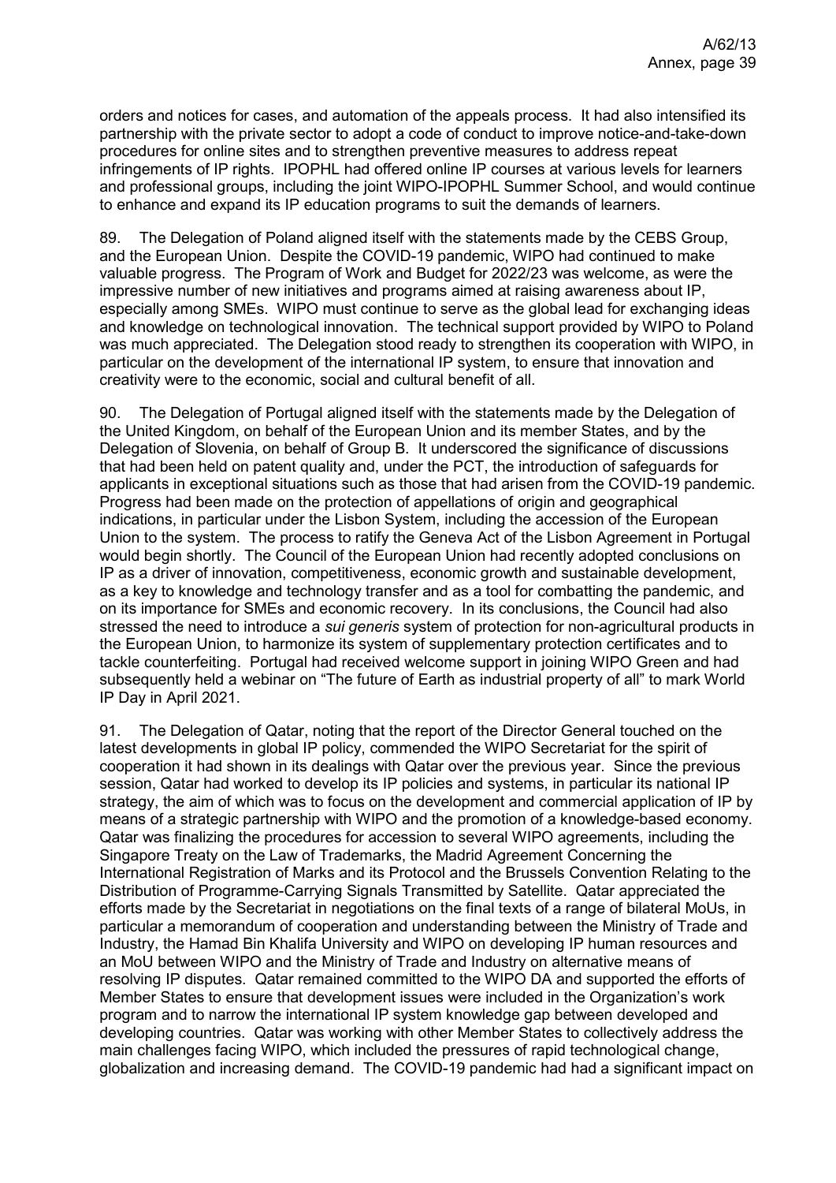orders and notices for cases, and automation of the appeals process. It had also intensified its partnership with the private sector to adopt a code of conduct to improve notice-and-take-down procedures for online sites and to strengthen preventive measures to address repeat infringements of IP rights. IPOPHL had offered online IP courses at various levels for learners and professional groups, including the joint WIPO-IPOPHL Summer School, and would continue to enhance and expand its IP education programs to suit the demands of learners.

89. The Delegation of Poland aligned itself with the statements made by the CEBS Group, and the European Union. Despite the COVID-19 pandemic, WIPO had continued to make valuable progress. The Program of Work and Budget for 2022/23 was welcome, as were the impressive number of new initiatives and programs aimed at raising awareness about IP, especially among SMEs. WIPO must continue to serve as the global lead for exchanging ideas and knowledge on technological innovation. The technical support provided by WIPO to Poland was much appreciated. The Delegation stood ready to strengthen its cooperation with WIPO, in particular on the development of the international IP system, to ensure that innovation and creativity were to the economic, social and cultural benefit of all.

90. The Delegation of Portugal aligned itself with the statements made by the Delegation of the United Kingdom, on behalf of the European Union and its member States, and by the Delegation of Slovenia, on behalf of Group B. It underscored the significance of discussions that had been held on patent quality and, under the PCT, the introduction of safeguards for applicants in exceptional situations such as those that had arisen from the COVID-19 pandemic. Progress had been made on the protection of appellations of origin and geographical indications, in particular under the Lisbon System, including the accession of the European Union to the system. The process to ratify the Geneva Act of the Lisbon Agreement in Portugal would begin shortly. The Council of the European Union had recently adopted conclusions on IP as a driver of innovation, competitiveness, economic growth and sustainable development, as a key to knowledge and technology transfer and as a tool for combatting the pandemic, and on its importance for SMEs and economic recovery. In its conclusions, the Council had also stressed the need to introduce a *sui generis* system of protection for non-agricultural products in the European Union, to harmonize its system of supplementary protection certificates and to tackle counterfeiting. Portugal had received welcome support in joining WIPO Green and had subsequently held a webinar on "The future of Earth as industrial property of all" to mark World IP Day in April 2021.

91. The Delegation of Qatar, noting that the report of the Director General touched on the latest developments in global IP policy, commended the WIPO Secretariat for the spirit of cooperation it had shown in its dealings with Qatar over the previous year. Since the previous session, Qatar had worked to develop its IP policies and systems, in particular its national IP strategy, the aim of which was to focus on the development and commercial application of IP by means of a strategic partnership with WIPO and the promotion of a knowledge-based economy. Qatar was finalizing the procedures for accession to several WIPO agreements, including the Singapore Treaty on the Law of Trademarks, the Madrid Agreement Concerning the International Registration of Marks and its Protocol and the Brussels Convention Relating to the Distribution of Programme-Carrying Signals Transmitted by Satellite. Qatar appreciated the efforts made by the Secretariat in negotiations on the final texts of a range of bilateral MoUs, in particular a memorandum of cooperation and understanding between the Ministry of Trade and Industry, the Hamad Bin Khalifa University and WIPO on developing IP human resources and an MoU between WIPO and the Ministry of Trade and Industry on alternative means of resolving IP disputes. Qatar remained committed to the WIPO DA and supported the efforts of Member States to ensure that development issues were included in the Organization's work program and to narrow the international IP system knowledge gap between developed and developing countries. Qatar was working with other Member States to collectively address the main challenges facing WIPO, which included the pressures of rapid technological change, globalization and increasing demand. The COVID-19 pandemic had had a significant impact on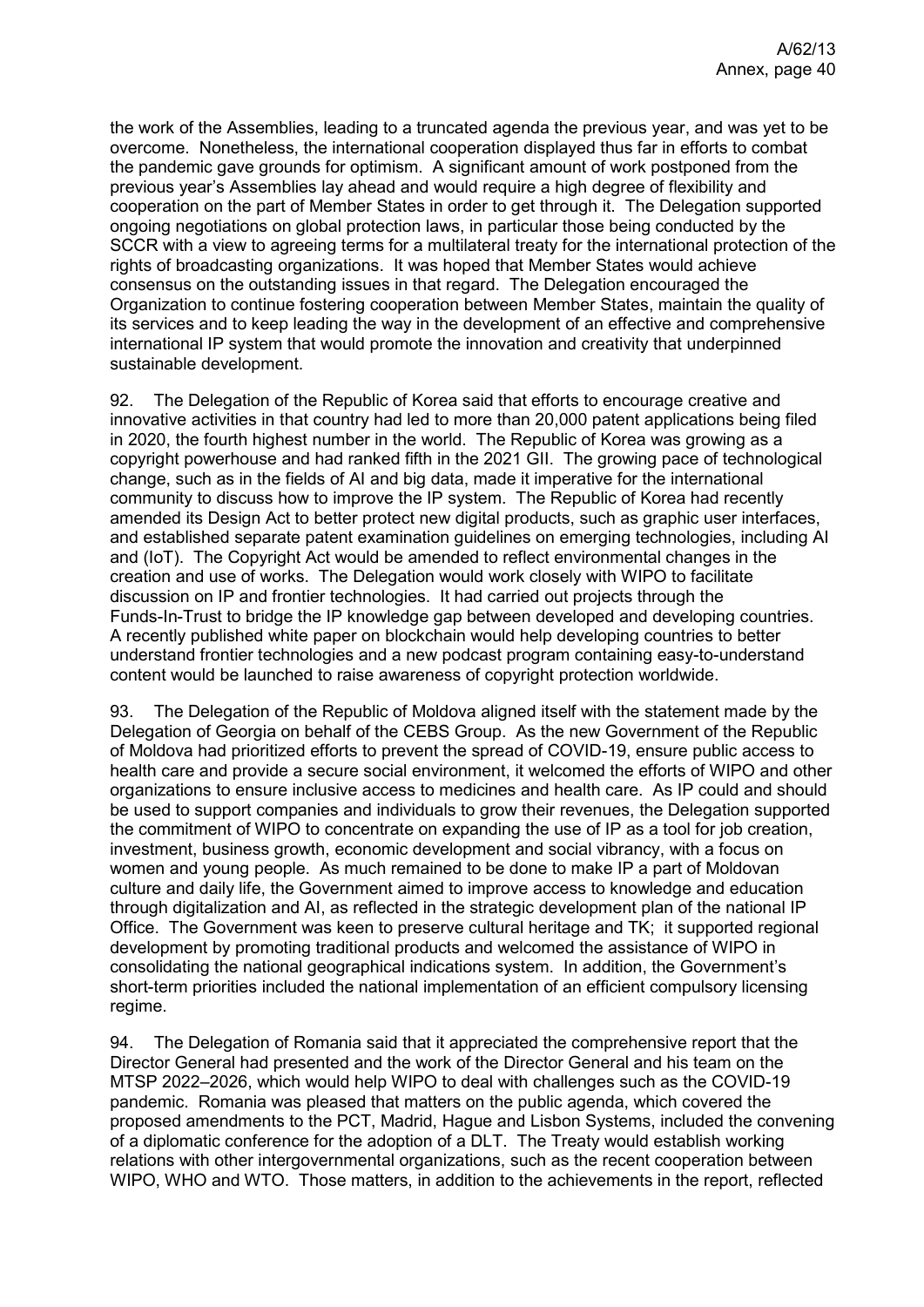the work of the Assemblies, leading to a truncated agenda the previous year, and was yet to be overcome. Nonetheless, the international cooperation displayed thus far in efforts to combat the pandemic gave grounds for optimism. A significant amount of work postponed from the previous year's Assemblies lay ahead and would require a high degree of flexibility and cooperation on the part of Member States in order to get through it. The Delegation supported ongoing negotiations on global protection laws, in particular those being conducted by the SCCR with a view to agreeing terms for a multilateral treaty for the international protection of the rights of broadcasting organizations. It was hoped that Member States would achieve consensus on the outstanding issues in that regard. The Delegation encouraged the Organization to continue fostering cooperation between Member States, maintain the quality of its services and to keep leading the way in the development of an effective and comprehensive international IP system that would promote the innovation and creativity that underpinned sustainable development.

92. The Delegation of the Republic of Korea said that efforts to encourage creative and innovative activities in that country had led to more than 20,000 patent applications being filed in 2020, the fourth highest number in the world. The Republic of Korea was growing as a copyright powerhouse and had ranked fifth in the 2021 GII. The growing pace of technological change, such as in the fields of AI and big data, made it imperative for the international community to discuss how to improve the IP system. The Republic of Korea had recently amended its Design Act to better protect new digital products, such as graphic user interfaces, and established separate patent examination guidelines on emerging technologies, including AI and (IoT). The Copyright Act would be amended to reflect environmental changes in the creation and use of works. The Delegation would work closely with WIPO to facilitate discussion on IP and frontier technologies. It had carried out projects through the Funds-In-Trust to bridge the IP knowledge gap between developed and developing countries. A recently published white paper on blockchain would help developing countries to better understand frontier technologies and a new podcast program containing easy-to-understand content would be launched to raise awareness of copyright protection worldwide.

93. The Delegation of the Republic of Moldova aligned itself with the statement made by the Delegation of Georgia on behalf of the CEBS Group. As the new Government of the Republic of Moldova had prioritized efforts to prevent the spread of COVID-19, ensure public access to health care and provide a secure social environment, it welcomed the efforts of WIPO and other organizations to ensure inclusive access to medicines and health care. As IP could and should be used to support companies and individuals to grow their revenues, the Delegation supported the commitment of WIPO to concentrate on expanding the use of IP as a tool for job creation, investment, business growth, economic development and social vibrancy, with a focus on women and young people. As much remained to be done to make IP a part of Moldovan culture and daily life, the Government aimed to improve access to knowledge and education through digitalization and AI, as reflected in the strategic development plan of the national IP Office. The Government was keen to preserve cultural heritage and TK; it supported regional development by promoting traditional products and welcomed the assistance of WIPO in consolidating the national geographical indications system. In addition, the Government's short-term priorities included the national implementation of an efficient compulsory licensing regime.

94. The Delegation of Romania said that it appreciated the comprehensive report that the Director General had presented and the work of the Director General and his team on the MTSP 2022–2026, which would help WIPO to deal with challenges such as the COVID-19 pandemic. Romania was pleased that matters on the public agenda, which covered the proposed amendments to the PCT, Madrid, Hague and Lisbon Systems, included the convening of a diplomatic conference for the adoption of a DLT. The Treaty would establish working relations with other intergovernmental organizations, such as the recent cooperation between WIPO, WHO and WTO. Those matters, in addition to the achievements in the report, reflected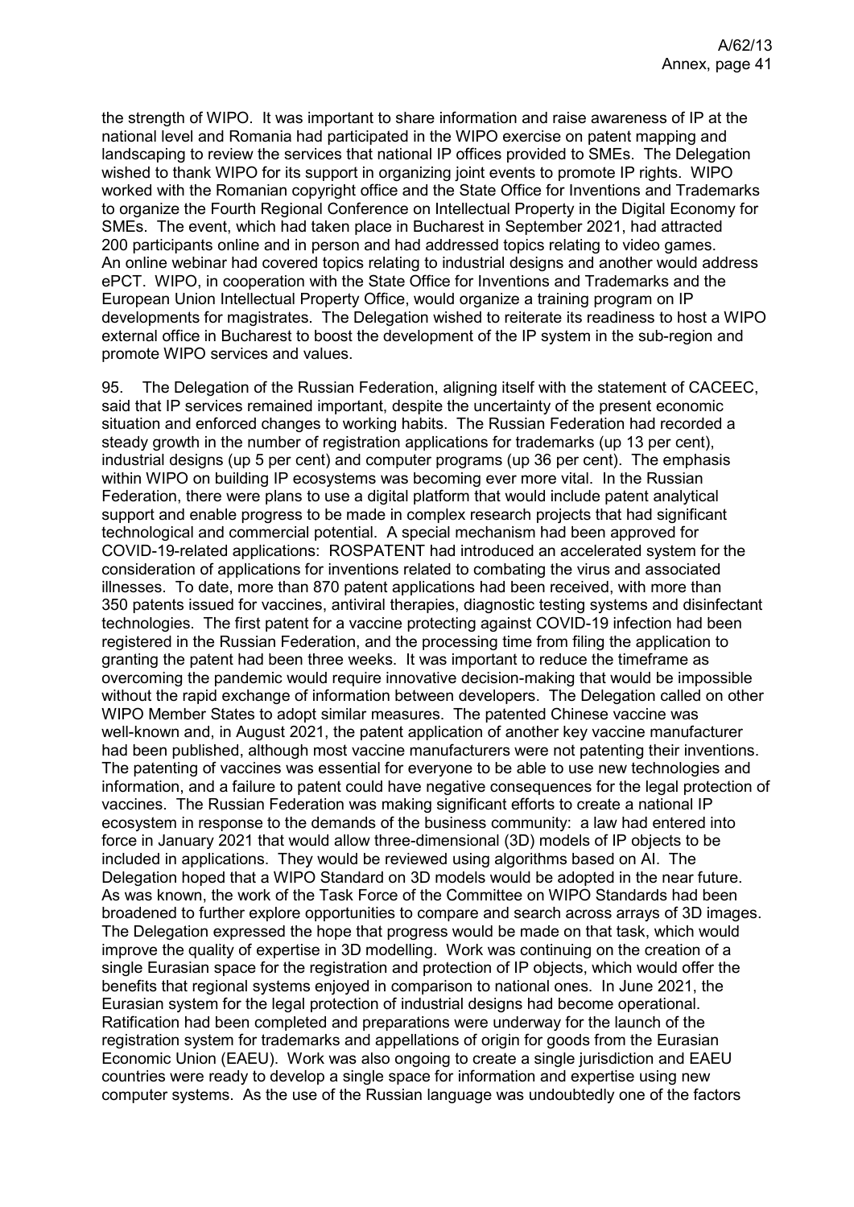the strength of WIPO. It was important to share information and raise awareness of IP at the national level and Romania had participated in the WIPO exercise on patent mapping and landscaping to review the services that national IP offices provided to SMEs. The Delegation wished to thank WIPO for its support in organizing joint events to promote IP rights. WIPO worked with the Romanian copyright office and the State Office for Inventions and Trademarks to organize the Fourth Regional Conference on Intellectual Property in the Digital Economy for SMEs. The event, which had taken place in Bucharest in September 2021, had attracted 200 participants online and in person and had addressed topics relating to video games. An online webinar had covered topics relating to industrial designs and another would address ePCT. WIPO, in cooperation with the State Office for Inventions and Trademarks and the European Union Intellectual Property Office, would organize a training program on IP developments for magistrates. The Delegation wished to reiterate its readiness to host a WIPO external office in Bucharest to boost the development of the IP system in the sub-region and promote WIPO services and values.

95. The Delegation of the Russian Federation, aligning itself with the statement of CACEEC, said that IP services remained important, despite the uncertainty of the present economic situation and enforced changes to working habits. The Russian Federation had recorded a steady growth in the number of registration applications for trademarks (up 13 per cent), industrial designs (up 5 per cent) and computer programs (up 36 per cent). The emphasis within WIPO on building IP ecosystems was becoming ever more vital. In the Russian Federation, there were plans to use a digital platform that would include patent analytical support and enable progress to be made in complex research projects that had significant technological and commercial potential. A special mechanism had been approved for COVID-19-related applications: ROSPATENT had introduced an accelerated system for the consideration of applications for inventions related to combating the virus and associated illnesses. To date, more than 870 patent applications had been received, with more than 350 patents issued for vaccines, antiviral therapies, diagnostic testing systems and disinfectant technologies. The first patent for a vaccine protecting against COVID-19 infection had been registered in the Russian Federation, and the processing time from filing the application to granting the patent had been three weeks. It was important to reduce the timeframe as overcoming the pandemic would require innovative decision-making that would be impossible without the rapid exchange of information between developers. The Delegation called on other WIPO Member States to adopt similar measures. The patented Chinese vaccine was well-known and, in August 2021, the patent application of another key vaccine manufacturer had been published, although most vaccine manufacturers were not patenting their inventions. The patenting of vaccines was essential for everyone to be able to use new technologies and information, and a failure to patent could have negative consequences for the legal protection of vaccines. The Russian Federation was making significant efforts to create a national IP ecosystem in response to the demands of the business community: a law had entered into force in January 2021 that would allow three-dimensional (3D) models of IP objects to be included in applications. They would be reviewed using algorithms based on AI. The Delegation hoped that a WIPO Standard on 3D models would be adopted in the near future. As was known, the work of the Task Force of the Committee on WIPO Standards had been broadened to further explore opportunities to compare and search across arrays of 3D images. The Delegation expressed the hope that progress would be made on that task, which would improve the quality of expertise in 3D modelling. Work was continuing on the creation of a single Eurasian space for the registration and protection of IP objects, which would offer the benefits that regional systems enjoyed in comparison to national ones. In June 2021, the Eurasian system for the legal protection of industrial designs had become operational. Ratification had been completed and preparations were underway for the launch of the registration system for trademarks and appellations of origin for goods from the Eurasian Economic Union (EAEU). Work was also ongoing to create a single jurisdiction and EAEU countries were ready to develop a single space for information and expertise using new computer systems. As the use of the Russian language was undoubtedly one of the factors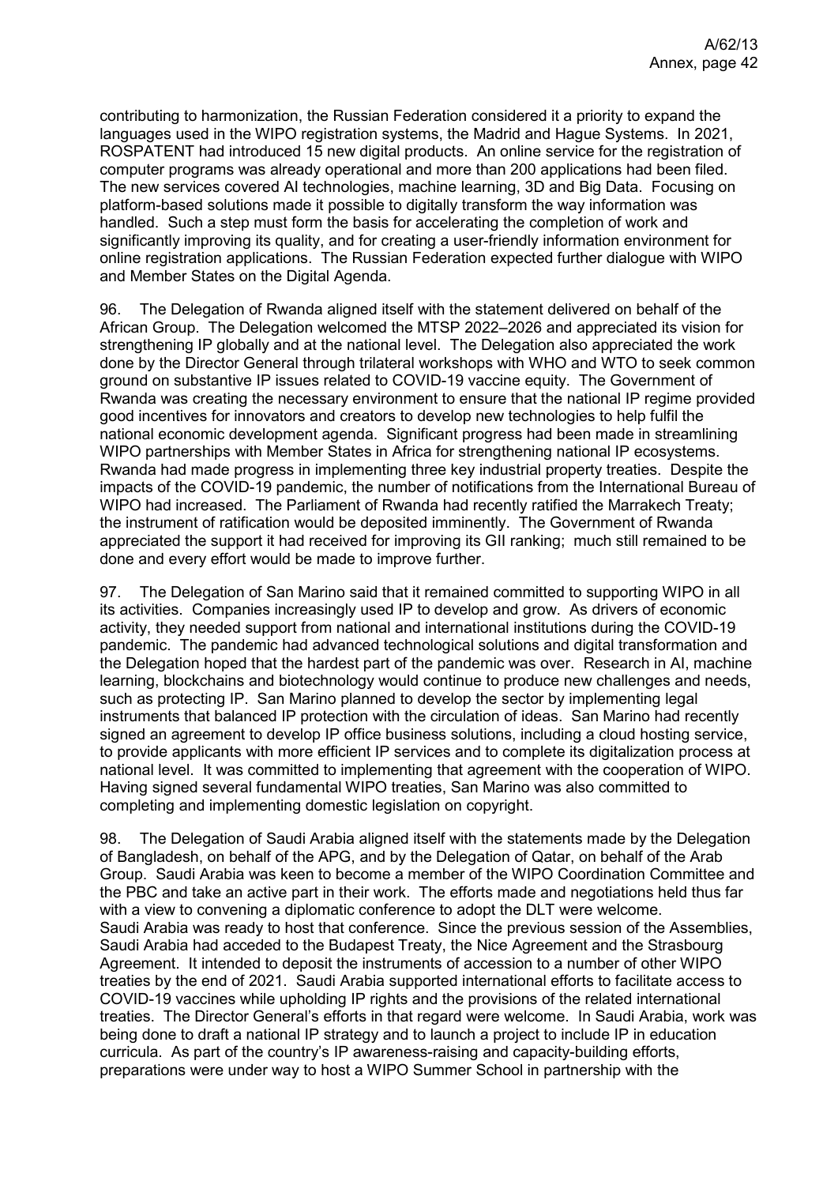contributing to harmonization, the Russian Federation considered it a priority to expand the languages used in the WIPO registration systems, the Madrid and Hague Systems. In 2021, ROSPATENT had introduced 15 new digital products. An online service for the registration of computer programs was already operational and more than 200 applications had been filed. The new services covered AI technologies, machine learning, 3D and Big Data. Focusing on platform-based solutions made it possible to digitally transform the way information was handled. Such a step must form the basis for accelerating the completion of work and significantly improving its quality, and for creating a user-friendly information environment for online registration applications. The Russian Federation expected further dialogue with WIPO and Member States on the Digital Agenda.

96. The Delegation of Rwanda aligned itself with the statement delivered on behalf of the African Group. The Delegation welcomed the MTSP 2022–2026 and appreciated its vision for strengthening IP globally and at the national level. The Delegation also appreciated the work done by the Director General through trilateral workshops with WHO and WTO to seek common ground on substantive IP issues related to COVID-19 vaccine equity. The Government of Rwanda was creating the necessary environment to ensure that the national IP regime provided good incentives for innovators and creators to develop new technologies to help fulfil the national economic development agenda. Significant progress had been made in streamlining WIPO partnerships with Member States in Africa for strengthening national IP ecosystems. Rwanda had made progress in implementing three key industrial property treaties. Despite the impacts of the COVID-19 pandemic, the number of notifications from the International Bureau of WIPO had increased. The Parliament of Rwanda had recently ratified the Marrakech Treaty; the instrument of ratification would be deposited imminently. The Government of Rwanda appreciated the support it had received for improving its GII ranking; much still remained to be done and every effort would be made to improve further.

97. The Delegation of San Marino said that it remained committed to supporting WIPO in all its activities. Companies increasingly used IP to develop and grow. As drivers of economic activity, they needed support from national and international institutions during the COVID-19 pandemic. The pandemic had advanced technological solutions and digital transformation and the Delegation hoped that the hardest part of the pandemic was over. Research in AI, machine learning, blockchains and biotechnology would continue to produce new challenges and needs, such as protecting IP. San Marino planned to develop the sector by implementing legal instruments that balanced IP protection with the circulation of ideas. San Marino had recently signed an agreement to develop IP office business solutions, including a cloud hosting service, to provide applicants with more efficient IP services and to complete its digitalization process at national level. It was committed to implementing that agreement with the cooperation of WIPO. Having signed several fundamental WIPO treaties, San Marino was also committed to completing and implementing domestic legislation on copyright.

98. The Delegation of Saudi Arabia aligned itself with the statements made by the Delegation of Bangladesh, on behalf of the APG, and by the Delegation of Qatar, on behalf of the Arab Group. Saudi Arabia was keen to become a member of the WIPO Coordination Committee and the PBC and take an active part in their work. The efforts made and negotiations held thus far with a view to convening a diplomatic conference to adopt the DLT were welcome. Saudi Arabia was ready to host that conference. Since the previous session of the Assemblies, Saudi Arabia had acceded to the Budapest Treaty, the Nice Agreement and the Strasbourg Agreement. It intended to deposit the instruments of accession to a number of other WIPO treaties by the end of 2021. Saudi Arabia supported international efforts to facilitate access to COVID-19 vaccines while upholding IP rights and the provisions of the related international treaties. The Director General's efforts in that regard were welcome. In Saudi Arabia, work was being done to draft a national IP strategy and to launch a project to include IP in education curricula. As part of the country's IP awareness-raising and capacity-building efforts, preparations were under way to host a WIPO Summer School in partnership with the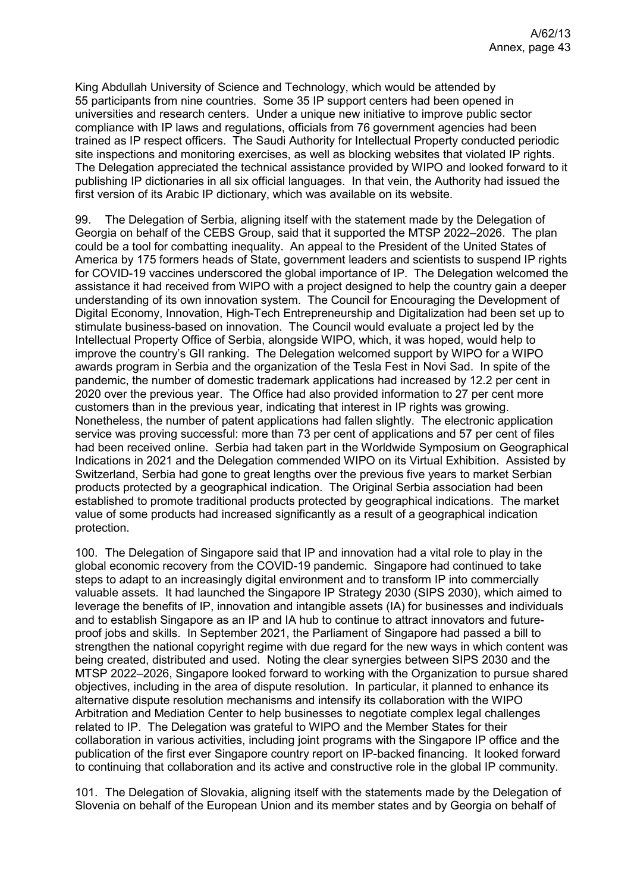King Abdullah University of Science and Technology, which would be attended by 55 participants from nine countries. Some 35 IP support centers had been opened in universities and research centers. Under a unique new initiative to improve public sector compliance with IP laws and regulations, officials from 76 government agencies had been trained as IP respect officers. The Saudi Authority for Intellectual Property conducted periodic site inspections and monitoring exercises, as well as blocking websites that violated IP rights. The Delegation appreciated the technical assistance provided by WIPO and looked forward to it publishing IP dictionaries in all six official languages. In that vein, the Authority had issued the first version of its Arabic IP dictionary, which was available on its website.

99. The Delegation of Serbia, aligning itself with the statement made by the Delegation of Georgia on behalf of the CEBS Group, said that it supported the MTSP 2022–2026. The plan could be a tool for combatting inequality. An appeal to the President of the United States of America by 175 formers heads of State, government leaders and scientists to suspend IP rights for COVID-19 vaccines underscored the global importance of IP. The Delegation welcomed the assistance it had received from WIPO with a project designed to help the country gain a deeper understanding of its own innovation system. The Council for Encouraging the Development of Digital Economy, Innovation, High-Tech Entrepreneurship and Digitalization had been set up to stimulate business-based on innovation. The Council would evaluate a project led by the Intellectual Property Office of Serbia, alongside WIPO, which, it was hoped, would help to improve the country's GII ranking. The Delegation welcomed support by WIPO for a WIPO awards program in Serbia and the organization of the Tesla Fest in Novi Sad. In spite of the pandemic, the number of domestic trademark applications had increased by 12.2 per cent in 2020 over the previous year. The Office had also provided information to 27 per cent more customers than in the previous year, indicating that interest in IP rights was growing. Nonetheless, the number of patent applications had fallen slightly. The electronic application service was proving successful: more than 73 per cent of applications and 57 per cent of files had been received online. Serbia had taken part in the Worldwide Symposium on Geographical Indications in 2021 and the Delegation commended WIPO on its Virtual Exhibition. Assisted by Switzerland, Serbia had gone to great lengths over the previous five years to market Serbian products protected by a geographical indication. The Original Serbia association had been established to promote traditional products protected by geographical indications. The market value of some products had increased significantly as a result of a geographical indication protection.

100. The Delegation of Singapore said that IP and innovation had a vital role to play in the global economic recovery from the COVID-19 pandemic. Singapore had continued to take steps to adapt to an increasingly digital environment and to transform IP into commercially valuable assets. It had launched the Singapore IP Strategy 2030 (SIPS 2030), which aimed to leverage the benefits of IP, innovation and intangible assets (IA) for businesses and individuals and to establish Singapore as an IP and IA hub to continue to attract innovators and future-proof jobs and skills. In September 2021, the Parliament of Singapore had passed a bill to strengthen the national copyright regime with due regard for the new ways in which content was being created, distributed and used. Noting the clear synergies between SIPS 2030 and the MTSP 2022–2026, Singapore looked forward to working with the Organization to pursue shared objectives, including in the area of dispute resolution. In particular, it planned to enhance its alternative dispute resolution mechanisms and intensify its collaboration with the WIPO Arbitration and Mediation Center to help businesses to negotiate complex legal challenges related to IP. The Delegation was grateful to WIPO and the Member States for their collaboration in various activities, including joint programs with the Singapore IP office and the publication of the first ever Singapore country report on IP-backed financing. It looked forward to continuing that collaboration and its active and constructive role in the global IP community.

101. The Delegation of Slovakia, aligning itself with the statements made by the Delegation of Slovenia on behalf of the European Union and its member states and by Georgia on behalf of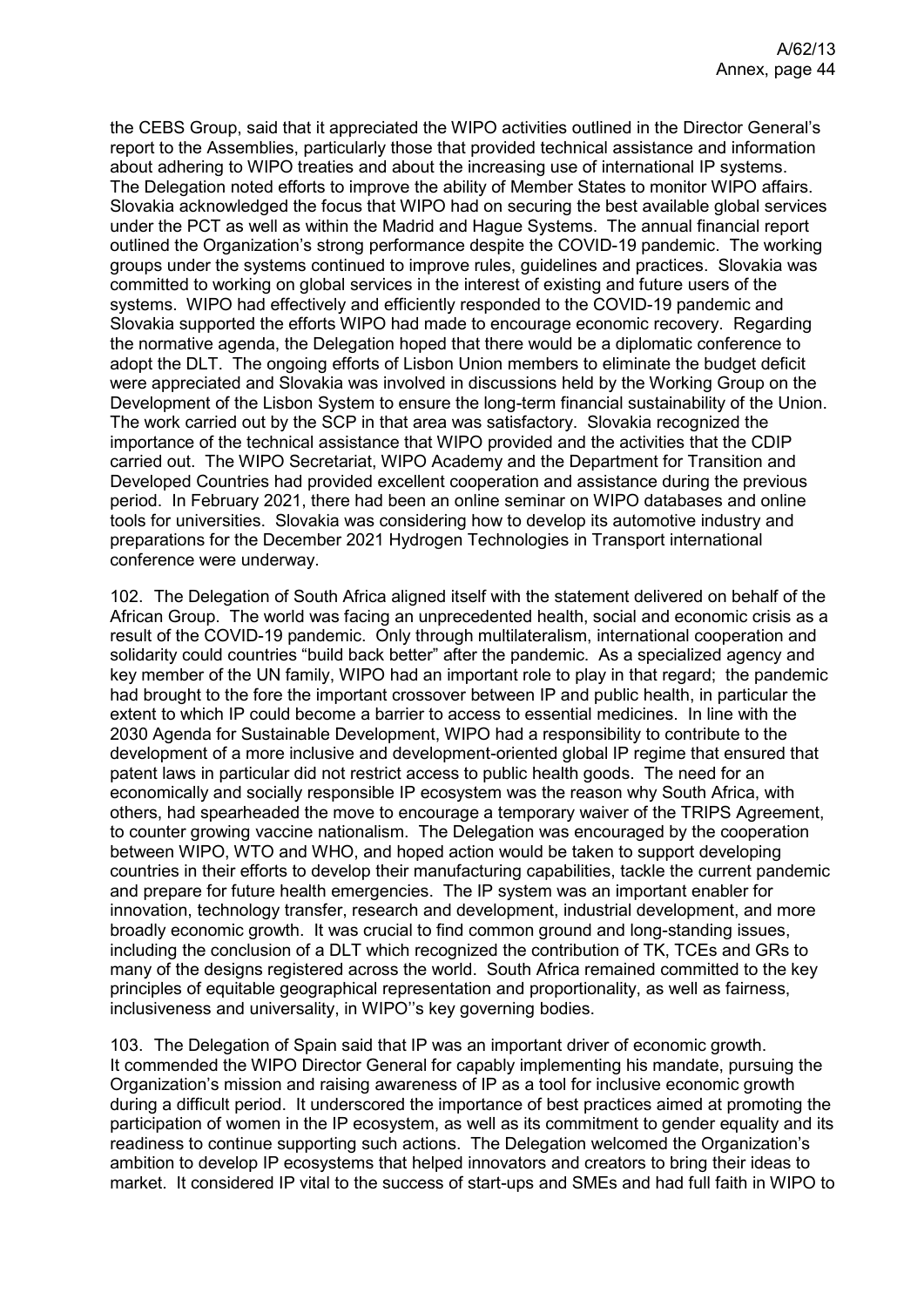the CEBS Group, said that it appreciated the WIPO activities outlined in the Director General's report to the Assemblies, particularly those that provided technical assistance and information about adhering to WIPO treaties and about the increasing use of international IP systems. The Delegation noted efforts to improve the ability of Member States to monitor WIPO affairs. Slovakia acknowledged the focus that WIPO had on securing the best available global services under the PCT as well as within the Madrid and Hague Systems. The annual financial report outlined the Organization's strong performance despite the COVID-19 pandemic. The working groups under the systems continued to improve rules, guidelines and practices. Slovakia was committed to working on global services in the interest of existing and future users of the systems. WIPO had effectively and efficiently responded to the COVID-19 pandemic and Slovakia supported the efforts WIPO had made to encourage economic recovery. Regarding the normative agenda, the Delegation hoped that there would be a diplomatic conference to adopt the DLT. The ongoing efforts of Lisbon Union members to eliminate the budget deficit were appreciated and Slovakia was involved in discussions held by the Working Group on the Development of the Lisbon System to ensure the long-term financial sustainability of the Union. The work carried out by the SCP in that area was satisfactory. Slovakia recognized the importance of the technical assistance that WIPO provided and the activities that the CDIP carried out. The WIPO Secretariat, WIPO Academy and the Department for Transition and Developed Countries had provided excellent cooperation and assistance during the previous period. In February 2021, there had been an online seminar on WIPO databases and online tools for universities. Slovakia was considering how to develop its automotive industry and preparations for the December 2021 Hydrogen Technologies in Transport international conference were underway.

102. The Delegation of South Africa aligned itself with the statement delivered on behalf of the African Group. The world was facing an unprecedented health, social and economic crisis as a result of the COVID-19 pandemic. Only through multilateralism, international cooperation and solidarity could countries "build back better" after the pandemic. As a specialized agency and key member of the UN family, WIPO had an important role to play in that regard; the pandemic had brought to the fore the important crossover between IP and public health, in particular the extent to which IP could become a barrier to access to essential medicines. In line with the 2030 Agenda for Sustainable Development, WIPO had a responsibility to contribute to the development of a more inclusive and development-oriented global IP regime that ensured that patent laws in particular did not restrict access to public health goods. The need for an economically and socially responsible IP ecosystem was the reason why South Africa, with others, had spearheaded the move to encourage a temporary waiver of the TRIPS Agreement, to counter growing vaccine nationalism. The Delegation was encouraged by the cooperation between WIPO, WTO and WHO, and hoped action would be taken to support developing countries in their efforts to develop their manufacturing capabilities, tackle the current pandemic and prepare for future health emergencies. The IP system was an important enabler for innovation, technology transfer, research and development, industrial development, and more broadly economic growth. It was crucial to find common ground and long-standing issues, including the conclusion of a DLT which recognized the contribution of TK, TCEs and GRs to many of the designs registered across the world. South Africa remained committed to the key principles of equitable geographical representation and proportionality, as well as fairness, inclusiveness and universality, in WIPO''s key governing bodies.

103. The Delegation of Spain said that IP was an important driver of economic growth. It commended the WIPO Director General for capably implementing his mandate, pursuing the Organization's mission and raising awareness of IP as a tool for inclusive economic growth during a difficult period. It underscored the importance of best practices aimed at promoting the participation of women in the IP ecosystem, as well as its commitment to gender equality and its readiness to continue supporting such actions. The Delegation welcomed the Organization's ambition to develop IP ecosystems that helped innovators and creators to bring their ideas to market. It considered IP vital to the success of start-ups and SMEs and had full faith in WIPO to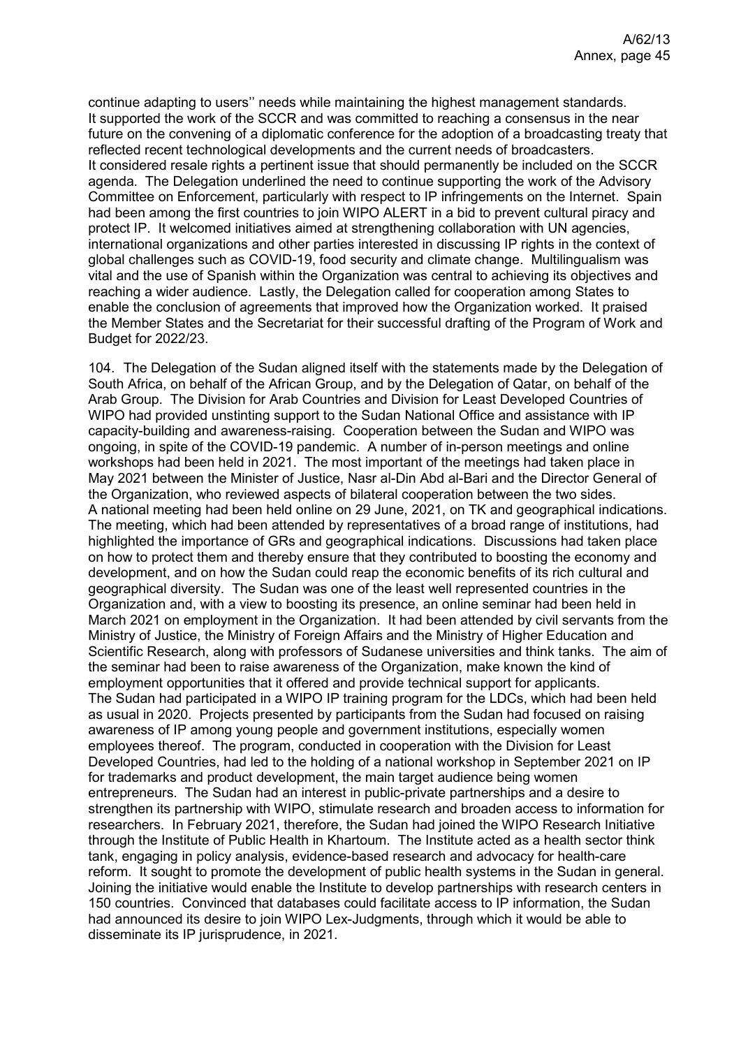continue adapting to users'' needs while maintaining the highest management standards. It supported the work of the SCCR and was committed to reaching a consensus in the near future on the convening of a diplomatic conference for the adoption of a broadcasting treaty that reflected recent technological developments and the current needs of broadcasters. It considered resale rights a pertinent issue that should permanently be included on the SCCR agenda. The Delegation underlined the need to continue supporting the work of the Advisory Committee on Enforcement, particularly with respect to IP infringements on the Internet. Spain had been among the first countries to join WIPO ALERT in a bid to prevent cultural piracy and protect IP. It welcomed initiatives aimed at strengthening collaboration with UN agencies, international organizations and other parties interested in discussing IP rights in the context of global challenges such as COVID-19, food security and climate change. Multilingualism was vital and the use of Spanish within the Organization was central to achieving its objectives and reaching a wider audience. Lastly, the Delegation called for cooperation among States to enable the conclusion of agreements that improved how the Organization worked. It praised the Member States and the Secretariat for their successful drafting of the Program of Work and Budget for 2022/23.

104. The Delegation of the Sudan aligned itself with the statements made by the Delegation of South Africa, on behalf of the African Group, and by the Delegation of Qatar, on behalf of the Arab Group. The Division for Arab Countries and Division for Least Developed Countries of WIPO had provided unstinting support to the Sudan National Office and assistance with IP capacity-building and awareness-raising. Cooperation between the Sudan and WIPO was ongoing, in spite of the COVID-19 pandemic. A number of in-person meetings and online workshops had been held in 2021. The most important of the meetings had taken place in May 2021 between the Minister of Justice, Nasr al-Din Abd al-Bari and the Director General of the Organization, who reviewed aspects of bilateral cooperation between the two sides. A national meeting had been held online on 29 June, 2021, on TK and geographical indications. The meeting, which had been attended by representatives of a broad range of institutions, had highlighted the importance of GRs and geographical indications. Discussions had taken place on how to protect them and thereby ensure that they contributed to boosting the economy and development, and on how the Sudan could reap the economic benefits of its rich cultural and geographical diversity. The Sudan was one of the least well represented countries in the Organization and, with a view to boosting its presence, an online seminar had been held in March 2021 on employment in the Organization. It had been attended by civil servants from the Ministry of Justice, the Ministry of Foreign Affairs and the Ministry of Higher Education and Scientific Research, along with professors of Sudanese universities and think tanks. The aim of the seminar had been to raise awareness of the Organization, make known the kind of employment opportunities that it offered and provide technical support for applicants. The Sudan had participated in a WIPO IP training program for the LDCs, which had been held as usual in 2020. Projects presented by participants from the Sudan had focused on raising awareness of IP among young people and government institutions, especially women employees thereof. The program, conducted in cooperation with the Division for Least Developed Countries, had led to the holding of a national workshop in September 2021 on IP for trademarks and product development, the main target audience being women entrepreneurs. The Sudan had an interest in public-private partnerships and a desire to strengthen its partnership with WIPO, stimulate research and broaden access to information for researchers. In February 2021, therefore, the Sudan had joined the WIPO Research Initiative through the Institute of Public Health in Khartoum. The Institute acted as a health sector think tank, engaging in policy analysis, evidence-based research and advocacy for health-care reform. It sought to promote the development of public health systems in the Sudan in general. Joining the initiative would enable the Institute to develop partnerships with research centers in 150 countries. Convinced that databases could facilitate access to IP information, the Sudan had announced its desire to join WIPO Lex-Judgments, through which it would be able to disseminate its IP jurisprudence, in 2021.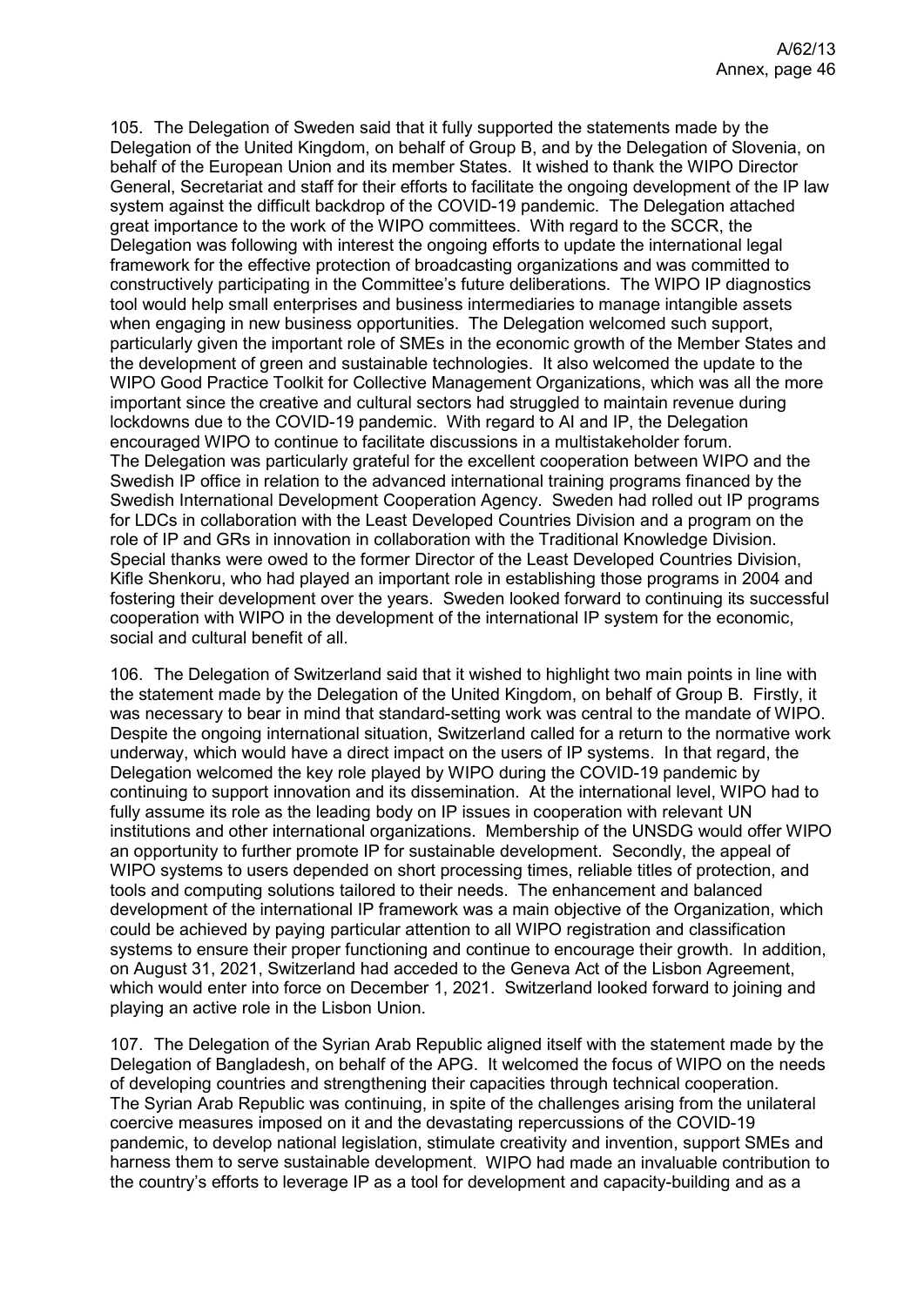105. The Delegation of Sweden said that it fully supported the statements made by the Delegation of the United Kingdom, on behalf of Group B, and by the Delegation of Slovenia, on behalf of the European Union and its member States. It wished to thank the WIPO Director General, Secretariat and staff for their efforts to facilitate the ongoing development of the IP law system against the difficult backdrop of the COVID-19 pandemic. The Delegation attached great importance to the work of the WIPO committees. With regard to the SCCR, the Delegation was following with interest the ongoing efforts to update the international legal framework for the effective protection of broadcasting organizations and was committed to constructively participating in the Committee's future deliberations. The WIPO IP diagnostics tool would help small enterprises and business intermediaries to manage intangible assets when engaging in new business opportunities. The Delegation welcomed such support, particularly given the important role of SMEs in the economic growth of the Member States and the development of green and sustainable technologies. It also welcomed the update to the WIPO Good Practice Toolkit for Collective Management Organizations, which was all the more important since the creative and cultural sectors had struggled to maintain revenue during lockdowns due to the COVID-19 pandemic. With regard to AI and IP, the Delegation encouraged WIPO to continue to facilitate discussions in a multistakeholder forum. The Delegation was particularly grateful for the excellent cooperation between WIPO and the Swedish IP office in relation to the advanced international training programs financed by the Swedish International Development Cooperation Agency. Sweden had rolled out IP programs for LDCs in collaboration with the Least Developed Countries Division and a program on the role of IP and GRs in innovation in collaboration with the Traditional Knowledge Division. Special thanks were owed to the former Director of the Least Developed Countries Division, Kifle Shenkoru, who had played an important role in establishing those programs in 2004 and fostering their development over the years. Sweden looked forward to continuing its successful cooperation with WIPO in the development of the international IP system for the economic, social and cultural benefit of all.

106. The Delegation of Switzerland said that it wished to highlight two main points in line with the statement made by the Delegation of the United Kingdom, on behalf of Group B. Firstly, it was necessary to bear in mind that standard-setting work was central to the mandate of WIPO. Despite the ongoing international situation, Switzerland called for a return to the normative work underway, which would have a direct impact on the users of IP systems. In that regard, the Delegation welcomed the key role played by WIPO during the COVID-19 pandemic by continuing to support innovation and its dissemination. At the international level, WIPO had to fully assume its role as the leading body on IP issues in cooperation with relevant UN institutions and other international organizations. Membership of the UNSDG would offer WIPO an opportunity to further promote IP for sustainable development. Secondly, the appeal of WIPO systems to users depended on short processing times, reliable titles of protection, and tools and computing solutions tailored to their needs. The enhancement and balanced development of the international IP framework was a main objective of the Organization, which could be achieved by paying particular attention to all WIPO registration and classification systems to ensure their proper functioning and continue to encourage their growth. In addition, on August 31, 2021, Switzerland had acceded to the Geneva Act of the Lisbon Agreement, which would enter into force on December 1, 2021. Switzerland looked forward to joining and playing an active role in the Lisbon Union.

107. The Delegation of the Syrian Arab Republic aligned itself with the statement made by the Delegation of Bangladesh, on behalf of the APG. It welcomed the focus of WIPO on the needs of developing countries and strengthening their capacities through technical cooperation. The Syrian Arab Republic was continuing, in spite of the challenges arising from the unilateral coercive measures imposed on it and the devastating repercussions of the COVID-19 pandemic, to develop national legislation, stimulate creativity and invention, support SMEs and harness them to serve sustainable development. WIPO had made an invaluable contribution to the country's efforts to leverage IP as a tool for development and capacity-building and as a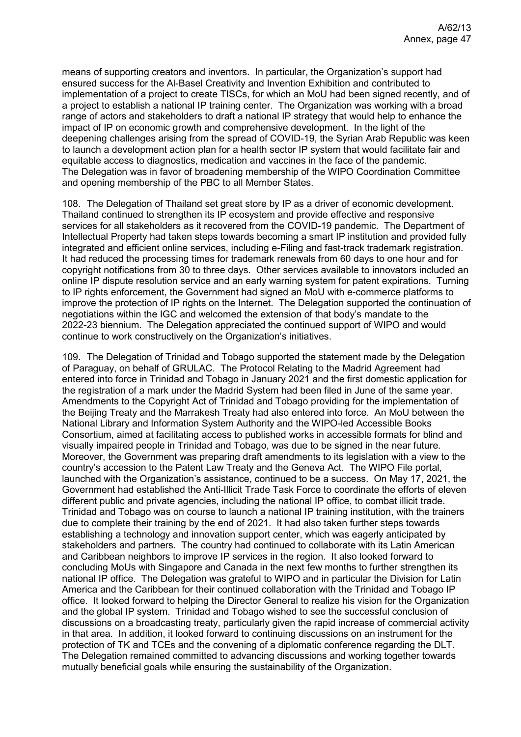means of supporting creators and inventors. In particular, the Organization's support had ensured success for the Al-Basel Creativity and Invention Exhibition and contributed to implementation of a project to create TISCs, for which an MoU had been signed recently, and of a project to establish a national IP training center. The Organization was working with a broad range of actors and stakeholders to draft a national IP strategy that would help to enhance the impact of IP on economic growth and comprehensive development. In the light of the deepening challenges arising from the spread of COVID-19, the Syrian Arab Republic was keen to launch a development action plan for a health sector IP system that would facilitate fair and equitable access to diagnostics, medication and vaccines in the face of the pandemic. The Delegation was in favor of broadening membership of the WIPO Coordination Committee and opening membership of the PBC to all Member States.

108. The Delegation of Thailand set great store by IP as a driver of economic development. Thailand continued to strengthen its IP ecosystem and provide effective and responsive services for all stakeholders as it recovered from the COVID-19 pandemic. The Department of Intellectual Property had taken steps towards becoming a smart IP institution and provided fully integrated and efficient online services, including e-Filing and fast-track trademark registration. It had reduced the processing times for trademark renewals from 60 days to one hour and for copyright notifications from 30 to three days. Other services available to innovators included an online IP dispute resolution service and an early warning system for patent expirations. Turning to IP rights enforcement, the Government had signed an MoU with e-commerce platforms to improve the protection of IP rights on the Internet. The Delegation supported the continuation of negotiations within the IGC and welcomed the extension of that body's mandate to the 2022-23 biennium. The Delegation appreciated the continued support of WIPO and would continue to work constructively on the Organization's initiatives.

109. The Delegation of Trinidad and Tobago supported the statement made by the Delegation of Paraguay, on behalf of GRULAC. The Protocol Relating to the Madrid Agreement had entered into force in Trinidad and Tobago in January 2021 and the first domestic application for the registration of a mark under the Madrid System had been filed in June of the same year. Amendments to the Copyright Act of Trinidad and Tobago providing for the implementation of the Beijing Treaty and the Marrakesh Treaty had also entered into force. An MoU between the National Library and Information System Authority and the WIPO-led Accessible Books Consortium, aimed at facilitating access to published works in accessible formats for blind and visually impaired people in Trinidad and Tobago, was due to be signed in the near future. Moreover, the Government was preparing draft amendments to its legislation with a view to the country's accession to the Patent Law Treaty and the Geneva Act. The WIPO File portal, launched with the Organization's assistance, continued to be a success. On May 17, 2021, the Government had established the Anti-Illicit Trade Task Force to coordinate the efforts of eleven different public and private agencies, including the national IP office, to combat illicit trade. Trinidad and Tobago was on course to launch a national IP training institution, with the trainers due to complete their training by the end of 2021. It had also taken further steps towards establishing a technology and innovation support center, which was eagerly anticipated by stakeholders and partners. The country had continued to collaborate with its Latin American and Caribbean neighbors to improve IP services in the region. It also looked forward to concluding MoUs with Singapore and Canada in the next few months to further strengthen its national IP office. The Delegation was grateful to WIPO and in particular the Division for Latin America and the Caribbean for their continued collaboration with the Trinidad and Tobago IP office. It looked forward to helping the Director General to realize his vision for the Organization and the global IP system. Trinidad and Tobago wished to see the successful conclusion of discussions on a broadcasting treaty, particularly given the rapid increase of commercial activity in that area. In addition, it looked forward to continuing discussions on an instrument for the protection of TK and TCEs and the convening of a diplomatic conference regarding the DLT. The Delegation remained committed to advancing discussions and working together towards mutually beneficial goals while ensuring the sustainability of the Organization.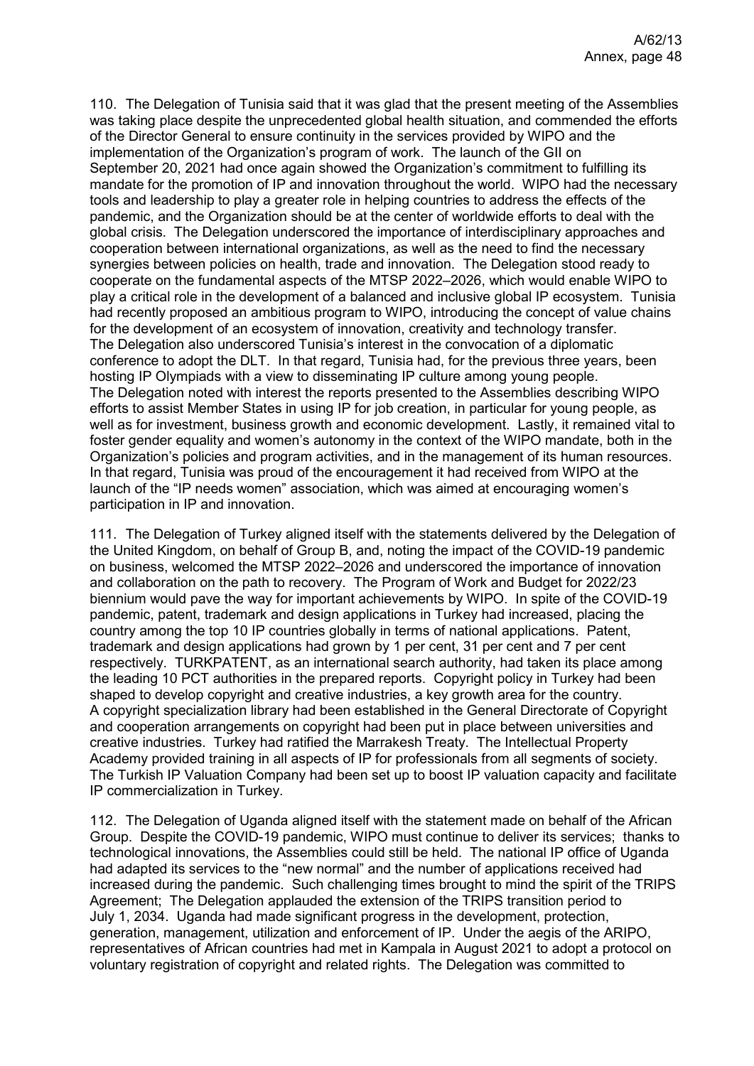110. The Delegation of Tunisia said that it was glad that the present meeting of the Assemblies was taking place despite the unprecedented global health situation, and commended the efforts of the Director General to ensure continuity in the services provided by WIPO and the implementation of the Organization's program of work. The launch of the GII on September 20, 2021 had once again showed the Organization's commitment to fulfilling its mandate for the promotion of IP and innovation throughout the world. WIPO had the necessary tools and leadership to play a greater role in helping countries to address the effects of the pandemic, and the Organization should be at the center of worldwide efforts to deal with the global crisis. The Delegation underscored the importance of interdisciplinary approaches and cooperation between international organizations, as well as the need to find the necessary synergies between policies on health, trade and innovation. The Delegation stood ready to cooperate on the fundamental aspects of the MTSP 2022–2026, which would enable WIPO to play a critical role in the development of a balanced and inclusive global IP ecosystem. Tunisia had recently proposed an ambitious program to WIPO, introducing the concept of value chains for the development of an ecosystem of innovation, creativity and technology transfer. The Delegation also underscored Tunisia's interest in the convocation of a diplomatic conference to adopt the DLT. In that regard, Tunisia had, for the previous three years, been hosting IP Olympiads with a view to disseminating IP culture among young people. The Delegation noted with interest the reports presented to the Assemblies describing WIPO efforts to assist Member States in using IP for job creation, in particular for young people, as well as for investment, business growth and economic development. Lastly, it remained vital to foster gender equality and women's autonomy in the context of the WIPO mandate, both in the Organization's policies and program activities, and in the management of its human resources. In that regard, Tunisia was proud of the encouragement it had received from WIPO at the launch of the "IP needs women" association, which was aimed at encouraging women's participation in IP and innovation.

111. The Delegation of Turkey aligned itself with the statements delivered by the Delegation of the United Kingdom, on behalf of Group B, and, noting the impact of the COVID-19 pandemic on business, welcomed the MTSP 2022–2026 and underscored the importance of innovation and collaboration on the path to recovery. The Program of Work and Budget for 2022/23 biennium would pave the way for important achievements by WIPO. In spite of the COVID-19 pandemic, patent, trademark and design applications in Turkey had increased, placing the country among the top 10 IP countries globally in terms of national applications. Patent, trademark and design applications had grown by 1 per cent, 31 per cent and 7 per cent respectively. TURKPATENT, as an international search authority, had taken its place among the leading 10 PCT authorities in the prepared reports. Copyright policy in Turkey had been shaped to develop copyright and creative industries, a key growth area for the country. A copyright specialization library had been established in the General Directorate of Copyright and cooperation arrangements on copyright had been put in place between universities and creative industries. Turkey had ratified the Marrakesh Treaty. The Intellectual Property Academy provided training in all aspects of IP for professionals from all segments of society. The Turkish IP Valuation Company had been set up to boost IP valuation capacity and facilitate IP commercialization in Turkey.

112. The Delegation of Uganda aligned itself with the statement made on behalf of the African Group. Despite the COVID-19 pandemic, WIPO must continue to deliver its services; thanks to technological innovations, the Assemblies could still be held. The national IP office of Uganda had adapted its services to the "new normal" and the number of applications received had increased during the pandemic. Such challenging times brought to mind the spirit of the TRIPS Agreement; The Delegation applauded the extension of the TRIPS transition period to July 1, 2034. Uganda had made significant progress in the development, protection, generation, management, utilization and enforcement of IP. Under the aegis of the ARIPO, representatives of African countries had met in Kampala in August 2021 to adopt a protocol on voluntary registration of copyright and related rights. The Delegation was committed to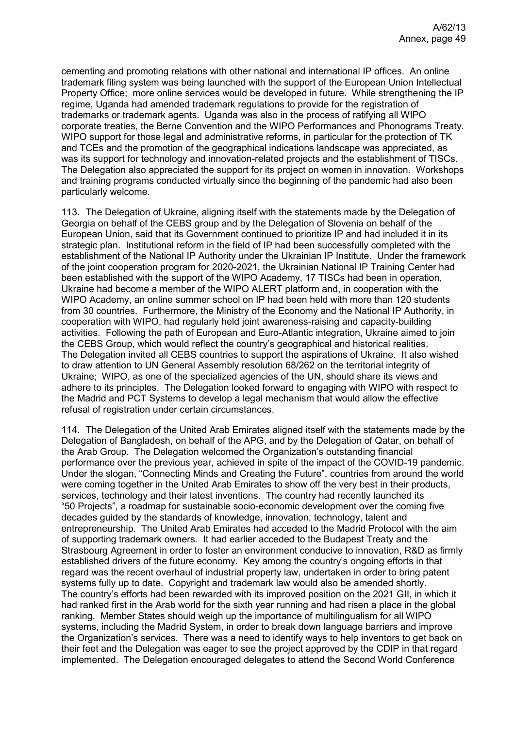cementing and promoting relations with other national and international IP offices. An online trademark filing system was being launched with the support of the European Union Intellectual Property Office; more online services would be developed in future. While strengthening the IP regime, Uganda had amended trademark regulations to provide for the registration of trademarks or trademark agents. Uganda was also in the process of ratifying all WIPO corporate treaties, the Berne Convention and the WIPO Performances and Phonograms Treaty. WIPO support for those legal and administrative reforms, in particular for the protection of TK and TCEs and the promotion of the geographical indications landscape was appreciated, as was its support for technology and innovation-related projects and the establishment of TISCs. The Delegation also appreciated the support for its project on women in innovation. Workshops and training programs conducted virtually since the beginning of the pandemic had also been particularly welcome.

113. The Delegation of Ukraine, aligning itself with the statements made by the Delegation of Georgia on behalf of the CEBS group and by the Delegation of Slovenia on behalf of the European Union, said that its Government continued to prioritize IP and had included it in its strategic plan. Institutional reform in the field of IP had been successfully completed with the establishment of the National IP Authority under the Ukrainian IP Institute. Under the framework of the joint cooperation program for 2020-2021, the Ukrainian National IP Training Center had been established with the support of the WIPO Academy, 17 TISCs had been in operation, Ukraine had become a member of the WIPO ALERT platform and, in cooperation with the WIPO Academy, an online summer school on IP had been held with more than 120 students from 30 countries. Furthermore, the Ministry of the Economy and the National IP Authority, in cooperation with WIPO, had regularly held joint awareness-raising and capacity-building activities. Following the path of European and Euro-Atlantic integration, Ukraine aimed to join the CEBS Group, which would reflect the country's geographical and historical realities. The Delegation invited all CEBS countries to support the aspirations of Ukraine. It also wished to draw attention to UN General Assembly resolution 68/262 on the territorial integrity of Ukraine; WIPO, as one of the specialized agencies of the UN, should share its views and adhere to its principles. The Delegation looked forward to engaging with WIPO with respect to the Madrid and PCT Systems to develop a legal mechanism that would allow the effective refusal of registration under certain circumstances.

114. The Delegation of the United Arab Emirates aligned itself with the statements made by the Delegation of Bangladesh, on behalf of the APG, and by the Delegation of Qatar, on behalf of the Arab Group. The Delegation welcomed the Organization's outstanding financial performance over the previous year, achieved in spite of the impact of the COVID-19 pandemic. Under the slogan, "Connecting Minds and Creating the Future", countries from around the world were coming together in the United Arab Emirates to show off the very best in their products, services, technology and their latest inventions. The country had recently launched its "50 Projects", a roadmap for sustainable socio-economic development over the coming five decades guided by the standards of knowledge, innovation, technology, talent and entrepreneurship. The United Arab Emirates had acceded to the Madrid Protocol with the aim of supporting trademark owners. It had earlier acceded to the Budapest Treaty and the Strasbourg Agreement in order to foster an environment conducive to innovation, R&D as firmly established drivers of the future economy. Key among the country's ongoing efforts in that regard was the recent overhaul of industrial property law, undertaken in order to bring patent systems fully up to date. Copyright and trademark law would also be amended shortly. The country's efforts had been rewarded with its improved position on the 2021 GII, in which it had ranked first in the Arab world for the sixth year running and had risen a place in the global ranking. Member States should weigh up the importance of multilingualism for all WIPO systems, including the Madrid System, in order to break down language barriers and improve the Organization's services. There was a need to identify ways to help inventors to get back on their feet and the Delegation was eager to see the project approved by the CDIP in that regard implemented. The Delegation encouraged delegates to attend the Second World Conference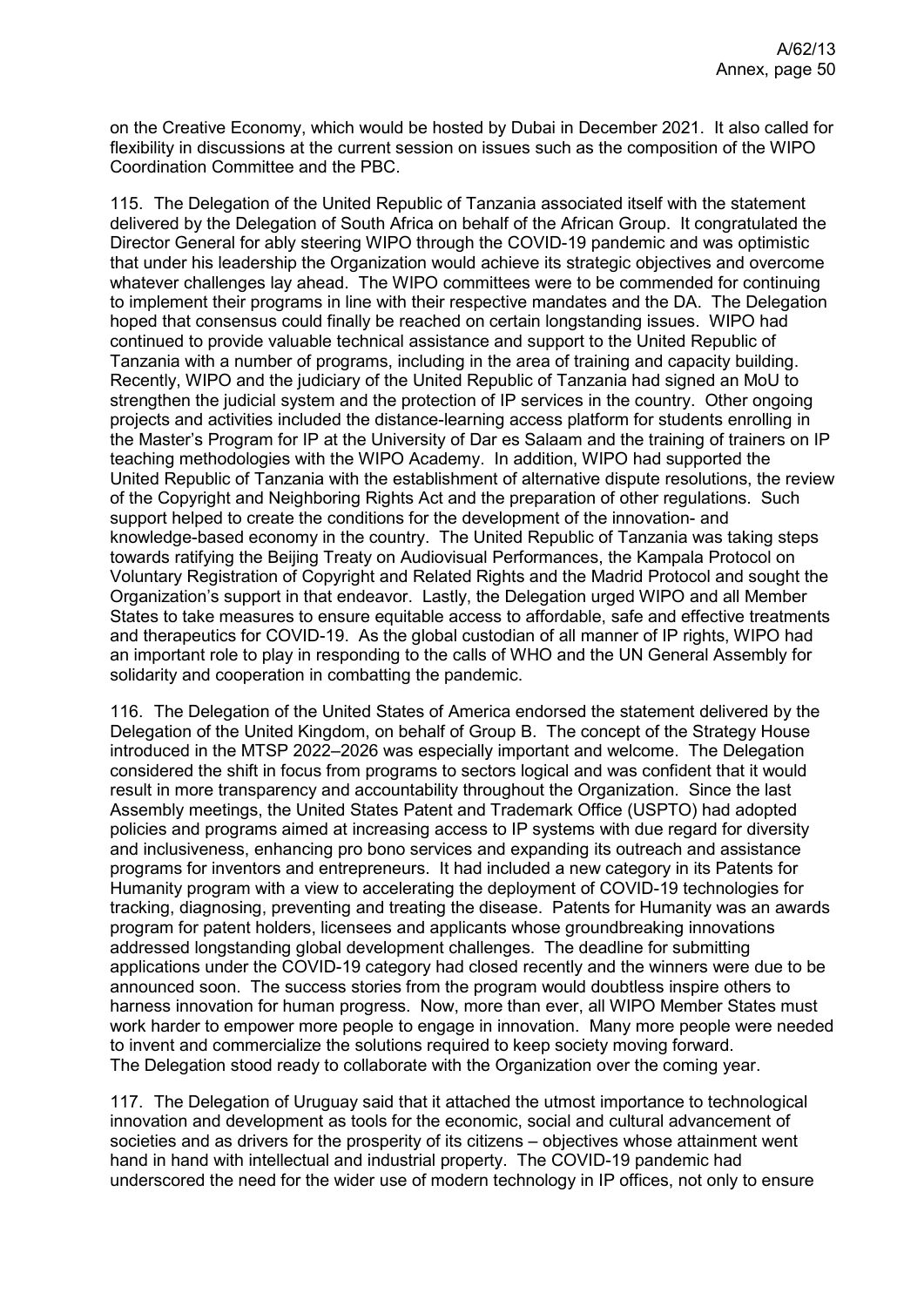on the Creative Economy, which would be hosted by Dubai in December 2021. It also called for flexibility in discussions at the current session on issues such as the composition of the WIPO Coordination Committee and the PBC.

115. The Delegation of the United Republic of Tanzania associated itself with the statement delivered by the Delegation of South Africa on behalf of the African Group. It congratulated the Director General for ably steering WIPO through the COVID-19 pandemic and was optimistic that under his leadership the Organization would achieve its strategic objectives and overcome whatever challenges lay ahead. The WIPO committees were to be commended for continuing to implement their programs in line with their respective mandates and the DA. The Delegation hoped that consensus could finally be reached on certain longstanding issues. WIPO had continued to provide valuable technical assistance and support to the United Republic of Tanzania with a number of programs, including in the area of training and capacity building. Recently, WIPO and the judiciary of the United Republic of Tanzania had signed an MoU to strengthen the judicial system and the protection of IP services in the country. Other ongoing projects and activities included the distance-learning access platform for students enrolling in the Master's Program for IP at the University of Dar es Salaam and the training of trainers on IP teaching methodologies with the WIPO Academy. In addition, WIPO had supported the United Republic of Tanzania with the establishment of alternative dispute resolutions, the review of the Copyright and Neighboring Rights Act and the preparation of other regulations. Such support helped to create the conditions for the development of the innovation- and knowledge-based economy in the country. The United Republic of Tanzania was taking steps towards ratifying the Beijing Treaty on Audiovisual Performances, the Kampala Protocol on Voluntary Registration of Copyright and Related Rights and the Madrid Protocol and sought the Organization's support in that endeavor. Lastly, the Delegation urged WIPO and all Member States to take measures to ensure equitable access to affordable, safe and effective treatments and therapeutics for COVID-19. As the global custodian of all manner of IP rights, WIPO had an important role to play in responding to the calls of WHO and the UN General Assembly for solidarity and cooperation in combatting the pandemic.

116. The Delegation of the United States of America endorsed the statement delivered by the Delegation of the United Kingdom, on behalf of Group B. The concept of the Strategy House introduced in the MTSP 2022–2026 was especially important and welcome. The Delegation considered the shift in focus from programs to sectors logical and was confident that it would result in more transparency and accountability throughout the Organization. Since the last Assembly meetings, the United States Patent and Trademark Office (USPTO) had adopted policies and programs aimed at increasing access to IP systems with due regard for diversity and inclusiveness, enhancing pro bono services and expanding its outreach and assistance programs for inventors and entrepreneurs. It had included a new category in its Patents for Humanity program with a view to accelerating the deployment of COVID-19 technologies for tracking, diagnosing, preventing and treating the disease. Patents for Humanity was an awards program for patent holders, licensees and applicants whose groundbreaking innovations addressed longstanding global development challenges. The deadline for submitting applications under the COVID-19 category had closed recently and the winners were due to be announced soon. The success stories from the program would doubtless inspire others to harness innovation for human progress. Now, more than ever, all WIPO Member States must work harder to empower more people to engage in innovation. Many more people were needed to invent and commercialize the solutions required to keep society moving forward. The Delegation stood ready to collaborate with the Organization over the coming year.

117. The Delegation of Uruguay said that it attached the utmost importance to technological innovation and development as tools for the economic, social and cultural advancement of societies and as drivers for the prosperity of its citizens – objectives whose attainment went hand in hand with intellectual and industrial property. The COVID-19 pandemic had underscored the need for the wider use of modern technology in IP offices, not only to ensure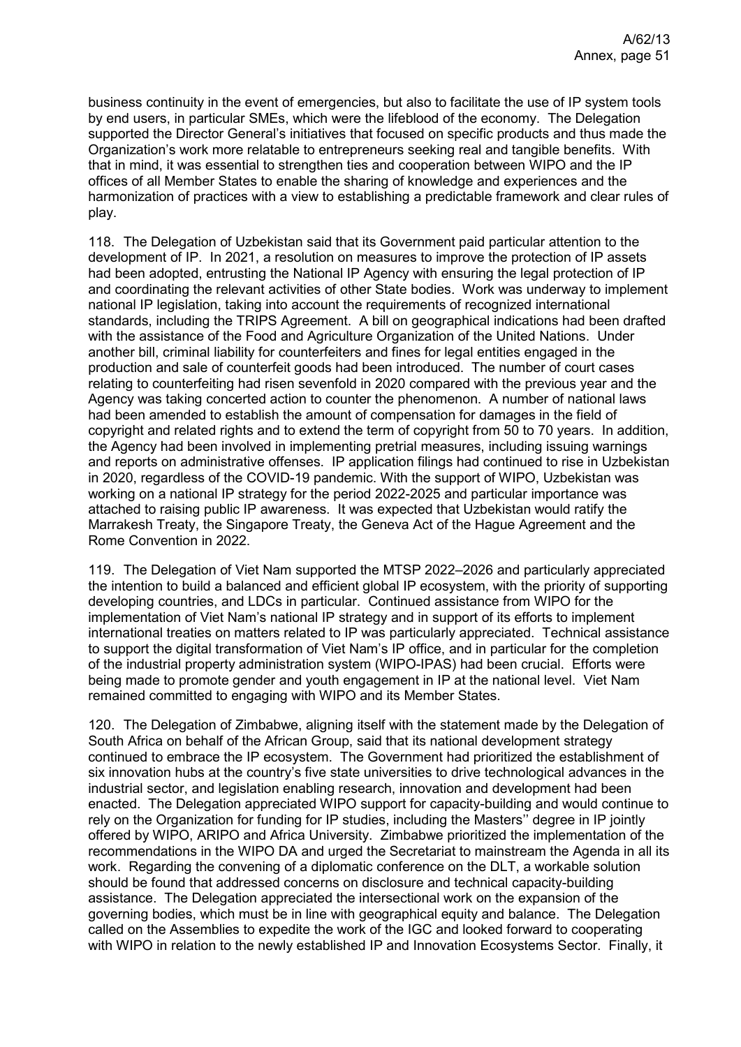business continuity in the event of emergencies, but also to facilitate the use of IP system tools by end users, in particular SMEs, which were the lifeblood of the economy. The Delegation supported the Director General's initiatives that focused on specific products and thus made the Organization's work more relatable to entrepreneurs seeking real and tangible benefits. With that in mind, it was essential to strengthen ties and cooperation between WIPO and the IP offices of all Member States to enable the sharing of knowledge and experiences and the harmonization of practices with a view to establishing a predictable framework and clear rules of play.

118. The Delegation of Uzbekistan said that its Government paid particular attention to the development of IP. In 2021, a resolution on measures to improve the protection of IP assets had been adopted, entrusting the National IP Agency with ensuring the legal protection of IP and coordinating the relevant activities of other State bodies. Work was underway to implement national IP legislation, taking into account the requirements of recognized international standards, including the TRIPS Agreement. A bill on geographical indications had been drafted with the assistance of the Food and Agriculture Organization of the United Nations. Under another bill, criminal liability for counterfeiters and fines for legal entities engaged in the production and sale of counterfeit goods had been introduced. The number of court cases relating to counterfeiting had risen sevenfold in 2020 compared with the previous year and the Agency was taking concerted action to counter the phenomenon. A number of national laws had been amended to establish the amount of compensation for damages in the field of copyright and related rights and to extend the term of copyright from 50 to 70 years. In addition, the Agency had been involved in implementing pretrial measures, including issuing warnings and reports on administrative offenses. IP application filings had continued to rise in Uzbekistan in 2020, regardless of the COVID-19 pandemic. With the support of WIPO, Uzbekistan was working on a national IP strategy for the period 2022-2025 and particular importance was attached to raising public IP awareness. It was expected that Uzbekistan would ratify the Marrakesh Treaty, the Singapore Treaty, the Geneva Act of the Hague Agreement and the Rome Convention in 2022.

119. The Delegation of Viet Nam supported the MTSP 2022–2026 and particularly appreciated the intention to build a balanced and efficient global IP ecosystem, with the priority of supporting developing countries, and LDCs in particular. Continued assistance from WIPO for the implementation of Viet Nam's national IP strategy and in support of its efforts to implement international treaties on matters related to IP was particularly appreciated. Technical assistance to support the digital transformation of Viet Nam's IP office, and in particular for the completion of the industrial property administration system (WIPO-IPAS) had been crucial. Efforts were being made to promote gender and youth engagement in IP at the national level. Viet Nam remained committed to engaging with WIPO and its Member States.

120. The Delegation of Zimbabwe, aligning itself with the statement made by the Delegation of South Africa on behalf of the African Group, said that its national development strategy continued to embrace the IP ecosystem. The Government had prioritized the establishment of six innovation hubs at the country's five state universities to drive technological advances in the industrial sector, and legislation enabling research, innovation and development had been enacted. The Delegation appreciated WIPO support for capacity-building and would continue to rely on the Organization for funding for IP studies, including the Masters'' degree in IP jointly offered by WIPO, ARIPO and Africa University. Zimbabwe prioritized the implementation of the recommendations in the WIPO DA and urged the Secretariat to mainstream the Agenda in all its work. Regarding the convening of a diplomatic conference on the DLT, a workable solution should be found that addressed concerns on disclosure and technical capacity-building assistance. The Delegation appreciated the intersectional work on the expansion of the governing bodies, which must be in line with geographical equity and balance. The Delegation called on the Assemblies to expedite the work of the IGC and looked forward to cooperating with WIPO in relation to the newly established IP and Innovation Ecosystems Sector. Finally, it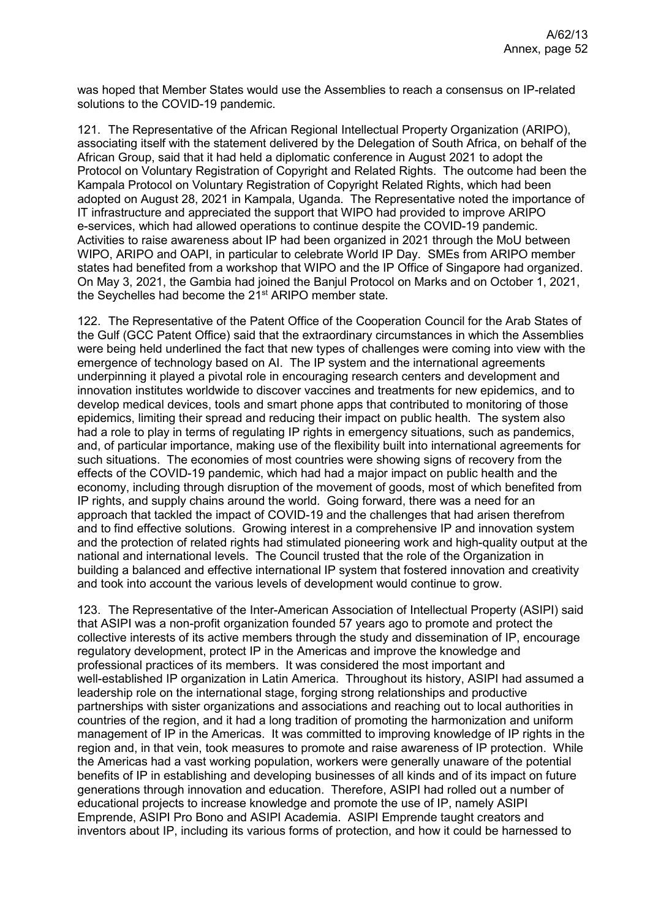was hoped that Member States would use the Assemblies to reach a consensus on IP-related solutions to the COVID-19 pandemic.

121. The Representative of the African Regional Intellectual Property Organization (ARIPO), associating itself with the statement delivered by the Delegation of South Africa, on behalf of the African Group, said that it had held a diplomatic conference in August 2021 to adopt the Protocol on Voluntary Registration of Copyright and Related Rights. The outcome had been the Kampala Protocol on Voluntary Registration of Copyright Related Rights, which had been adopted on August 28, 2021 in Kampala, Uganda. The Representative noted the importance of IT infrastructure and appreciated the support that WIPO had provided to improve ARIPO e-services, which had allowed operations to continue despite the COVID-19 pandemic. Activities to raise awareness about IP had been organized in 2021 through the MoU between WIPO, ARIPO and OAPI, in particular to celebrate World IP Day. SMEs from ARIPO member states had benefited from a workshop that WIPO and the IP Office of Singapore had organized. On May 3, 2021, the Gambia had joined the Banjul Protocol on Marks and on October 1, 2021, the Seychelles had become the 21st ARIPO member state.

122. The Representative of the Patent Office of the Cooperation Council for the Arab States of the Gulf (GCC Patent Office) said that the extraordinary circumstances in which the Assemblies were being held underlined the fact that new types of challenges were coming into view with the emergence of technology based on AI. The IP system and the international agreements underpinning it played a pivotal role in encouraging research centers and development and innovation institutes worldwide to discover vaccines and treatments for new epidemics, and to develop medical devices, tools and smart phone apps that contributed to monitoring of those epidemics, limiting their spread and reducing their impact on public health. The system also had a role to play in terms of regulating IP rights in emergency situations, such as pandemics, and, of particular importance, making use of the flexibility built into international agreements for such situations. The economies of most countries were showing signs of recovery from the effects of the COVID-19 pandemic, which had had a major impact on public health and the economy, including through disruption of the movement of goods, most of which benefited from IP rights, and supply chains around the world. Going forward, there was a need for an approach that tackled the impact of COVID-19 and the challenges that had arisen therefrom and to find effective solutions. Growing interest in a comprehensive IP and innovation system and the protection of related rights had stimulated pioneering work and high-quality output at the national and international levels. The Council trusted that the role of the Organization in building a balanced and effective international IP system that fostered innovation and creativity and took into account the various levels of development would continue to grow.

123. The Representative of the Inter-American Association of Intellectual Property (ASIPI) said that ASIPI was a non-profit organization founded 57 years ago to promote and protect the collective interests of its active members through the study and dissemination of IP, encourage regulatory development, protect IP in the Americas and improve the knowledge and professional practices of its members. It was considered the most important and well-established IP organization in Latin America. Throughout its history, ASIPI had assumed a leadership role on the international stage, forging strong relationships and productive partnerships with sister organizations and associations and reaching out to local authorities in countries of the region, and it had a long tradition of promoting the harmonization and uniform management of IP in the Americas. It was committed to improving knowledge of IP rights in the region and, in that vein, took measures to promote and raise awareness of IP protection. While the Americas had a vast working population, workers were generally unaware of the potential benefits of IP in establishing and developing businesses of all kinds and of its impact on future generations through innovation and education. Therefore, ASIPI had rolled out a number of educational projects to increase knowledge and promote the use of IP, namely ASIPI Emprende, ASIPI Pro Bono and ASIPI Academia. ASIPI Emprende taught creators and inventors about IP, including its various forms of protection, and how it could be harnessed to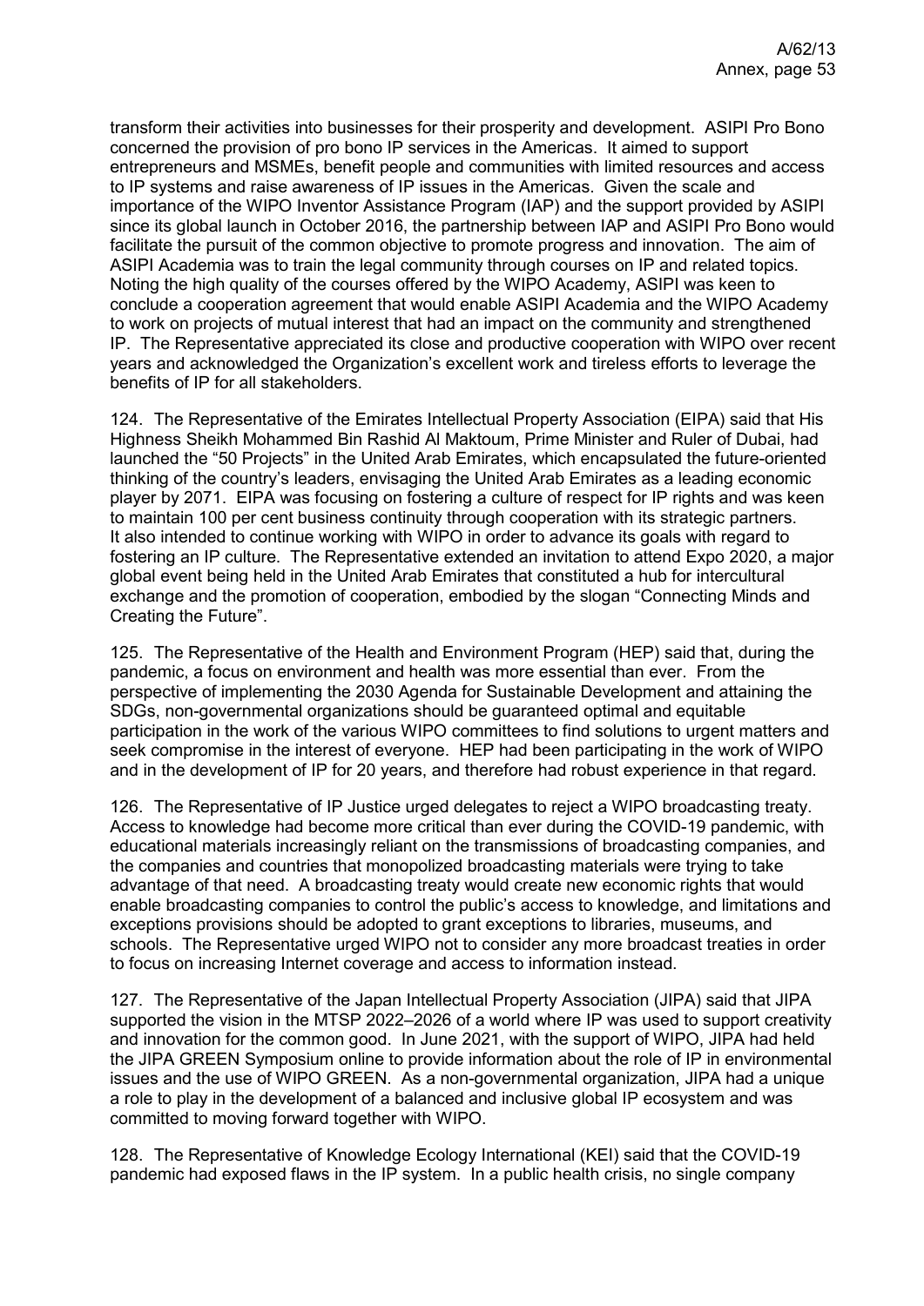transform their activities into businesses for their prosperity and development. ASIPI Pro Bono concerned the provision of pro bono IP services in the Americas. It aimed to support entrepreneurs and MSMEs, benefit people and communities with limited resources and access to IP systems and raise awareness of IP issues in the Americas. Given the scale and importance of the WIPO Inventor Assistance Program (IAP) and the support provided by ASIPI since its global launch in October 2016, the partnership between IAP and ASIPI Pro Bono would facilitate the pursuit of the common objective to promote progress and innovation. The aim of ASIPI Academia was to train the legal community through courses on IP and related topics. Noting the high quality of the courses offered by the WIPO Academy, ASIPI was keen to conclude a cooperation agreement that would enable ASIPI Academia and the WIPO Academy to work on projects of mutual interest that had an impact on the community and strengthened IP. The Representative appreciated its close and productive cooperation with WIPO over recent years and acknowledged the Organization's excellent work and tireless efforts to leverage the benefits of IP for all stakeholders.

124. The Representative of the Emirates Intellectual Property Association (EIPA) said that His Highness Sheikh Mohammed Bin Rashid Al Maktoum, Prime Minister and Ruler of Dubai, had launched the "50 Projects" in the United Arab Emirates, which encapsulated the future-oriented thinking of the country's leaders, envisaging the United Arab Emirates as a leading economic player by 2071. EIPA was focusing on fostering a culture of respect for IP rights and was keen to maintain 100 per cent business continuity through cooperation with its strategic partners. It also intended to continue working with WIPO in order to advance its goals with regard to fostering an IP culture. The Representative extended an invitation to attend Expo 2020, a major global event being held in the United Arab Emirates that constituted a hub for intercultural exchange and the promotion of cooperation, embodied by the slogan "Connecting Minds and Creating the Future".

125. The Representative of the Health and Environment Program (HEP) said that, during the pandemic, a focus on environment and health was more essential than ever. From the perspective of implementing the 2030 Agenda for Sustainable Development and attaining the SDGs, non-governmental organizations should be guaranteed optimal and equitable participation in the work of the various WIPO committees to find solutions to urgent matters and seek compromise in the interest of everyone. HEP had been participating in the work of WIPO and in the development of IP for 20 years, and therefore had robust experience in that regard.

126. The Representative of IP Justice urged delegates to reject a WIPO broadcasting treaty. Access to knowledge had become more critical than ever during the COVID-19 pandemic, with educational materials increasingly reliant on the transmissions of broadcasting companies, and the companies and countries that monopolized broadcasting materials were trying to take advantage of that need. A broadcasting treaty would create new economic rights that would enable broadcasting companies to control the public's access to knowledge, and limitations and exceptions provisions should be adopted to grant exceptions to libraries, museums, and schools. The Representative urged WIPO not to consider any more broadcast treaties in order to focus on increasing Internet coverage and access to information instead.

127. The Representative of the Japan Intellectual Property Association (JIPA) said that JIPA supported the vision in the MTSP 2022–2026 of a world where IP was used to support creativity and innovation for the common good. In June 2021, with the support of WIPO, JIPA had held the JIPA GREEN Symposium online to provide information about the role of IP in environmental issues and the use of WIPO GREEN. As a non-governmental organization, JIPA had a unique a role to play in the development of a balanced and inclusive global IP ecosystem and was committed to moving forward together with WIPO.

128. The Representative of Knowledge Ecology International (KEI) said that the COVID-19 pandemic had exposed flaws in the IP system. In a public health crisis, no single company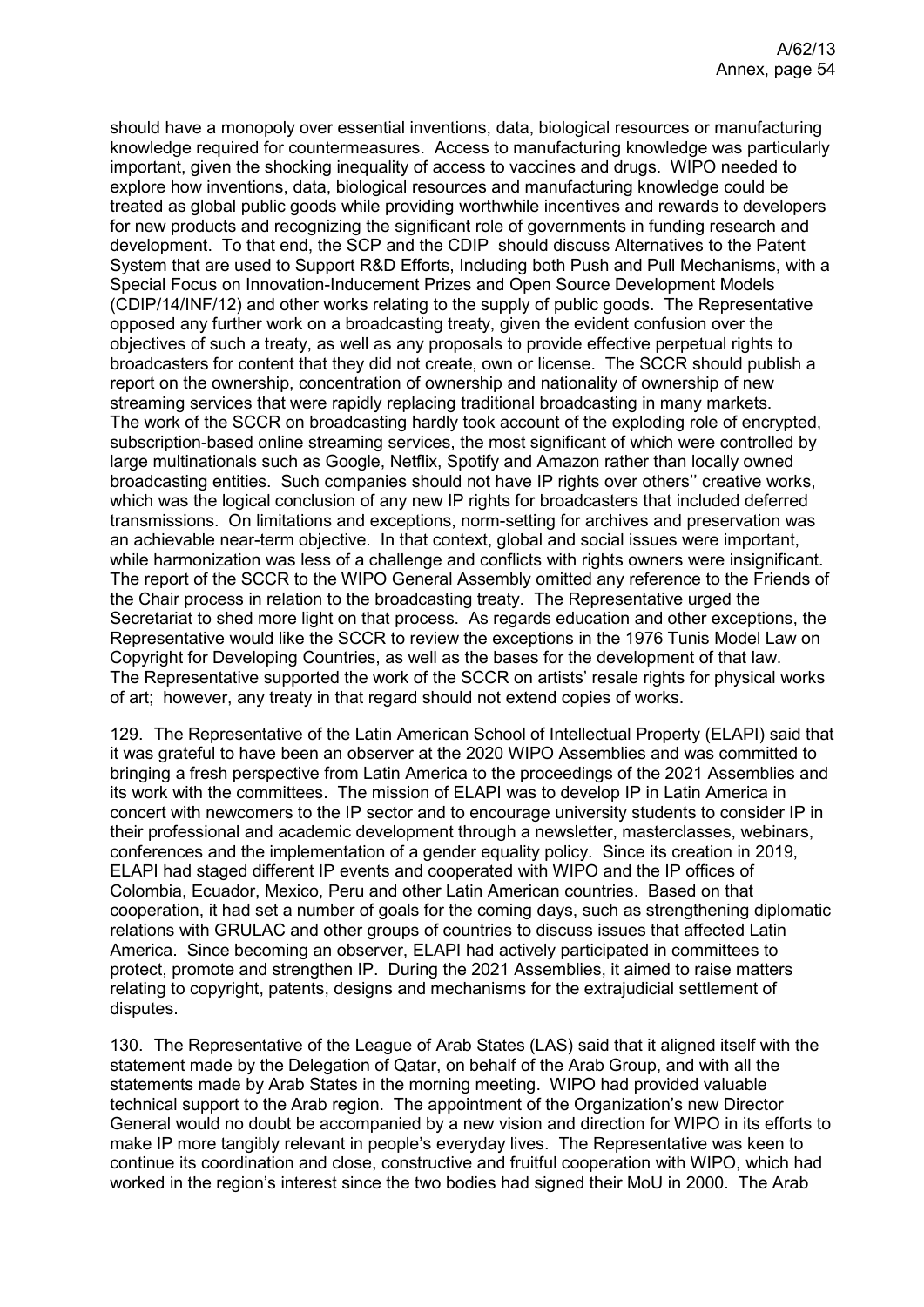should have a monopoly over essential inventions, data, biological resources or manufacturing knowledge required for countermeasures. Access to manufacturing knowledge was particularly important, given the shocking inequality of access to vaccines and drugs. WIPO needed to explore how inventions, data, biological resources and manufacturing knowledge could be treated as global public goods while providing worthwhile incentives and rewards to developers for new products and recognizing the significant role of governments in funding research and development. To that end, the SCP and the CDIP should discuss Alternatives to the Patent System that are used to Support R&D Efforts, Including both Push and Pull Mechanisms, with a Special Focus on Innovation-Inducement Prizes and Open Source Development Models (CDIP/14/INF/12) and other works relating to the supply of public goods. The Representative opposed any further work on a broadcasting treaty, given the evident confusion over the objectives of such a treaty, as well as any proposals to provide effective perpetual rights to broadcasters for content that they did not create, own or license. The SCCR should publish a report on the ownership, concentration of ownership and nationality of ownership of new streaming services that were rapidly replacing traditional broadcasting in many markets. The work of the SCCR on broadcasting hardly took account of the exploding role of encrypted, subscription-based online streaming services, the most significant of which were controlled by large multinationals such as Google, Netflix, Spotify and Amazon rather than locally owned broadcasting entities. Such companies should not have IP rights over others'' creative works, which was the logical conclusion of any new IP rights for broadcasters that included deferred transmissions. On limitations and exceptions, norm-setting for archives and preservation was an achievable near-term objective. In that context, global and social issues were important, while harmonization was less of a challenge and conflicts with rights owners were insignificant. The report of the SCCR to the WIPO General Assembly omitted any reference to the Friends of the Chair process in relation to the broadcasting treaty. The Representative urged the Secretariat to shed more light on that process. As regards education and other exceptions, the Representative would like the SCCR to review the exceptions in the 1976 Tunis Model Law on Copyright for Developing Countries, as well as the bases for the development of that law. The Representative supported the work of the SCCR on artists' resale rights for physical works of art; however, any treaty in that regard should not extend copies of works.

129. The Representative of the Latin American School of Intellectual Property (ELAPI) said that it was grateful to have been an observer at the 2020 WIPO Assemblies and was committed to bringing a fresh perspective from Latin America to the proceedings of the 2021 Assemblies and its work with the committees. The mission of ELAPI was to develop IP in Latin America in concert with newcomers to the IP sector and to encourage university students to consider IP in their professional and academic development through a newsletter, masterclasses, webinars, conferences and the implementation of a gender equality policy. Since its creation in 2019, ELAPI had staged different IP events and cooperated with WIPO and the IP offices of Colombia, Ecuador, Mexico, Peru and other Latin American countries. Based on that cooperation, it had set a number of goals for the coming days, such as strengthening diplomatic relations with GRULAC and other groups of countries to discuss issues that affected Latin America. Since becoming an observer, ELAPI had actively participated in committees to protect, promote and strengthen IP. During the 2021 Assemblies, it aimed to raise matters relating to copyright, patents, designs and mechanisms for the extrajudicial settlement of disputes.

130. The Representative of the League of Arab States (LAS) said that it aligned itself with the statement made by the Delegation of Qatar, on behalf of the Arab Group, and with all the statements made by Arab States in the morning meeting. WIPO had provided valuable technical support to the Arab region. The appointment of the Organization's new Director General would no doubt be accompanied by a new vision and direction for WIPO in its efforts to make IP more tangibly relevant in people's everyday lives. The Representative was keen to continue its coordination and close, constructive and fruitful cooperation with WIPO, which had worked in the region's interest since the two bodies had signed their MoU in 2000. The Arab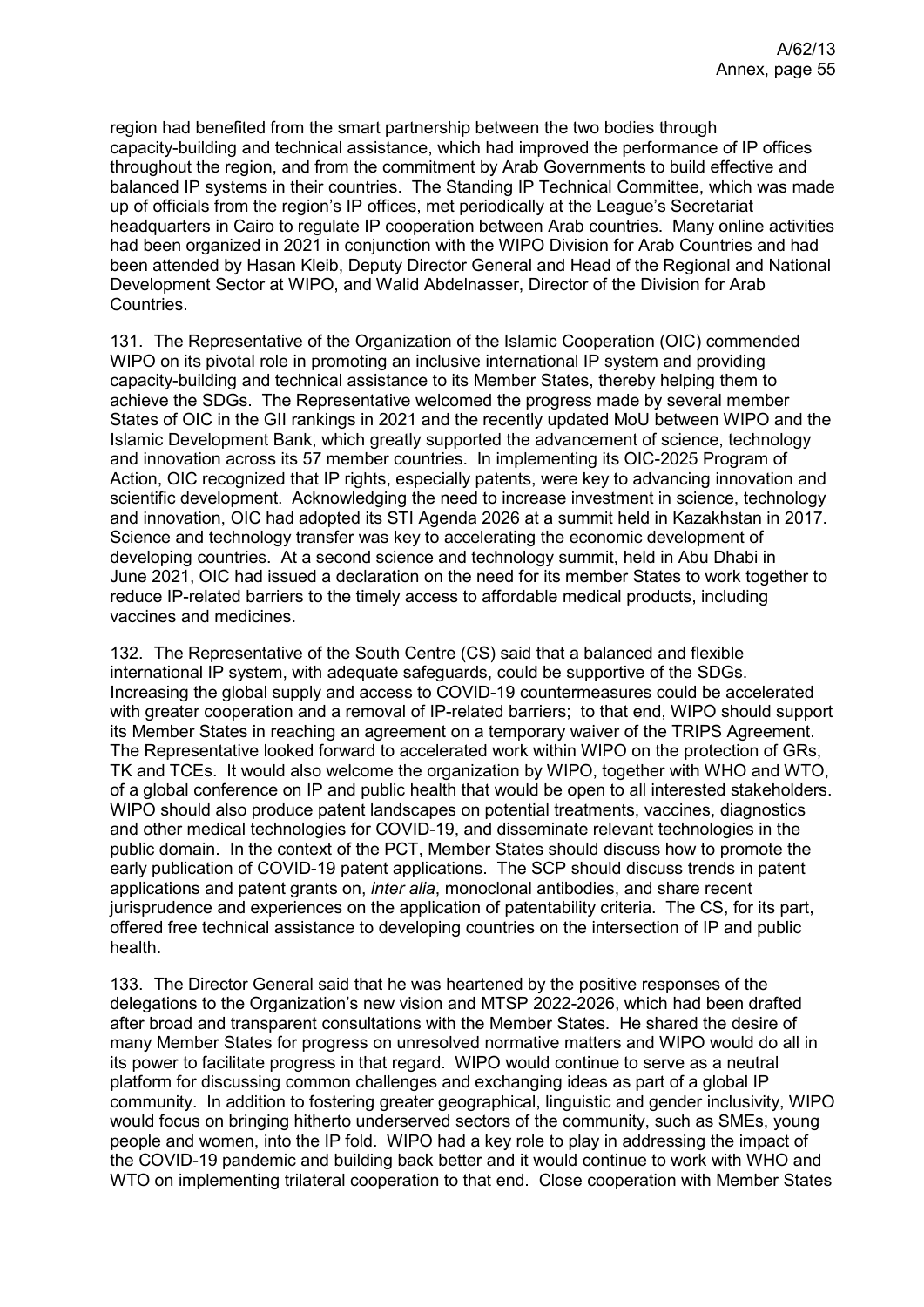region had benefited from the smart partnership between the two bodies through capacity-building and technical assistance, which had improved the performance of IP offices throughout the region, and from the commitment by Arab Governments to build effective and balanced IP systems in their countries. The Standing IP Technical Committee, which was made up of officials from the region's IP offices, met periodically at the League's Secretariat headquarters in Cairo to regulate IP cooperation between Arab countries. Many online activities had been organized in 2021 in conjunction with the WIPO Division for Arab Countries and had been attended by Hasan Kleib, Deputy Director General and Head of the Regional and National Development Sector at WIPO, and Walid Abdelnasser, Director of the Division for Arab Countries.

131. The Representative of the Organization of the Islamic Cooperation (OIC) commended WIPO on its pivotal role in promoting an inclusive international IP system and providing capacity-building and technical assistance to its Member States, thereby helping them to achieve the SDGs. The Representative welcomed the progress made by several member States of OIC in the GII rankings in 2021 and the recently updated MoU between WIPO and the Islamic Development Bank, which greatly supported the advancement of science, technology and innovation across its 57 member countries. In implementing its OIC-2025 Program of Action, OIC recognized that IP rights, especially patents, were key to advancing innovation and scientific development. Acknowledging the need to increase investment in science, technology and innovation, OIC had adopted its STI Agenda 2026 at a summit held in Kazakhstan in 2017. Science and technology transfer was key to accelerating the economic development of developing countries. At a second science and technology summit, held in Abu Dhabi in June 2021, OIC had issued a declaration on the need for its member States to work together to reduce IP-related barriers to the timely access to affordable medical products, including vaccines and medicines.

132. The Representative of the South Centre (CS) said that a balanced and flexible international IP system, with adequate safeguards, could be supportive of the SDGs. Increasing the global supply and access to COVID-19 countermeasures could be accelerated with greater cooperation and a removal of IP-related barriers; to that end, WIPO should support its Member States in reaching an agreement on a temporary waiver of the TRIPS Agreement. The Representative looked forward to accelerated work within WIPO on the protection of GRs, TK and TCEs. It would also welcome the organization by WIPO, together with WHO and WTO, of a global conference on IP and public health that would be open to all interested stakeholders. WIPO should also produce patent landscapes on potential treatments, vaccines, diagnostics and other medical technologies for COVID-19, and disseminate relevant technologies in the public domain. In the context of the PCT, Member States should discuss how to promote the early publication of COVID-19 patent applications. The SCP should discuss trends in patent applications and patent grants on, *inter alia*, monoclonal antibodies, and share recent jurisprudence and experiences on the application of patentability criteria. The CS, for its part, offered free technical assistance to developing countries on the intersection of IP and public health.

133. The Director General said that he was heartened by the positive responses of the delegations to the Organization's new vision and MTSP 2022-2026, which had been drafted after broad and transparent consultations with the Member States. He shared the desire of many Member States for progress on unresolved normative matters and WIPO would do all in its power to facilitate progress in that regard. WIPO would continue to serve as a neutral platform for discussing common challenges and exchanging ideas as part of a global IP community. In addition to fostering greater geographical, linguistic and gender inclusivity, WIPO would focus on bringing hitherto underserved sectors of the community, such as SMEs, young people and women, into the IP fold. WIPO had a key role to play in addressing the impact of the COVID-19 pandemic and building back better and it would continue to work with WHO and WTO on implementing trilateral cooperation to that end. Close cooperation with Member States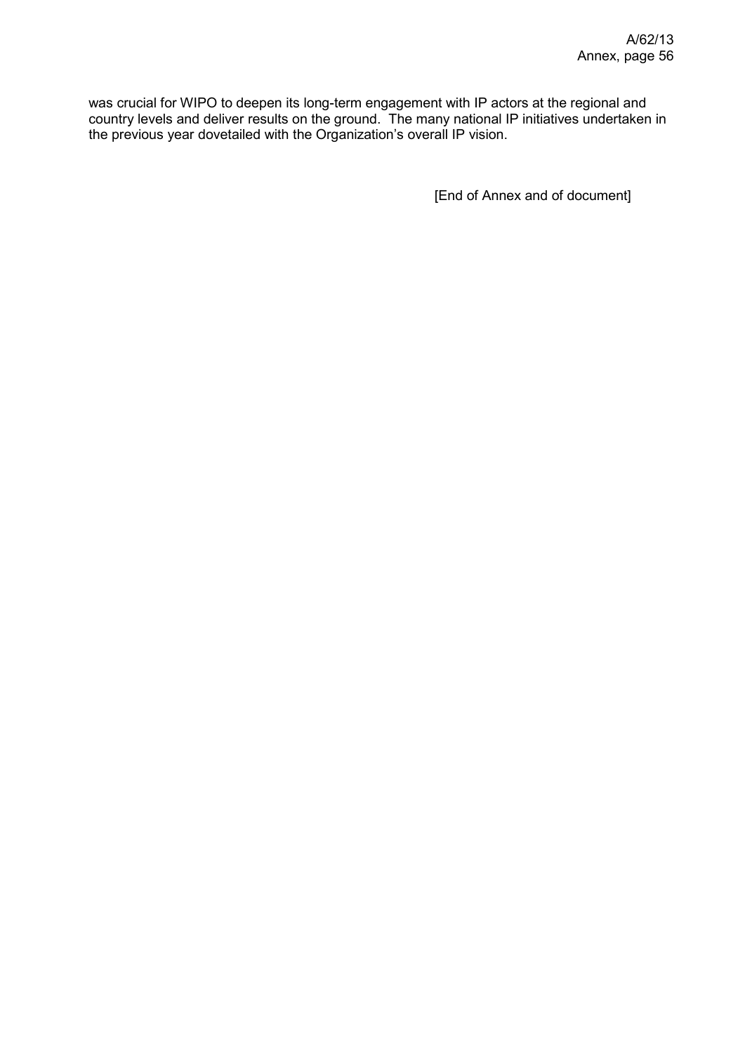was crucial for WIPO to deepen its long-term engagement with IP actors at the regional and country levels and deliver results on the ground. The many national IP initiatives undertaken in the previous year dovetailed with the Organization's overall IP vision.

[End of Annex and of document]